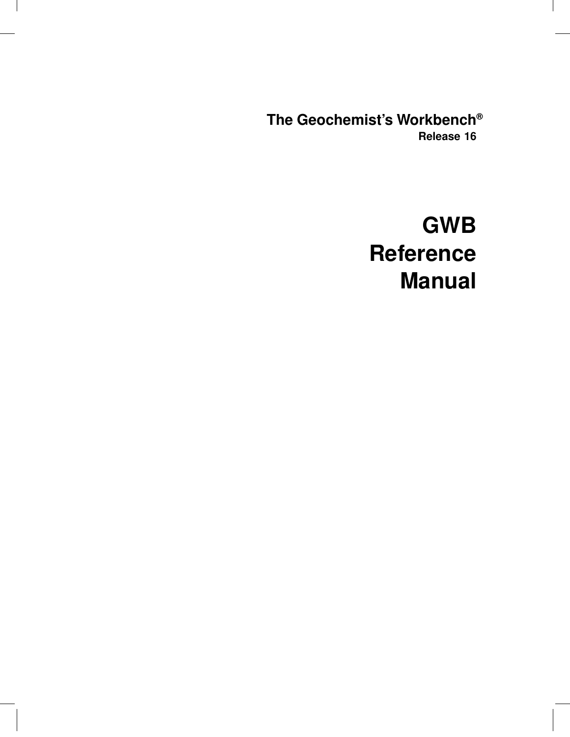**The Geochemist's Workbench®**
**Release 16**

# GWB Reference Manual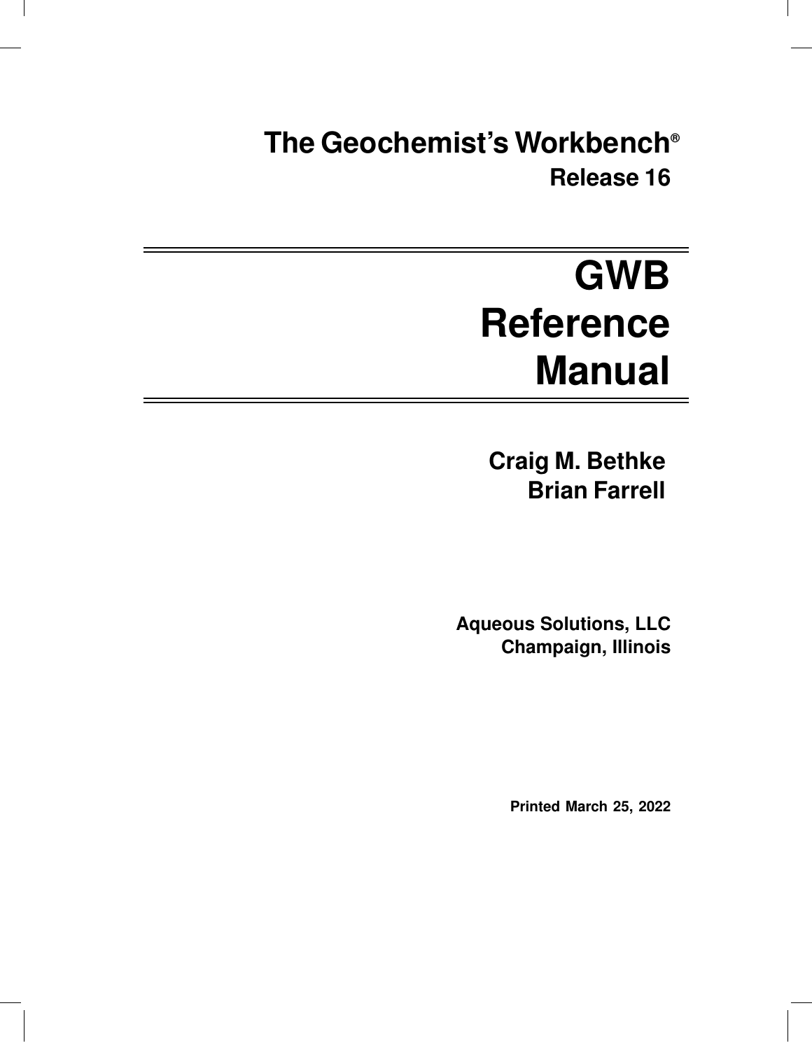# The Geochemist's Workbench®

## Release 16

# GWB Reference Manual

**Craig M. Bethke**
**Brian Farrell**

**Aqueous Solutions, LLC**
**Champaign, Illinois**

**Printed March 25, 2022**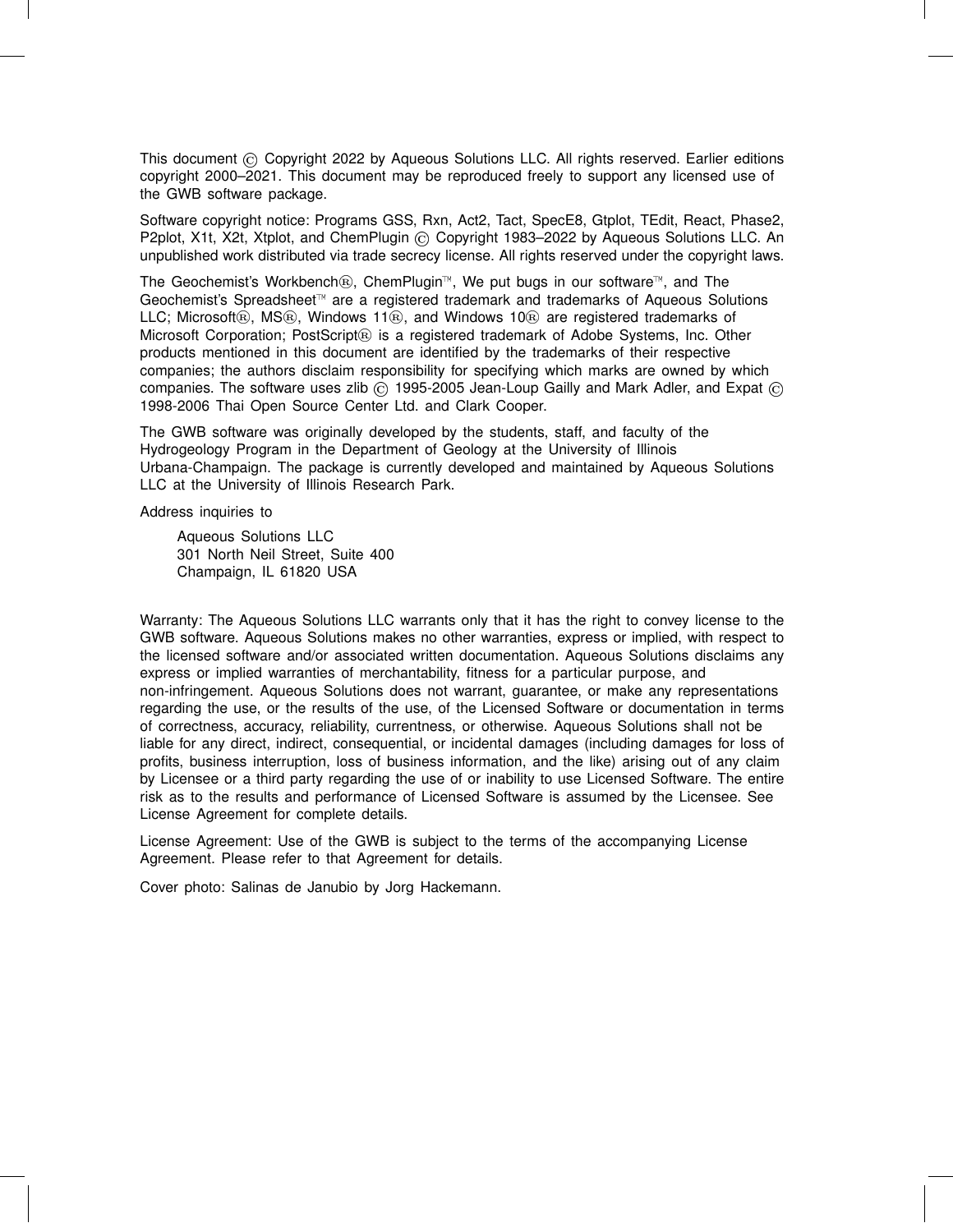This document © Copyright 2022 by Aqueous Solutions LLC. All rights reserved. Earlier editions copyright 2000–2021. This document may be reproduced freely to support any licensed use of the GWB software package.

Software copyright notice: Programs GSS, Rxn, Act2, Tact, SpecE8, Gtplot, TEdit, React, Phase2, P2plot, X1t, X2t, Xtplot, and ChemPlugin © Copyright 1983–2022 by Aqueous Solutions LLC. An unpublished work distributed via trade secrecy license. All rights reserved under the copyright laws.

The Geochemist's Workbench®, ChemPlugin™, We put bugs in our software™, and The Geochemist's Spreadsheet™ are a registered trademark and trademarks of Aqueous Solutions LLC; Microsoft®, MS®, Windows 11®, and Windows 10® are registered trademarks of Microsoft Corporation; PostScript® is a registered trademark of Adobe Systems, Inc. Other products mentioned in this document are identified by the trademarks of their respective companies; the authors disclaim responsibility for specifying which marks are owned by which companies. The software uses zlib © 1995-2005 Jean-Loup Gailly and Mark Adler, and Expat © 1998-2006 Thai Open Source Center Ltd. and Clark Cooper.

The GWB software was originally developed by the students, staff, and faculty of the Hydrogeology Program in the Department of Geology at the University of Illinois Urbana-Champaign. The package is currently developed and maintained by Aqueous Solutions LLC at the University of Illinois Research Park.

Address inquiries to

> Aqueous Solutions LLC
> 301 North Neil Street, Suite 400
> Champaign, IL 61820 USA

Warranty: The Aqueous Solutions LLC warrants only that it has the right to convey license to the GWB software. Aqueous Solutions makes no other warranties, express or implied, with respect to the licensed software and/or associated written documentation. Aqueous Solutions disclaims any express or implied warranties of merchantability, fitness for a particular purpose, and non-infringement. Aqueous Solutions does not warrant, guarantee, or make any representations regarding the use, or the results of the use, of the Licensed Software or documentation in terms of correctness, accuracy, reliability, currentness, or otherwise. Aqueous Solutions shall not be liable for any direct, indirect, consequential, or incidental damages (including damages for loss of profits, business interruption, loss of business information, and the like) arising out of any claim by Licensee or a third party regarding the use of or inability to use Licensed Software. The entire risk as to the results and performance of Licensed Software is assumed by the Licensee. See License Agreement for complete details.

License Agreement: Use of the GWB is subject to the terms of the accompanying License Agreement. Please refer to that Agreement for details.

Cover photo: Salinas de Janubio by Jorg Hackemann.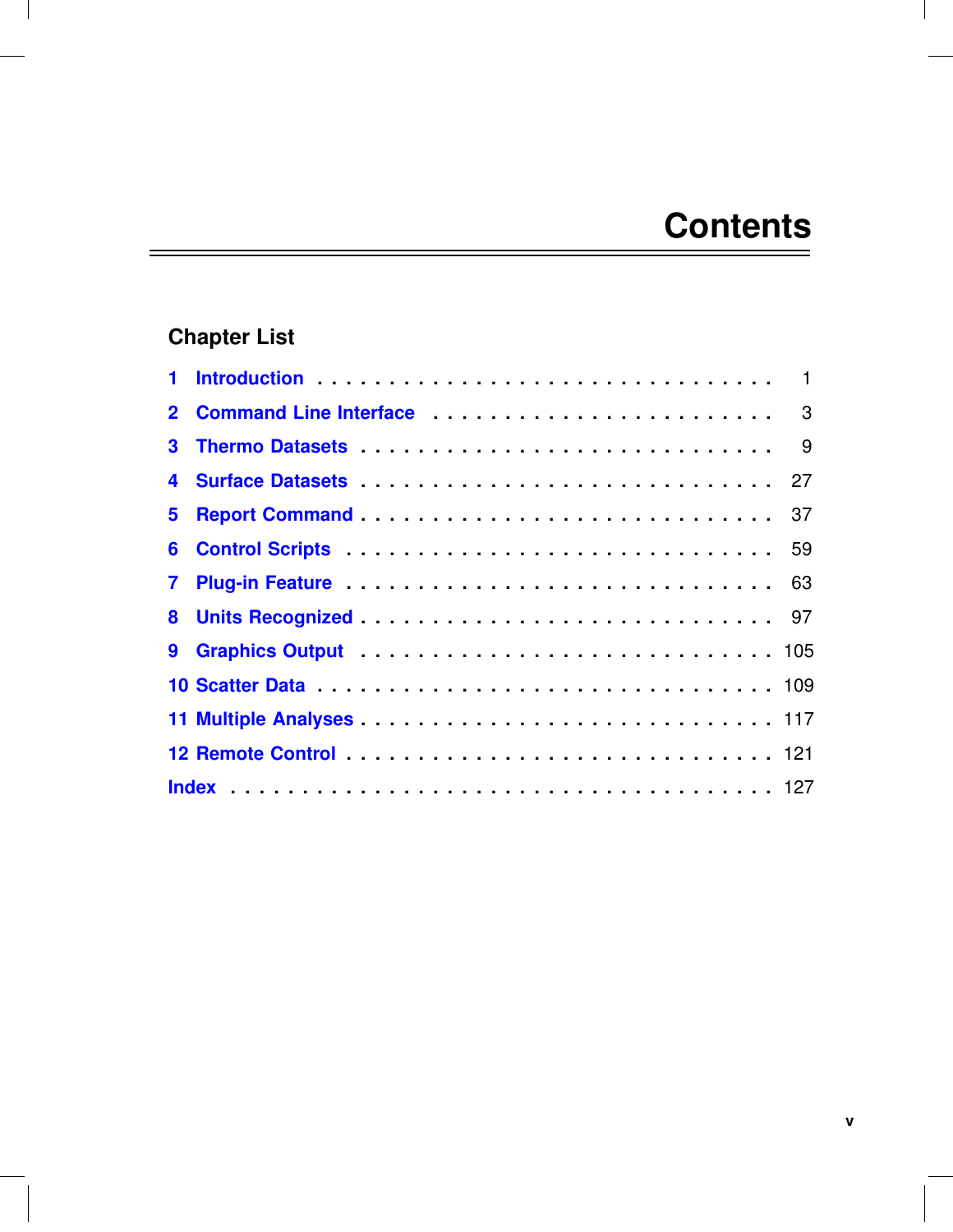# Contents

## Chapter List

| | | |
|---|---|---|
| 1 | Introduction | 1 |
| 2 | Command Line Interface | 3 |
| 3 | Thermo Datasets | 9 |
| 4 | Surface Datasets | 27 |
| 5 | Report Command | 37 |
| 6 | Control Scripts | 59 |
| 7 | Plug-in Feature | 63 |
| 8 | Units Recognized | 97 |
| 9 | Graphics Output | 105 |
| 10 | Scatter Data | 109 |
| 11 | Multiple Analyses | 117 |
| 12 | Remote Control | 121 |
| | Index | 127 |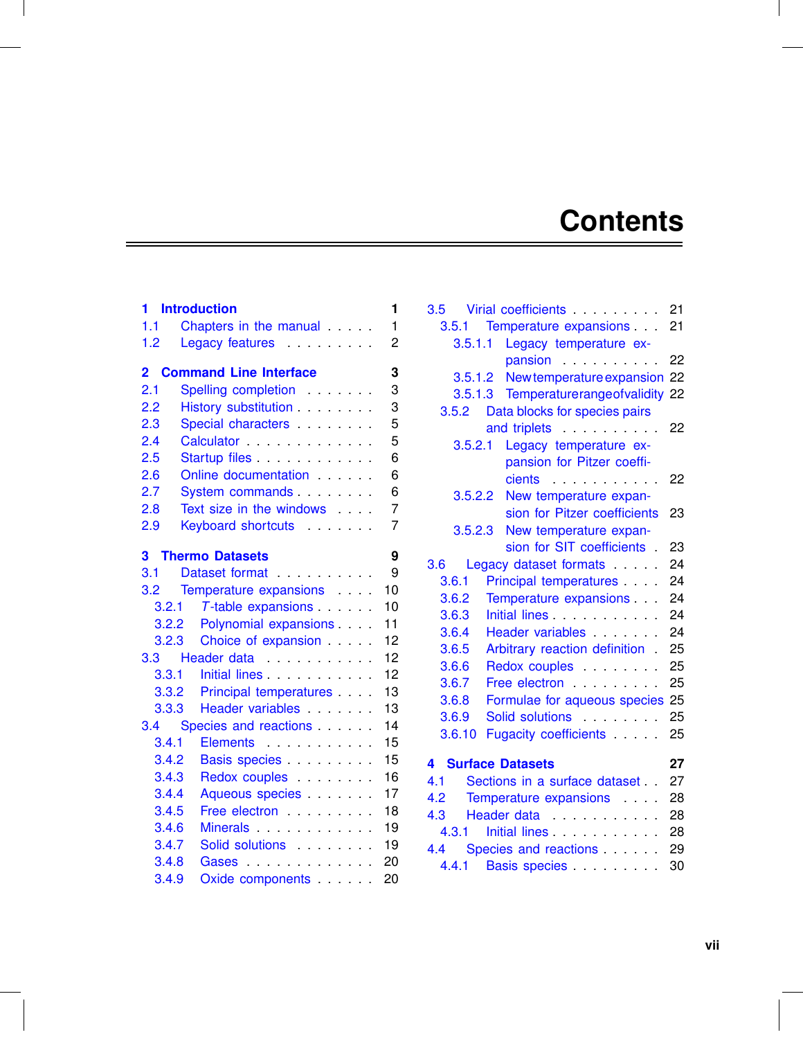# Contents

- **1 Introduction** 1
  - 1.1 Chapters in the manual 1
  - 1.2 Legacy features 2
- **2 Command Line Interface** 3
  - 2.1 Spelling completion 3
  - 2.2 History substitution 3
  - 2.3 Special characters 5
  - 2.4 Calculator 5
  - 2.5 Startup files 6
  - 2.6 Online documentation 6
  - 2.7 System commands 6
  - 2.8 Text size in the windows 7
  - 2.9 Keyboard shortcuts 7
- **3 Thermo Datasets** 9
  - 3.1 Dataset format 9
  - 3.2 Temperature expansions 10
    - 3.2.1 $T$-table expansions 10
    - 3.2.2 Polynomial expansions 11
    - 3.2.3 Choice of expansion 12
  - 3.3 Header data 12
    - 3.3.1 Initial lines 12
    - 3.3.2 Principal temperatures 13
    - 3.3.3 Header variables 13
  - 3.4 Species and reactions 14
    - 3.4.1 Elements 15
    - 3.4.2 Basis species 15
    - 3.4.3 Redox couples 16
    - 3.4.4 Aqueous species 17
    - 3.4.5 Free electron 18
    - 3.4.6 Minerals 19
    - 3.4.7 Solid solutions 19
    - 3.4.8 Gases 20
    - 3.4.9 Oxide components 20
  - 3.5 Virial coefficients 21
    - 3.5.1 Temperature expansions 21
      - 3.5.1.1 Legacy temperature expansion 22
      - 3.5.1.2 New temperature expansion 22
      - 3.5.1.3 Temperature range of validity 22
    - 3.5.2 Data blocks for species pairs and triplets 22
      - 3.5.2.1 Legacy temperature expansion for Pitzer coefficients 22
      - 3.5.2.2 New temperature expansion for Pitzer coefficients 23
      - 3.5.2.3 New temperature expansion for SIT coefficients 23
  - 3.6 Legacy dataset formats 24
    - 3.6.1 Principal temperatures 24
    - 3.6.2 Temperature expansions 24
    - 3.6.3 Initial lines 24
    - 3.6.4 Header variables 24
    - 3.6.5 Arbitrary reaction definition 25
    - 3.6.6 Redox couples 25
    - 3.6.7 Free electron 25
    - 3.6.8 Formulae for aqueous species 25
    - 3.6.9 Solid solutions 25
    - 3.6.10 Fugacity coefficients 25
- **4 Surface Datasets** 27
  - 4.1 Sections in a surface dataset 27
  - 4.2 Temperature expansions 28
  - 4.3 Header data 28
    - 4.3.1 Initial lines 28
  - 4.4 Species and reactions 29
    - 4.4.1 Basis species 30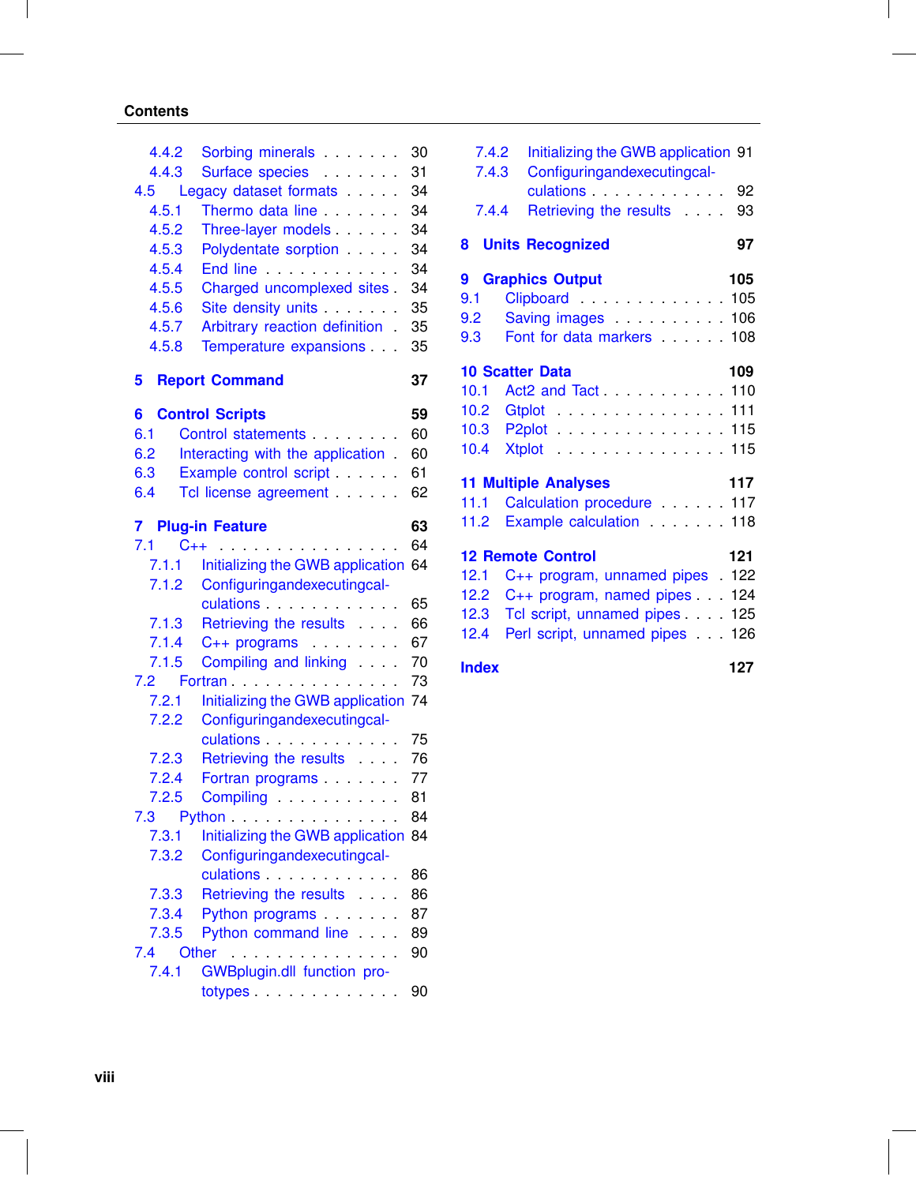- 4.4.2 Sorbing minerals . . . . . . . 30
- 4.4.3 Surface species . . . . . . . 31
- 4.5 Legacy dataset formats . . . . . 34
  - 4.5.1 Thermo data line . . . . . . . 34
  - 4.5.2 Three-layer models . . . . . . 34
  - 4.5.3 Polydentate sorption . . . . . 34
  - 4.5.4 End line . . . . . . . . . . . . 34
  - 4.5.5 Charged uncomplexed sites . 34
  - 4.5.6 Site density units . . . . . . . 35
  - 4.5.7 Arbitrary reaction definition . 35
  - 4.5.8 Temperature expansions . . . 35

**5 Report Command** 37

**6 Control Scripts** 59
- 6.1 Control statements . . . . . . . . 60
- 6.2 Interacting with the application . 60
- 6.3 Example control script . . . . . . 61
- 6.4 Tcl license agreement . . . . . . 62

**7 Plug-in Feature** 63
- 7.1 C++ . . . . . . . . . . . . . . . . 64
  - 7.1.1 Initializing the GWB application 64
  - 7.1.2 Configuringandexecutingcalculations . . . . . . . . . . . . 65
  - 7.1.3 Retrieving the results . . . . 66
  - 7.1.4 C++ programs . . . . . . . . 67
  - 7.1.5 Compiling and linking . . . . 70
- 7.2 Fortran . . . . . . . . . . . . . . . 73
  - 7.2.1 Initializing the GWB application 74
  - 7.2.2 Configuringandexecutingcalculations . . . . . . . . . . . . 75
  - 7.2.3 Retrieving the results . . . . 76
  - 7.2.4 Fortran programs . . . . . . . 77
  - 7.2.5 Compiling . . . . . . . . . . . 81
- 7.3 Python . . . . . . . . . . . . . . . 84
  - 7.3.1 Initializing the GWB application 84
  - 7.3.2 Configuringandexecutingcalculations . . . . . . . . . . . . 86
  - 7.3.3 Retrieving the results . . . . 86
  - 7.3.4 Python programs . . . . . . . 87
  - 7.3.5 Python command line . . . . 89
- 7.4 Other . . . . . . . . . . . . . . . . 90
  - 7.4.1 GWBplugin.dll function prototypes . . . . . . . . . . . . . 90
  - 7.4.2 Initializing the GWB application 91
  - 7.4.3 Configuringandexecutingcalculations . . . . . . . . . . . . 92
  - 7.4.4 Retrieving the results . . . . 93

**8 Units Recognized** 97

**9 Graphics Output** 105
- 9.1 Clipboard . . . . . . . . . . . . . 105
- 9.2 Saving images . . . . . . . . . . 106
- 9.3 Font for data markers . . . . . . 108

**10 Scatter Data** 109
- 10.1 Act2 and Tact . . . . . . . . . . . 110
- 10.2 Gtplot . . . . . . . . . . . . . . . 111
- 10.3 P2plot . . . . . . . . . . . . . . . 115
- 10.4 Xtplot . . . . . . . . . . . . . . . 115

**11 Multiple Analyses** 117
- 11.1 Calculation procedure . . . . . . 117
- 11.2 Example calculation . . . . . . . 118

**12 Remote Control** 121
- 12.1 C++ program, unnamed pipes . 122
- 12.2 C++ program, named pipes . . . 124
- 12.3 Tcl script, unnamed pipes . . . . 125
- 12.4 Perl script, unnamed pipes . . . 126

**Index** 127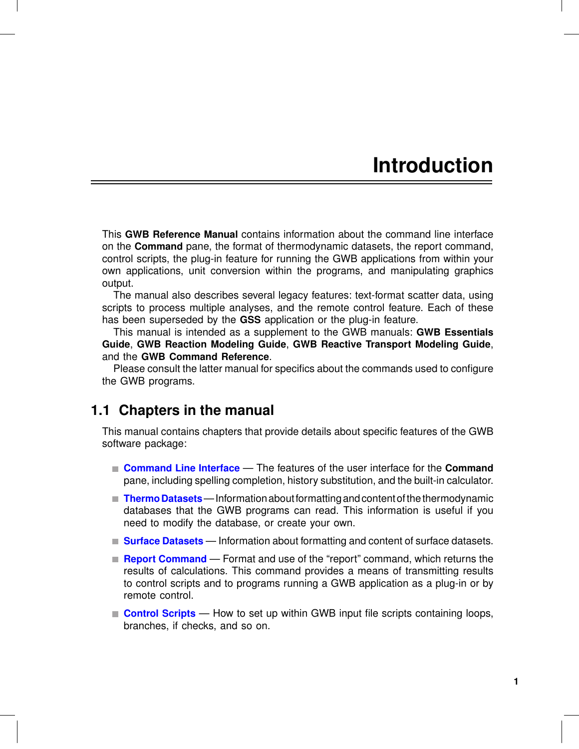# Introduction

This **GWB Reference Manual** contains information about the command line interface on the **Command** pane, the format of thermodynamic datasets, the report command, control scripts, the plug-in feature for running the GWB applications from within your own applications, unit conversion within the programs, and manipulating graphics output.

The manual also describes several legacy features: text-format scatter data, using scripts to process multiple analyses, and the remote control feature. Each of these has been superseded by the **GSS** application or the plug-in feature.

This manual is intended as a supplement to the GWB manuals: **GWB Essentials Guide**, **GWB Reaction Modeling Guide**, **GWB Reactive Transport Modeling Guide**, and the **GWB Command Reference**.

Please consult the latter manual for specifics about the commands used to configure the GWB programs.

## 1.1 Chapters in the manual

This manual contains chapters that provide details about specific features of the GWB software package:

- **Command Line Interface** — The features of the user interface for the **Command** pane, including spelling completion, history substitution, and the built-in calculator.
- **Thermo Datasets** — Information about formatting and content of the thermodynamic databases that the GWB programs can read. This information is useful if you need to modify the database, or create your own.
- **Surface Datasets** — Information about formatting and content of surface datasets.
- **Report Command** — Format and use of the "report" command, which returns the results of calculations. This command provides a means of transmitting results to control scripts and to programs running a GWB application as a plug-in or by remote control.
- **Control Scripts** — How to set up within GWB input file scripts containing loops, branches, if checks, and so on.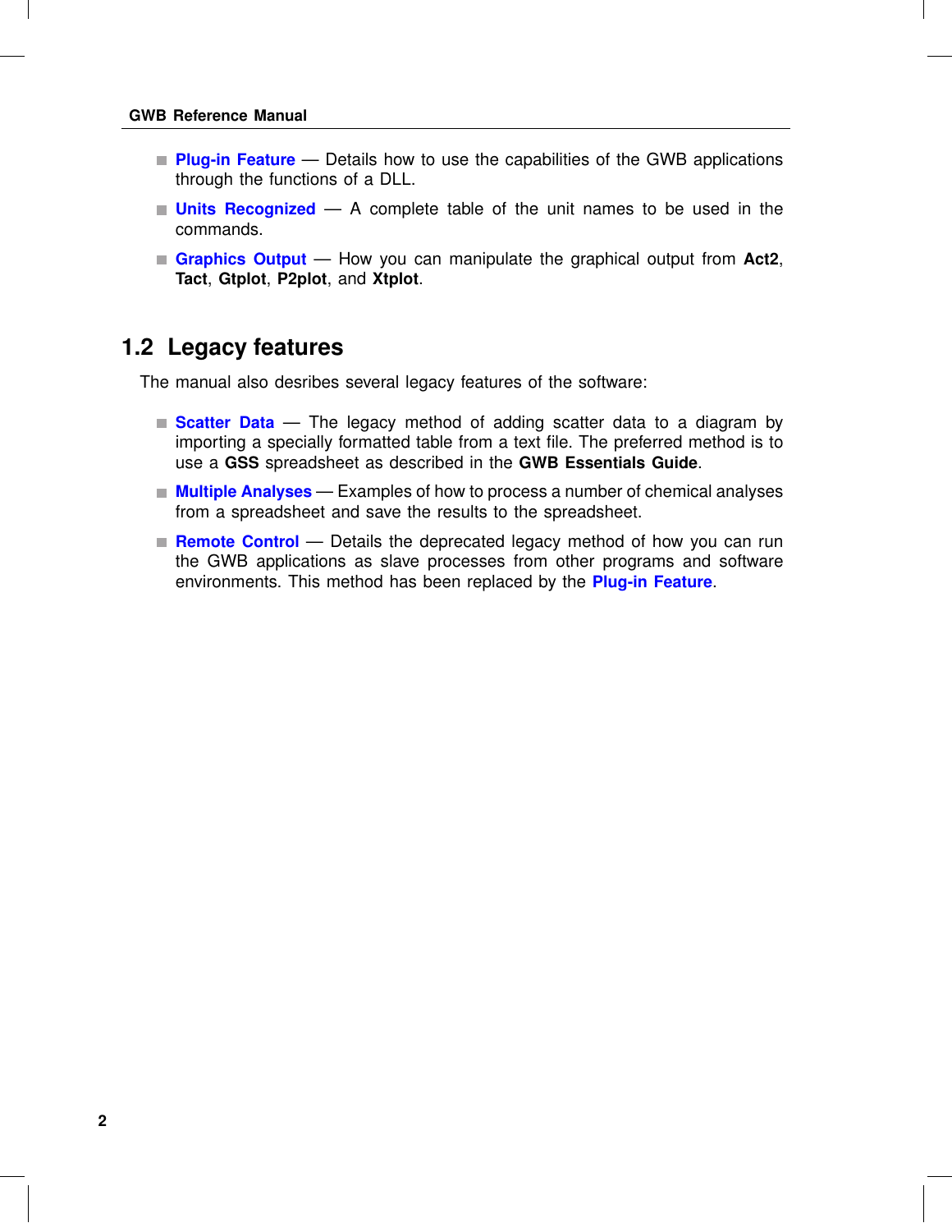- **Plug-in Feature** — Details how to use the capabilities of the GWB applications through the functions of a DLL.
- **Units Recognized** — A complete table of the unit names to be used in the commands.
- **Graphics Output** — How you can manipulate the graphical output from **Act2**, **Tact**, **Gtplot**, **P2plot**, and **Xtplot**.

## 1.2 Legacy features

The manual also desribes several legacy features of the software:

- **Scatter Data** — The legacy method of adding scatter data to a diagram by importing a specially formatted table from a text file. The preferred method is to use a **GSS** spreadsheet as described in the **GWB Essentials Guide**.
- **Multiple Analyses** — Examples of how to process a number of chemical analyses from a spreadsheet and save the results to the spreadsheet.
- **Remote Control** — Details the deprecated legacy method of how you can run the GWB applications as slave processes from other programs and software environments. This method has been replaced by the **Plug-in Feature**.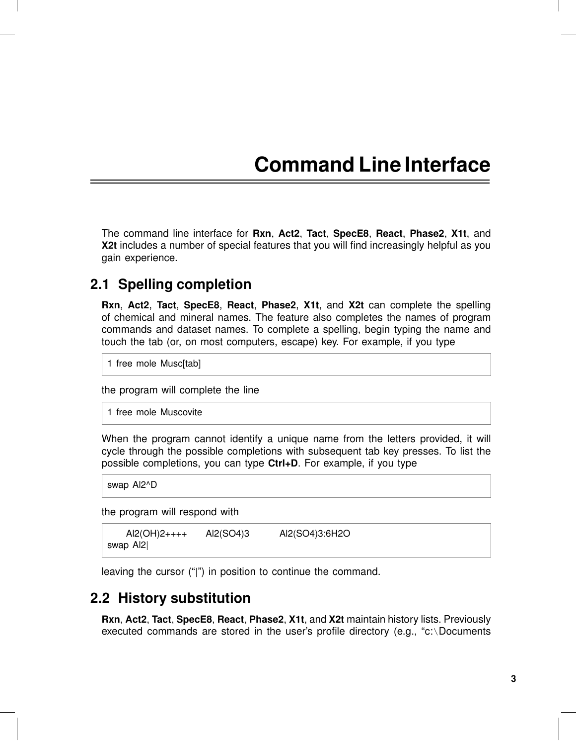# Command Line Interface

The command line interface for **Rxn**, **Act2**, **Tact**, **SpecE8**, **React**, **Phase2**, **X1t**, and **X2t** includes a number of special features that you will find increasingly helpful as you gain experience.

## 2.1 Spelling completion

**Rxn**, **Act2**, **Tact**, **SpecE8**, **React**, **Phase2**, **X1t**, and **X2t** can complete the spelling of chemical and mineral names. The feature also completes the names of program commands and dataset names. To complete a spelling, begin typing the name and touch the tab (or, on most computers, escape) key. For example, if you type

```
1 free mole Musc[tab]
```

the program will complete the line

```
1 free mole Muscovite
```

When the program cannot identify a unique name from the letters provided, it will cycle through the possible completions with subsequent tab key presses. To list the possible completions, you can type **Ctrl+D**. For example, if you type

```
swap Al2^D
```

the program will respond with

```
    Al2(OH)2++++    Al2(SO4)3       Al2(SO4)3:6H2O
swap Al2|
```

leaving the cursor ("|") in position to continue the command.

## 2.2 History substitution

**Rxn**, **Act2**, **Tact**, **SpecE8**, **React**, **Phase2**, **X1t**, and **X2t** maintain history lists. Previously executed commands are stored in the user's profile directory (e.g., "c:\Documents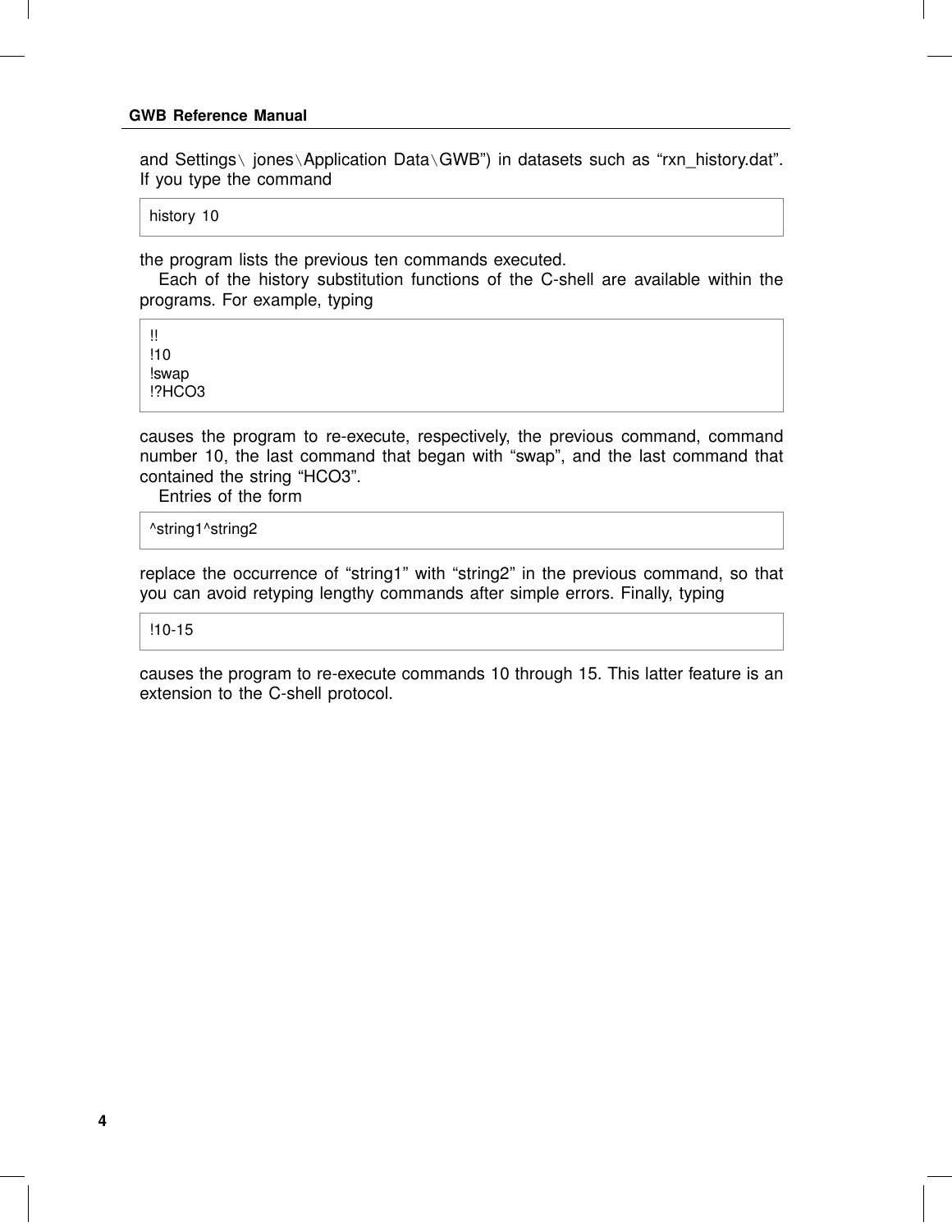and Settings\ jones\Application Data\GWB") in datasets such as "rxn_history.dat". If you type the command

```
history 10
```

the program lists the previous ten commands executed.

Each of the history substitution functions of the C-shell are available within the programs. For example, typing

```
!!
!10
!swap
!?HCO3
```

causes the program to re-execute, respectively, the previous command, command number 10, the last command that began with "swap", and the last command that contained the string "HCO3".

Entries of the form

```
^string1^string2
```

replace the occurrence of "string1" with "string2" in the previous command, so that you can avoid retyping lengthy commands after simple errors. Finally, typing

```
!10-15
```

causes the program to re-execute commands 10 through 15. This latter feature is an extension to the C-shell protocol.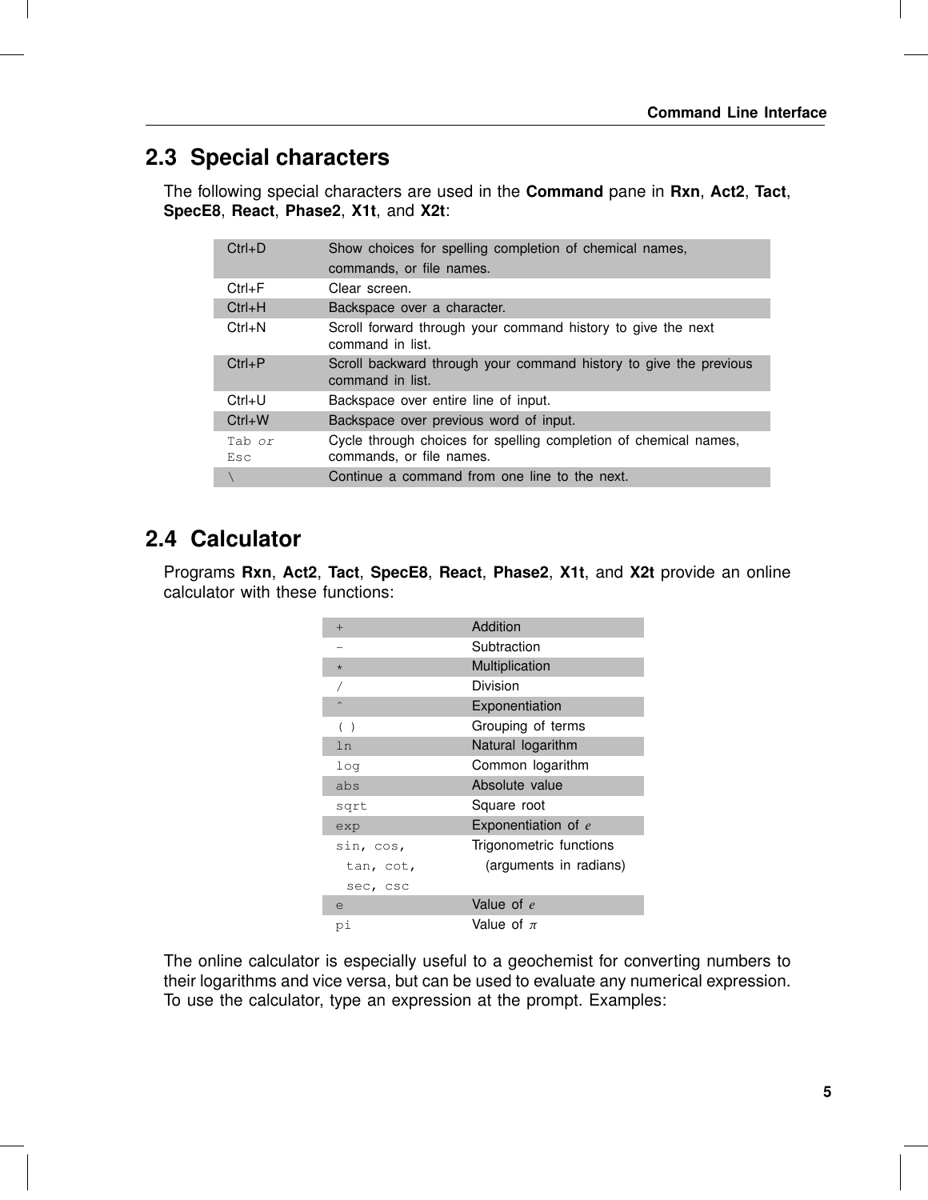## 2.3 Special characters

The following special characters are used in the **Command** pane in **Rxn**, **Act2**, **Tact**, **SpecE8**, **React**, **Phase2**, **X1t**, and **X2t**:

| | |
|---|---|
| Ctrl+D | Show choices for spelling completion of chemical names, commands, or file names. |
| Ctrl+F | Clear screen. |
| Ctrl+H | Backspace over a character. |
| Ctrl+N | Scroll forward through your command history to give the next command in list. |
| Ctrl+P | Scroll backward through your command history to give the previous command in list. |
| Ctrl+U | Backspace over entire line of input. |
| Ctrl+W | Backspace over previous word of input. |
| `Tab` *or* `Esc` | Cycle through choices for spelling completion of chemical names, commands, or file names. |
| `\` | Continue a command from one line to the next. |

## 2.4 Calculator

Programs **Rxn**, **Act2**, **Tact**, **SpecE8**, **React**, **Phase2**, **X1t**, and **X2t** provide an online calculator with these functions:

| | |
|---|---|
| `+` | Addition |
| `-` | Subtraction |
| `*` | Multiplication |
| `/` | Division |
| `^` | Exponentiation |
| `( )` | Grouping of terms |
| `ln` | Natural logarithm |
| `log` | Common logarithm |
| `abs` | Absolute value |
| `sqrt` | Square root |
| `exp` | Exponentiation of $e$ |
| `sin, cos, tan, cot, sec, csc` | Trigonometric functions (arguments in radians) |
| `e` | Value of $e$ |
| `pi` | Value of $\pi$ |

The online calculator is especially useful to a geochemist for converting numbers to their logarithms and vice versa, but can be used to evaluate any numerical expression. To use the calculator, type an expression at the prompt. Examples: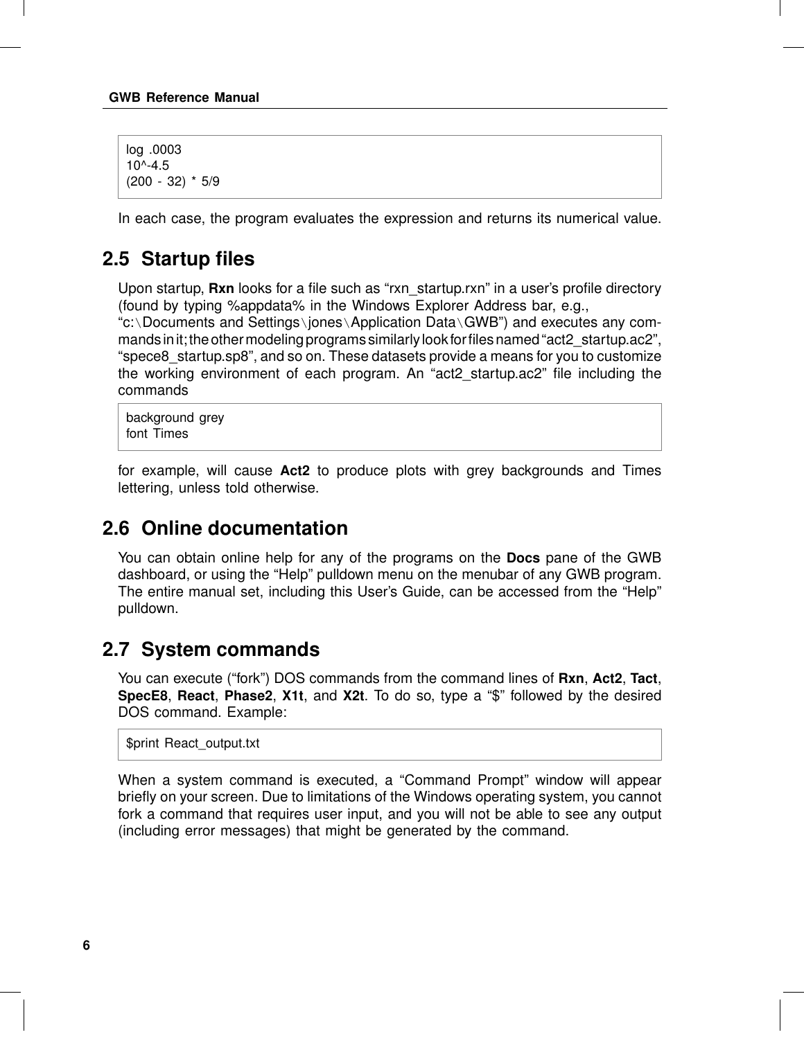```
log .0003
10^-4.5
(200 - 32) * 5/9
```

In each case, the program evaluates the expression and returns its numerical value.

## 2.5 Startup files

Upon startup, **Rxn** looks for a file such as “rxn_startup.rxn” in a user’s profile directory (found by typing %appdata% in the Windows Explorer Address bar, e.g., “c:\Documents and Settings\jones\Application Data\GWB”) and executes any commands in it; the other modeling programs similarly look for files named “act2_startup.ac2”, “spece8_startup.sp8”, and so on. These datasets provide a means for you to customize the working environment of each program. An “act2_startup.ac2” file including the commands

```
background grey
font Times
```

for example, will cause **Act2** to produce plots with grey backgrounds and Times lettering, unless told otherwise.

## 2.6 Online documentation

You can obtain online help for any of the programs on the **Docs** pane of the GWB dashboard, or using the “Help” pulldown menu on the menubar of any GWB program. The entire manual set, including this User’s Guide, can be accessed from the “Help” pulldown.

## 2.7 System commands

You can execute (“fork”) DOS commands from the command lines of **Rxn**, **Act2**, **Tact**, **SpecE8**, **React**, **Phase2**, **X1t**, and **X2t**. To do so, type a “$” followed by the desired DOS command. Example:

```
$print React_output.txt
```

When a system command is executed, a “Command Prompt” window will appear briefly on your screen. Due to limitations of the Windows operating system, you cannot fork a command that requires user input, and you will not be able to see any output (including error messages) that might be generated by the command.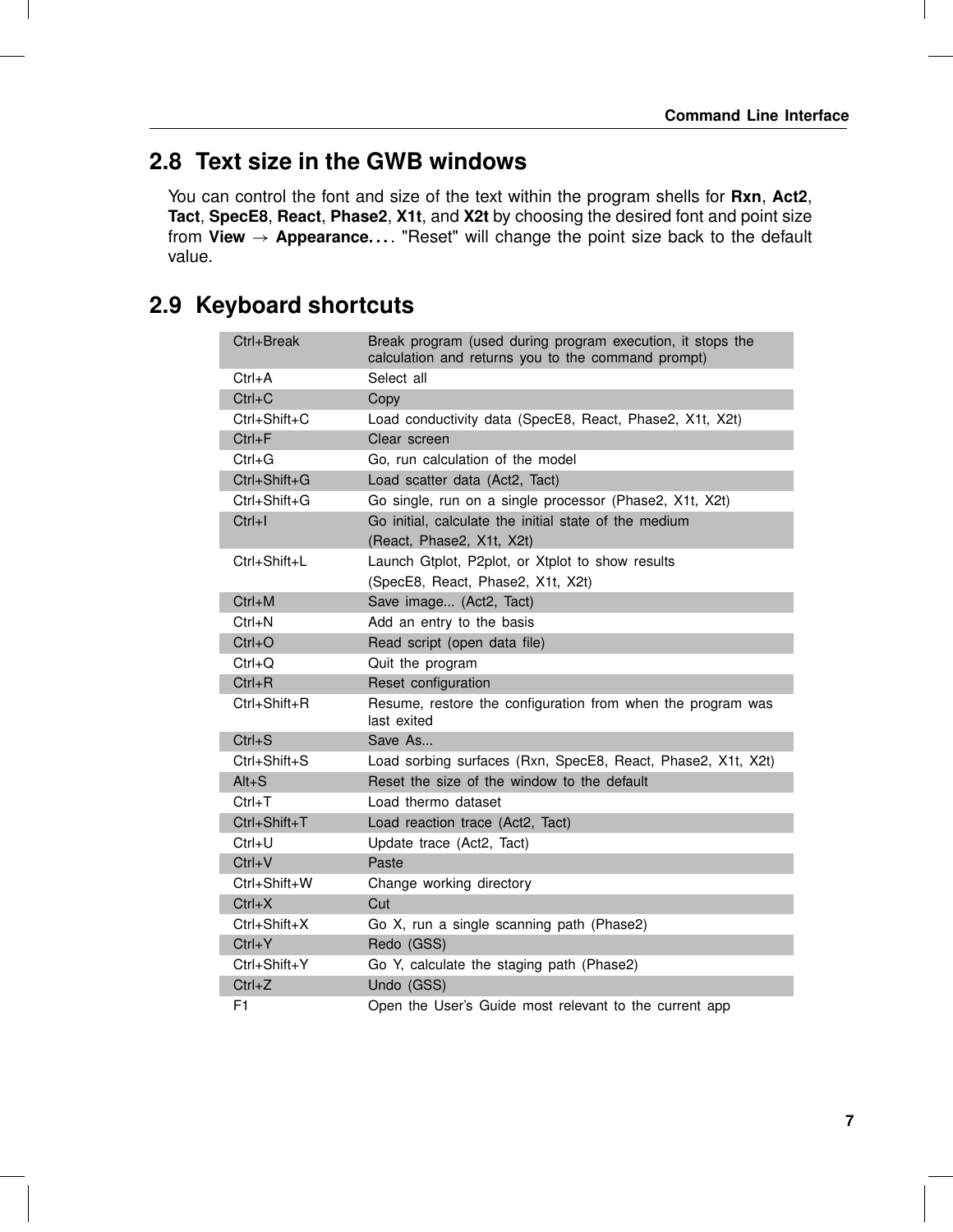## 2.8 Text size in the GWB windows

You can control the font and size of the text within the program shells for **Rxn**, **Act2**, **Tact**, **SpecE8**, **React**, **Phase2**, **X1t**, and **X2t** by choosing the desired font and point size from **View** → **Appearance. . .** . "Reset" will change the point size back to the default value.

## 2.9 Keyboard shortcuts

| | |
|---|---|
| Ctrl+Break | Break program (used during program execution, it stops the calculation and returns you to the command prompt) |
| Ctrl+A | Select all |
| Ctrl+C | Copy |
| Ctrl+Shift+C | Load conductivity data (SpecE8, React, Phase2, X1t, X2t) |
| Ctrl+F | Clear screen |
| Ctrl+G | Go, run calculation of the model |
| Ctrl+Shift+G | Load scatter data (Act2, Tact) |
| Ctrl+Shift+G | Go single, run on a single processor (Phase2, X1t, X2t) |
| Ctrl+I | Go initial, calculate the initial state of the medium (React, Phase2, X1t, X2t) |
| Ctrl+Shift+L | Launch Gtplot, P2plot, or Xtplot to show results (SpecE8, React, Phase2, X1t, X2t) |
| Ctrl+M | Save image... (Act2, Tact) |
| Ctrl+N | Add an entry to the basis |
| Ctrl+O | Read script (open data file) |
| Ctrl+Q | Quit the program |
| Ctrl+R | Reset configuration |
| Ctrl+Shift+R | Resume, restore the configuration from when the program was last exited |
| Ctrl+S | Save As... |
| Ctrl+Shift+S | Load sorbing surfaces (Rxn, SpecE8, React, Phase2, X1t, X2t) |
| Alt+S | Reset the size of the window to the default |
| Ctrl+T | Load thermo dataset |
| Ctrl+Shift+T | Load reaction trace (Act2, Tact) |
| Ctrl+U | Update trace (Act2, Tact) |
| Ctrl+V | Paste |
| Ctrl+Shift+W | Change working directory |
| Ctrl+X | Cut |
| Ctrl+Shift+X | Go X, run a single scanning path (Phase2) |
| Ctrl+Y | Redo (GSS) |
| Ctrl+Shift+Y | Go Y, calculate the staging path (Phase2) |
| Ctrl+Z | Undo (GSS) |
| F1 | Open the User's Guide most relevant to the current app |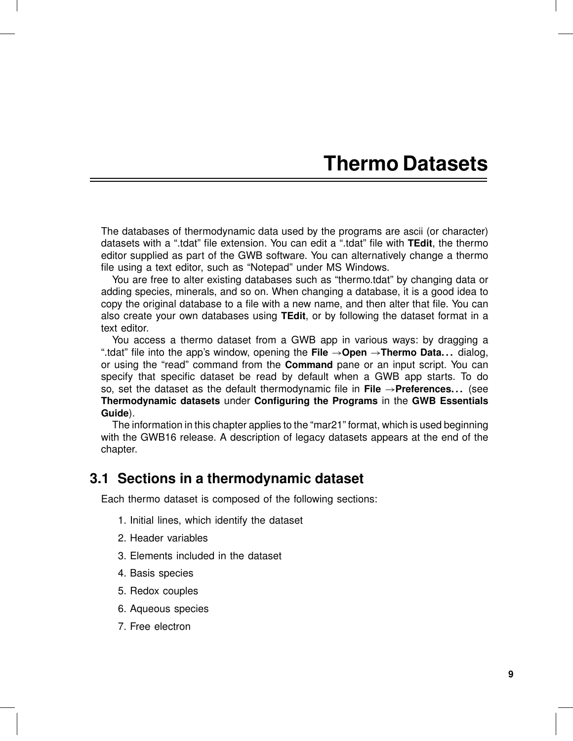# Thermo Datasets

The databases of thermodynamic data used by the programs are ascii (or character) datasets with a ".tdat" file extension. You can edit a ".tdat" file with **TEdit**, the thermo editor supplied as part of the GWB software. You can alternatively change a thermo file using a text editor, such as "Notepad" under MS Windows.

You are free to alter existing databases such as "thermo.tdat" by changing data or adding species, minerals, and so on. When changing a database, it is a good idea to copy the original database to a file with a new name, and then alter that file. You can also create your own databases using **TEdit**, or by following the dataset format in a text editor.

You access a thermo dataset from a GWB app in various ways: by dragging a ".tdat" file into the app's window, opening the **File** →**Open** →**Thermo Data...** dialog, or using the "read" command from the **Command** pane or an input script. You can specify that specific dataset be read by default when a GWB app starts. To do so, set the dataset as the default thermodynamic file in **File** →**Preferences...** (see **Thermodynamic datasets** under **Configuring the Programs** in the **GWB Essentials Guide**).

The information in this chapter applies to the "mar21" format, which is used beginning with the GWB16 release. A description of legacy datasets appears at the end of the chapter.

## 3.1 Sections in a thermodynamic dataset

Each thermo dataset is composed of the following sections:

1. Initial lines, which identify the dataset
2. Header variables
3. Elements included in the dataset
4. Basis species
5. Redox couples
6. Aqueous species
7. Free electron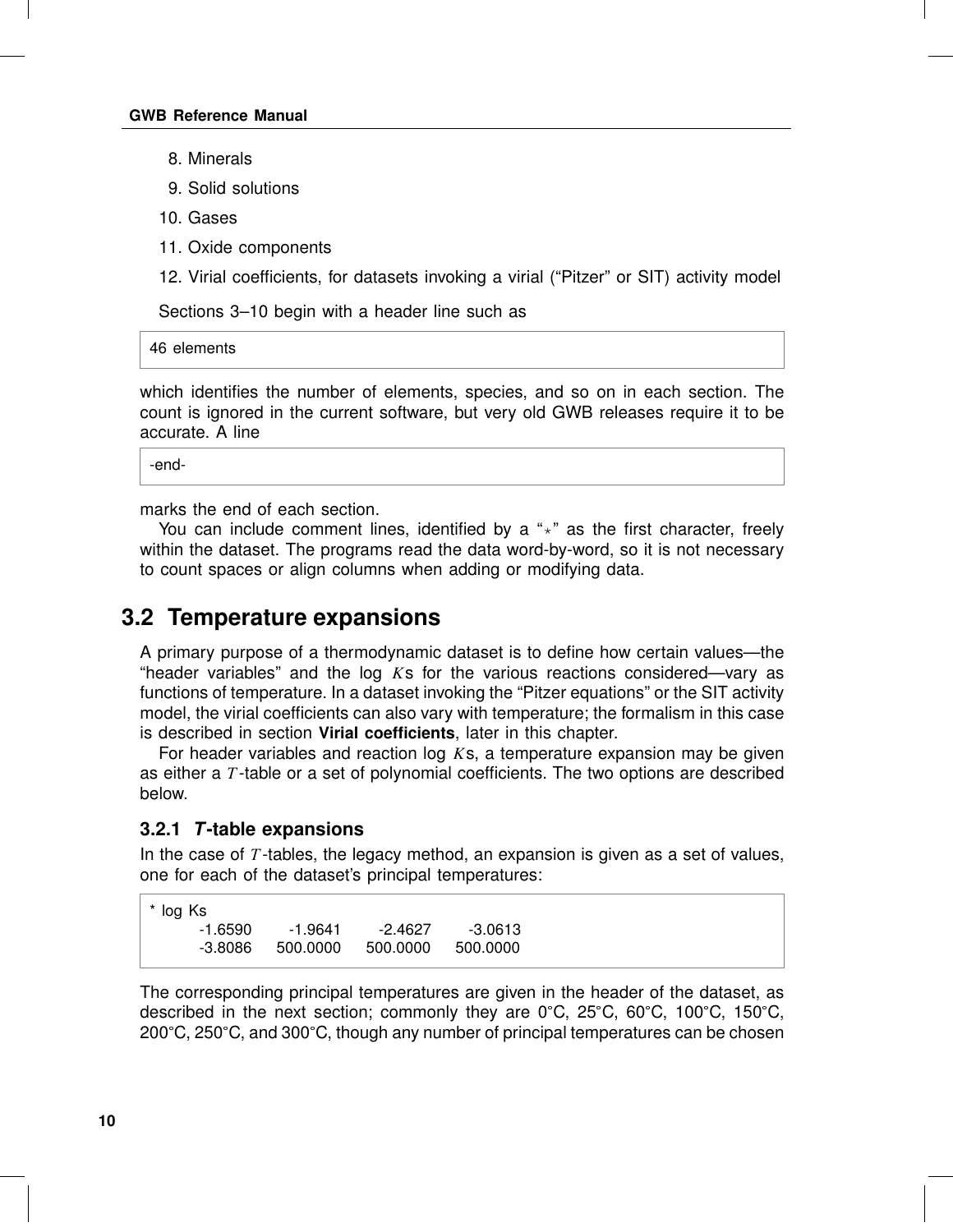8. Minerals
9. Solid solutions
10. Gases
11. Oxide components
12. Virial coefficients, for datasets invoking a virial ("Pitzer" or SIT) activity model

Sections 3–10 begin with a header line such as

```
46 elements
```

which identifies the number of elements, species, and so on in each section. The count is ignored in the current software, but very old GWB releases require it to be accurate. A line

```
-end-
```

marks the end of each section.

You can include comment lines, identified by a "*" as the first character, freely within the dataset. The programs read the data word-by-word, so it is not necessary to count spaces or align columns when adding or modifying data.

## 3.2 Temperature expansions

A primary purpose of a thermodynamic dataset is to define how certain values—the "header variables" and the log $K$s for the various reactions considered—vary as functions of temperature. In a dataset invoking the "Pitzer equations" or the SIT activity model, the virial coefficients can also vary with temperature; the formalism in this case is described in section **Virial coefficients**, later in this chapter.

For header variables and reaction log $K$s, a temperature expansion may be given as either a $T$-table or a set of polynomial coefficients. The two options are described below.

### 3.2.1 *T*-table expansions

In the case of $T$-tables, the legacy method, an expansion is given as a set of values, one for each of the dataset's principal temperatures:

```
* log Ks
        -1.6590     -1.9641     -2.4627     -3.0613
        -3.8086    500.0000    500.0000    500.0000
```

The corresponding principal temperatures are given in the header of the dataset, as described in the next section; commonly they are 0°C, 25°C, 60°C, 100°C, 150°C, 200°C, 250°C, and 300°C, though any number of principal temperatures can be chosen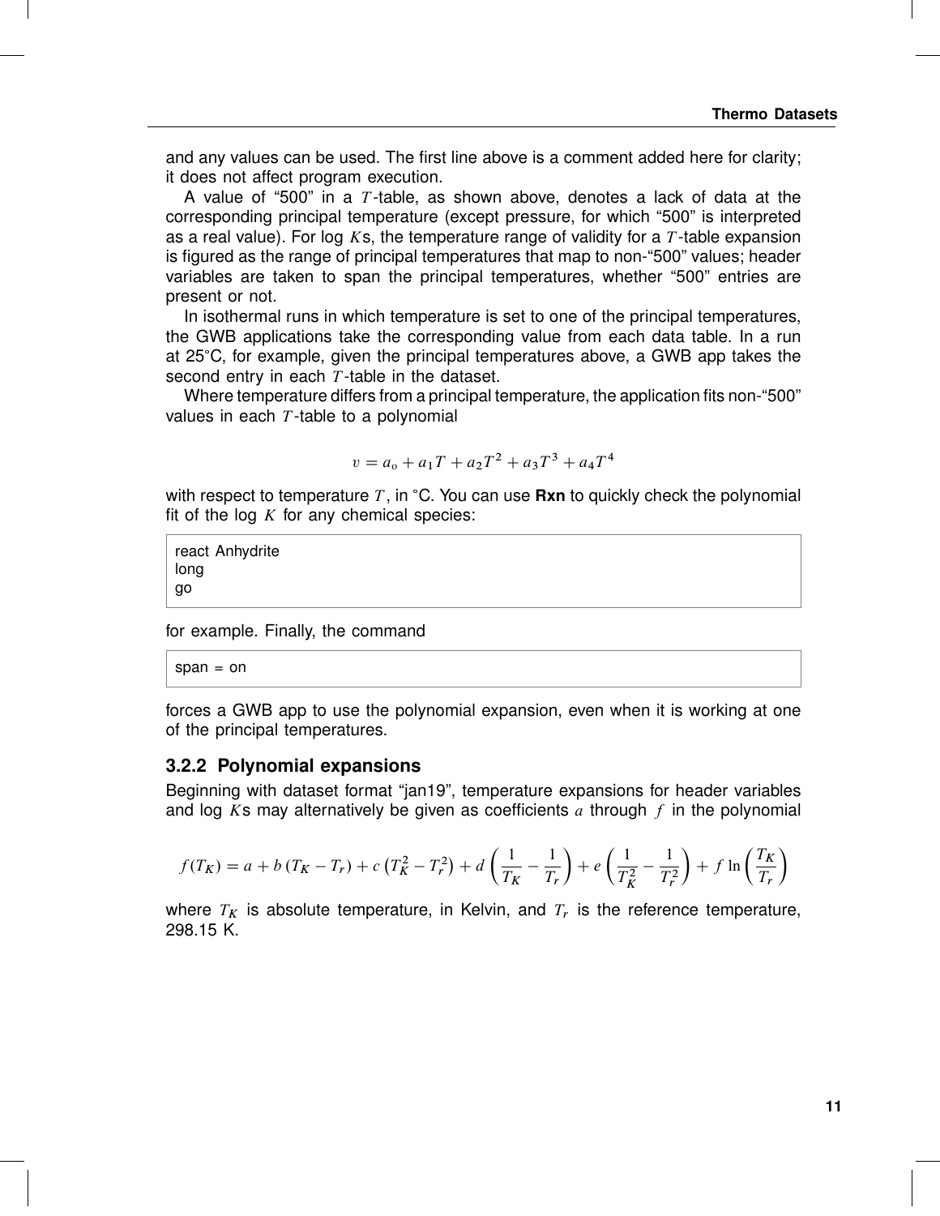and any values can be used. The first line above is a comment added here for clarity; it does not affect program execution.

A value of “500” in a $T$-table, as shown above, denotes a lack of data at the corresponding principal temperature (except pressure, for which “500” is interpreted as a real value). For log $K$s, the temperature range of validity for a $T$-table expansion is figured as the range of principal temperatures that map to non-“500” values; header variables are taken to span the principal temperatures, whether “500” entries are present or not.

In isothermal runs in which temperature is set to one of the principal temperatures, the GWB applications take the corresponding value from each data table. In a run at 25°C, for example, given the principal temperatures above, a GWB app takes the second entry in each $T$-table in the dataset.

Where temperature differs from a principal temperature, the application fits non-“500” values in each $T$-table to a polynomial

$$v = a_o + a_1 T + a_2 T^2 + a_3 T^3 + a_4 T^4$$

with respect to temperature $T$, in °C. You can use **Rxn** to quickly check the polynomial fit of the log $K$ for any chemical species:

```
react Anhydrite
long
go
```

for example. Finally, the command

```
span = on
```

forces a GWB app to use the polynomial expansion, even when it is working at one of the principal temperatures.

### 3.2.2 Polynomial expansions

Beginning with dataset format “jan19”, temperature expansions for header variables and log $K$s may alternatively be given as coefficients $a$ through $f$ in the polynomial

$$f(T_K) = a + b\,(T_K - T_r) + c\left(T_K^2 - T_r^2\right) + d\left(\frac{1}{T_K} - \frac{1}{T_r}\right) + e\left(\frac{1}{T_K^2} - \frac{1}{T_r^2}\right) + f\,\ln\left(\frac{T_K}{T_r}\right)$$

where $T_K$ is absolute temperature, in Kelvin, and $T_r$ is the reference temperature, 298.15 K.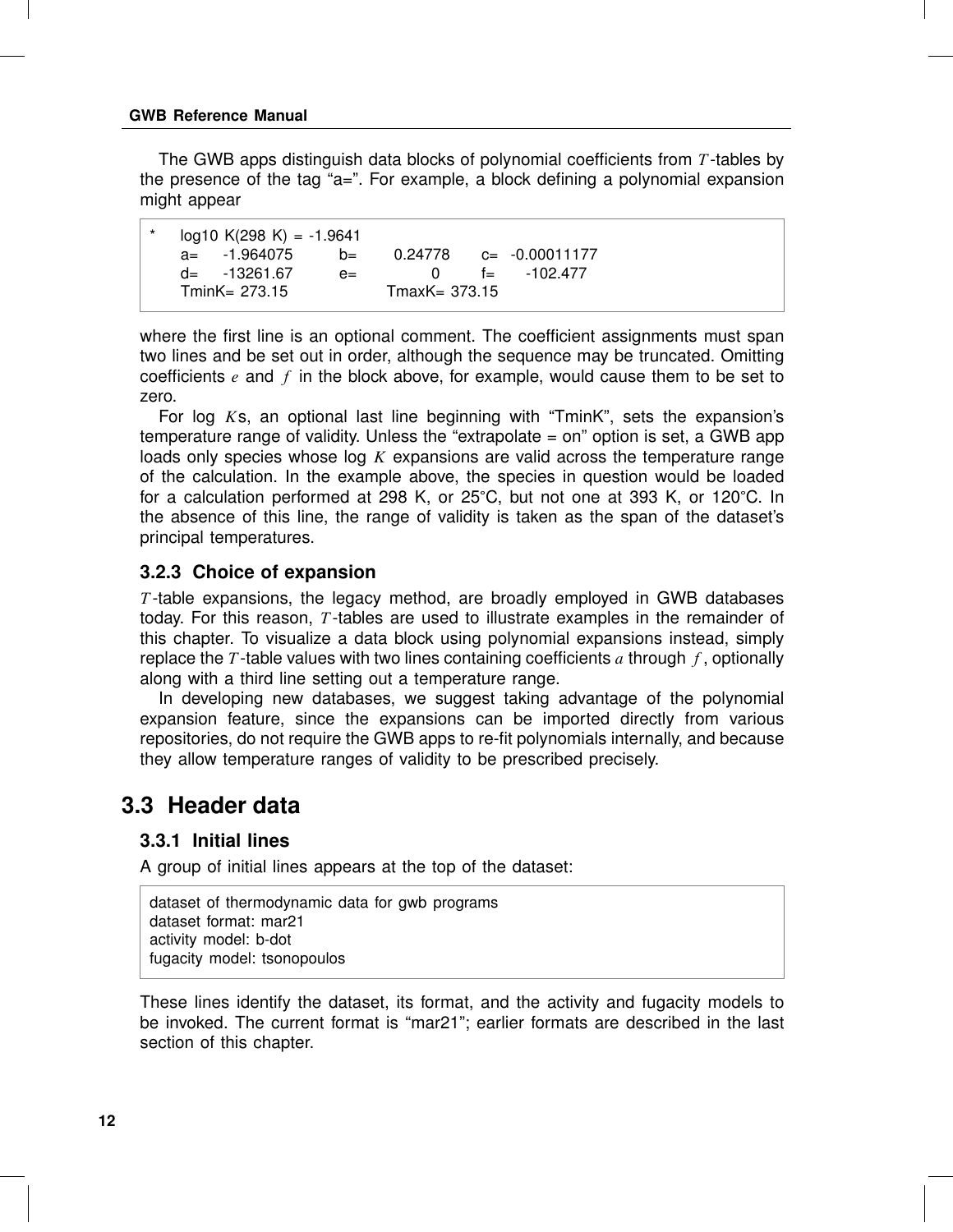The GWB apps distinguish data blocks of polynomial coefficients from $T$-tables by the presence of the tag "a=". For example, a block defining a polynomial expansion might appear

```
*     log10 K(298 K) = -1.9641
      a=    -1.964075        b=      0.24778      c=  -0.00011177
      d=    -13261.67        e=            0      f=     -102.477
      TminK= 273.15                  TmaxK= 373.15
```

where the first line is an optional comment. The coefficient assignments must span two lines and be set out in order, although the sequence may be truncated. Omitting coefficients $e$ and $f$ in the block above, for example, would cause them to be set to zero.

For log $K$s, an optional last line beginning with "TminK", sets the expansion's temperature range of validity. Unless the "extrapolate = on" option is set, a GWB app loads only species whose log $K$ expansions are valid across the temperature range of the calculation. In the example above, the species in question would be loaded for a calculation performed at 298 K, or 25°C, but not one at 393 K, or 120°C. In the absence of this line, the range of validity is taken as the span of the dataset's principal temperatures.

### 3.2.3 Choice of expansion

$T$-table expansions, the legacy method, are broadly employed in GWB databases today. For this reason, $T$-tables are used to illustrate examples in the remainder of this chapter. To visualize a data block using polynomial expansions instead, simply replace the $T$-table values with two lines containing coefficients $a$ through $f$, optionally along with a third line setting out a temperature range.

In developing new databases, we suggest taking advantage of the polynomial expansion feature, since the expansions can be imported directly from various repositories, do not require the GWB apps to re-fit polynomials internally, and because they allow temperature ranges of validity to be prescribed precisely.

## 3.3 Header data

### 3.3.1 Initial lines

A group of initial lines appears at the top of the dataset:

```
dataset of thermodynamic data for gwb programs
dataset format: mar21
activity model: b-dot
fugacity model: tsonopoulos
```

These lines identify the dataset, its format, and the activity and fugacity models to be invoked. The current format is "mar21"; earlier formats are described in the last section of this chapter.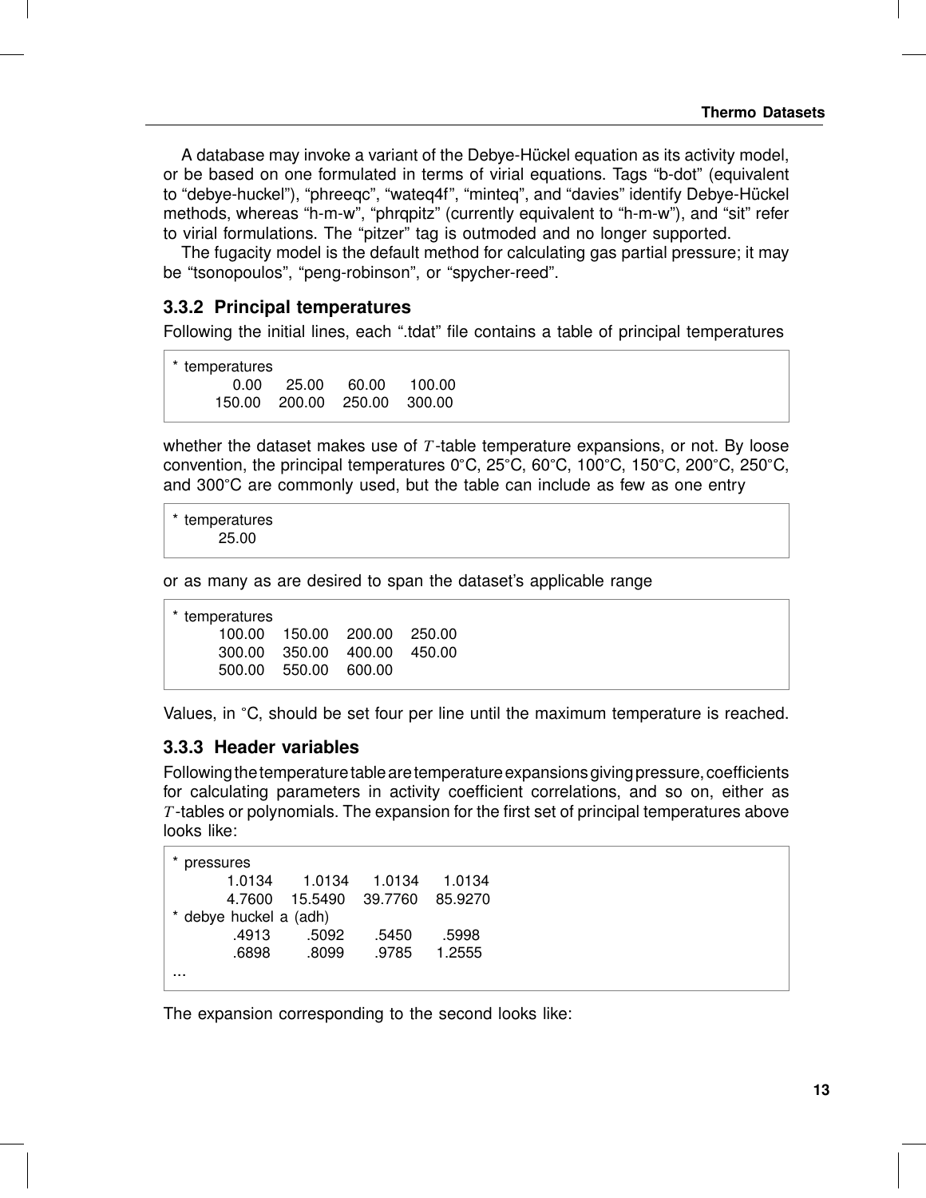A database may invoke a variant of the Debye-Hückel equation as its activity model, or be based on one formulated in terms of virial equations. Tags "b-dot" (equivalent to "debye-huckel"), "phreeqc", "wateq4f", "minteq", and "davies" identify Debye-Hückel methods, whereas "h-m-w", "phrqpitz" (currently equivalent to "h-m-w"), and "sit" refer to virial formulations. The "pitzer" tag is outmoded and no longer supported.

The fugacity model is the default method for calculating gas partial pressure; it may be "tsonopoulos", "peng-robinson", or "spycher-reed".

### 3.3.2 Principal temperatures

Following the initial lines, each ".tdat" file contains a table of principal temperatures

```
* temperatures
          0.00      25.00      60.00      100.00
        150.00     200.00     250.00     300.00
```

whether the dataset makes use of $T$-table temperature expansions, or not. By loose convention, the principal temperatures 0°C, 25°C, 60°C, 100°C, 150°C, 200°C, 250°C, and 300°C are commonly used, but the table can include as few as one entry

```
* temperatures
        25.00
```

or as many as are desired to span the dataset's applicable range

```
* temperatures
        100.00    150.00    200.00    250.00
        300.00    350.00    400.00    450.00
        500.00    550.00    600.00
```

Values, in °C, should be set four per line until the maximum temperature is reached.

### 3.3.3 Header variables

Following the temperature table are temperature expansions giving pressure, coefficients for calculating parameters in activity coefficient correlations, and so on, either as $T$-tables or polynomials. The expansion for the first set of principal temperatures above looks like:

```
* pressures
          1.0134      1.0134     1.0134     1.0134
          4.7600     15.5490    39.7760    85.9270
* debye huckel a (adh)
           .4913       .5092      .5450      .5998
           .6898       .8099      .9785     1.2555
...
```

The expansion corresponding to the second looks like: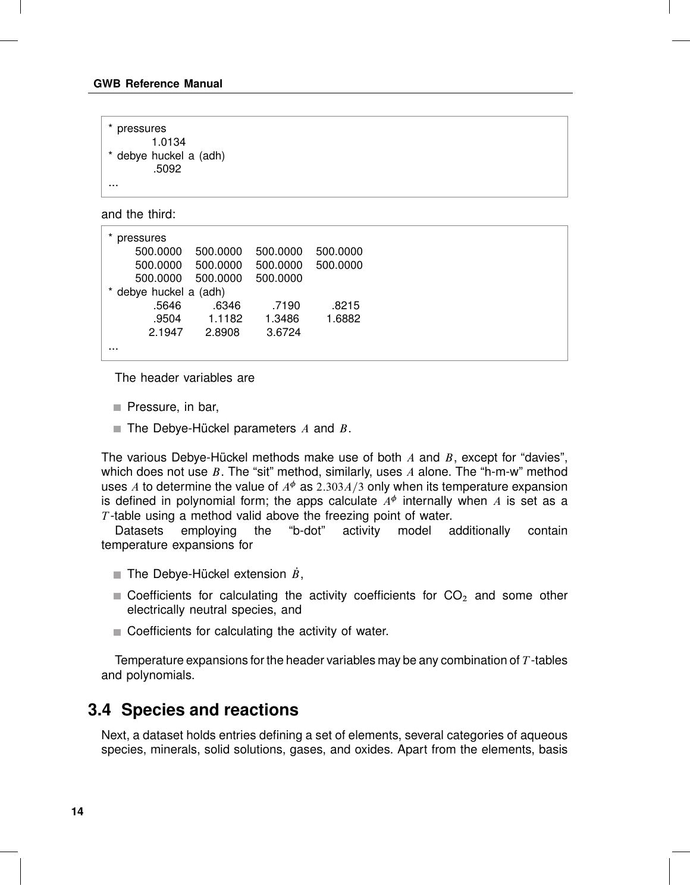```
* pressures
          1.0134
* debye huckel a (adh)
           .5092
...
```

and the third:

```
* pressures
      500.0000    500.0000    500.0000    500.0000
      500.0000    500.0000    500.0000    500.0000
      500.0000    500.0000    500.0000
* debye huckel a (adh)
           .5646        .6346        .7190        .8215
           .9504       1.1182       1.3486       1.6882
          2.1947       2.8908       3.6724
...
```

The header variables are

- Pressure, in bar,
- The Debye-Hückel parameters $A$ and $B$.

The various Debye-Hückel methods make use of both $A$ and $B$, except for "davies", which does not use $B$. The "sit" method, similarly, uses $A$ alone. The "h-m-w" method uses $A$ to determine the value of $A^{\phi}$ as $2.303A/3$ only when its temperature expansion is defined in polynomial form; the apps calculate $A^{\phi}$ internally when $A$ is set as a $T$-table using a method valid above the freezing point of water.

Datasets employing the "b-dot" activity model additionally contain temperature expansions for

- The Debye-Hückel extension $\dot{B}$,
- Coefficients for calculating the activity coefficients for $CO_2$ and some other electrically neutral species, and
- Coefficients for calculating the activity of water.

Temperature expansions for the header variables may be any combination of $T$-tables and polynomials.

## 3.4 Species and reactions

Next, a dataset holds entries defining a set of elements, several categories of aqueous species, minerals, solid solutions, gases, and oxides. Apart from the elements, basis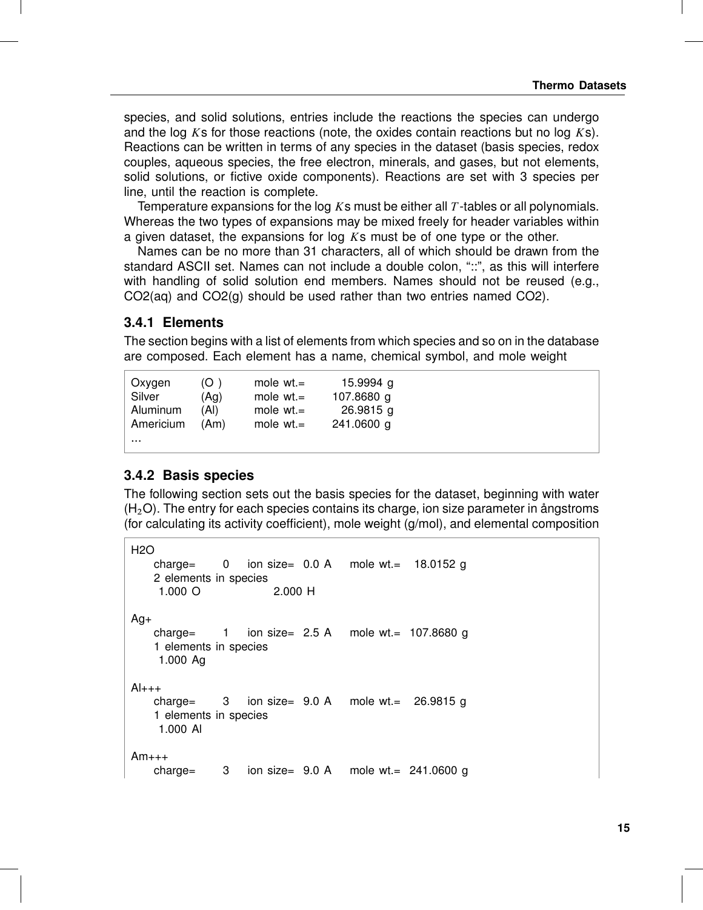species, and solid solutions, entries include the reactions the species can undergo and the log $K$s for those reactions (note, the oxides contain reactions but no log $K$s). Reactions can be written in terms of any species in the dataset (basis species, redox couples, aqueous species, the free electron, minerals, and gases, but not elements, solid solutions, or fictive oxide components). Reactions are set with 3 species per line, until the reaction is complete.

Temperature expansions for the log $K$s must be either all $T$-tables or all polynomials. Whereas the two types of expansions may be mixed freely for header variables within a given dataset, the expansions for log $K$s must be of one type or the other.

Names can be no more than 31 characters, all of which should be drawn from the standard ASCII set. Names can not include a double colon, "::", as this will interfere with handling of solid solution end members. Names should not be reused (e.g., CO2(aq) and CO2(g) should be used rather than two entries named CO2).

### 3.4.1 Elements

The section begins with a list of elements from which species and so on in the database are composed. Each element has a name, chemical symbol, and mole weight

```
Oxygen      (O )      mole wt.=      15.9994 g
Silver      (Ag)      mole wt.=     107.8680 g
Aluminum    (Al)      mole wt.=      26.9815 g
Americium   (Am)      mole wt.=     241.0600 g
...
```

### 3.4.2 Basis species

The following section sets out the basis species for the dataset, beginning with water ($H_2O$). The entry for each species contains its charge, ion size parameter in ångstroms (for calculating its activity coefficient), mole weight (g/mol), and elemental composition

```
H2O
     charge=    0    ion size=  0.0 A    mole wt.=   18.0152 g
     2 elements in species
      1.000 O              2.000 H

Ag+
     charge=    1    ion size=  2.5 A    mole wt.=  107.8680 g
     1 elements in species
      1.000 Ag

Al+++
     charge=    3    ion size=  9.0 A    mole wt.=   26.9815 g
     1 elements in species
      1.000 Al

Am+++
     charge=    3    ion size=  9.0 A    mole wt.=  241.0600 g
```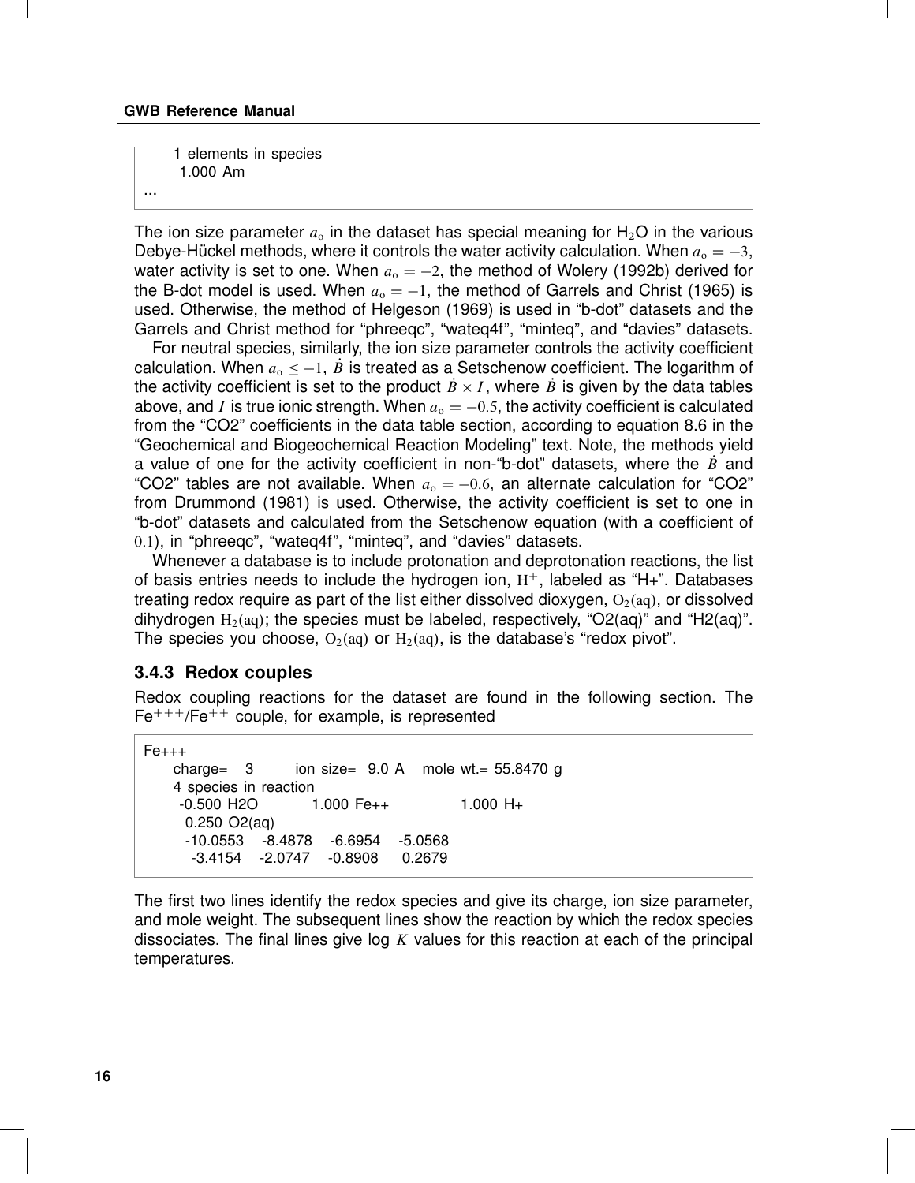```
     1 elements in species
      1.000 Am
...
```

The ion size parameter $a_o$ in the dataset has special meaning for $H_2O$ in the various Debye-Hückel methods, where it controls the water activity calculation. When $a_o = -3$, water activity is set to one. When $a_o = -2$, the method of Wolery (1992b) derived for the B-dot model is used. When $a_o = -1$, the method of Garrels and Christ (1965) is used. Otherwise, the method of Helgeson (1969) is used in "b-dot" datasets and the Garrels and Christ method for "phreeqc", "wateq4f", "minteq", and "davies" datasets.

For neutral species, similarly, the ion size parameter controls the activity coefficient calculation. When $a_o \leq -1$, $\dot{B}$ is treated as a Setschenow coefficient. The logarithm of the activity coefficient is set to the product $\dot{B} \times I$, where $\dot{B}$ is given by the data tables above, and $I$ is true ionic strength. When $a_o = -0.5$, the activity coefficient is calculated from the "CO2" coefficients in the data table section, according to equation 8.6 in the "Geochemical and Biogeochemical Reaction Modeling" text. Note, the methods yield a value of one for the activity coefficient in non-"b-dot" datasets, where the $\dot{B}$ and "CO2" tables are not available. When $a_o = -0.6$, an alternate calculation for "CO2" from Drummond (1981) is used. Otherwise, the activity coefficient is set to one in "b-dot" datasets and calculated from the Setschenow equation (with a coefficient of $0.1$), in "phreeqc", "wateq4f", "minteq", and "davies" datasets.

Whenever a database is to include protonation and deprotonation reactions, the list of basis entries needs to include the hydrogen ion, $H^+$, labeled as "H+". Databases treating redox require as part of the list either dissolved dioxygen, $O_2(aq)$, or dissolved dihydrogen $H_2(aq)$; the species must be labeled, respectively, "O2(aq)" and "H2(aq)". The species you choose, $O_2(aq)$ or $H_2(aq)$, is the database's "redox pivot".

### 3.4.3 Redox couples

Redox coupling reactions for the dataset are found in the following section. The $Fe^{+++}$/$Fe^{++}$ couple, for example, is represented

```
Fe+++
     charge=   3        ion size=  9.0 A    mole wt.= 55.8470 g
     4 species in reaction
      -0.500 H2O           1.000 Fe++             1.000 H+
       0.250 O2(aq)
       -10.0553    -8.4878    -6.6954    -5.0568
        -3.4154    -2.0747    -0.8908     0.2679
```

The first two lines identify the redox species and give its charge, ion size parameter, and mole weight. The subsequent lines show the reaction by which the redox species dissociates. The final lines give log $K$ values for this reaction at each of the principal temperatures.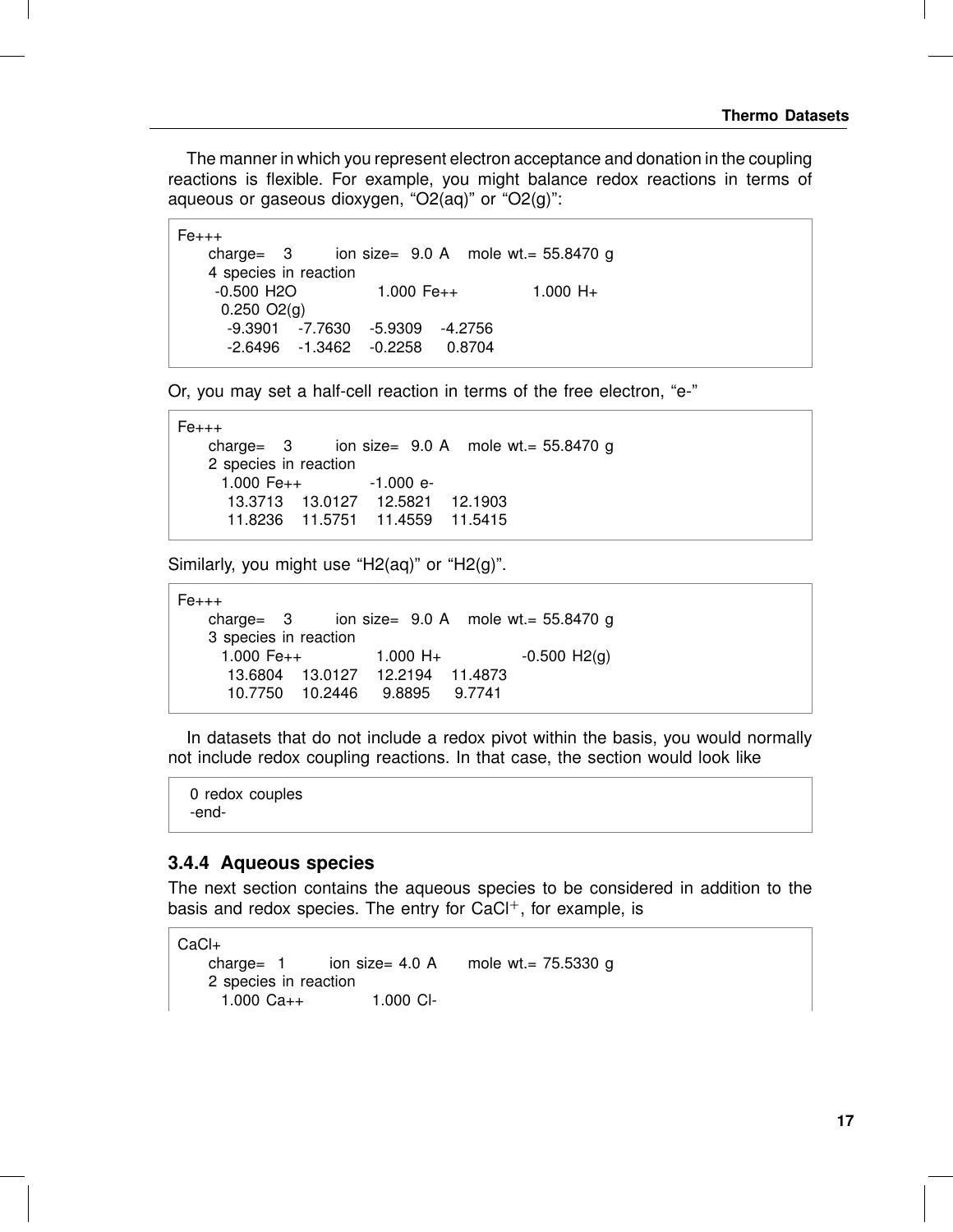The manner in which you represent electron acceptance and donation in the coupling reactions is flexible. For example, you might balance redox reactions in terms of aqueous or gaseous dioxygen, “O2(aq)” or “O2(g)”:

```
Fe+++
     charge=   3        ion size=  9.0 A    mole wt.= 55.8470 g
     4 species in reaction
      -0.500 H2O              1.000 Fe++             1.000 H+
       0.250 O2(g)
        -9.3901    -7.7630    -5.9309    -4.2756
        -2.6496    -1.3462    -0.2258     0.8704
```

Or, you may set a half-cell reaction in terms of the free electron, “e-”

```
Fe+++
     charge=   3        ion size=  9.0 A    mole wt.= 55.8470 g
     2 species in reaction
       1.000 Fe++            -1.000 e-
        13.3713    13.0127    12.5821    12.1903
        11.8236    11.5751    11.4559    11.5415
```

Similarly, you might use “H2(aq)” or “H2(g)”.

```
Fe+++
     charge=   3        ion size=  9.0 A    mole wt.= 55.8470 g
     3 species in reaction
       1.000 Fe++             1.000 H+              -0.500 H2(g)
        13.6804    13.0127    12.2194    11.4873
        10.7750    10.2446     9.8895     9.7741
```

In datasets that do not include a redox pivot within the basis, you would normally not include redox coupling reactions. In that case, the section would look like

```
 0 redox couples
 -end-
```

### 3.4.4 Aqueous species

The next section contains the aqueous species to be considered in addition to the basis and redox species. The entry for $CaCl^{+}$, for example, is

```
CaCl+
     charge=  1        ion size= 4.0 A      mole wt.= 75.5330 g
     2 species in reaction
       1.000 Ca++             1.000 Cl-
```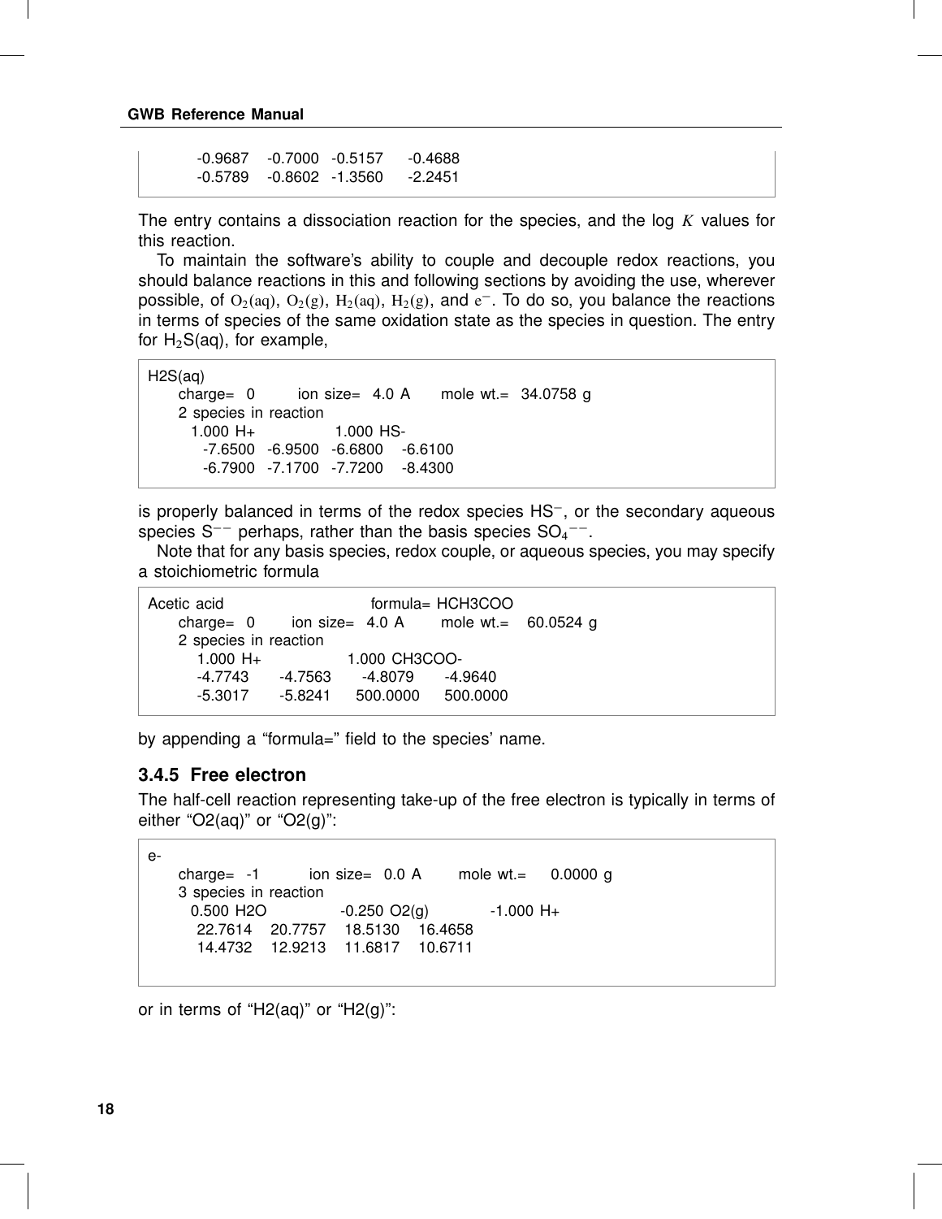```
        -0.9687   -0.7000   -0.5157    -0.4688
        -0.5789   -0.8602   -1.3560    -2.2451
```

The entry contains a dissociation reaction for the species, and the log $K$ values for this reaction.

To maintain the software's ability to couple and decouple redox reactions, you should balance reactions in this and following sections by avoiding the use, wherever possible, of $O_2(aq)$, $O_2(g)$, $H_2(aq)$, $H_2(g)$, and $e^-$. To do so, you balance the reactions in terms of species of the same oxidation state as the species in question. The entry for $H_2S(aq)$, for example,

```
H2S(aq)
     charge=  0        ion size=  4.0 A      mole wt.=  34.0758 g
     2 species in reaction
       1.000 H+              1.000 HS-
         -7.6500  -6.9500  -6.6800   -6.6100
         -6.7900  -7.1700  -7.7200   -8.4300
```

is properly balanced in terms of the redox species $HS^-$, or the secondary aqueous species $S^{--}$ perhaps, rather than the basis species $SO_4^{--}$.

Note that for any basis species, redox couple, or aqueous species, you may specify a stoichiometric formula

```
Acetic acid                        formula= HCH3COO
     charge=  0      ion size=  4.0 A      mole wt.=   60.0524 g
     2 species in reaction
        1.000 H+              1.000 CH3COO-
        -4.7743      -4.7563      -4.8079      -4.9640
        -5.3017      -5.8241     500.0000     500.0000
```

by appending a "formula=" field to the species' name.

### 3.4.5 Free electron

The half-cell reaction representing take-up of the free electron is typically in terms of either "O2(aq)" or "O2(g)":

```
e-
     charge=  -1         ion size=  0.0 A       mole wt.=    0.0000 g
     3 species in reaction
       0.500 H2O             -0.250 O2(g)            -1.000 H+
        22.7614   20.7757   18.5130   16.4658
        14.4732   12.9213   11.6817   10.6711
```

or in terms of "H2(aq)" or "H2(g)":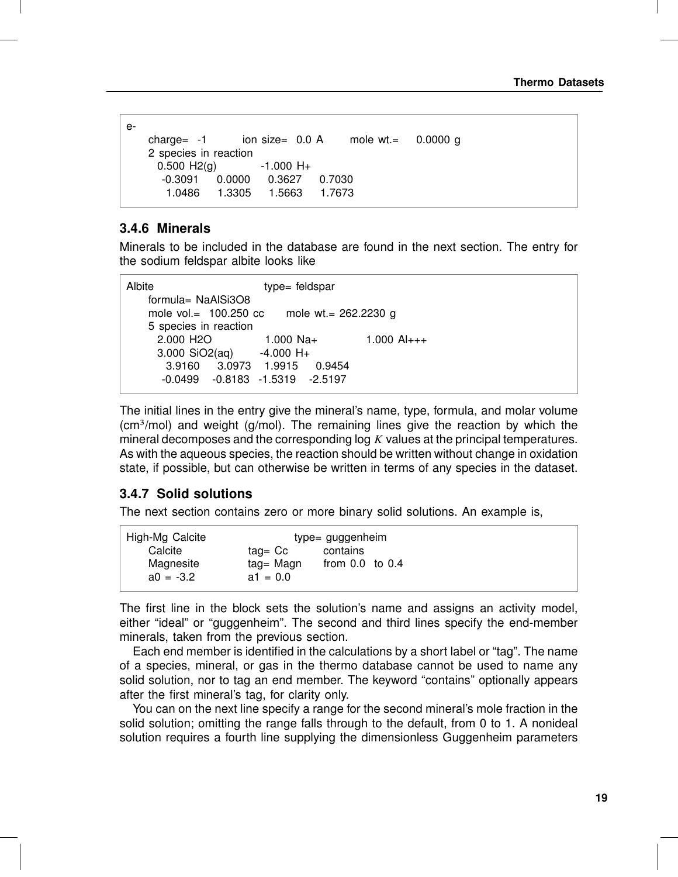```
e-
     charge=  -1        ion size=  0.0 A      mole wt.=     0.0000 g
     2 species in reaction
       0.500 H2(g)          -1.000 H+
        -0.3091     0.0000     0.3627     0.7030
          1.0486     1.3305     1.5663     1.7673
```

### 3.4.6 Minerals

Minerals to be included in the database are found in the next section. The entry for the sodium feldspar albite looks like

```
Albite                        type= feldspar
     formula= NaAlSi3O8
     mole vol.=  100.250 cc      mole wt.= 262.2230 g
     5 species in reaction
       2.000 H2O              1.000 Na+            1.000 Al+++
       3.000 SiO2(aq)       -4.000 H+
          3.9160     3.0973    1.9915     0.9454
         -0.0499    -0.8183   -1.5319    -2.5197
```

The initial lines in the entry give the mineral's name, type, formula, and molar volume (cm$^3$/mol) and weight (g/mol). The remaining lines give the reaction by which the mineral decomposes and the corresponding log $K$ values at the principal temperatures. As with the aqueous species, the reaction should be written without change in oxidation state, if possible, but can otherwise be written in terms of any species in the dataset.

### 3.4.7 Solid solutions

The next section contains zero or more binary solid solutions. An example is,

```
High-Mg Calcite                  type= guggenheim
     Calcite              tag= Cc          contains
     Magnesite            tag= Magn      from 0.0  to 0.4
     a0 = -3.2            a1 = 0.0
```

The first line in the block sets the solution's name and assigns an activity model, either "ideal" or "guggenheim". The second and third lines specify the end-member minerals, taken from the previous section.

Each end member is identified in the calculations by a short label or "tag". The name of a species, mineral, or gas in the thermo database cannot be used to name any solid solution, nor to tag an end member. The keyword "contains" optionally appears after the first mineral's tag, for clarity only.

You can on the next line specify a range for the second mineral's mole fraction in the solid solution; omitting the range falls through to the default, from 0 to 1. A nonideal solution requires a fourth line supplying the dimensionless Guggenheim parameters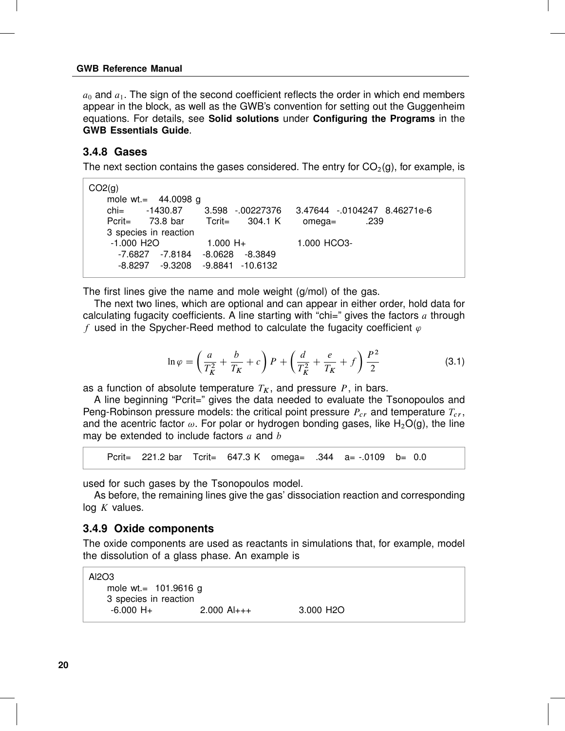$a_0$ and $a_1$. The sign of the second coefficient reflects the order in which end members appear in the block, as well as the GWB's convention for setting out the Guggenheim equations. For details, see **Solid solutions** under **Configuring the Programs** in the **GWB Essentials Guide**.

### 3.4.8 Gases

The next section contains the gases considered. The entry for $CO_2$(g), for example, is

```
CO2(g)
     mole wt.=    44.0098 g
     chi=        -1430.87        3.598   -.00227376     3.47644   -.0104247   8.46271e-6
     Pcrit=       73.8 bar        Tcrit=       304.1 K        omega=          .239
     3 species in reaction
      -1.000 H2O                1.000 H+                 1.000 HCO3-
         -7.6827    -7.8184    -8.0628    -8.3849
         -8.8297    -9.3208    -9.8841   -10.6132
```

The first lines give the name and mole weight (g/mol) of the gas.

The next two lines, which are optional and can appear in either order, hold data for calculating fugacity coefficients. A line starting with "chi=" gives the factors $a$ through $f$ used in the Spycher-Reed method to calculate the fugacity coefficient $\varphi$

$$\ln \varphi = \left( \frac{a}{T_K^2} + \frac{b}{T_K} + c \right) P + \left( \frac{d}{T_K^2} + \frac{e}{T_K} + f \right) \frac{P^2}{2} \tag{3.1}$$

as a function of absolute temperature $T_K$, and pressure $P$, in bars.

A line beginning "Pcrit=" gives the data needed to evaluate the Tsonopoulos and Peng-Robinson pressure models: the critical point pressure $P_{cr}$ and temperature $T_{cr}$, and the acentric factor $\omega$. For polar or hydrogen bonding gases, like $H_2O$(g), the line may be extended to include factors $a$ and $b$

```
     Pcrit=    221.2 bar    Tcrit=    647.3 K    omega=    .344    a= -.0109    b=   0.0
```

used for such gases by the Tsonopoulos model.

As before, the remaining lines give the gas' dissociation reaction and corresponding log $K$ values.

### 3.4.9 Oxide components

The oxide components are used as reactants in simulations that, for example, model the dissolution of a glass phase. An example is

```
Al2O3
     mole wt.=  101.9616 g
     3 species in reaction
      -6.000 H+                2.000 Al+++                3.000 H2O
```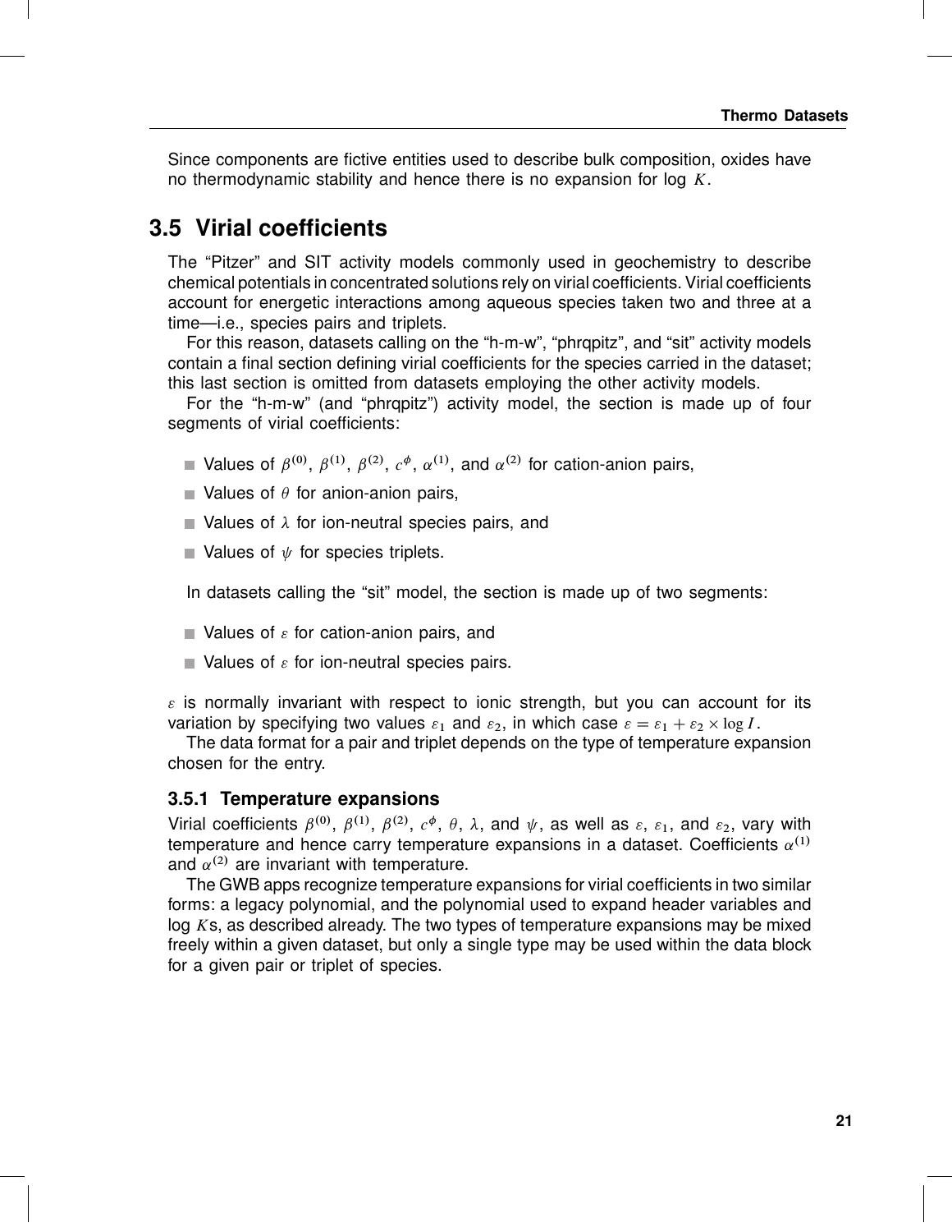Since components are fictive entities used to describe bulk composition, oxides have no thermodynamic stability and hence there is no expansion for log $K$.

## 3.5 Virial coefficients

The "Pitzer" and SIT activity models commonly used in geochemistry to describe chemical potentials in concentrated solutions rely on virial coefficients. Virial coefficients account for energetic interactions among aqueous species taken two and three at a time—i.e., species pairs and triplets.

For this reason, datasets calling on the "h-m-w", "phrqpitz", and "sit" activity models contain a final section defining virial coefficients for the species carried in the dataset; this last section is omitted from datasets employing the other activity models.

For the "h-m-w" (and "phrqpitz") activity model, the section is made up of four segments of virial coefficients:

- Values of $\beta^{(0)}$, $\beta^{(1)}$, $\beta^{(2)}$, $c^{\phi}$, $\alpha^{(1)}$, and $\alpha^{(2)}$ for cation-anion pairs,
- Values of $\theta$ for anion-anion pairs,
- Values of $\lambda$ for ion-neutral species pairs, and
- Values of $\psi$ for species triplets.

In datasets calling the "sit" model, the section is made up of two segments:

- Values of $\varepsilon$ for cation-anion pairs, and
- Values of $\varepsilon$ for ion-neutral species pairs.

$\varepsilon$ is normally invariant with respect to ionic strength, but you can account for its variation by specifying two values $\varepsilon_1$ and $\varepsilon_2$, in which case $\varepsilon = \varepsilon_1 + \varepsilon_2 \times \log I$.

The data format for a pair and triplet depends on the type of temperature expansion chosen for the entry.

### 3.5.1 Temperature expansions

Virial coefficients $\beta^{(0)}$, $\beta^{(1)}$, $\beta^{(2)}$, $c^{\phi}$, $\theta$, $\lambda$, and $\psi$, as well as $\varepsilon$, $\varepsilon_1$, and $\varepsilon_2$, vary with temperature and hence carry temperature expansions in a dataset. Coefficients $\alpha^{(1)}$ and $\alpha^{(2)}$ are invariant with temperature.

The GWB apps recognize temperature expansions for virial coefficients in two similar forms: a legacy polynomial, and the polynomial used to expand header variables and log $K$s, as described already. The two types of temperature expansions may be mixed freely within a given dataset, but only a single type may be used within the data block for a given pair or triplet of species.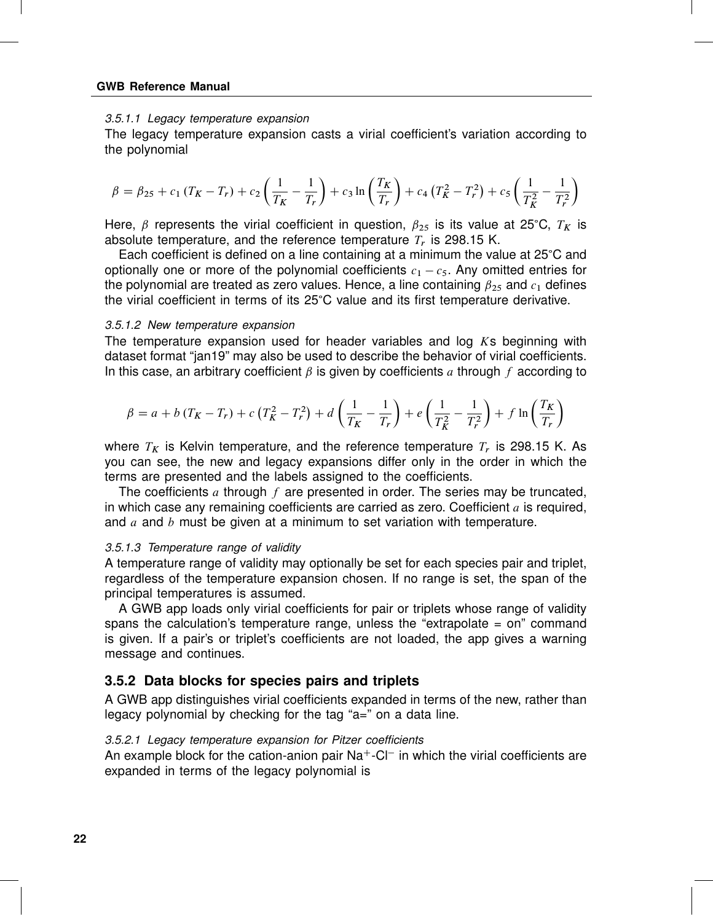#### 3.5.1.1 Legacy temperature expansion

The legacy temperature expansion casts a virial coefficient's variation according to the polynomial

$$\beta = \beta_{25} + c_1 (T_K - T_r) + c_2 \left( \frac{1}{T_K} - \frac{1}{T_r} \right) + c_3 \ln \left( \frac{T_K}{T_r} \right) + c_4 \left( T_K^2 - T_r^2 \right) + c_5 \left( \frac{1}{T_K^2} - \frac{1}{T_r^2} \right)$$

Here, $\beta$ represents the virial coefficient in question, $\beta_{25}$ is its value at 25°C, $T_K$ is absolute temperature, and the reference temperature $T_r$ is 298.15 K.

Each coefficient is defined on a line containing at a minimum the value at 25°C and optionally one or more of the polynomial coefficients $c_1 - c_5$. Any omitted entries for the polynomial are treated as zero values. Hence, a line containing $\beta_{25}$ and $c_1$ defines the virial coefficient in terms of its 25°C value and its first temperature derivative.

#### 3.5.1.2 New temperature expansion

The temperature expansion used for header variables and log $K$s beginning with dataset format "jan19" may also be used to describe the behavior of virial coefficients. In this case, an arbitrary coefficient $\beta$ is given by coefficients $a$ through $f$ according to

$$\beta = a + b (T_K - T_r) + c \left( T_K^2 - T_r^2 \right) + d \left( \frac{1}{T_K} - \frac{1}{T_r} \right) + e \left( \frac{1}{T_K^2} - \frac{1}{T_r^2} \right) + f \ln \left( \frac{T_K}{T_r} \right)$$

where $T_K$ is Kelvin temperature, and the reference temperature $T_r$ is 298.15 K. As you can see, the new and legacy expansions differ only in the order in which the terms are presented and the labels assigned to the coefficients.

The coefficients $a$ through $f$ are presented in order. The series may be truncated, in which case any remaining coefficients are carried as zero. Coefficient $a$ is required, and $a$ and $b$ must be given at a minimum to set variation with temperature.

#### 3.5.1.3 Temperature range of validity

A temperature range of validity may optionally be set for each species pair and triplet, regardless of the temperature expansion chosen. If no range is set, the span of the principal temperatures is assumed.

A GWB app loads only virial coefficients for pair or triplets whose range of validity spans the calculation's temperature range, unless the "extrapolate = on" command is given. If a pair's or triplet's coefficients are not loaded, the app gives a warning message and continues.

### 3.5.2 Data blocks for species pairs and triplets

A GWB app distinguishes virial coefficients expanded in terms of the new, rather than legacy polynomial by checking for the tag "a=" on a data line.

#### 3.5.2.1 Legacy temperature expansion for Pitzer coefficients

An example block for the cation-anion pair $Na^{+}$-$Cl^{-}$ in which the virial coefficients are expanded in terms of the legacy polynomial is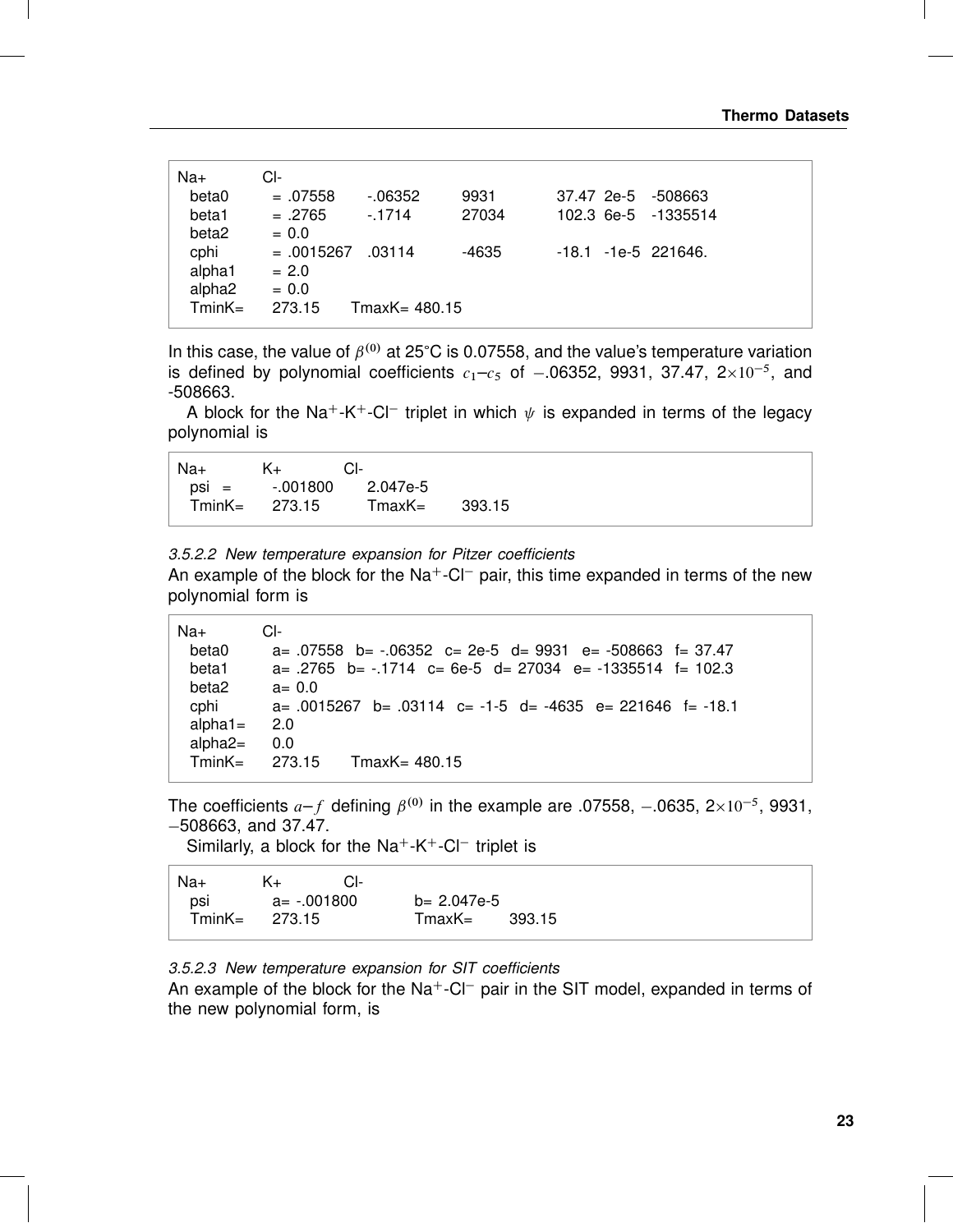```
Na+         Cl-
  beta0       = .07558     -.06352      9931          37.47  2e-5   -508663
  beta1       = .2765      -.1714       27034         102.3  6e-5   -1335514
  beta2       = 0.0
  cphi        = .0015267   .03114       -4635         -18.1  -1e-5  221646.
  alpha1      = 2.0
  alpha2      = 0.0
  TminK=      273.15      TmaxK= 480.15
```

In this case, the value of $\beta^{(0)}$ at 25°C is 0.07558, and the value's temperature variation is defined by polynomial coefficients $c_1$–$c_5$ of $-$.06352, 9931, 37.47, $2{\times}10^{-5}$, and -508663.

A block for the $Na^+$-$K^+$-$Cl^-$ triplet in which $\psi$ is expanded in terms of the legacy polynomial is

```
Na+         K+          Cl-
  psi  =      -.001800     2.047e-5
  TminK=      273.15       TmaxK=       393.15
```

*3.5.2.2 New temperature expansion for Pitzer coefficients*

An example of the block for the $Na^+$-$Cl^-$ pair, this time expanded in terms of the new polynomial form is

```
Na+         Cl-
  beta0       a= .07558   b= -.06352   c= 2e-5   d= 9931   e= -508663   f= 37.47
  beta1       a= .2765   b= -.1714   c= 6e-5   d= 27034   e= -1335514   f= 102.3
  beta2       a= 0.0
  cphi        a= .0015267   b= .03114   c= -1-5   d= -4635   e= 221646   f= -18.1
  alpha1=     2.0
  alpha2=     0.0
  TminK=      273.15      TmaxK= 480.15
```

The coefficients $a$–$f$ defining $\beta^{(0)}$ in the example are .07558, $-$.0635, $2{\times}10^{-5}$, 9931, $-$508663, and 37.47.

Similarly, a block for the $Na^+$-$K^+$-$Cl^-$ triplet is

```
Na+         K+          Cl-
  psi         a= -.001800           b= 2.047e-5
  TminK=      273.15                TmaxK=       393.15
```

*3.5.2.3 New temperature expansion for SIT coefficients*

An example of the block for the $Na^+$-$Cl^-$ pair in the SIT model, expanded in terms of the new polynomial form, is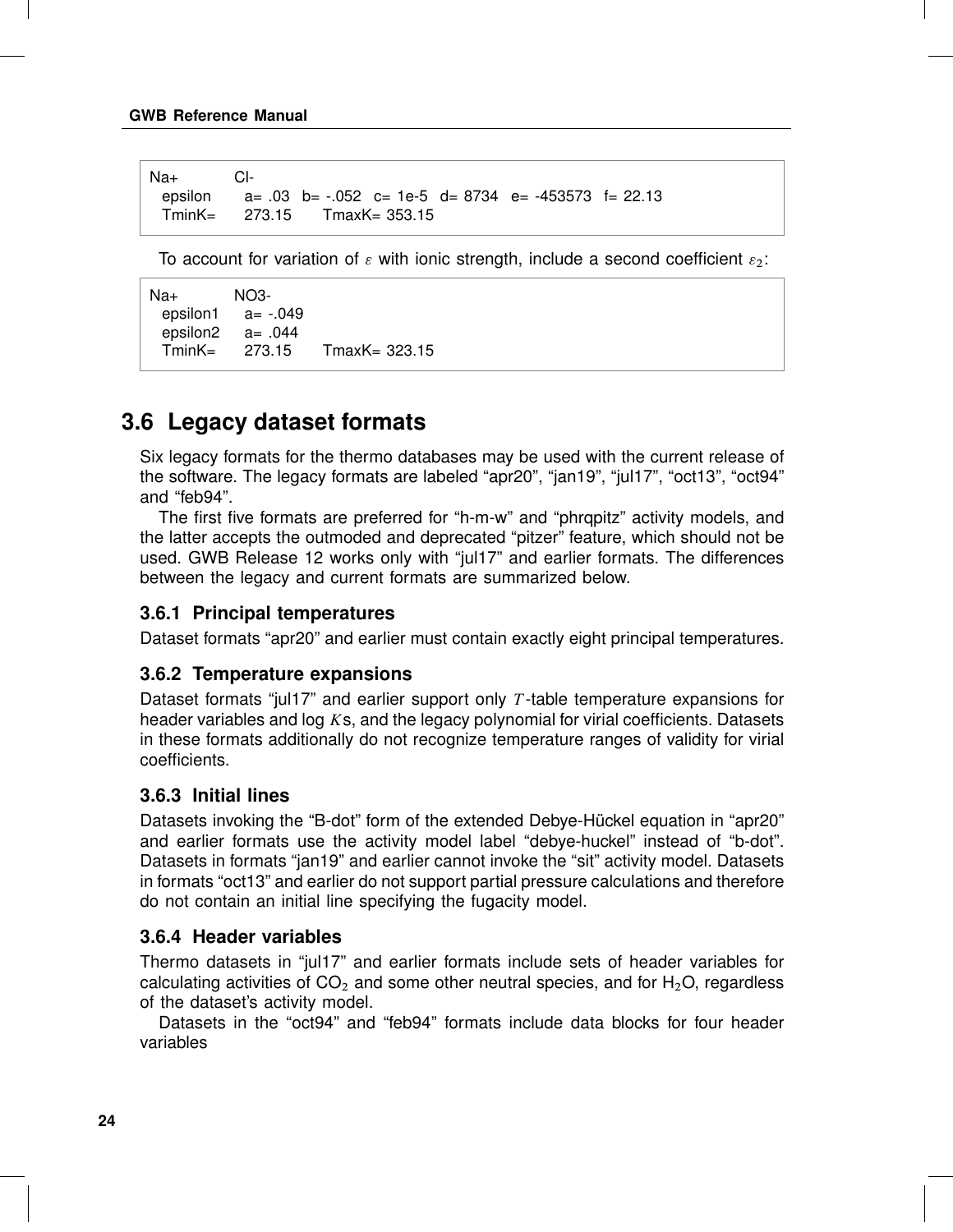```
Na+         Cl-
  epsilon     a= .03   b= -.052   c= 1e-5   d= 8734   e= -453573   f= 22.13
  TminK=     273.15      TmaxK= 353.15
```

To account for variation of $\varepsilon$ with ionic strength, include a second coefficient $\varepsilon_2$:

```
Na+         NO3-
  epsilon1    a= -.049
  epsilon2    a= .044
  TminK=     273.15      TmaxK= 323.15
```

## 3.6 Legacy dataset formats

Six legacy formats for the thermo databases may be used with the current release of the software. The legacy formats are labeled "apr20", "jan19", "jul17", "oct13", "oct94" and "feb94".

The first five formats are preferred for "h-m-w" and "phrqpitz" activity models, and the latter accepts the outmoded and deprecated "pitzer" feature, which should not be used. GWB Release 12 works only with "jul17" and earlier formats. The differences between the legacy and current formats are summarized below.

### 3.6.1 Principal temperatures

Dataset formats "apr20" and earlier must contain exactly eight principal temperatures.

### 3.6.2 Temperature expansions

Dataset formats "jul17" and earlier support only $T$-table temperature expansions for header variables and log $K$s, and the legacy polynomial for virial coefficients. Datasets in these formats additionally do not recognize temperature ranges of validity for virial coefficients.

### 3.6.3 Initial lines

Datasets invoking the "B-dot" form of the extended Debye-Hückel equation in "apr20" and earlier formats use the activity model label "debye-huckel" instead of "b-dot". Datasets in formats "jan19" and earlier cannot invoke the "sit" activity model. Datasets in formats "oct13" and earlier do not support partial pressure calculations and therefore do not contain an initial line specifying the fugacity model.

### 3.6.4 Header variables

Thermo datasets in "jul17" and earlier formats include sets of header variables for calculating activities of $CO_2$ and some other neutral species, and for $H_2O$, regardless of the dataset's activity model.

Datasets in the "oct94" and "feb94" formats include data blocks for four header variables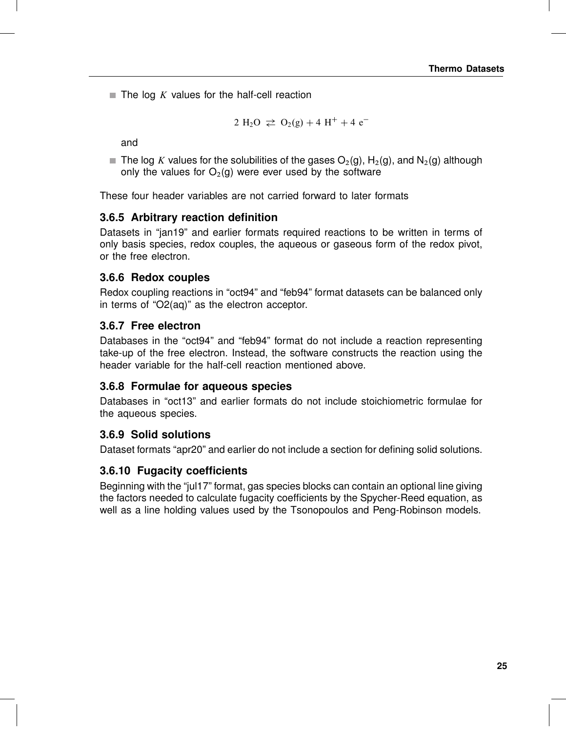- The log $K$ values for the half-cell reaction

$$2\ H_2O\ \rightleftarrows\ O_2(g) + 4\ H^+ + 4\ e^-$$

  and

- The log $K$ values for the solubilities of the gases $O_2$(g), $H_2$(g), and $N_2$(g) although only the values for $O_2$(g) were ever used by the software

These four header variables are not carried forward to later formats

### 3.6.5 Arbitrary reaction definition

Datasets in "jan19" and earlier formats required reactions to be written in terms of only basis species, redox couples, the aqueous or gaseous form of the redox pivot, or the free electron.

### 3.6.6 Redox couples

Redox coupling reactions in "oct94" and "feb94" format datasets can be balanced only in terms of "O2(aq)" as the electron acceptor.

### 3.6.7 Free electron

Databases in the "oct94" and "feb94" format do not include a reaction representing take-up of the free electron. Instead, the software constructs the reaction using the header variable for the half-cell reaction mentioned above.

### 3.6.8 Formulae for aqueous species

Databases in "oct13" and earlier formats do not include stoichiometric formulae for the aqueous species.

### 3.6.9 Solid solutions

Dataset formats "apr20" and earlier do not include a section for defining solid solutions.

### 3.6.10 Fugacity coefficients

Beginning with the "jul17" format, gas species blocks can contain an optional line giving the factors needed to calculate fugacity coefficients by the Spycher-Reed equation, as well as a line holding values used by the Tsonopoulos and Peng-Robinson models.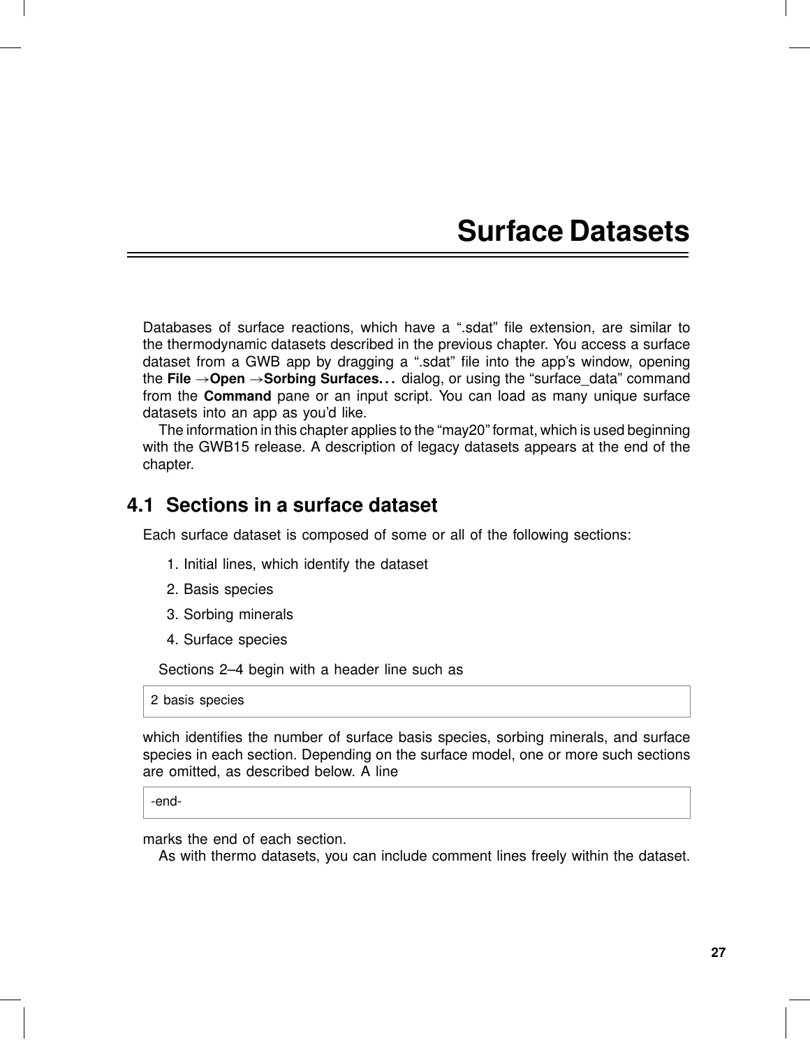# Surface Datasets

Databases of surface reactions, which have a ".sdat" file extension, are similar to the thermodynamic datasets described in the previous chapter. You access a surface dataset from a GWB app by dragging a ".sdat" file into the app's window, opening the **File** →**Open** →**Sorbing Surfaces. . .** dialog, or using the "surface_data" command from the **Command** pane or an input script. You can load as many unique surface datasets into an app as you'd like.

The information in this chapter applies to the "may20" format, which is used beginning with the GWB15 release. A description of legacy datasets appears at the end of the chapter.

## 4.1 Sections in a surface dataset

Each surface dataset is composed of some or all of the following sections:

1. Initial lines, which identify the dataset
2. Basis species
3. Sorbing minerals
4. Surface species

Sections 2–4 begin with a header line such as

```
2 basis species
```

which identifies the number of surface basis species, sorbing minerals, and surface species in each section. Depending on the surface model, one or more such sections are omitted, as described below. A line

```
-end-
```

marks the end of each section.

As with thermo datasets, you can include comment lines freely within the dataset.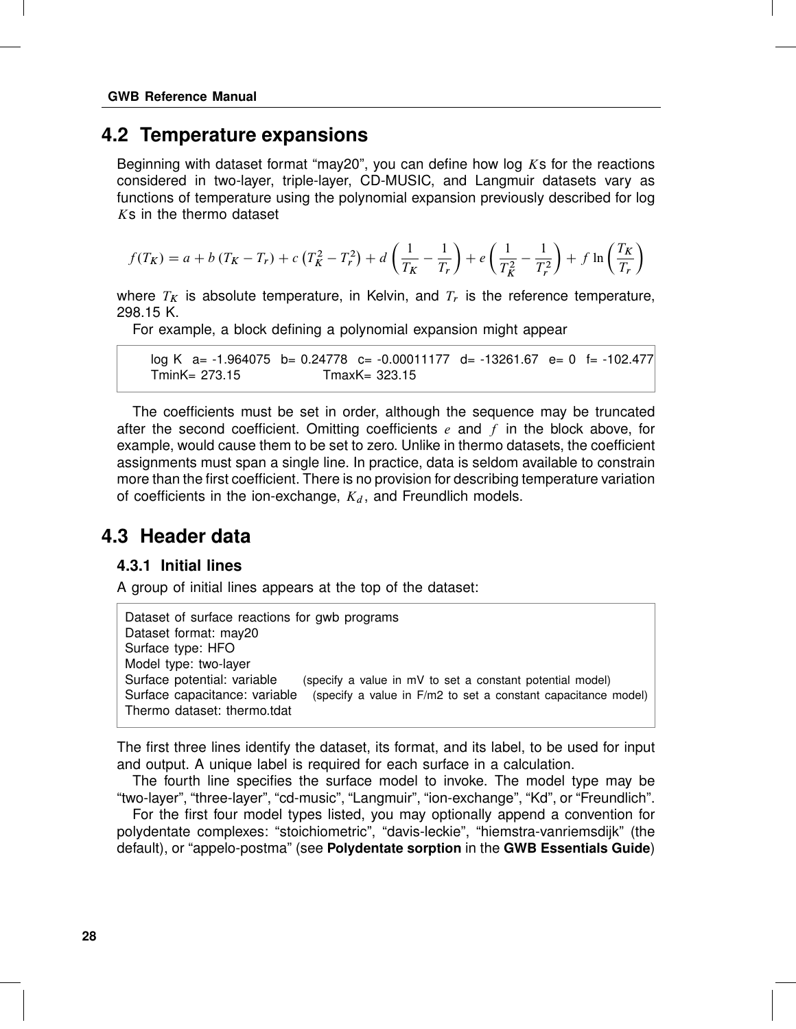## 4.2 Temperature expansions

Beginning with dataset format "may20", you can define how log $K$s for the reactions considered in two-layer, triple-layer, CD-MUSIC, and Langmuir datasets vary as functions of temperature using the polynomial expansion previously described for log $K$s in the thermo dataset

$$f(T_K) = a + b\,(T_K - T_r) + c\left(T_K^2 - T_r^2\right) + d\left(\frac{1}{T_K} - \frac{1}{T_r}\right) + e\left(\frac{1}{T_K^2} - \frac{1}{T_r^2}\right) + f\ln\left(\frac{T_K}{T_r}\right)$$

where $T_K$ is absolute temperature, in Kelvin, and $T_r$ is the reference temperature, 298.15 K.

For example, a block defining a polynomial expansion might appear

```
log K   a= -1.964075   b= 0.24778   c= -0.00011177   d= -13261.67   e= 0   f= -102.477
TminK= 273.15                    TmaxK= 323.15
```

The coefficients must be set in order, although the sequence may be truncated after the second coefficient. Omitting coefficients $e$ and $f$ in the block above, for example, would cause them to be set to zero. Unlike in thermo datasets, the coefficient assignments must span a single line. In practice, data is seldom available to constrain more than the first coefficient. There is no provision for describing temperature variation of coefficients in the ion-exchange, $K_d$, and Freundlich models.

## 4.3 Header data

### 4.3.1 Initial lines

A group of initial lines appears at the top of the dataset:

```
Dataset of surface reactions for gwb programs
Dataset format: may20
Surface type: HFO
Model type: two-layer
Surface potential: variable      (specify a value in mV to set a constant potential model)
Surface capacitance: variable    (specify a value in F/m2 to set a constant capacitance model)
Thermo dataset: thermo.tdat
```

The first three lines identify the dataset, its format, and its label, to be used for input and output. A unique label is required for each surface in a calculation.

The fourth line specifies the surface model to invoke. The model type may be "two-layer", "three-layer", "cd-music", "Langmuir", "ion-exchange", "Kd", or "Freundlich".

For the first four model types listed, you may optionally append a convention for polydentate complexes: "stoichiometric", "davis-leckie", "hiemstra-vanriemsdijk" (the default), or "appelo-postma" (see **Polydentate sorption** in the **GWB Essentials Guide**)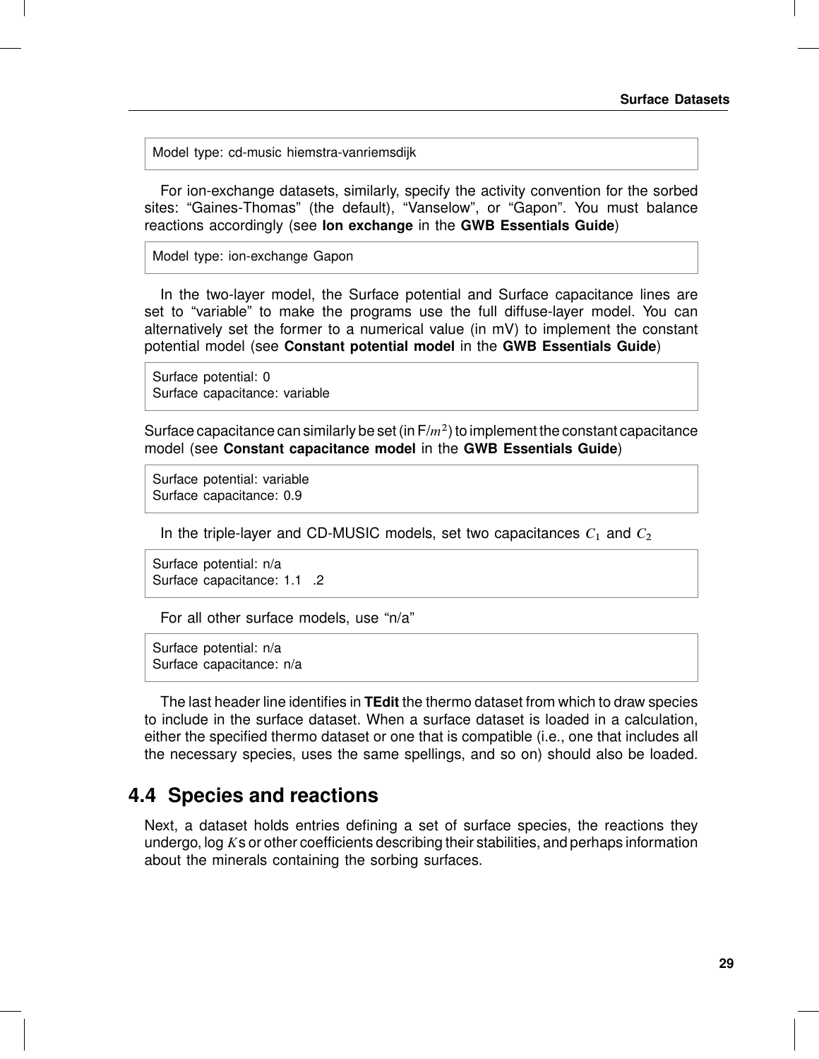```
Model type: cd-music hiemstra-vanriemsdijk
```

For ion-exchange datasets, similarly, specify the activity convention for the sorbed sites: "Gaines-Thomas" (the default), "Vanselow", or "Gapon". You must balance reactions accordingly (see **Ion exchange** in the **GWB Essentials Guide**)

```
Model type: ion-exchange Gapon
```

In the two-layer model, the Surface potential and Surface capacitance lines are set to "variable" to make the programs use the full diffuse-layer model. You can alternatively set the former to a numerical value (in mV) to implement the constant potential model (see **Constant potential model** in the **GWB Essentials Guide**)

```
Surface potential: 0
Surface capacitance: variable
```

Surface capacitance can similarly be set (in F/$m^2$) to implement the constant capacitance model (see **Constant capacitance model** in the **GWB Essentials Guide**)

```
Surface potential: variable
Surface capacitance: 0.9
```

In the triple-layer and CD-MUSIC models, set two capacitances $C_1$ and $C_2$

```
Surface potential: n/a
Surface capacitance: 1.1   .2
```

For all other surface models, use "n/a"

```
Surface potential: n/a
Surface capacitance: n/a
```

The last header line identifies in **TEdit** the thermo dataset from which to draw species to include in the surface dataset. When a surface dataset is loaded in a calculation, either the specified thermo dataset or one that is compatible (i.e., one that includes all the necessary species, uses the same spellings, and so on) should also be loaded.

## 4.4 Species and reactions

Next, a dataset holds entries defining a set of surface species, the reactions they undergo, log $K$s or other coefficients describing their stabilities, and perhaps information about the minerals containing the sorbing surfaces.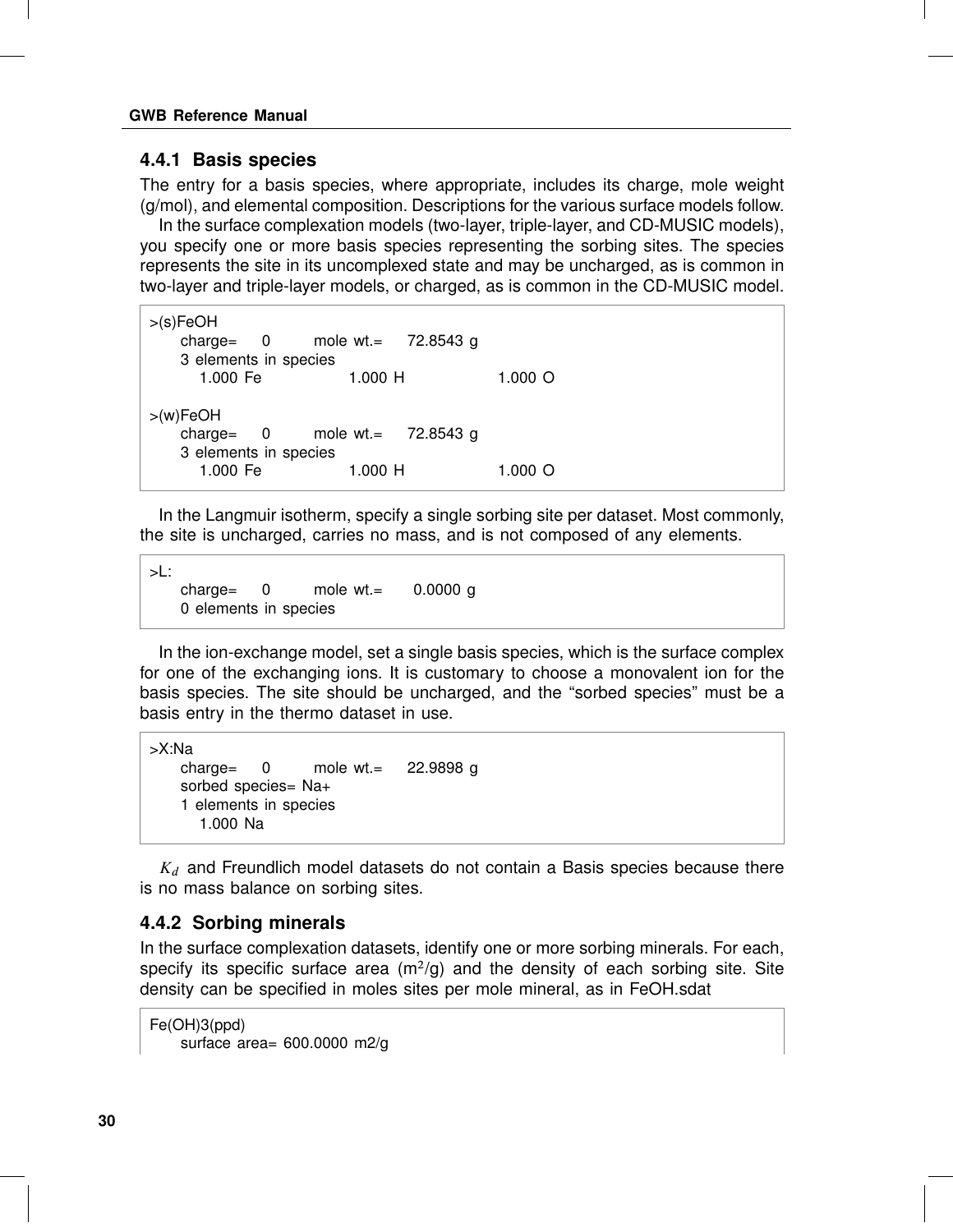### 4.4.1 Basis species

The entry for a basis species, where appropriate, includes its charge, mole weight (g/mol), and elemental composition. Descriptions for the various surface models follow.

In the surface complexation models (two-layer, triple-layer, and CD-MUSIC models), you specify one or more basis species representing the sorbing sites. The species represents the site in its uncomplexed state and may be uncharged, as is common in two-layer and triple-layer models, or charged, as is common in the CD-MUSIC model.

```
>(s)FeOH
     charge=   0      mole wt.=   72.8543 g
     3 elements in species
        1.000 Fe           1.000 H            1.000 O

>(w)FeOH
     charge=   0      mole wt.=   72.8543 g
     3 elements in species
        1.000 Fe           1.000 H            1.000 O
```

In the Langmuir isotherm, specify a single sorbing site per dataset. Most commonly, the site is uncharged, carries no mass, and is not composed of any elements.

```
>L:
     charge=   0      mole wt.=    0.0000 g
     0 elements in species
```

In the ion-exchange model, set a single basis species, which is the surface complex for one of the exchanging ions. It is customary to choose a monovalent ion for the basis species. The site should be uncharged, and the “sorbed species” must be a basis entry in the thermo dataset in use.

```
>X:Na
     charge=   0      mole wt.=   22.9898 g
     sorbed species= Na+
     1 elements in species
        1.000 Na
```

$K_d$ and Freundlich model datasets do not contain a Basis species because there is no mass balance on sorbing sites.

### 4.4.2 Sorbing minerals

In the surface complexation datasets, identify one or more sorbing minerals. For each, specify its specific surface area ($m^2$/g) and the density of each sorbing site. Site density can be specified in moles sites per mole mineral, as in FeOH.sdat

```
Fe(OH)3(ppd)
     surface area= 600.0000 m2/g
```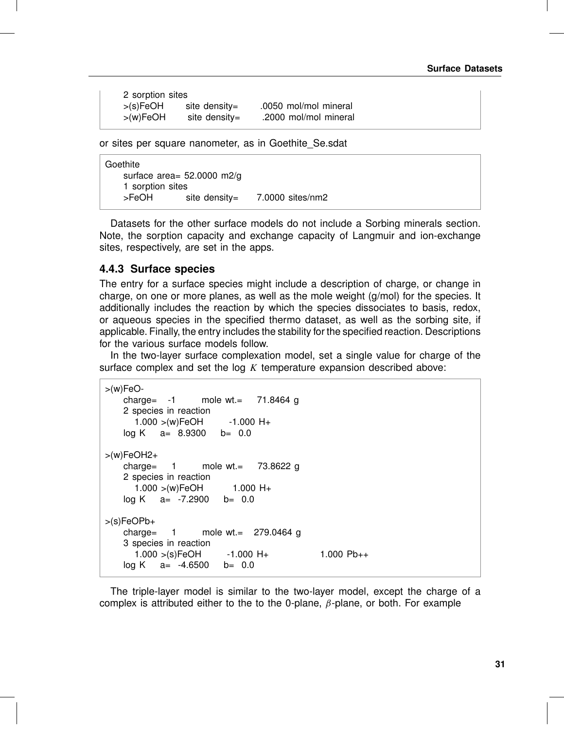```
2 sorption sites
>(s)FeOH    site density=    .0050 mol/mol mineral
>(w)FeOH    site density=    .2000 mol/mol mineral
```

or sites per square nanometer, as in Goethite_Se.sdat

```
Goethite
    surface area= 52.0000 m2/g
    1 sorption sites
    >FeOH         site density=    7.0000 sites/nm2
```

Datasets for the other surface models do not include a Sorbing minerals section. Note, the sorption capacity and exchange capacity of Langmuir and ion-exchange sites, respectively, are set in the apps.

### 4.4.3 Surface species

The entry for a surface species might include a description of charge, or change in charge, on one or more planes, as well as the mole weight (g/mol) for the species. It additionally includes the reaction by which the species dissociates to basis, redox, or aqueous species in the specified thermo dataset, as well as the sorbing site, if applicable. Finally, the entry includes the stability for the specified reaction. Descriptions for the various surface models follow.

In the two-layer surface complexation model, set a single value for charge of the surface complex and set the log $K$ temperature expansion described above:

```
>(w)FeO-
    charge=   -1       mole wt.=    71.8464 g
    2 species in reaction
       1.000 >(w)FeOH       -1.000 H+
    log K    a=  8.9300    b=  0.0

>(w)FeOH2+
    charge=    1       mole wt.=    73.8622 g
    2 species in reaction
       1.000 >(w)FeOH        1.000 H+
    log K    a=  -7.2900   b=  0.0

>(s)FeOPb+
    charge=    1       mole wt.=   279.0464 g
    3 species in reaction
       1.000 >(s)FeOH       -1.000 H+             1.000 Pb++
    log K    a=  -4.6500   b=  0.0
```

The triple-layer model is similar to the two-layer model, except the charge of a complex is attributed either to the to the 0-plane, $\beta$-plane, or both. For example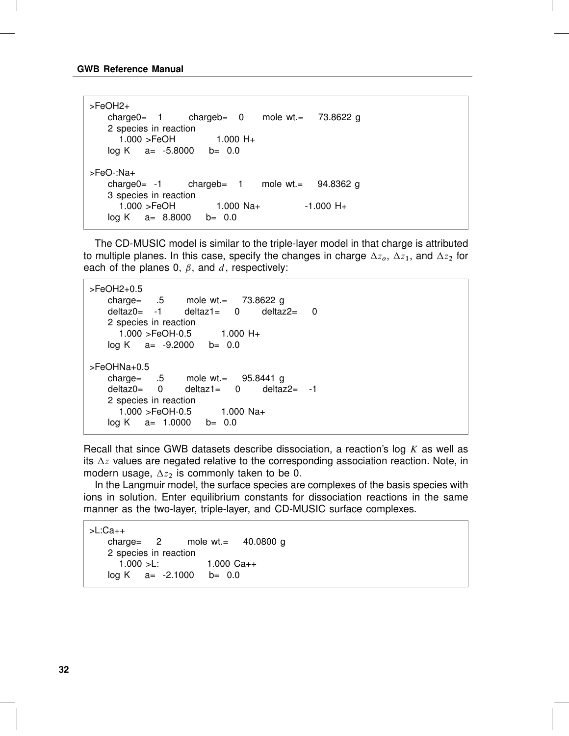```
>FeOH2+
     charge0=   1       chargeb=   0     mole wt.=    73.8622 g
     2 species in reaction
        1.000 >FeOH           1.000 H+
     log K    a=  -5.8000    b=  0.0

>FeO-:Na+
     charge0=  -1       chargeb=   1     mole wt.=    94.8362 g
     3 species in reaction
        1.000 >FeOH           1.000 Na+            -1.000 H+
     log K    a=  8.8000     b=  0.0
```

The CD-MUSIC model is similar to the triple-layer model in that charge is attributed to multiple planes. In this case, specify the changes in charge $\Delta z_o$, $\Delta z_1$, and $\Delta z_2$ for each of the planes 0, $\beta$, and $d$, respectively:

```
>FeOH2+0.5
     charge=    .5      mole wt.=    73.8622 g
     deltaz0=   -1      deltaz1=    0      deltaz2=    0
     2 species in reaction
        1.000 >FeOH-0.5        1.000 H+
     log K    a=  -9.2000    b=  0.0

>FeOHNa+0.5
     charge=    .5      mole wt.=    95.8441 g
     deltaz0=    0      deltaz1=    0      deltaz2=   -1
     2 species in reaction
        1.000 >FeOH-0.5        1.000 Na+
     log K    a=  1.0000     b=  0.0
```

Recall that since GWB datasets describe dissociation, a reaction's log $K$ as well as its $\Delta z$ values are negated relative to the corresponding association reaction. Note, in modern usage, $\Delta z_2$ is commonly taken to be 0.

In the Langmuir model, the surface species are complexes of the basis species with ions in solution. Enter equilibrium constants for dissociation reactions in the same manner as the two-layer, triple-layer, and CD-MUSIC surface complexes.

```
>L:Ca++
     charge=    2       mole wt.=    40.0800 g
     2 species in reaction
        1.000 >L:             1.000 Ca++
     log K    a=  -2.1000    b=  0.0
```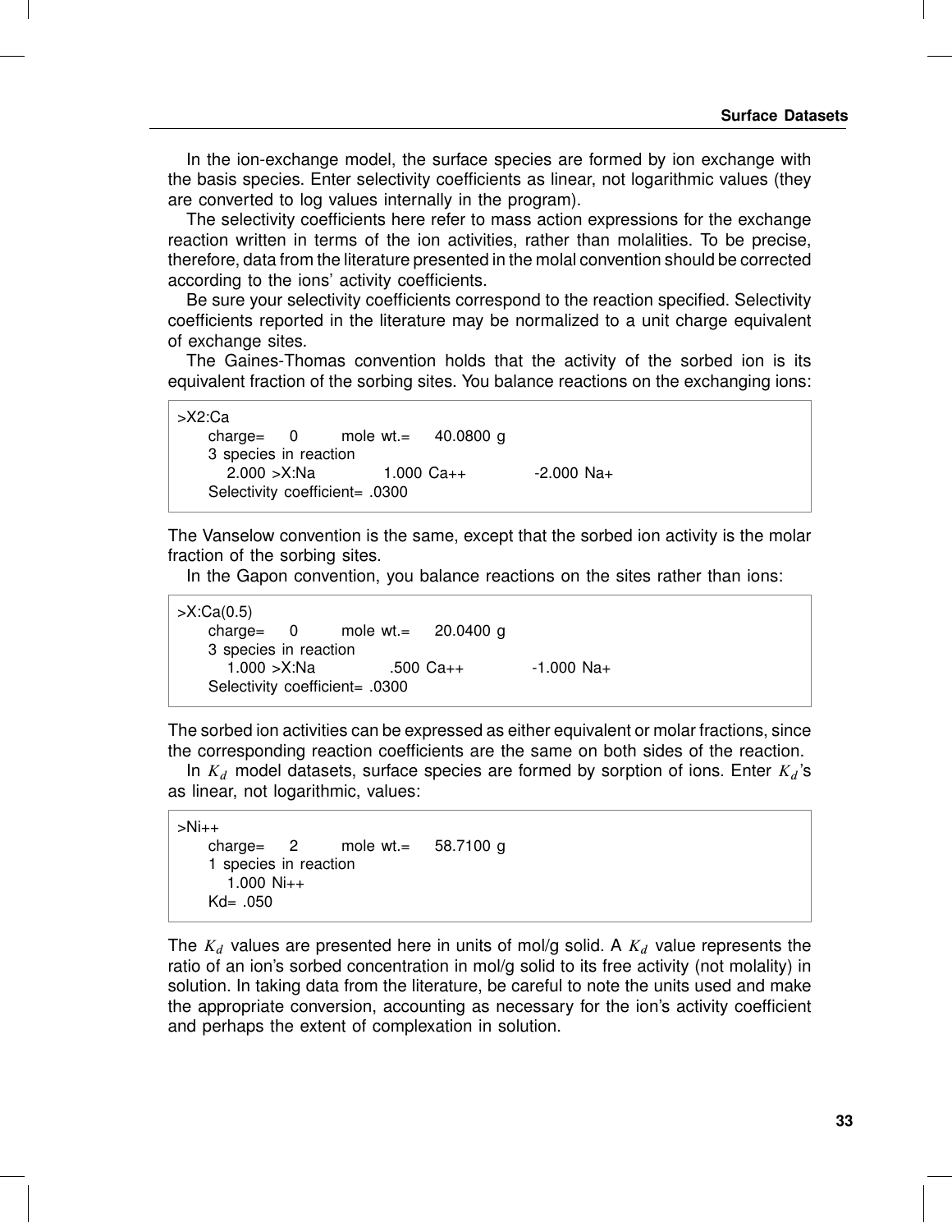In the ion-exchange model, the surface species are formed by ion exchange with the basis species. Enter selectivity coefficients as linear, not logarithmic values (they are converted to log values internally in the program).

The selectivity coefficients here refer to mass action expressions for the exchange reaction written in terms of the ion activities, rather than molalities. To be precise, therefore, data from the literature presented in the molal convention should be corrected according to the ions' activity coefficients.

Be sure your selectivity coefficients correspond to the reaction specified. Selectivity coefficients reported in the literature may be normalized to a unit charge equivalent of exchange sites.

The Gaines-Thomas convention holds that the activity of the sorbed ion is its equivalent fraction of the sorbing sites. You balance reactions on the exchanging ions:

```
>X2:Ca
     charge=   0       mole wt.=   40.0800 g
     3 species in reaction
        2.000 >X:Na           1.000 Ca++          -2.000 Na+
     Selectivity coefficient= .0300
```

The Vanselow convention is the same, except that the sorbed ion activity is the molar fraction of the sorbing sites.

In the Gapon convention, you balance reactions on the sites rather than ions:

```
>X:Ca(0.5)
     charge=   0       mole wt.=   20.0400 g
     3 species in reaction
        1.000 >X:Na            .500 Ca++          -1.000 Na+
     Selectivity coefficient= .0300
```

The sorbed ion activities can be expressed as either equivalent or molar fractions, since the corresponding reaction coefficients are the same on both sides of the reaction.

In $K_d$ model datasets, surface species are formed by sorption of ions. Enter $K_d$'s as linear, not logarithmic, values:

```
>Ni++
     charge=   2       mole wt.=   58.7100 g
     1 species in reaction
        1.000 Ni++
     Kd= .050
```

The $K_d$ values are presented here in units of mol/g solid. A $K_d$ value represents the ratio of an ion's sorbed concentration in mol/g solid to its free activity (not molality) in solution. In taking data from the literature, be careful to note the units used and make the appropriate conversion, accounting as necessary for the ion's activity coefficient and perhaps the extent of complexation in solution.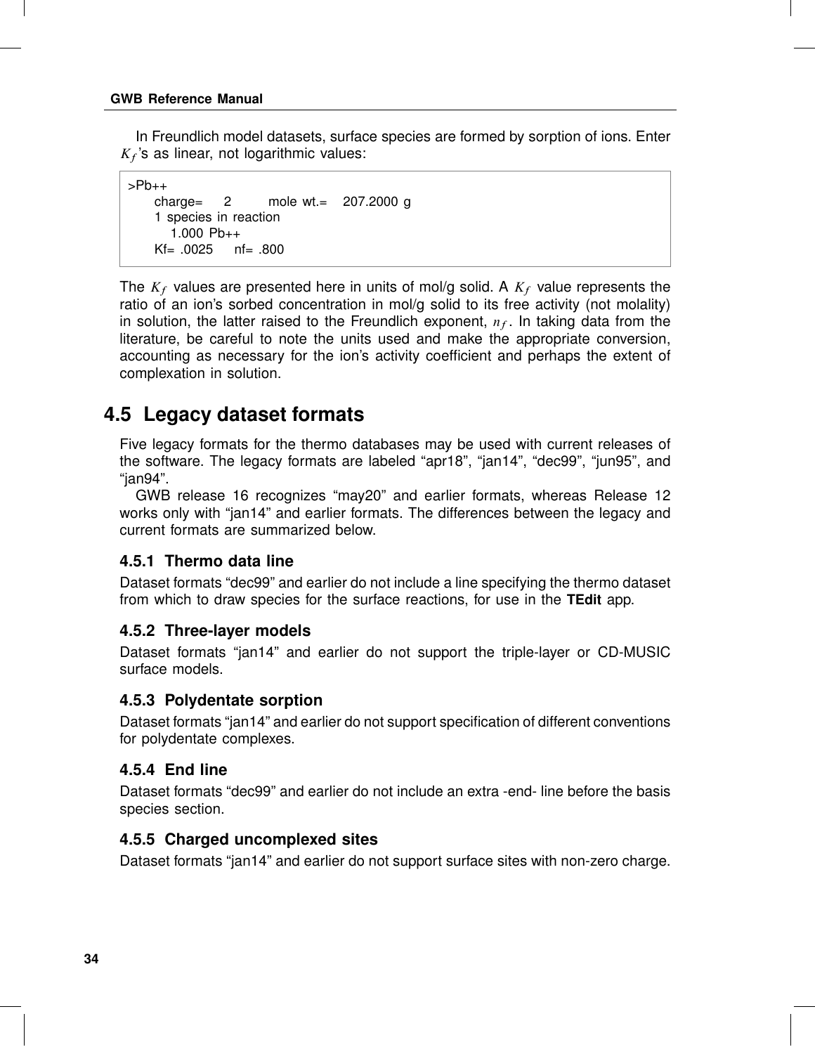In Freundlich model datasets, surface species are formed by sorption of ions. Enter $K_f$'s as linear, not logarithmic values:

```
>Pb++
     charge=    2        mole wt.=    207.2000 g
     1 species in reaction
        1.000 Pb++
     Kf= .0025     nf= .800
```

The $K_f$ values are presented here in units of mol/g solid. A $K_f$ value represents the ratio of an ion's sorbed concentration in mol/g solid to its free activity (not molality) in solution, the latter raised to the Freundlich exponent, $n_f$. In taking data from the literature, be careful to note the units used and make the appropriate conversion, accounting as necessary for the ion's activity coefficient and perhaps the extent of complexation in solution.

## 4.5 Legacy dataset formats

Five legacy formats for the thermo databases may be used with current releases of the software. The legacy formats are labeled "apr18", "jan14", "dec99", "jun95", and "jan94".

GWB release 16 recognizes "may20" and earlier formats, whereas Release 12 works only with "jan14" and earlier formats. The differences between the legacy and current formats are summarized below.

### 4.5.1 Thermo data line

Dataset formats "dec99" and earlier do not include a line specifying the thermo dataset from which to draw species for the surface reactions, for use in the **TEdit** app.

### 4.5.2 Three-layer models

Dataset formats "jan14" and earlier do not support the triple-layer or CD-MUSIC surface models.

### 4.5.3 Polydentate sorption

Dataset formats "jan14" and earlier do not support specification of different conventions for polydentate complexes.

### 4.5.4 End line

Dataset formats "dec99" and earlier do not include an extra -end- line before the basis species section.

### 4.5.5 Charged uncomplexed sites

Dataset formats "jan14" and earlier do not support surface sites with non-zero charge.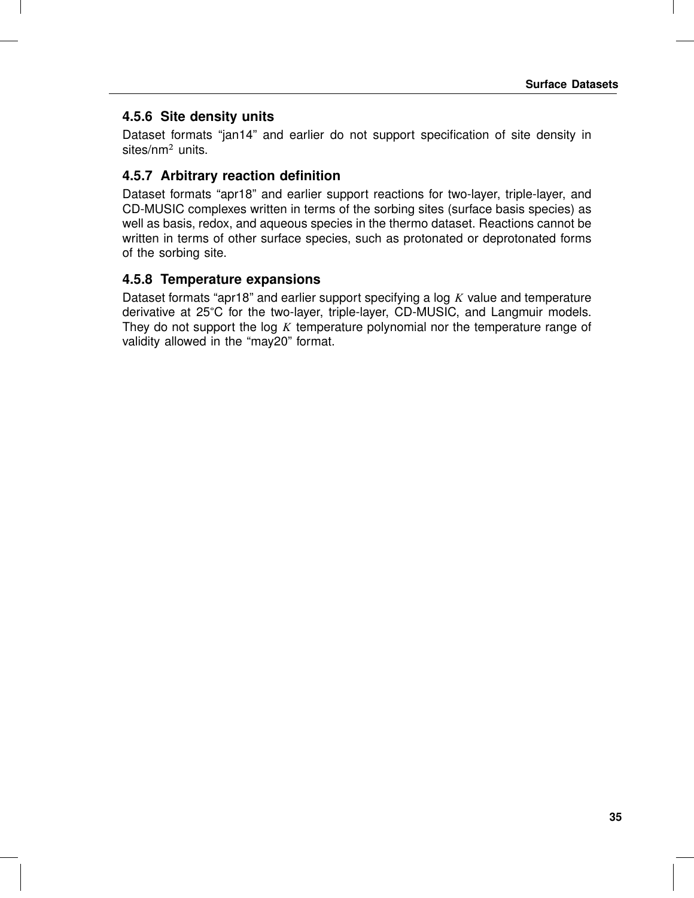### 4.5.6 Site density units

Dataset formats “jan14” and earlier do not support specification of site density in sites/nm$^2$ units.

### 4.5.7 Arbitrary reaction definition

Dataset formats “apr18” and earlier support reactions for two-layer, triple-layer, and CD-MUSIC complexes written in terms of the sorbing sites (surface basis species) as well as basis, redox, and aqueous species in the thermo dataset. Reactions cannot be written in terms of other surface species, such as protonated or deprotonated forms of the sorbing site.

### 4.5.8 Temperature expansions

Dataset formats “apr18” and earlier support specifying a log $K$ value and temperature derivative at 25°C for the two-layer, triple-layer, CD-MUSIC, and Langmuir models. They do not support the log $K$ temperature polynomial nor the temperature range of validity allowed in the “may20” format.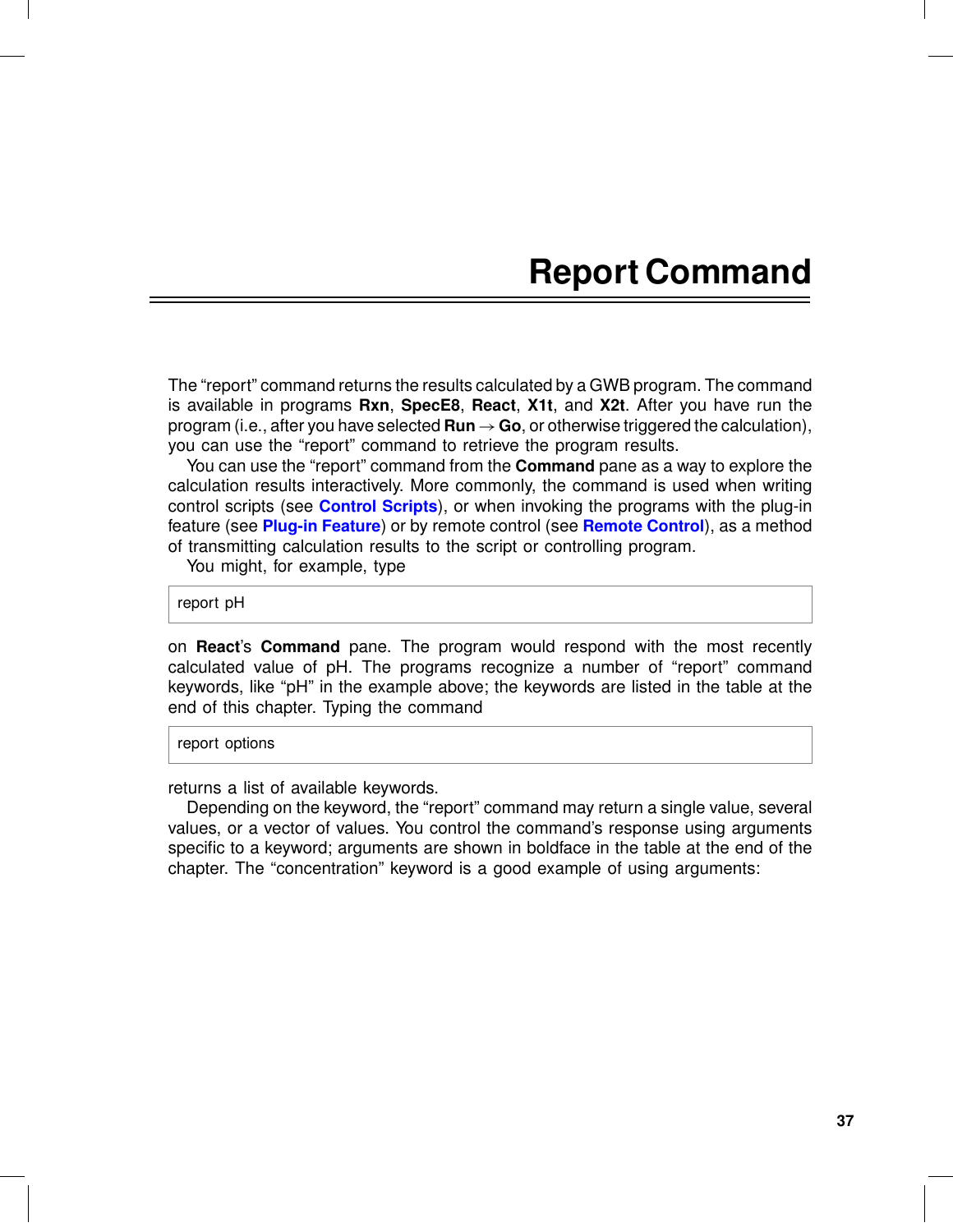# Report Command

The “report” command returns the results calculated by a GWB program. The command is available in programs **Rxn**, **SpecE8**, **React**, **X1t**, and **X2t**. After you have run the program (i.e., after you have selected **Run** → **Go**, or otherwise triggered the calculation), you can use the “report” command to retrieve the program results.

You can use the “report” command from the **Command** pane as a way to explore the calculation results interactively. More commonly, the command is used when writing control scripts (see **Control Scripts**), or when invoking the programs with the plug-in feature (see **Plug-in Feature**) or by remote control (see **Remote Control**), as a method of transmitting calculation results to the script or controlling program.

You might, for example, type

```
report pH
```

on **React**’s **Command** pane. The program would respond with the most recently calculated value of pH. The programs recognize a number of “report” command keywords, like “pH” in the example above; the keywords are listed in the table at the end of this chapter. Typing the command

```
report options
```

returns a list of available keywords.

Depending on the keyword, the “report” command may return a single value, several values, or a vector of values. You control the command’s response using arguments specific to a keyword; arguments are shown in boldface in the table at the end of the chapter. The “concentration” keyword is a good example of using arguments: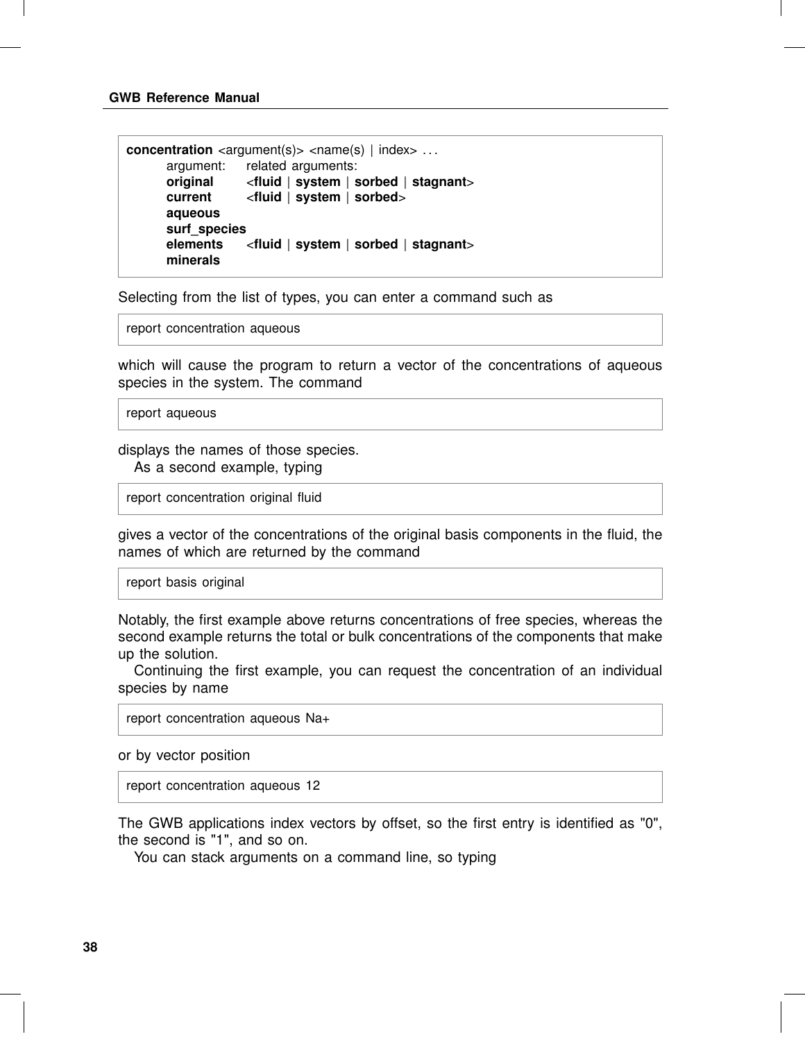```
concentration <argument(s)> <name(s) | index> . . .
    argument:     related arguments:
    original      <fluid | system | sorbed | stagnant>
    current       <fluid | system | sorbed>
    aqueous
    surf_species
    elements      <fluid | system | sorbed | stagnant>
    minerals
```

Selecting from the list of types, you can enter a command such as

```
report concentration aqueous
```

which will cause the program to return a vector of the concentrations of aqueous species in the system. The command

```
report aqueous
```

displays the names of those species.

As a second example, typing

```
report concentration original fluid
```

gives a vector of the concentrations of the original basis components in the fluid, the names of which are returned by the command

```
report basis original
```

Notably, the first example above returns concentrations of free species, whereas the second example returns the total or bulk concentrations of the components that make up the solution.

Continuing the first example, you can request the concentration of an individual species by name

```
report concentration aqueous Na+
```

or by vector position

```
report concentration aqueous 12
```

The GWB applications index vectors by offset, so the first entry is identified as "0", the second is "1", and so on.

You can stack arguments on a command line, so typing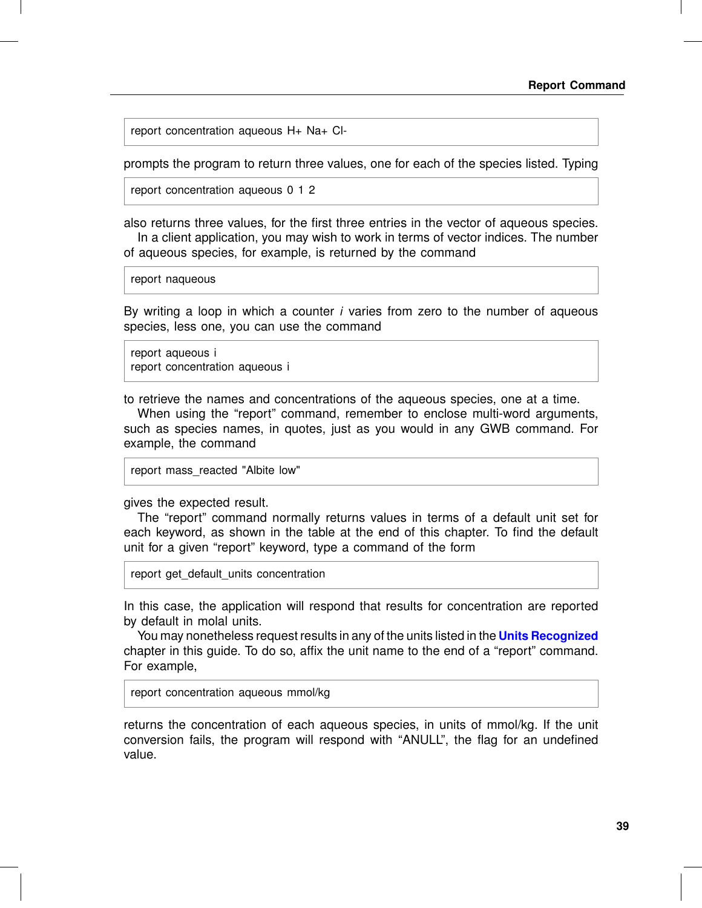```
report concentration aqueous H+ Na+ Cl-
```

prompts the program to return three values, one for each of the species listed. Typing

```
report concentration aqueous 0 1 2
```

also returns three values, for the first three entries in the vector of aqueous species.

In a client application, you may wish to work in terms of vector indices. The number of aqueous species, for example, is returned by the command

```
report naqueous
```

By writing a loop in which a counter *i* varies from zero to the number of aqueous species, less one, you can use the command

```
report aqueous i
report concentration aqueous i
```

to retrieve the names and concentrations of the aqueous species, one at a time.

When using the “report” command, remember to enclose multi-word arguments, such as species names, in quotes, just as you would in any GWB command. For example, the command

```
report mass_reacted "Albite low"
```

gives the expected result.

The “report” command normally returns values in terms of a default unit set for each keyword, as shown in the table at the end of this chapter. To find the default unit for a given “report” keyword, type a command of the form

```
report get_default_units concentration
```

In this case, the application will respond that results for concentration are reported by default in molal units.

You may nonetheless request results in any of the units listed in the **Units Recognized** chapter in this guide. To do so, affix the unit name to the end of a “report” command. For example,

```
report concentration aqueous mmol/kg
```

returns the concentration of each aqueous species, in units of mmol/kg. If the unit conversion fails, the program will respond with “ANULL”, the flag for an undefined value.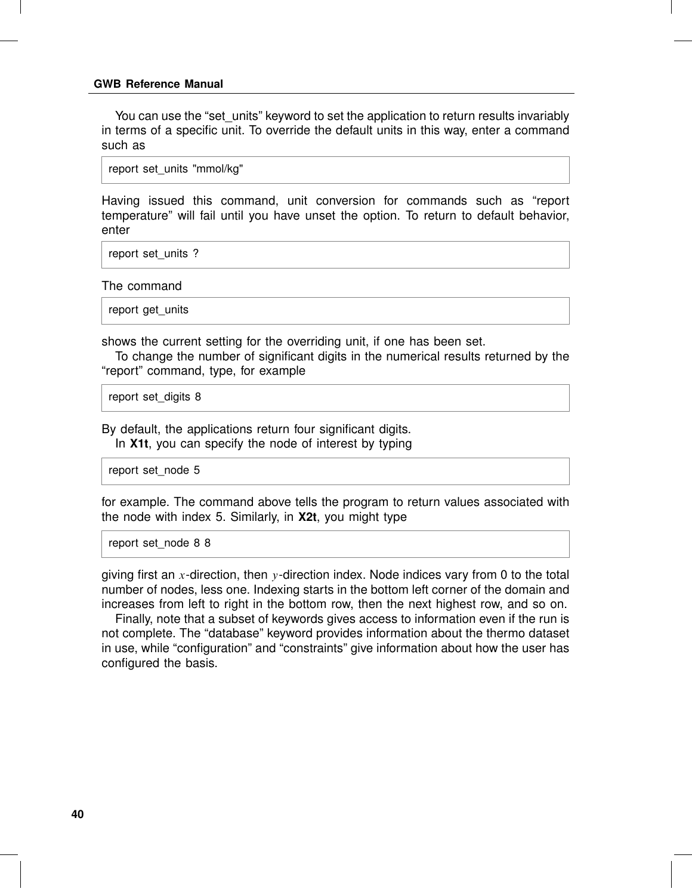You can use the “set_units” keyword to set the application to return results invariably in terms of a specific unit. To override the default units in this way, enter a command such as

```
report set_units "mmol/kg"
```

Having issued this command, unit conversion for commands such as “report temperature” will fail until you have unset the option. To return to default behavior, enter

```
report set_units ?
```

The command

```
report get_units
```

shows the current setting for the overriding unit, if one has been set.

To change the number of significant digits in the numerical results returned by the “report” command, type, for example

```
report set_digits 8
```

By default, the applications return four significant digits.

In **X1t**, you can specify the node of interest by typing

```
report set_node 5
```

for example. The command above tells the program to return values associated with the node with index 5. Similarly, in **X2t**, you might type

```
report set_node 8 8
```

giving first an $x$-direction, then $y$-direction index. Node indices vary from 0 to the total number of nodes, less one. Indexing starts in the bottom left corner of the domain and increases from left to right in the bottom row, then the next highest row, and so on.

Finally, note that a subset of keywords gives access to information even if the run is not complete. The “database” keyword provides information about the thermo dataset in use, while “configuration” and “constraints” give information about how the user has configured the basis.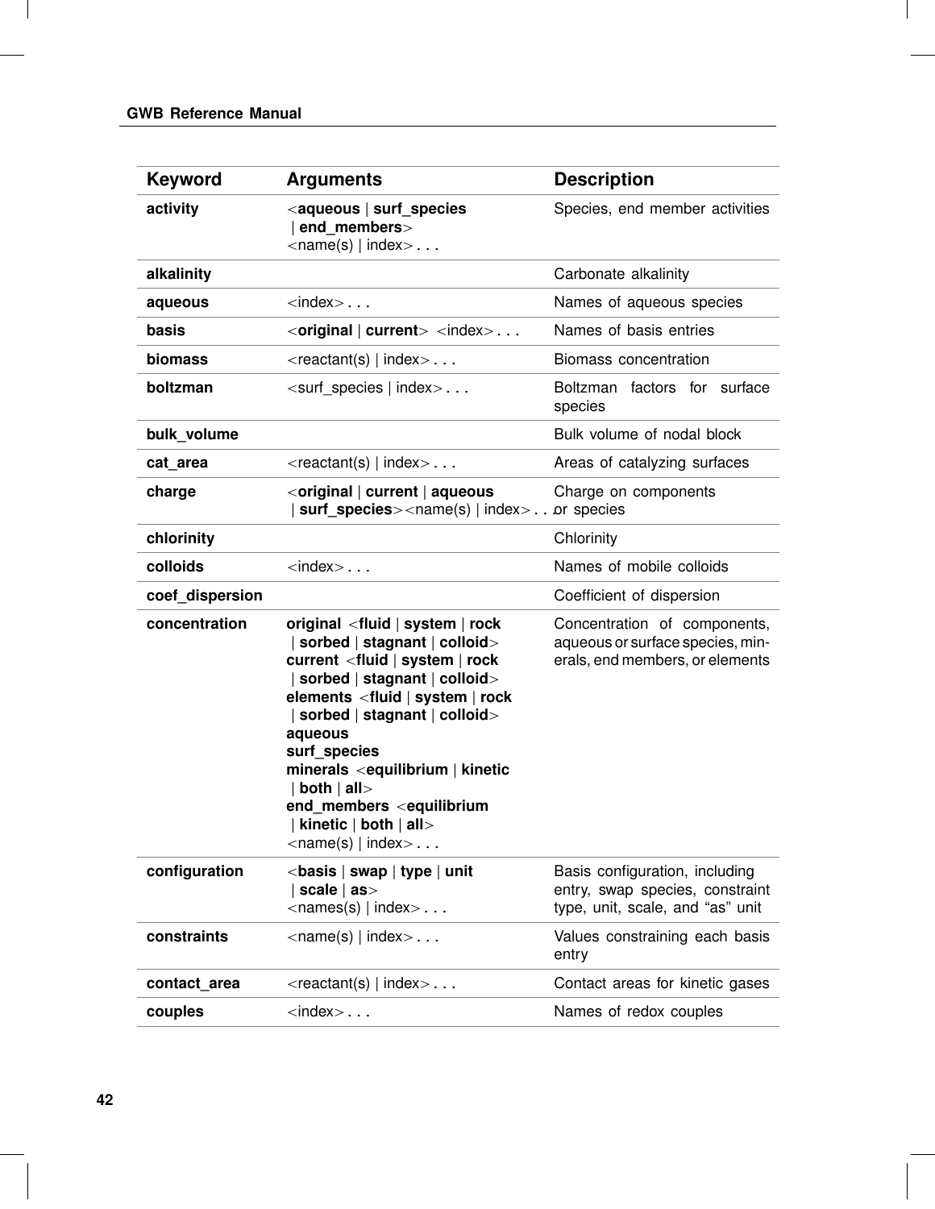| Keyword | Arguments | Description |
|---|---|---|
| **activity** | <**aqueous** \| **surf_species** \| **end_members**> <name(s) \| index> . . . | Species, end member activities |
| **alkalinity** | | Carbonate alkalinity |
| **aqueous** | <index> . . . | Names of aqueous species |
| **basis** | <**original** \| **current**> <index> . . . | Names of basis entries |
| **biomass** | <reactant(s) \| index> . . . | Biomass concentration |
| **boltzman** | <surf_species \| index> . . . | Boltzman factors for surface species |
| **bulk_volume** | | Bulk volume of nodal block |
| **cat_area** | <reactant(s) \| index> . . . | Areas of catalyzing surfaces |
| **charge** | <**original** \| **current** \| **aqueous** \| **surf_species**><name(s) \| index> . . . | Charge on components or species |
| **chlorinity** | | Chlorinity |
| **colloids** | <index> . . . | Names of mobile colloids |
| **coef_dispersion** | | Coefficient of dispersion |
| **concentration** | **original** <**fluid** \| **system** \| **rock** \| **sorbed** \| **stagnant** \| **colloid**> **current** <**fluid** \| **system** \| **rock** \| **sorbed** \| **stagnant** \| **colloid**> **elements** <**fluid** \| **system** \| **rock** \| **sorbed** \| **stagnant** \| **colloid**> **aqueous** **surf_species** **minerals** <**equilibrium** \| **kinetic** \| **both** \| **all**> **end_members** <**equilibrium** \| **kinetic** \| **both** \| **all**> <name(s) \| index> . . . | Concentration of components, aqueous or surface species, minerals, end members, or elements |
| **configuration** | <**basis** \| **swap** \| **type** \| **unit** \| **scale** \| **as**> <names(s) \| index> . . . | Basis configuration, including entry, swap species, constraint type, unit, scale, and "as" unit |
| **constraints** | <name(s) \| index> . . . | Values constraining each basis entry |
| **contact_area** | <reactant(s) \| index> . . . | Contact areas for kinetic gases |
| **couples** | <index> . . . | Names of redox couples |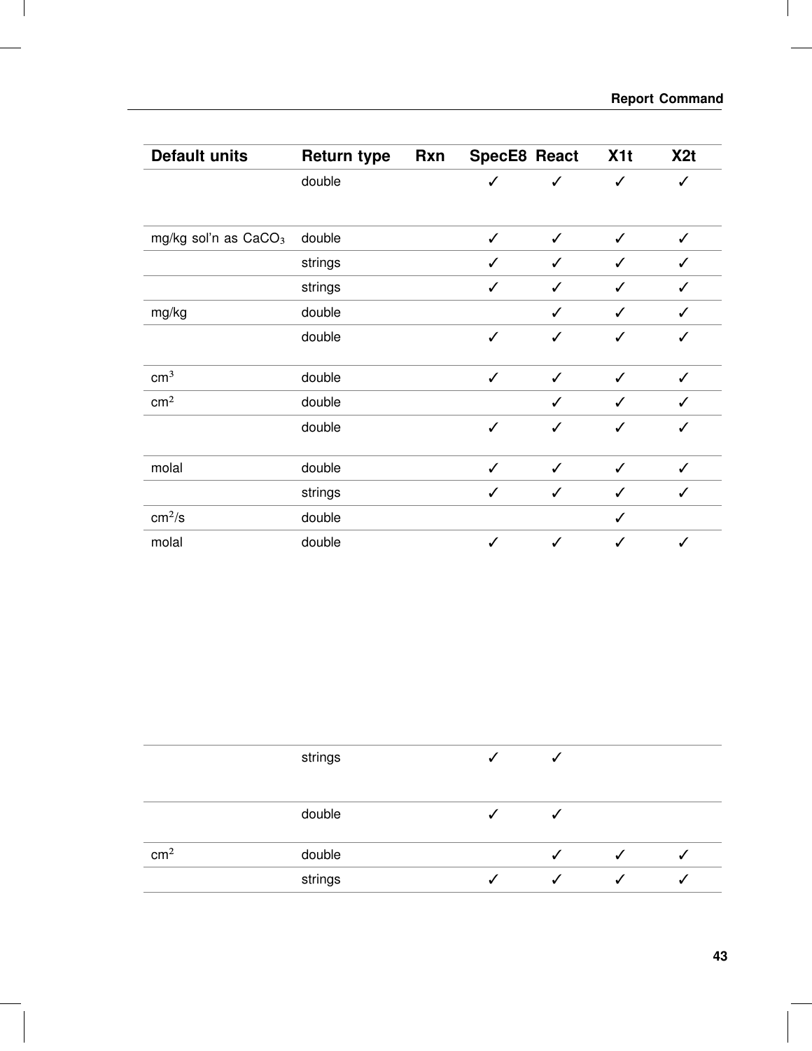| Default units | Return type | Rxn | SpecE8 | React | X1t | X2t |
|---|---|---|---|---|---|---|
| | double | | ✓ | ✓ | ✓ | ✓ |
| mg/kg sol'n as $CaCO_3$ | double | | ✓ | ✓ | ✓ | ✓ |
| | strings | | ✓ | ✓ | ✓ | ✓ |
| | strings | | ✓ | ✓ | ✓ | ✓ |
| mg/kg | double | | | ✓ | ✓ | ✓ |
| | double | | ✓ | ✓ | ✓ | ✓ |
| $cm^3$ | double | | ✓ | ✓ | ✓ | ✓ |
| $cm^2$ | double | | | ✓ | ✓ | ✓ |
| | double | | ✓ | ✓ | ✓ | ✓ |
| molal | double | | ✓ | ✓ | ✓ | ✓ |
| | strings | | ✓ | ✓ | ✓ | ✓ |
| $cm^2/s$ | double | | | | ✓ | |
| molal | double | | ✓ | ✓ | ✓ | ✓ |
| | strings | | ✓ | ✓ | | |
| | double | | ✓ | ✓ | | |
| $cm^2$ | double | | | ✓ | ✓ | ✓ |
| | strings | | ✓ | ✓ | ✓ | ✓ |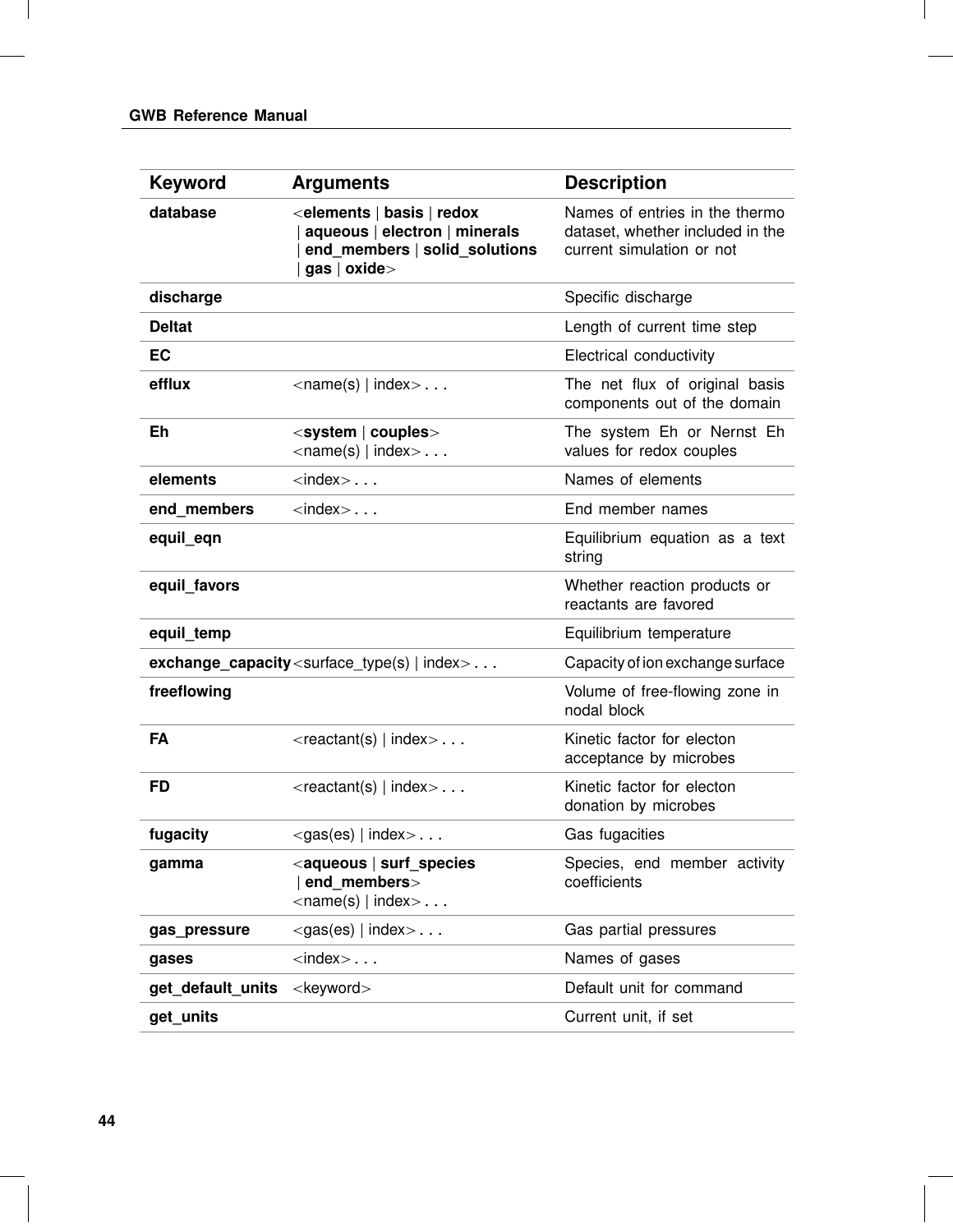| Keyword | Arguments | Description |
|---|---|---|
| **database** | <**elements** \| **basis** \| **redox** \| **aqueous** \| **electron** \| **minerals** \| **end_members** \| **solid_solutions** \| **gas** \| **oxide**> | Names of entries in the thermo dataset, whether included in the current simulation or not |
| **discharge** | | Specific discharge |
| **Deltat** | | Length of current time step |
| **EC** | | Electrical conductivity |
| **efflux** | <name(s) \| index> . . . | The net flux of original basis components out of the domain |
| **Eh** | <**system** \| **couples**> <name(s) \| index> . . . | The system Eh or Nernst Eh values for redox couples |
| **elements** | <index> . . . | Names of elements |
| **end_members** | <index> . . . | End member names |
| **equil_eqn** | | Equilibrium equation as a text string |
| **equil_favors** | | Whether reaction products or reactants are favored |
| **equil_temp** | | Equilibrium temperature |
| **exchange_capacity** | <surface_type(s) \| index> . . . | Capacity of ion exchange surface |
| **freeflowing** | | Volume of free-flowing zone in nodal block |
| **FA** | <reactant(s) \| index> . . . | Kinetic factor for electon acceptance by microbes |
| **FD** | <reactant(s) \| index> . . . | Kinetic factor for electon donation by microbes |
| **fugacity** | <gas(es) \| index> . . . | Gas fugacities |
| **gamma** | <**aqueous** \| **surf_species** \| **end_members**> <name(s) \| index> . . . | Species, end member activity coefficients |
| **gas_pressure** | <gas(es) \| index> . . . | Gas partial pressures |
| **gases** | <index> . . . | Names of gases |
| **get_default_units** | <keyword> | Default unit for command |
| **get_units** | | Current unit, if set |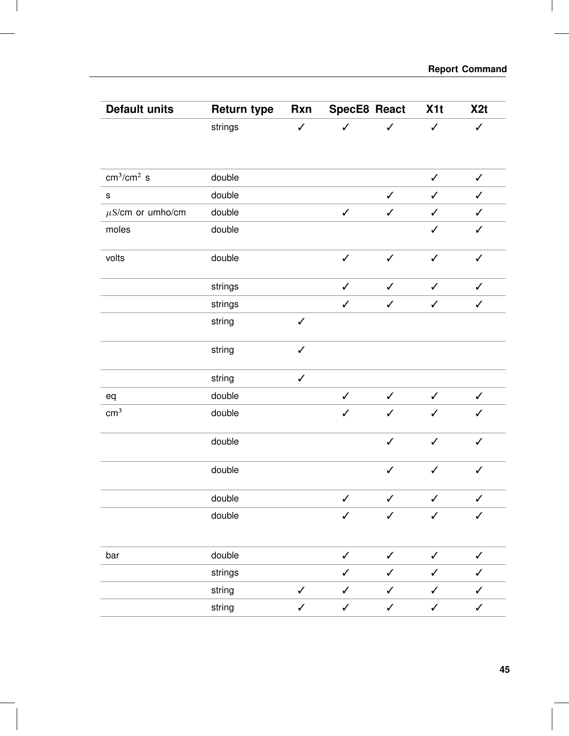| Default units | Return type | Rxn | SpecE8 | React | X1t | X2t |
|---|---|---|---|---|---|---|
| | strings | ✓ | ✓ | ✓ | ✓ | ✓ |
| $cm^3/cm^2$ s | double | | | | ✓ | ✓ |
| s | double | | | ✓ | ✓ | ✓ |
| $\mu S$/cm or umho/cm | double | | ✓ | ✓ | ✓ | ✓ |
| moles | double | | | | ✓ | ✓ |
| volts | double | | ✓ | ✓ | ✓ | ✓ |
| | strings | | ✓ | ✓ | ✓ | ✓ |
| | strings | | ✓ | ✓ | ✓ | ✓ |
| | string | ✓ | | | | |
| | string | ✓ | | | | |
| | string | ✓ | | | | |
| eq | double | | ✓ | ✓ | ✓ | ✓ |
| $cm^3$ | double | | ✓ | ✓ | ✓ | ✓ |
| | double | | | ✓ | ✓ | ✓ |
| | double | | | ✓ | ✓ | ✓ |
| | double | | ✓ | ✓ | ✓ | ✓ |
| | double | | ✓ | ✓ | ✓ | ✓ |
| bar | double | | ✓ | ✓ | ✓ | ✓ |
| | strings | | ✓ | ✓ | ✓ | ✓ |
| | string | ✓ | ✓ | ✓ | ✓ | ✓ |
| | string | ✓ | ✓ | ✓ | ✓ | ✓ |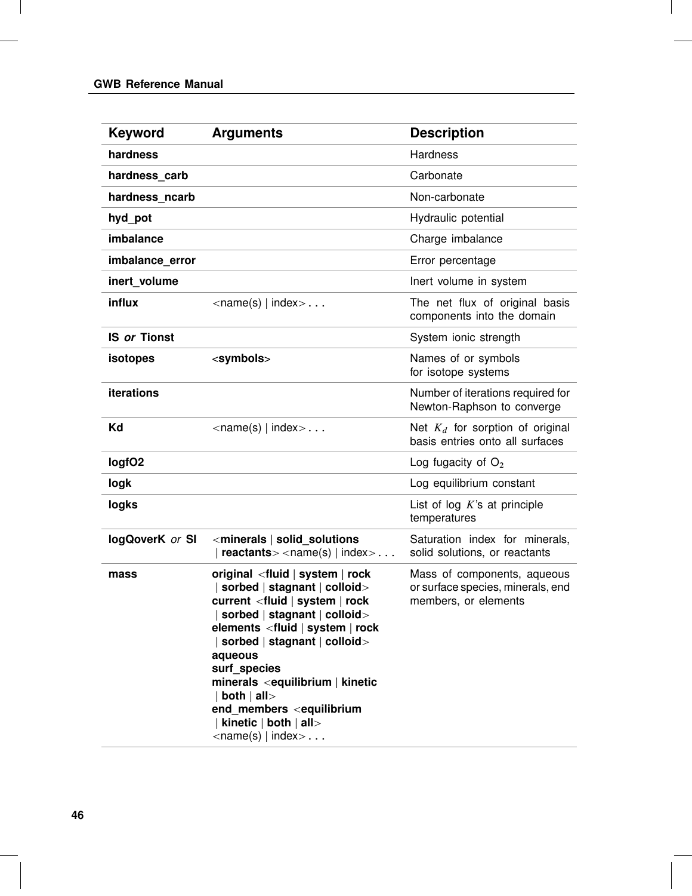| Keyword | Arguments | Description |
|---|---|---|
| **hardness** | | Hardness |
| **hardness_carb** | | Carbonate |
| **hardness_ncarb** | | Non-carbonate |
| **hyd_pot** | | Hydraulic potential |
| **imbalance** | | Charge imbalance |
| **imbalance_error** | | Error percentage |
| **inert_volume** | | Inert volume in system |
| **influx** | <name(s) \| index> . . . | The net flux of original basis components into the domain |
| **IS** *or* **Tionst** | | System ionic strength |
| **isotopes** | <**symbols**> | Names of or symbols for isotope systems |
| **iterations** | | Number of iterations required for Newton-Raphson to converge |
| **Kd** | <name(s) \| index> . . . | Net $K_d$ for sorption of original basis entries onto all surfaces |
| **logfO2** | | Log fugacity of $O_2$ |
| **logk** | | Log equilibrium constant |
| **logks** | | List of log $K$'s at principle temperatures |
| **logQoverK** *or* **SI** | <**minerals** \| **solid_solutions** \| **reactants**> <name(s) \| index> . . . | Saturation index for minerals, solid solutions, or reactants |
| **mass** | **original** <**fluid** \| **system** \| **rock** \| **sorbed** \| **stagnant** \| **colloid**> **current** <**fluid** \| **system** \| **rock** \| **sorbed** \| **stagnant** \| **colloid**> **elements** <**fluid** \| **system** \| **rock** \| **sorbed** \| **stagnant** \| **colloid**> **aqueous** **surf_species** **minerals** <**equilibrium** \| **kinetic** \| **both** \| **all**> **end_members** <**equilibrium** \| **kinetic** \| **both** \| **all**> <name(s) \| index> . . . | Mass of components, aqueous or surface species, minerals, end members, or elements |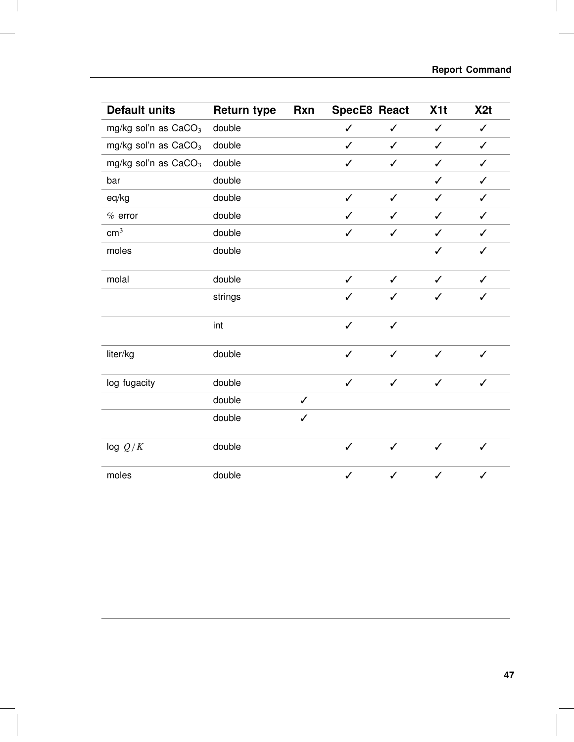| Default units | Return type | Rxn | SpecE8 | React | X1t | X2t |
|---|---|---|---|---|---|---|
| mg/kg sol'n as $CaCO_3$ | double | | ✓ | ✓ | ✓ | ✓ |
| mg/kg sol'n as $CaCO_3$ | double | | ✓ | ✓ | ✓ | ✓ |
| mg/kg sol'n as $CaCO_3$ | double | | ✓ | ✓ | ✓ | ✓ |
| bar | double | | | | ✓ | ✓ |
| eq/kg | double | | ✓ | ✓ | ✓ | ✓ |
| % error | double | | ✓ | ✓ | ✓ | ✓ |
| $cm^3$ | double | | ✓ | ✓ | ✓ | ✓ |
| moles | double | | | | ✓ | ✓ |
| molal | double | | ✓ | ✓ | ✓ | ✓ |
| | strings | | ✓ | ✓ | ✓ | ✓ |
| | int | | ✓ | ✓ | | |
| liter/kg | double | | ✓ | ✓ | ✓ | ✓ |
| log fugacity | double | | ✓ | ✓ | ✓ | ✓ |
| | double | ✓ | | | | |
| | double | ✓ | | | | |
| log $Q/K$ | double | | ✓ | ✓ | ✓ | ✓ |
| moles | double | | ✓ | ✓ | ✓ | ✓ |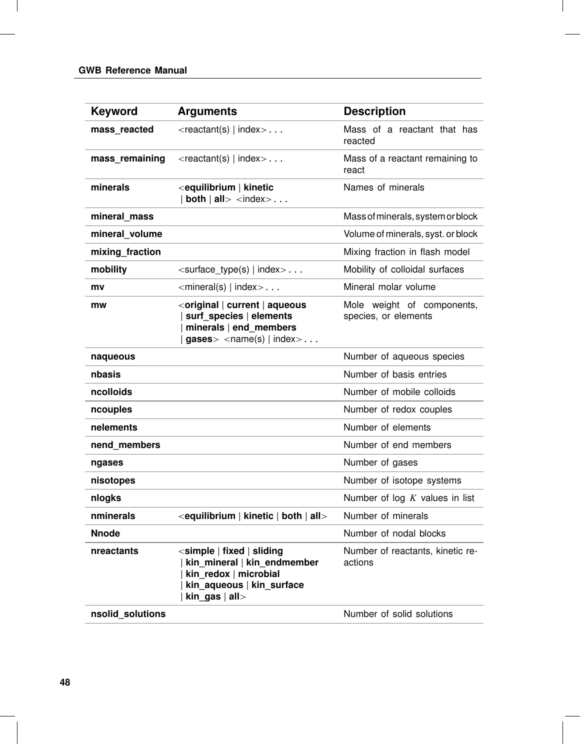| Keyword | Arguments | Description |
|---|---|---|
| **mass_reacted** | <reactant(s) \| index> **. . .** | Mass of a reactant that has reacted |
| **mass_remaining** | <reactant(s) \| index> **. . .** | Mass of a reactant remaining to react |
| **minerals** | <**equilibrium** \| **kinetic** \| **both** \| **all**> <index> **. . .** | Names of minerals |
| **mineral_mass** | | Mass of minerals, system or block |
| **mineral_volume** | | Volume of minerals, syst. or block |
| **mixing_fraction** | | Mixing fraction in flash model |
| **mobility** | <surface_type(s) \| index> **. . .** | Mobility of colloidal surfaces |
| **mv** | <mineral(s) \| index> **. . .** | Mineral molar volume |
| **mw** | <**original** \| **current** \| **aqueous** \| **surf_species** \| **elements** \| **minerals** \| **end_members** \| **gases**> <name(s) \| index> **. . .** | Mole weight of components, species, or elements |
| **naqueous** | | Number of aqueous species |
| **nbasis** | | Number of basis entries |
| **ncolloids** | | Number of mobile colloids |
| **ncouples** | | Number of redox couples |
| **nelements** | | Number of elements |
| **nend_members** | | Number of end members |
| **ngases** | | Number of gases |
| **nisotopes** | | Number of isotope systems |
| **nlogks** | | Number of log $K$ values in list |
| **nminerals** | <**equilibrium** \| **kinetic** \| **both** \| **all**> | Number of minerals |
| **Nnode** | | Number of nodal blocks |
| **nreactants** | <**simple** \| **fixed** \| **sliding** \| **kin_mineral** \| **kin_endmember** \| **kin_redox** \| **microbial** \| **kin_aqueous** \| **kin_surface** \| **kin_gas** \| **all**> | Number of reactants, kinetic reactions |
| **nsolid_solutions** | | Number of solid solutions |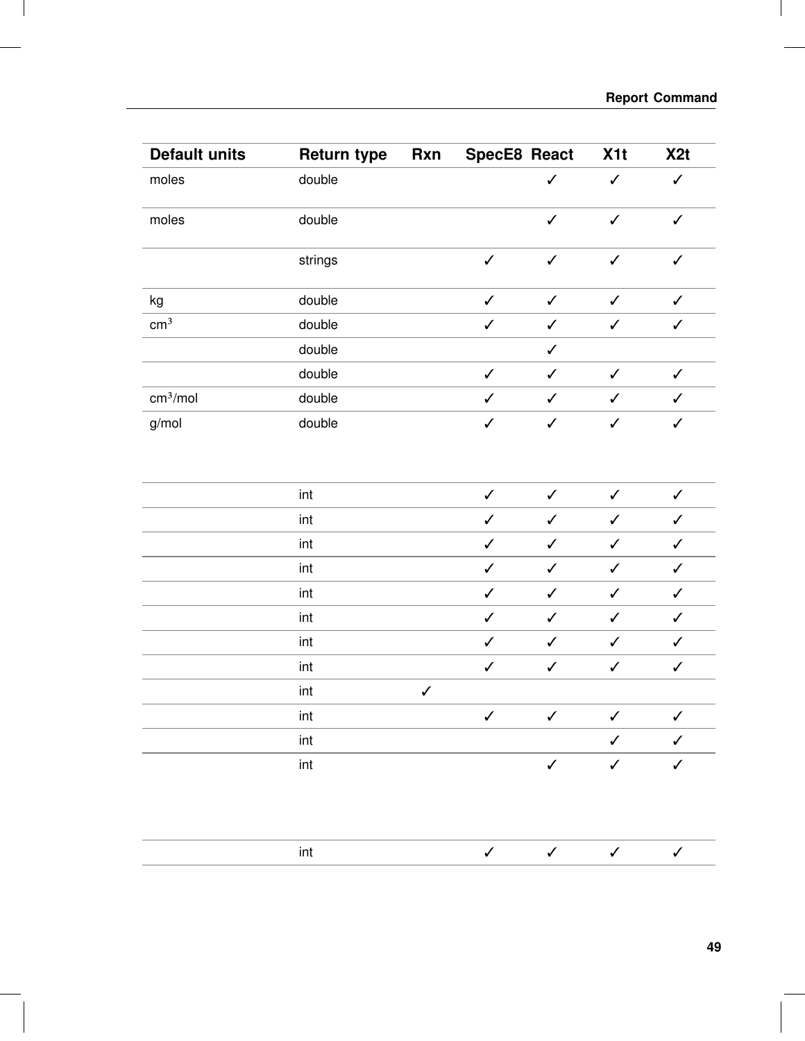| Default units | Return type | Rxn | SpecE8 | React | X1t | X2t |
| --- | --- | --- | --- | --- | --- | --- |
| moles | double | | | ✓ | ✓ | ✓ |
| moles | double | | | ✓ | ✓ | ✓ |
| | strings | | ✓ | ✓ | ✓ | ✓ |
| kg | double | | ✓ | ✓ | ✓ | ✓ |
| $cm^3$ | double | | ✓ | ✓ | ✓ | ✓ |
| | double | | | ✓ | | |
| | double | | ✓ | ✓ | ✓ | ✓ |
| $cm^3$/mol | double | | ✓ | ✓ | ✓ | ✓ |
| g/mol | double | | ✓ | ✓ | ✓ | ✓ |
| | int | | ✓ | ✓ | ✓ | ✓ |
| | int | | ✓ | ✓ | ✓ | ✓ |
| | int | | ✓ | ✓ | ✓ | ✓ |
| | int | | ✓ | ✓ | ✓ | ✓ |
| | int | | ✓ | ✓ | ✓ | ✓ |
| | int | | ✓ | ✓ | ✓ | ✓ |
| | int | | ✓ | ✓ | ✓ | ✓ |
| | int | | ✓ | ✓ | ✓ | ✓ |
| | int | ✓ | | | | |
| | int | | ✓ | ✓ | ✓ | ✓ |
| | int | | | | ✓ | ✓ |
| | int | | | ✓ | ✓ | ✓ |
| | int | | ✓ | ✓ | ✓ | ✓ |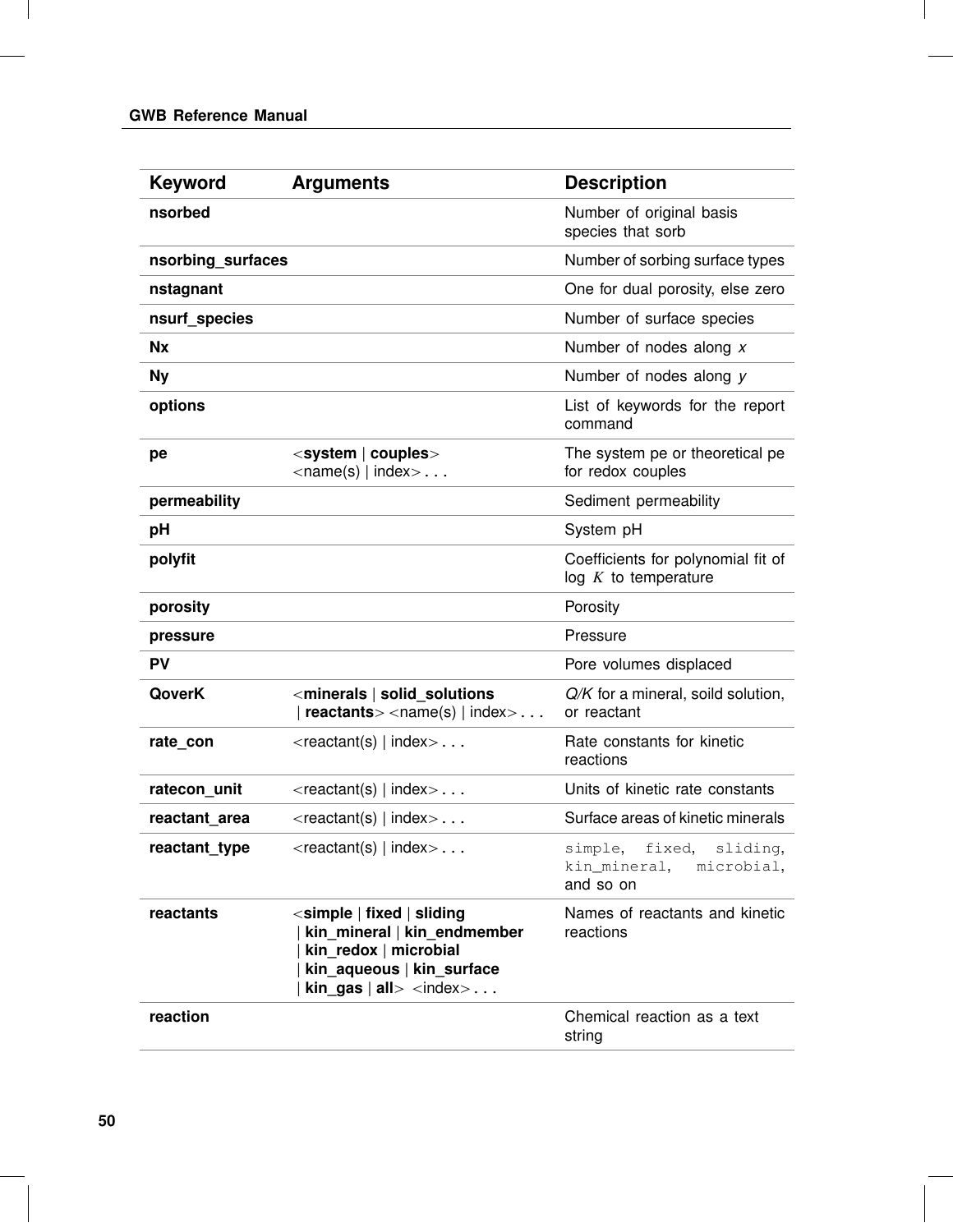| Keyword | Arguments | Description |
| --- | --- | --- |
| **nsorbed** | | Number of original basis species that sorb |
| **nsorbing_surfaces** | | Number of sorbing surface types |
| **nstagnant** | | One for dual porosity, else zero |
| **nsurf_species** | | Number of surface species |
| **Nx** | | Number of nodes along *x* |
| **Ny** | | Number of nodes along *y* |
| **options** | | List of keywords for the report command |
| **pe** | <**system** \| **couples**> <name(s) \| index> . . . | The system pe or theoretical pe for redox couples |
| **permeability** | | Sediment permeability |
| **pH** | | System pH |
| **polyfit** | | Coefficients for polynomial fit of log $K$ to temperature |
| **porosity** | | Porosity |
| **pressure** | | Pressure |
| **PV** | | Pore volumes displaced |
| **QoverK** | <**minerals** \| **solid_solutions** \| **reactants**> <name(s) \| index> . . . | *Q/K* for a mineral, soild solution, or reactant |
| **rate_con** | <reactant(s) \| index> . . . | Rate constants for kinetic reactions |
| **ratecon_unit** | <reactant(s) \| index> . . . | Units of kinetic rate constants |
| **reactant_area** | <reactant(s) \| index> . . . | Surface areas of kinetic minerals |
| **reactant_type** | <reactant(s) \| index> . . . | `simple`, `fixed`, `sliding`, `kin_mineral`, `microbial`, and so on |
| **reactants** | <**simple** \| **fixed** \| **sliding** \| **kin_mineral** \| **kin_endmember** \| **kin_redox** \| **microbial** \| **kin_aqueous** \| **kin_surface** \| **kin_gas** \| **all**> <index> . . . | Names of reactants and kinetic reactions |
| **reaction** | | Chemical reaction as a text string |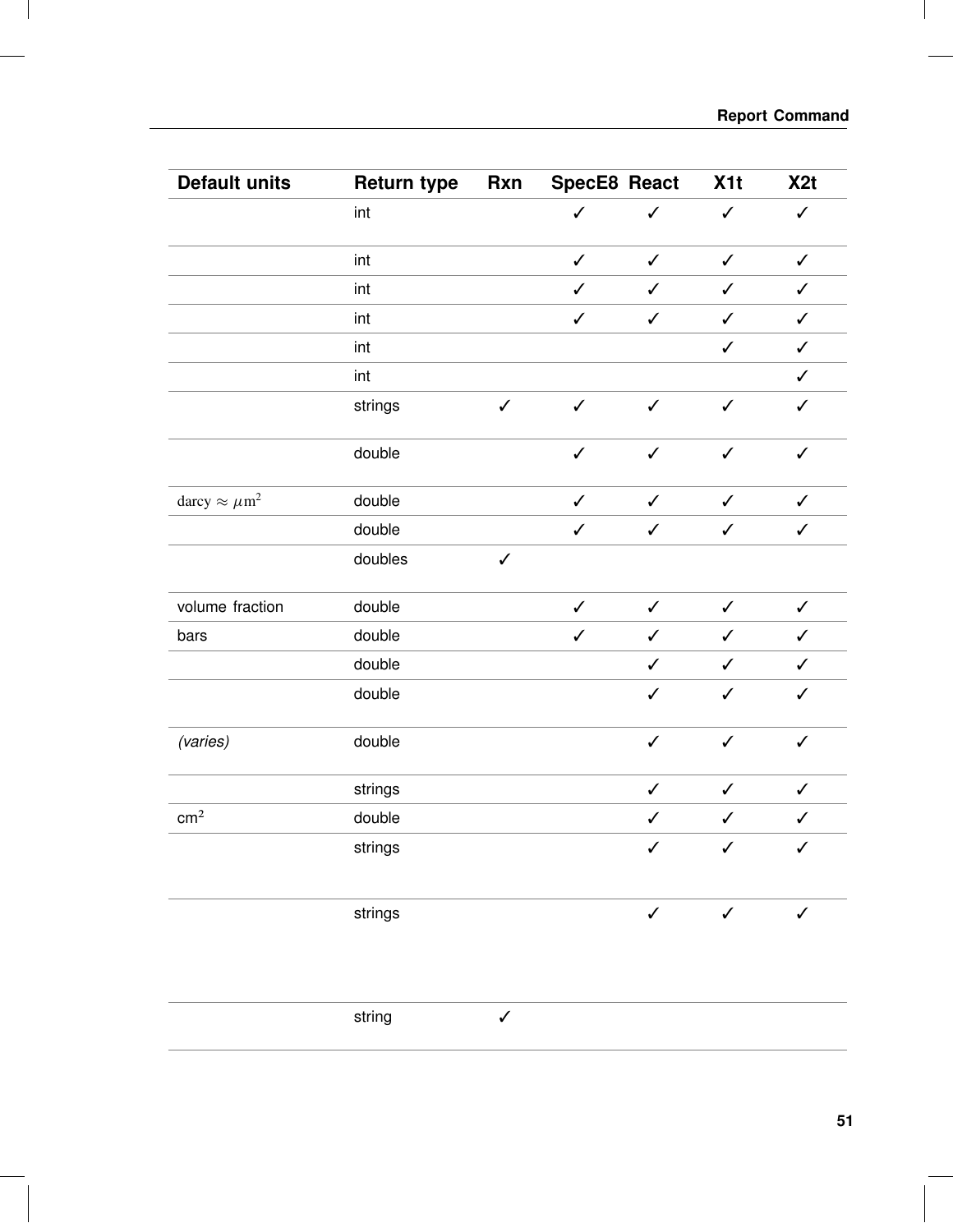| Default units | Return type | Rxn | SpecE8 | React | X1t | X2t |
|---|---|---|---|---|---|---|
| | int | | ✓ | ✓ | ✓ | ✓ |
| | int | | ✓ | ✓ | ✓ | ✓ |
| | int | | ✓ | ✓ | ✓ | ✓ |
| | int | | ✓ | ✓ | ✓ | ✓ |
| | int | | | | ✓ | ✓ |
| | int | | | | | ✓ |
| | strings | ✓ | ✓ | ✓ | ✓ | ✓ |
| | double | | ✓ | ✓ | ✓ | ✓ |
| darcy $\approx \mu m^2$ | double | | ✓ | ✓ | ✓ | ✓ |
| | double | | ✓ | ✓ | ✓ | ✓ |
| | doubles | ✓ | | | | |
| volume fraction | double | | ✓ | ✓ | ✓ | ✓ |
| bars | double | | ✓ | ✓ | ✓ | ✓ |
| | double | | | ✓ | ✓ | ✓ |
| | double | | | ✓ | ✓ | ✓ |
| *(varies)* | double | | | ✓ | ✓ | ✓ |
| | strings | | | ✓ | ✓ | ✓ |
| $cm^2$ | double | | | ✓ | ✓ | ✓ |
| | strings | | | ✓ | ✓ | ✓ |
| | strings | | | ✓ | ✓ | ✓ |
| | string | ✓ | | | | |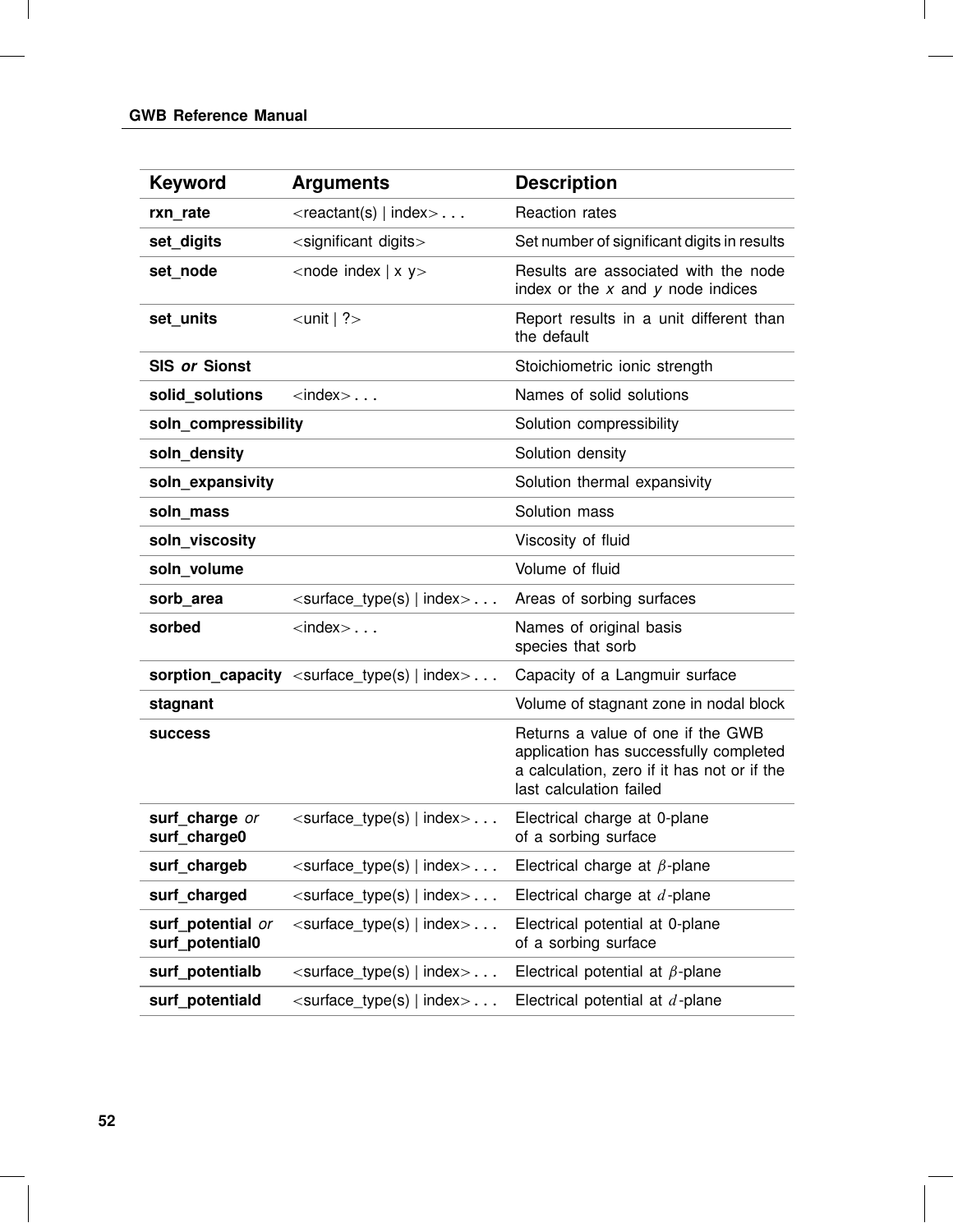| Keyword | Arguments | Description |
|---|---|---|
| **rxn_rate** | <reactant(s) \| index> . . . | Reaction rates |
| **set_digits** | <significant digits> | Set number of significant digits in results |
| **set_node** | <node index \| x y> | Results are associated with the node index or the *x* and *y* node indices |
| **set_units** | <unit \| ?> | Report results in a unit different than the default |
| **SIS** *or* **Sionst** | | Stoichiometric ionic strength |
| **solid_solutions** | <index> . . . | Names of solid solutions |
| **soln_compressibility** | | Solution compressibility |
| **soln_density** | | Solution density |
| **soln_expansivity** | | Solution thermal expansivity |
| **soln_mass** | | Solution mass |
| **soln_viscosity** | | Viscosity of fluid |
| **soln_volume** | | Volume of fluid |
| **sorb_area** | <surface_type(s) \| index> . . . | Areas of sorbing surfaces |
| **sorbed** | <index> . . . | Names of original basis species that sorb |
| **sorption_capacity** | <surface_type(s) \| index> . . . | Capacity of a Langmuir surface |
| **stagnant** | | Volume of stagnant zone in nodal block |
| **success** | | Returns a value of one if the GWB application has successfully completed a calculation, zero if it has not or if the last calculation failed |
| **surf_charge** *or* **surf_charge0** | <surface_type(s) \| index> . . . | Electrical charge at 0-plane of a sorbing surface |
| **surf_chargeb** | <surface_type(s) \| index> . . . | Electrical charge at $\beta$-plane |
| **surf_charged** | <surface_type(s) \| index> . . . | Electrical charge at $d$-plane |
| **surf_potential** *or* **surf_potential0** | <surface_type(s) \| index> . . . | Electrical potential at 0-plane of a sorbing surface |
| **surf_potentialb** | <surface_type(s) \| index> . . . | Electrical potential at $\beta$-plane |
| **surf_potentiald** | <surface_type(s) \| index> . . . | Electrical potential at $d$-plane |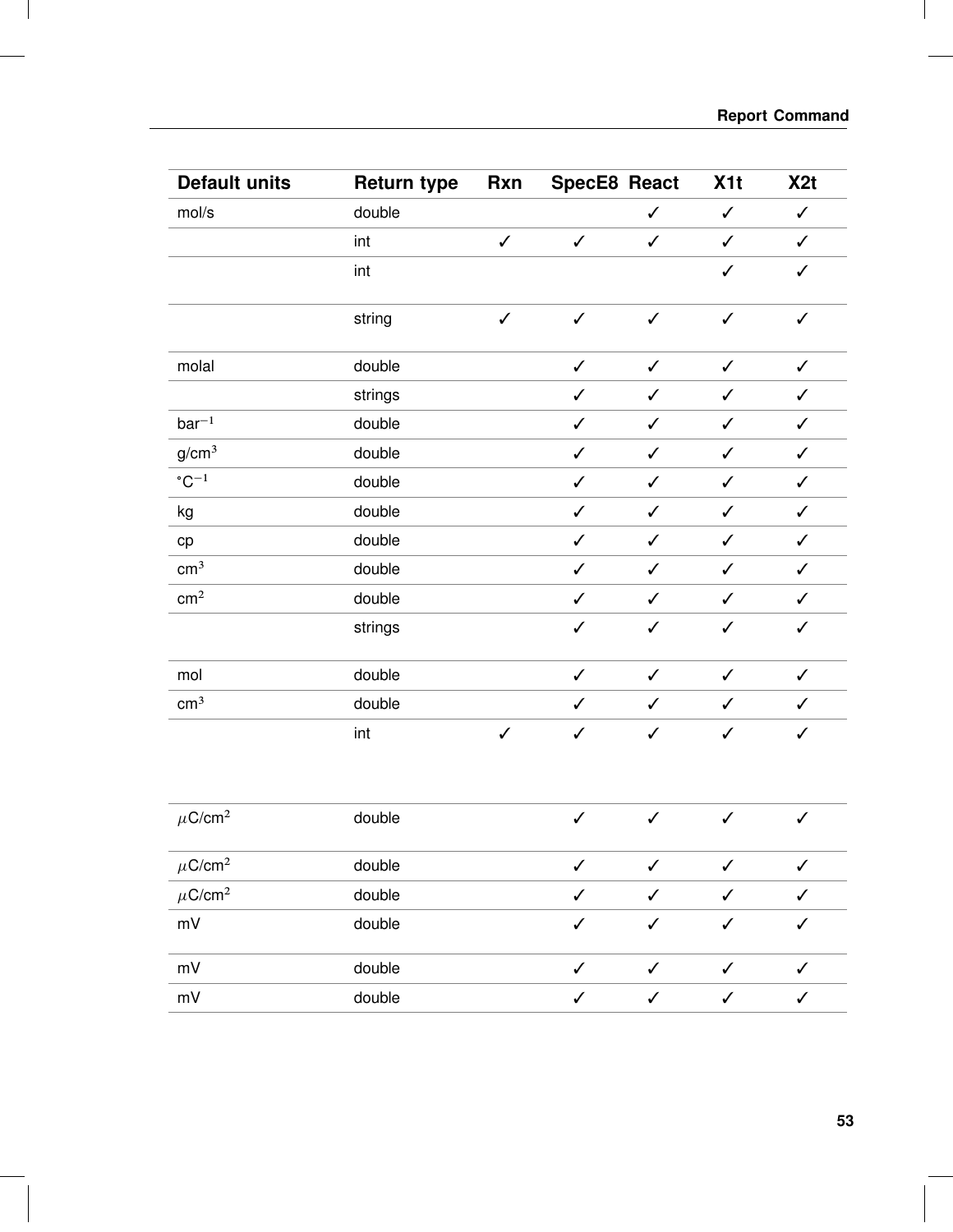| Default units | Return type | Rxn | SpecE8 | React | X1t | X2t |
|---|---|---|---|---|---|---|
| mol/s | double | | | ✓ | ✓ | ✓ |
| | int | ✓ | ✓ | ✓ | ✓ | ✓ |
| | int | | | | ✓ | ✓ |
| | string | ✓ | ✓ | ✓ | ✓ | ✓ |
| molal | double | | ✓ | ✓ | ✓ | ✓ |
| | strings | | ✓ | ✓ | ✓ | ✓ |
| $bar^{-1}$ | double | | ✓ | ✓ | ✓ | ✓ |
| $g/cm^3$ | double | | ✓ | ✓ | ✓ | ✓ |
| $^{\circ}C^{-1}$ | double | | ✓ | ✓ | ✓ | ✓ |
| kg | double | | ✓ | ✓ | ✓ | ✓ |
| cp | double | | ✓ | ✓ | ✓ | ✓ |
| $cm^3$ | double | | ✓ | ✓ | ✓ | ✓ |
| $cm^2$ | double | | ✓ | ✓ | ✓ | ✓ |
| | strings | | ✓ | ✓ | ✓ | ✓ |
| mol | double | | ✓ | ✓ | ✓ | ✓ |
| $cm^3$ | double | | ✓ | ✓ | ✓ | ✓ |
| | int | ✓ | ✓ | ✓ | ✓ | ✓ |
| $\mu C/cm^2$ | double | | ✓ | ✓ | ✓ | ✓ |
| $\mu C/cm^2$ | double | | ✓ | ✓ | ✓ | ✓ |
| $\mu C/cm^2$ | double | | ✓ | ✓ | ✓ | ✓ |
| mV | double | | ✓ | ✓ | ✓ | ✓ |
| mV | double | | ✓ | ✓ | ✓ | ✓ |
| mV | double | | ✓ | ✓ | ✓ | ✓ |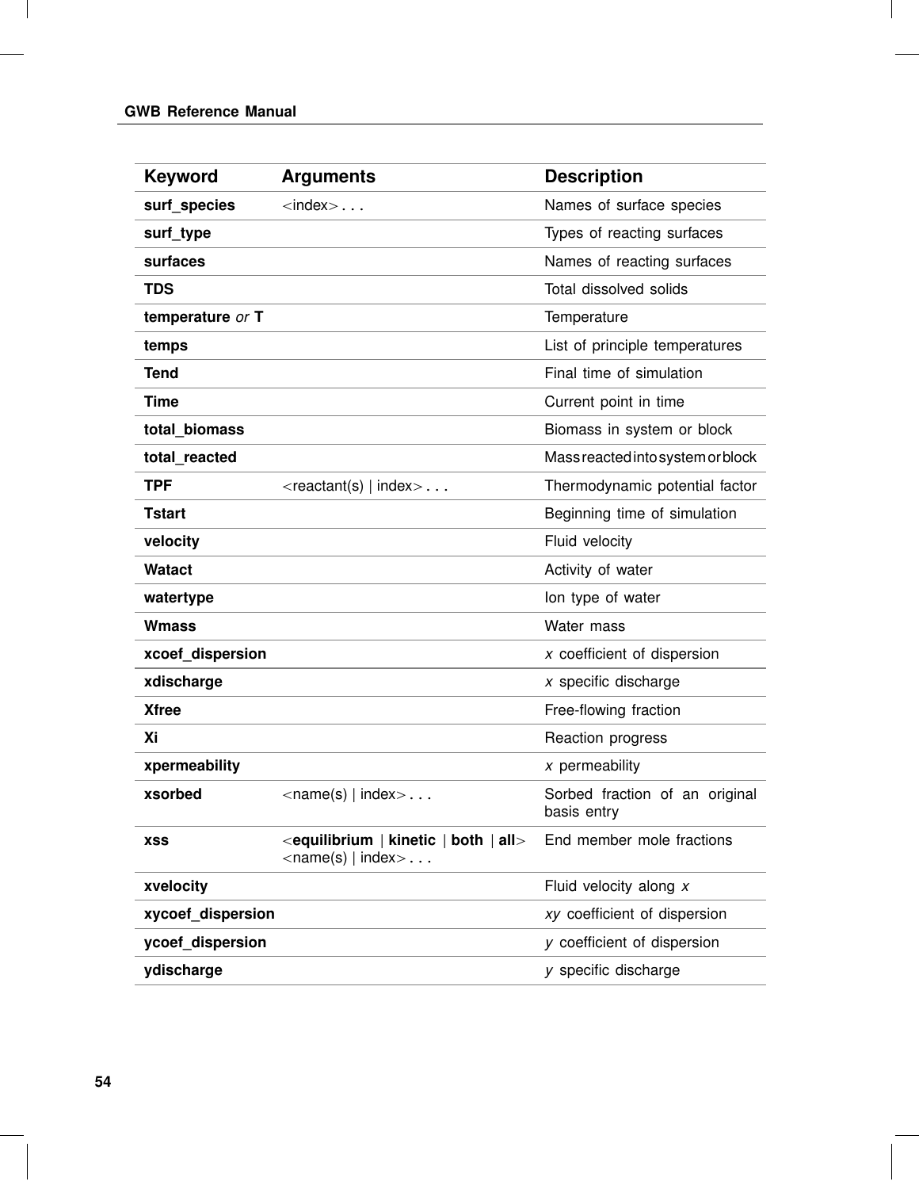| **Keyword** | **Arguments** | **Description** |
|---|---|---|
| **surf_species** | <index> . . . | Names of surface species |
| **surf_type** | | Types of reacting surfaces |
| **surfaces** | | Names of reacting surfaces |
| **TDS** | | Total dissolved solids |
| **temperature** *or* **T** | | Temperature |
| **temps** | | List of principle temperatures |
| **Tend** | | Final time of simulation |
| **Time** | | Current point in time |
| **total_biomass** | | Biomass in system or block |
| **total_reacted** | | Mass reacted into system or block |
| **TPF** | <reactant(s) \| index> . . . | Thermodynamic potential factor |
| **Tstart** | | Beginning time of simulation |
| **velocity** | | Fluid velocity |
| **Watact** | | Activity of water |
| **watertype** | | Ion type of water |
| **Wmass** | | Water mass |
| **xcoef_dispersion** | | *x* coefficient of dispersion |
| **xdischarge** | | *x* specific discharge |
| **Xfree** | | Free-flowing fraction |
| **Xi** | | Reaction progress |
| **xpermeability** | | *x* permeability |
| **xsorbed** | <name(s) \| index> . . . | Sorbed fraction of an original basis entry |
| **xss** | <**equilibrium** \| **kinetic** \| **both** \| **all**> <name(s) \| index> . . . | End member mole fractions |
| **xvelocity** | | Fluid velocity along *x* |
| **xycoef_dispersion** | | *xy* coefficient of dispersion |
| **ycoef_dispersion** | | *y* coefficient of dispersion |
| **ydischarge** | | *y* specific discharge |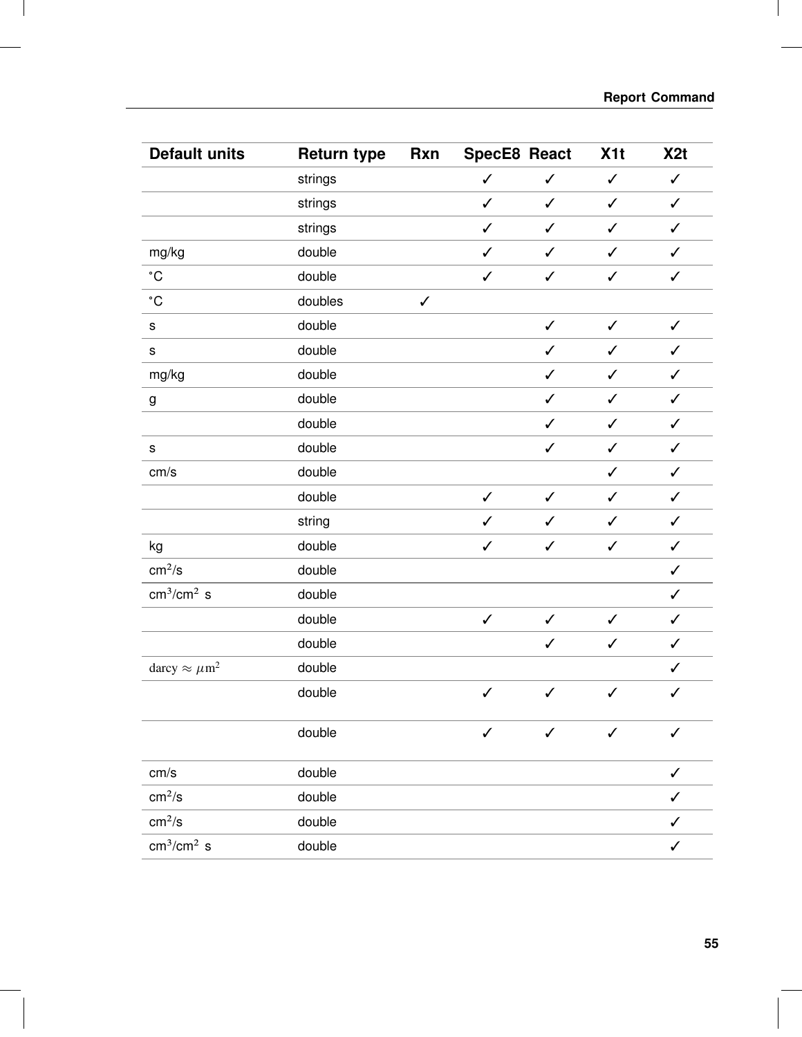| Default units | Return type | Rxn | SpecE8 | React | X1t | X2t |
|---|---|---|---|---|---|---|
| | strings | | ✓ | ✓ | ✓ | ✓ |
| | strings | | ✓ | ✓ | ✓ | ✓ |
| | strings | | ✓ | ✓ | ✓ | ✓ |
| mg/kg | double | | ✓ | ✓ | ✓ | ✓ |
| °C | double | | ✓ | ✓ | ✓ | ✓ |
| °C | doubles | ✓ | | | | |
| s | double | | | ✓ | ✓ | ✓ |
| s | double | | | ✓ | ✓ | ✓ |
| mg/kg | double | | | ✓ | ✓ | ✓ |
| g | double | | | ✓ | ✓ | ✓ |
| | double | | | ✓ | ✓ | ✓ |
| s | double | | | ✓ | ✓ | ✓ |
| cm/s | double | | | | ✓ | ✓ |
| | double | | ✓ | ✓ | ✓ | ✓ |
| | string | | ✓ | ✓ | ✓ | ✓ |
| kg | double | | ✓ | ✓ | ✓ | ✓ |
| $cm^2/s$ | double | | | | | ✓ |
| $cm^3/cm^2$ s | double | | | | | ✓ |
| | double | | ✓ | ✓ | ✓ | ✓ |
| | double | | | ✓ | ✓ | ✓ |
| darcy $\approx \mu m^2$ | double | | | | | ✓ |
| | double | | ✓ | ✓ | ✓ | ✓ |
| | double | | ✓ | ✓ | ✓ | ✓ |
| cm/s | double | | | | | ✓ |
| $cm^2/s$ | double | | | | | ✓ |
| $cm^2/s$ | double | | | | | ✓ |
| $cm^3/cm^2$ s | double | | | | | ✓ |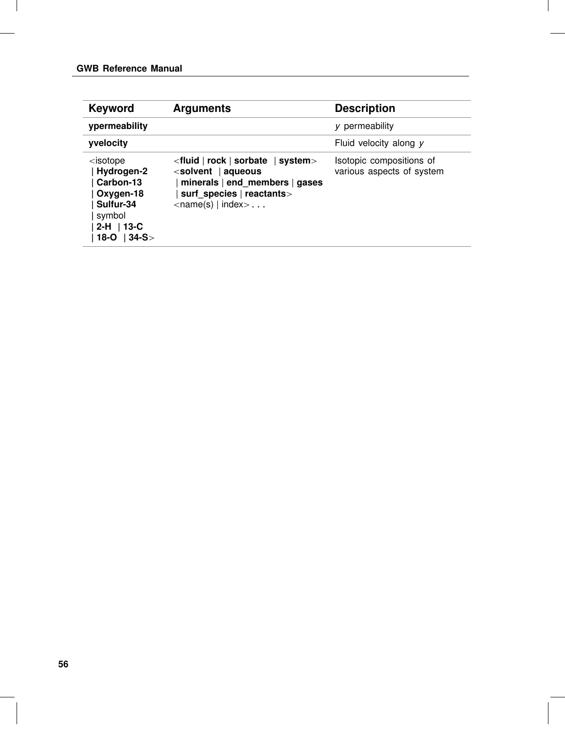| Keyword | Arguments | Description |
| --- | --- | --- |
| **ypermeability** | | *y* permeability |
| **yvelocity** | | Fluid velocity along *y* |
| <isotope \| **Hydrogen-2** \| **Carbon-13** \| **Oxygen-18** \| **Sulfur-34** \| symbol \| **2-H** \| **13-C** \| **18-O** \| **34-S**> | <**fluid** \| **rock** \| **sorbate** \| **system**> <**solvent** \| **aqueous** \| **minerals** \| **end_members** \| **gases** \| **surf_species** \| **reactants**> <name(s) \| index> **. . .** | Isotopic compositions of various aspects of system |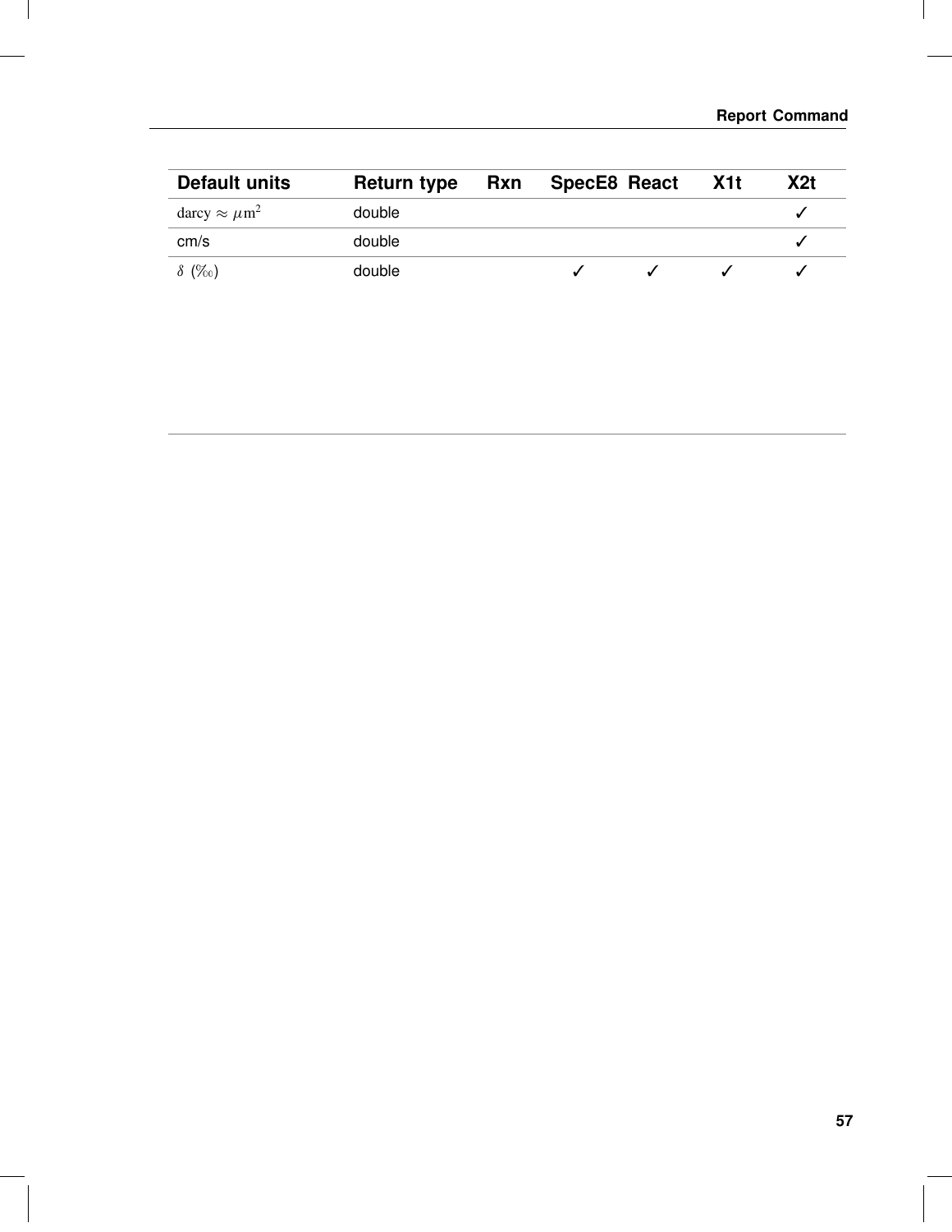| Default units | Return type | Rxn | SpecE8 | React | X1t | X2t |
|---|---|---|---|---|---|---|
| darcy $\approx \mu m^2$ | double | | | | | ✓ |
| cm/s | double | | | | | ✓ |
| $\delta$ (‰) | double | | ✓ | ✓ | ✓ | ✓ |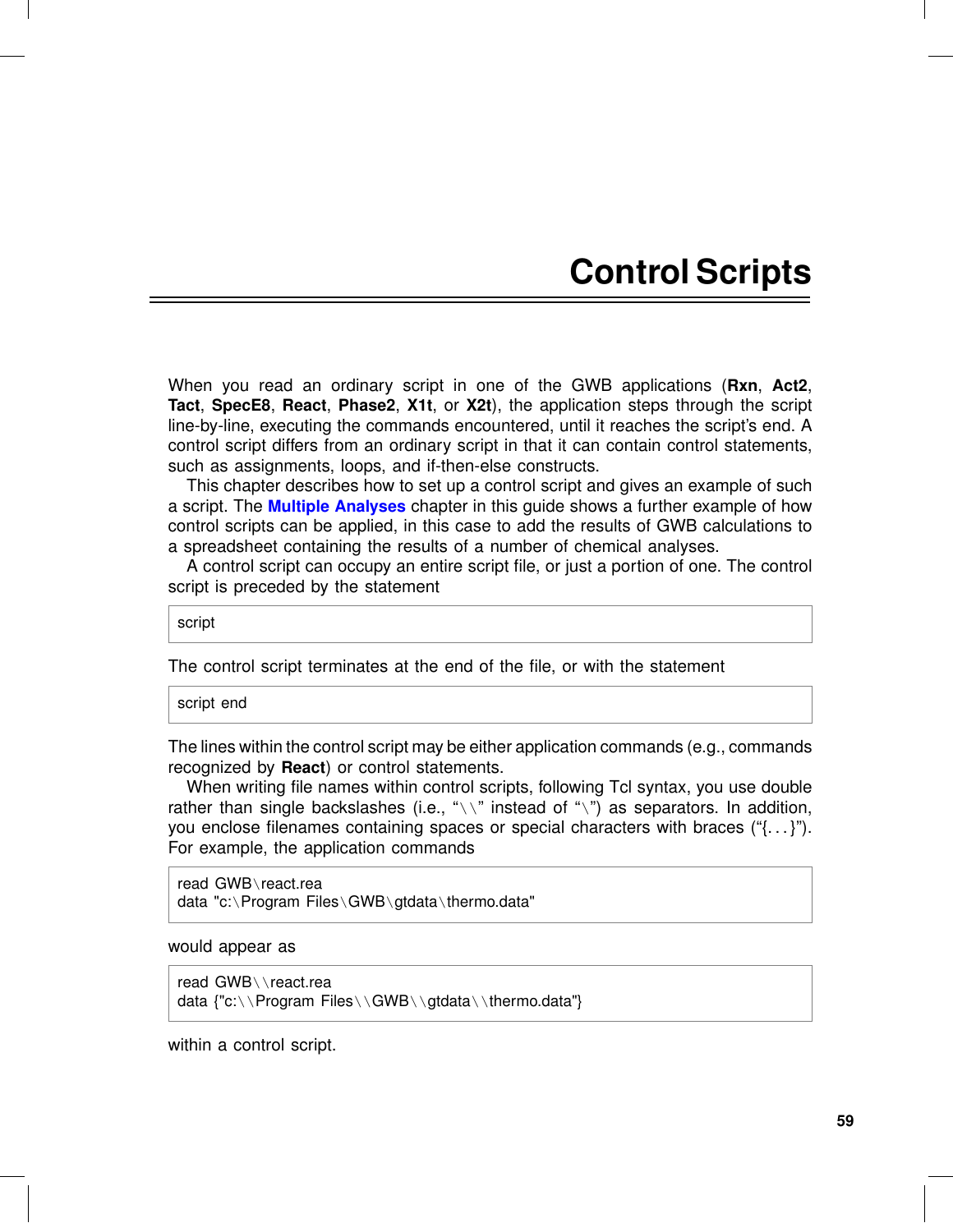# Control Scripts

When you read an ordinary script in one of the GWB applications (**Rxn**, **Act2**, **Tact**, **SpecE8**, **React**, **Phase2**, **X1t**, or **X2t**), the application steps through the script line-by-line, executing the commands encountered, until it reaches the script's end. A control script differs from an ordinary script in that it can contain control statements, such as assignments, loops, and if-then-else constructs.

This chapter describes how to set up a control script and gives an example of such a script. The **Multiple Analyses** chapter in this guide shows a further example of how control scripts can be applied, in this case to add the results of GWB calculations to a spreadsheet containing the results of a number of chemical analyses.

A control script can occupy an entire script file, or just a portion of one. The control script is preceded by the statement

```
script
```

The control script terminates at the end of the file, or with the statement

```
script end
```

The lines within the control script may be either application commands (e.g., commands recognized by **React**) or control statements.

When writing file names within control scripts, following Tcl syntax, you use double rather than single backslashes (i.e., "\\" instead of "\") as separators. In addition, you enclose filenames containing spaces or special characters with braces ("{. . . }"). For example, the application commands

```
read GWB\react.rea
data "c:\Program Files\GWB\gtdata\thermo.data"
```

would appear as

```
read GWB\\react.rea
data {"c:\\Program Files\\GWB\\gtdata\\thermo.data"}
```

within a control script.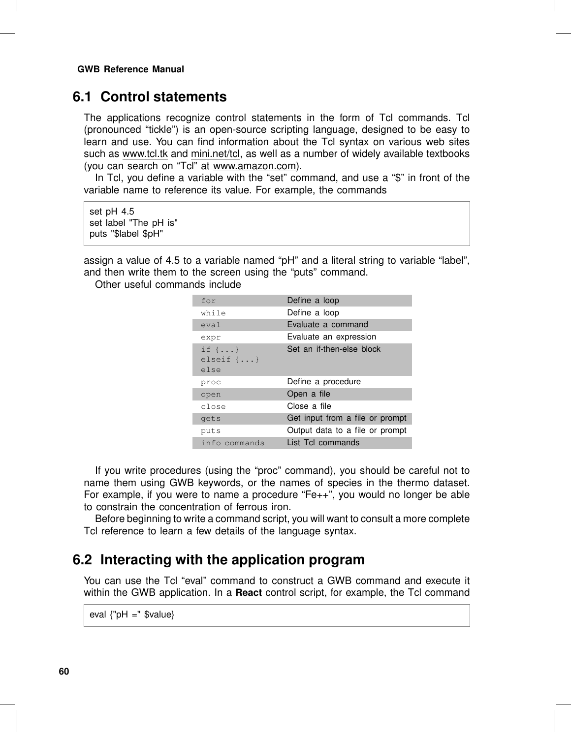## 6.1 Control statements

The applications recognize control statements in the form of Tcl commands. Tcl (pronounced "tickle") is an open-source scripting language, designed to be easy to learn and use. You can find information about the Tcl syntax on various web sites such as www.tcl.tk and mini.net/tcl, as well as a number of widely available textbooks (you can search on "Tcl" at www.amazon.com).

In Tcl, you define a variable with the "set" command, and use a "$" in front of the variable name to reference its value. For example, the commands

```
set pH 4.5
set label "The pH is"
puts "$label $pH"
```

assign a value of 4.5 to a variable named "pH" and a literal string to variable "label", and then write them to the screen using the "puts" command.

Other useful commands include

| | |
|---|---|
| `for` | Define a loop |
| `while` | Define a loop |
| `eval` | Evaluate a command |
| `expr` | Evaluate an expression |
| `if {...}` `elseif {...}` `else` | Set an if-then-else block |
| `proc` | Define a procedure |
| `open` | Open a file |
| `close` | Close a file |
| `gets` | Get input from a file or prompt |
| `puts` | Output data to a file or prompt |
| `info commands` | List Tcl commands |

If you write procedures (using the "proc" command), you should be careful not to name them using GWB keywords, or the names of species in the thermo dataset. For example, if you were to name a procedure "Fe++", you would no longer be able to constrain the concentration of ferrous iron.

Before beginning to write a command script, you will want to consult a more complete Tcl reference to learn a few details of the language syntax.

## 6.2 Interacting with the application program

You can use the Tcl "eval" command to construct a GWB command and execute it within the GWB application. In a **React** control script, for example, the Tcl command

```
eval {"pH =" $value}
```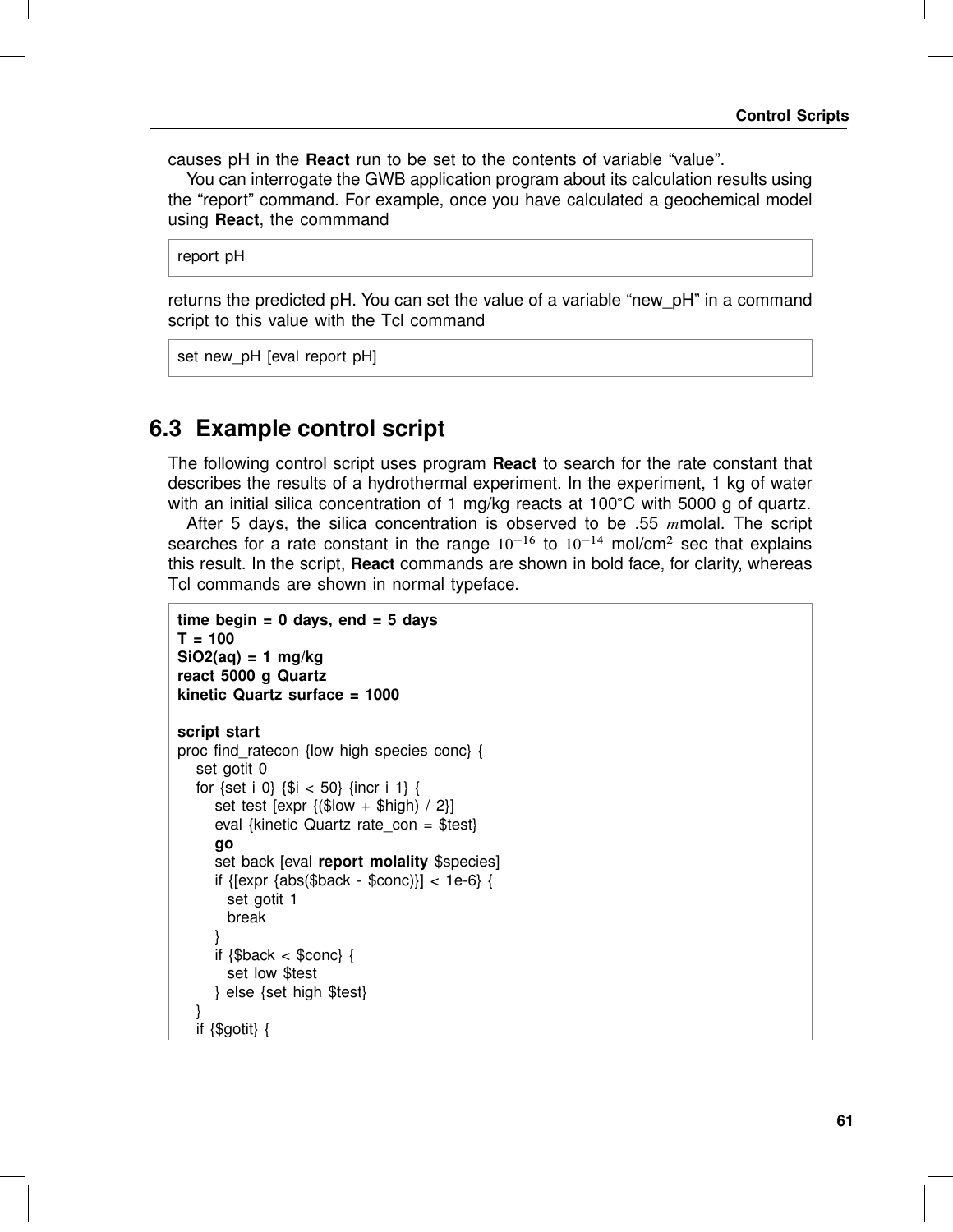causes pH in the **React** run to be set to the contents of variable “value”.

You can interrogate the GWB application program about its calculation results using the “report” command. For example, once you have calculated a geochemical model using **React**, the commmand

```
report pH
```

returns the predicted pH. You can set the value of a variable “new_pH” in a command script to this value with the Tcl command

```
set new_pH [eval report pH]
```

## 6.3 Example control script

The following control script uses program **React** to search for the rate constant that describes the results of a hydrothermal experiment. In the experiment, 1 kg of water with an initial silica concentration of 1 mg/kg reacts at 100°C with 5000 g of quartz.

After 5 days, the silica concentration is observed to be .55 $m$molal. The script searches for a rate constant in the range $10^{-16}$ to $10^{-14}$ mol/cm$^2$ sec that explains this result. In the script, **React** commands are shown in bold face, for clarity, whereas Tcl commands are shown in normal typeface.

```
time begin = 0 days, end = 5 days
T = 100
SiO2(aq) = 1 mg/kg
react 5000 g Quartz
kinetic Quartz surface = 1000

script start
proc find_ratecon {low high species conc} {
   set gotit 0
   for {set i 0} {$i < 50} {incr i 1} {
      set test [expr {($low + $high) / 2}]
      eval {kinetic Quartz rate_con = $test}
      go
      set back [eval report molality $species]
      if {[expr {abs($back - $conc)}] < 1e-6} {
         set gotit 1
         break
      }
      if {$back < $conc} {
         set low $test
      } else {set high $test}
   }
   if {$gotit} {
```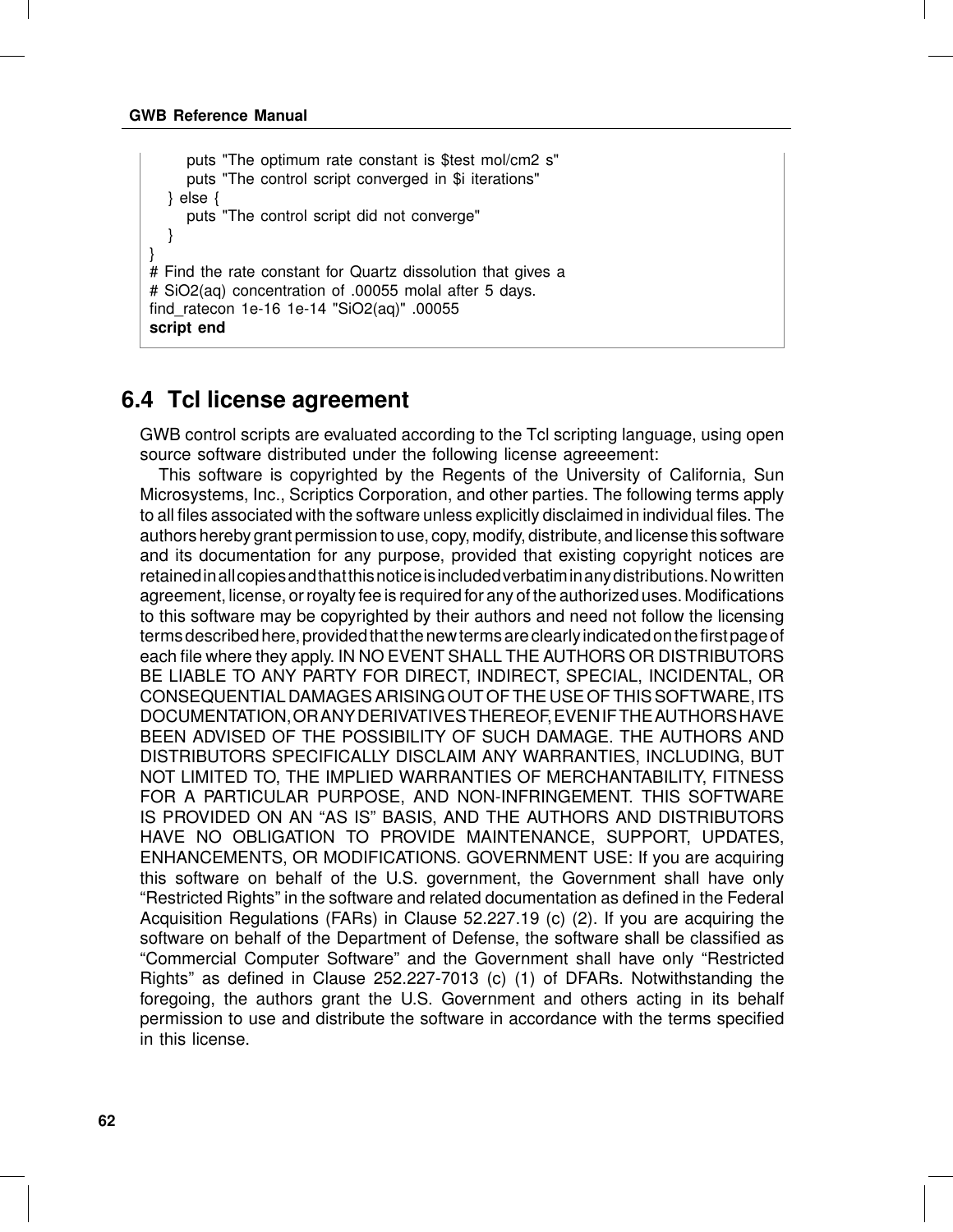```
        puts "The optimum rate constant is $test mol/cm2 s"
        puts "The control script converged in $i iterations"
    } else {
        puts "The control script did not converge"
    }
}
# Find the rate constant for Quartz dissolution that gives a
# SiO2(aq) concentration of .00055 molal after 5 days.
find_ratecon 1e-16 1e-14 "SiO2(aq)" .00055
script end
```

## 6.4 Tcl license agreement

GWB control scripts are evaluated according to the Tcl scripting language, using open source software distributed under the following license agreeement:

This software is copyrighted by the Regents of the University of California, Sun Microsystems, Inc., Scriptics Corporation, and other parties. The following terms apply to all files associated with the software unless explicitly disclaimed in individual files. The authors hereby grant permission to use, copy, modify, distribute, and license this software and its documentation for any purpose, provided that existing copyright notices are retained in all copies and that this notice is included verbatim in any distributions. No written agreement, license, or royalty fee is required for any of the authorized uses. Modifications to this software may be copyrighted by their authors and need not follow the licensing terms described here, provided that the new terms are clearly indicated on the first page of each file where they apply. IN NO EVENT SHALL THE AUTHORS OR DISTRIBUTORS BE LIABLE TO ANY PARTY FOR DIRECT, INDIRECT, SPECIAL, INCIDENTAL, OR CONSEQUENTIAL DAMAGES ARISING OUT OF THE USE OF THIS SOFTWARE, ITS DOCUMENTATION, OR ANY DERIVATIVES THEREOF, EVEN IF THE AUTHORS HAVE BEEN ADVISED OF THE POSSIBILITY OF SUCH DAMAGE. THE AUTHORS AND DISTRIBUTORS SPECIFICALLY DISCLAIM ANY WARRANTIES, INCLUDING, BUT NOT LIMITED TO, THE IMPLIED WARRANTIES OF MERCHANTABILITY, FITNESS FOR A PARTICULAR PURPOSE, AND NON-INFRINGEMENT. THIS SOFTWARE IS PROVIDED ON AN "AS IS" BASIS, AND THE AUTHORS AND DISTRIBUTORS HAVE NO OBLIGATION TO PROVIDE MAINTENANCE, SUPPORT, UPDATES, ENHANCEMENTS, OR MODIFICATIONS. GOVERNMENT USE: If you are acquiring this software on behalf of the U.S. government, the Government shall have only "Restricted Rights" in the software and related documentation as defined in the Federal Acquisition Regulations (FARs) in Clause 52.227.19 (c) (2). If you are acquiring the software on behalf of the Department of Defense, the software shall be classified as "Commercial Computer Software" and the Government shall have only "Restricted Rights" as defined in Clause 252.227-7013 (c) (1) of DFARs. Notwithstanding the foregoing, the authors grant the U.S. Government and others acting in its behalf permission to use and distribute the software in accordance with the terms specified in this license.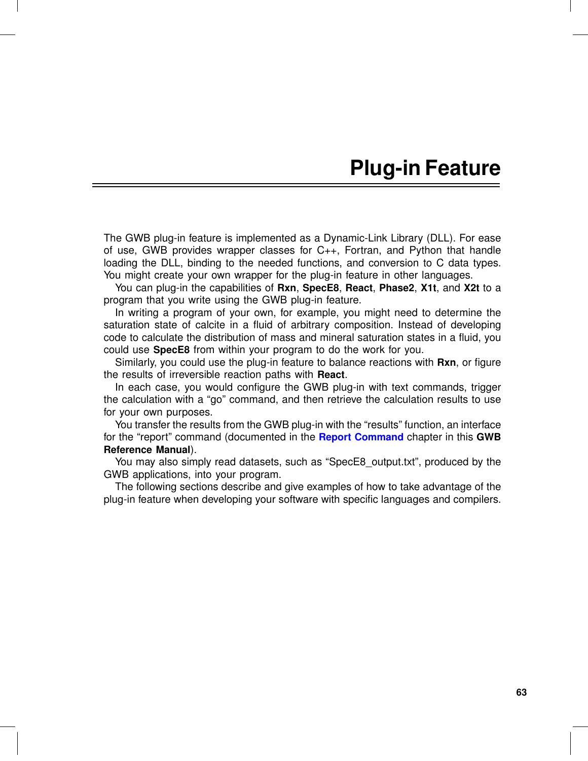# Plug-in Feature

The GWB plug-in feature is implemented as a Dynamic-Link Library (DLL). For ease of use, GWB provides wrapper classes for C++, Fortran, and Python that handle loading the DLL, binding to the needed functions, and conversion to C data types. You might create your own wrapper for the plug-in feature in other languages.

You can plug-in the capabilities of **Rxn**, **SpecE8**, **React**, **Phase2**, **X1t**, and **X2t** to a program that you write using the GWB plug-in feature.

In writing a program of your own, for example, you might need to determine the saturation state of calcite in a fluid of arbitrary composition. Instead of developing code to calculate the distribution of mass and mineral saturation states in a fluid, you could use **SpecE8** from within your program to do the work for you.

Similarly, you could use the plug-in feature to balance reactions with **Rxn**, or figure the results of irreversible reaction paths with **React**.

In each case, you would configure the GWB plug-in with text commands, trigger the calculation with a "go" command, and then retrieve the calculation results to use for your own purposes.

You transfer the results from the GWB plug-in with the "results" function, an interface for the "report" command (documented in the **Report Command** chapter in this **GWB Reference Manual**).

You may also simply read datasets, such as "SpecE8_output.txt", produced by the GWB applications, into your program.

The following sections describe and give examples of how to take advantage of the plug-in feature when developing your software with specific languages and compilers.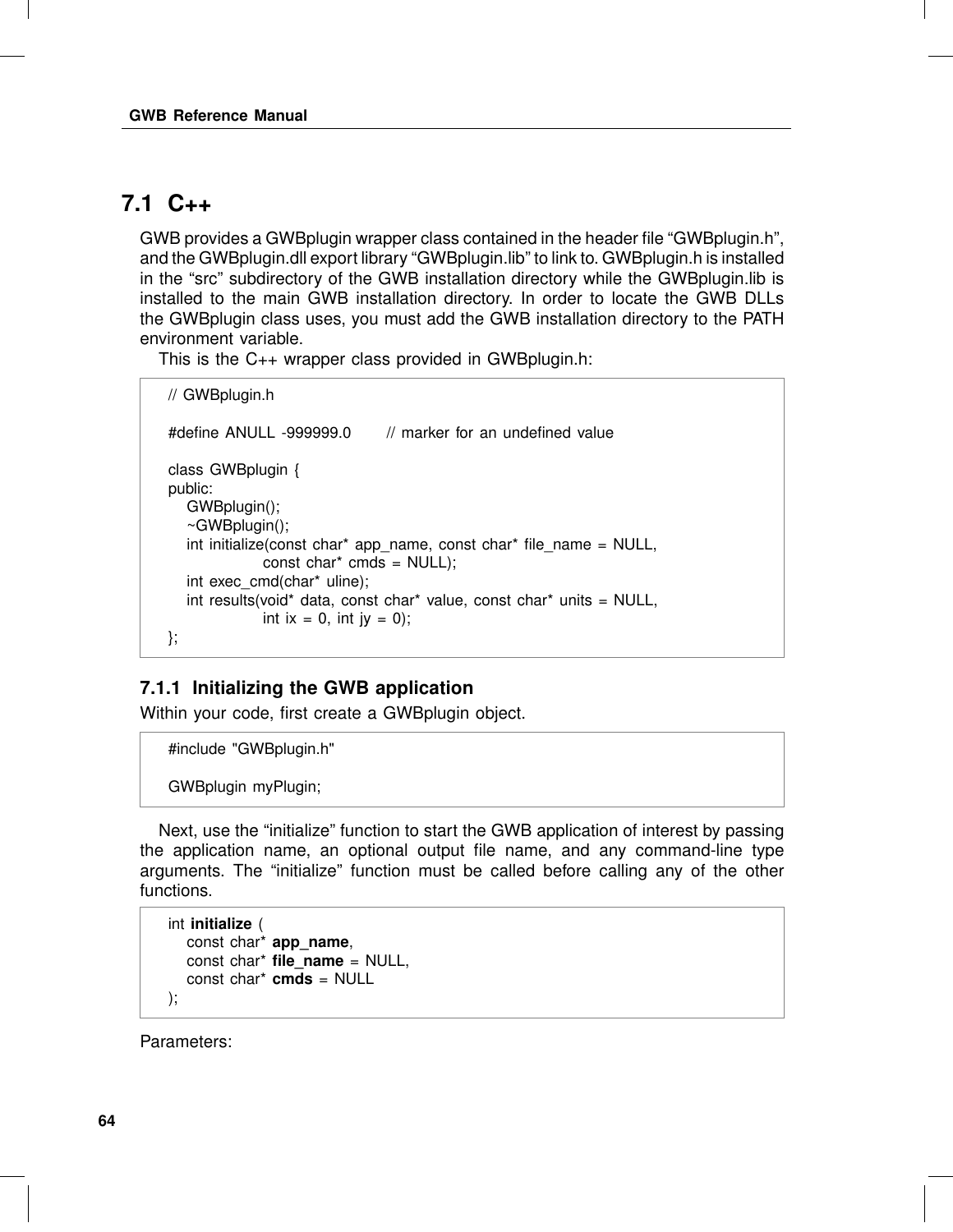## 7.1 C++

GWB provides a GWBplugin wrapper class contained in the header file “GWBplugin.h”, and the GWBplugin.dll export library “GWBplugin.lib” to link to. GWBplugin.h is installed in the “src” subdirectory of the GWB installation directory while the GWBplugin.lib is installed to the main GWB installation directory. In order to locate the GWB DLLs the GWBplugin class uses, you must add the GWB installation directory to the PATH environment variable.

This is the C++ wrapper class provided in GWBplugin.h:

```
// GWBplugin.h

#define ANULL -999999.0      // marker for an undefined value

class GWBplugin {
public:
   GWBplugin();
   ~GWBplugin();
   int initialize(const char* app_name, const char* file_name = NULL,
                  const char* cmds = NULL);
   int exec_cmd(char* uline);
   int results(void* data, const char* value, const char* units = NULL,
               int ix = 0, int jy = 0);
};
```

### 7.1.1 Initializing the GWB application

Within your code, first create a GWBplugin object.

```
#include "GWBplugin.h"

GWBplugin myPlugin;
```

Next, use the “initialize” function to start the GWB application of interest by passing the application name, an optional output file name, and any command-line type arguments. The “initialize” function must be called before calling any of the other functions.

```
int initialize (
   const char* app_name,
   const char* file_name = NULL,
   const char* cmds = NULL
);
```

Parameters: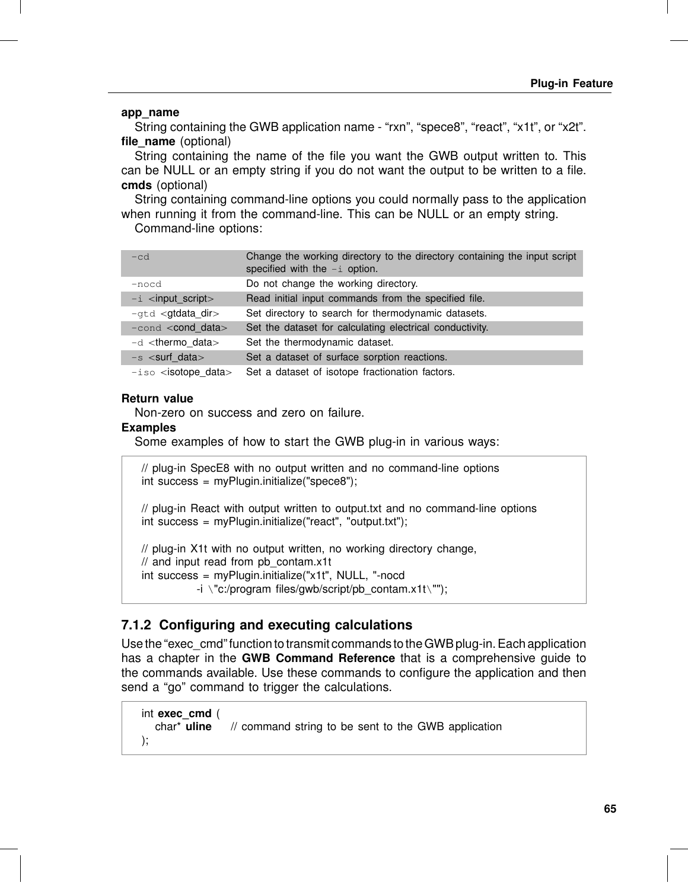**app_name**
String containing the GWB application name - “rxn”, “spece8”, “react”, “x1t”, or “x2t”.

**file_name** (optional)
String containing the name of the file you want the GWB output written to. This can be NULL or an empty string if you do not want the output to be written to a file.

**cmds** (optional)
String containing command-line options you could normally pass to the application when running it from the command-line. This can be NULL or an empty string.

Command-line options:

| | |
|---|---|
| `-cd` | Change the working directory to the directory containing the input script specified with the `-i` option. |
| `-nocd` | Do not change the working directory. |
| `-i` <input_script> | Read initial input commands from the specified file. |
| `-gtd` <gtdata_dir> | Set directory to search for thermodynamic datasets. |
| `-cond` <cond_data> | Set the dataset for calculating electrical conductivity. |
| `-d` <thermo_data> | Set the thermodynamic dataset. |
| `-s` <surf_data> | Set a dataset of surface sorption reactions. |
| `-iso` <isotope_data> | Set a dataset of isotope fractionation factors. |

**Return value**
Non-zero on success and zero on failure.

**Examples**
Some examples of how to start the GWB plug-in in various ways:

```
// plug-in SpecE8 with no output written and no command-line options
int success = myPlugin.initialize("spece8");

// plug-in React with output written to output.txt and no command-line options
int success = myPlugin.initialize("react", "output.txt");

// plug-in X1t with no output written, no working directory change,
// and input read from pb_contam.x1t
int success = myPlugin.initialize("x1t", NULL, "-nocd
            -i \"c:/program files/gwb/script/pb_contam.x1t\"");
```

### 7.1.2 Configuring and executing calculations

Use the “exec_cmd” function to transmit commands to the GWB plug-in. Each application has a chapter in the **GWB Command Reference** that is a comprehensive guide to the commands available. Use these commands to configure the application and then send a “go” command to trigger the calculations.

```
int exec_cmd (
    char* uline     // command string to be sent to the GWB application
);
```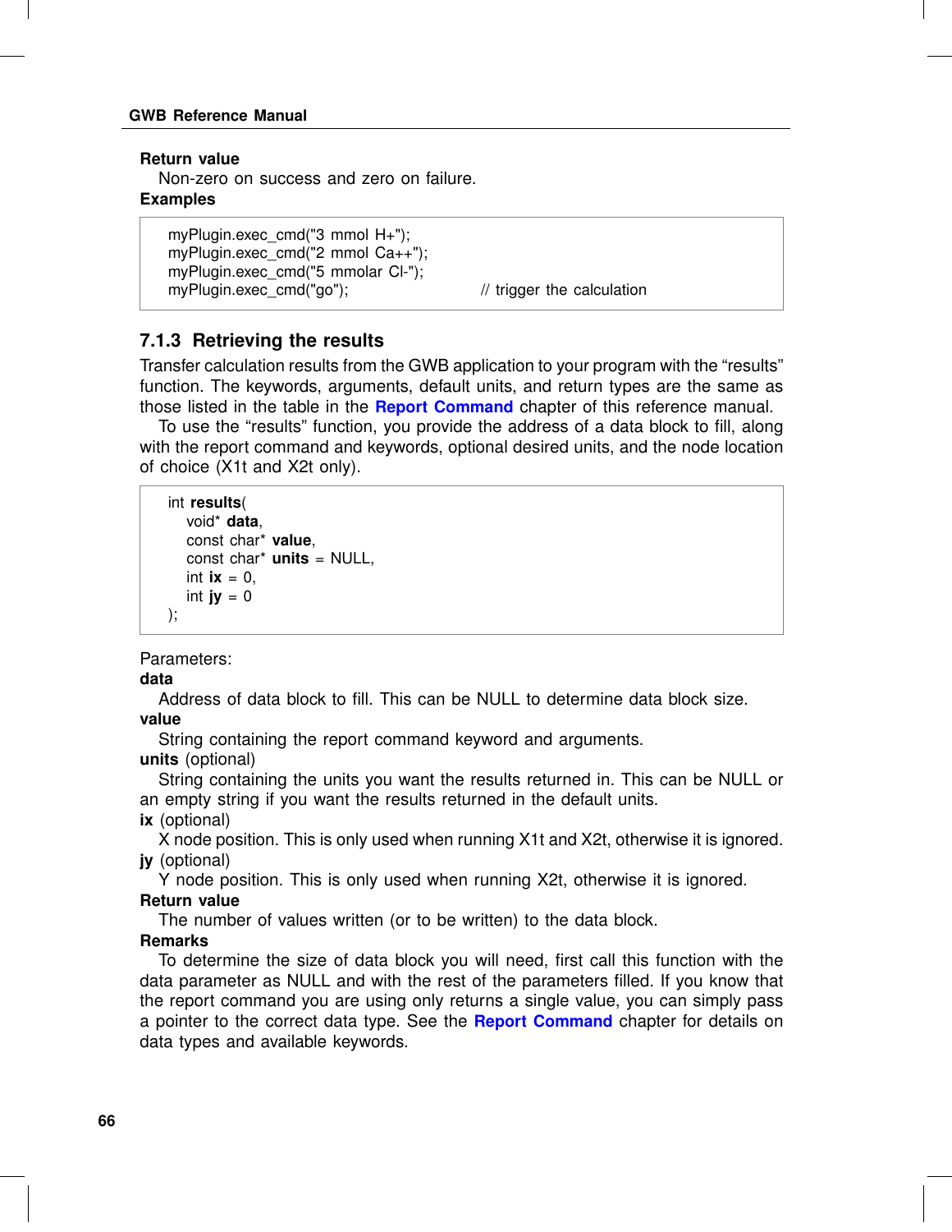**Return value**

Non-zero on success and zero on failure.

**Examples**

```
myPlugin.exec_cmd("3 mmol H+");
myPlugin.exec_cmd("2 mmol Ca++");
myPlugin.exec_cmd("5 mmolar Cl-");
myPlugin.exec_cmd("go");                    // trigger the calculation
```

### 7.1.3 Retrieving the results

Transfer calculation results from the GWB application to your program with the "results" function. The keywords, arguments, default units, and return types are the same as those listed in the table in the **Report Command** chapter of this reference manual.

To use the "results" function, you provide the address of a data block to fill, along with the report command and keywords, optional desired units, and the node location of choice (X1t and X2t only).

```
int results(
    void* data,
    const char* value,
    const char* units = NULL,
    int ix = 0,
    int jy = 0
);
```

Parameters:

**data**

Address of data block to fill. This can be NULL to determine data block size.

**value**

String containing the report command keyword and arguments.

**units** (optional)

String containing the units you want the results returned in. This can be NULL or an empty string if you want the results returned in the default units.

**ix** (optional)

X node position. This is only used when running X1t and X2t, otherwise it is ignored.

**jy** (optional)

Y node position. This is only used when running X2t, otherwise it is ignored.

**Return value**

The number of values written (or to be written) to the data block.

**Remarks**

To determine the size of data block you will need, first call this function with the data parameter as NULL and with the rest of the parameters filled. If you know that the report command you are using only returns a single value, you can simply pass a pointer to the correct data type. See the **Report Command** chapter for details on data types and available keywords.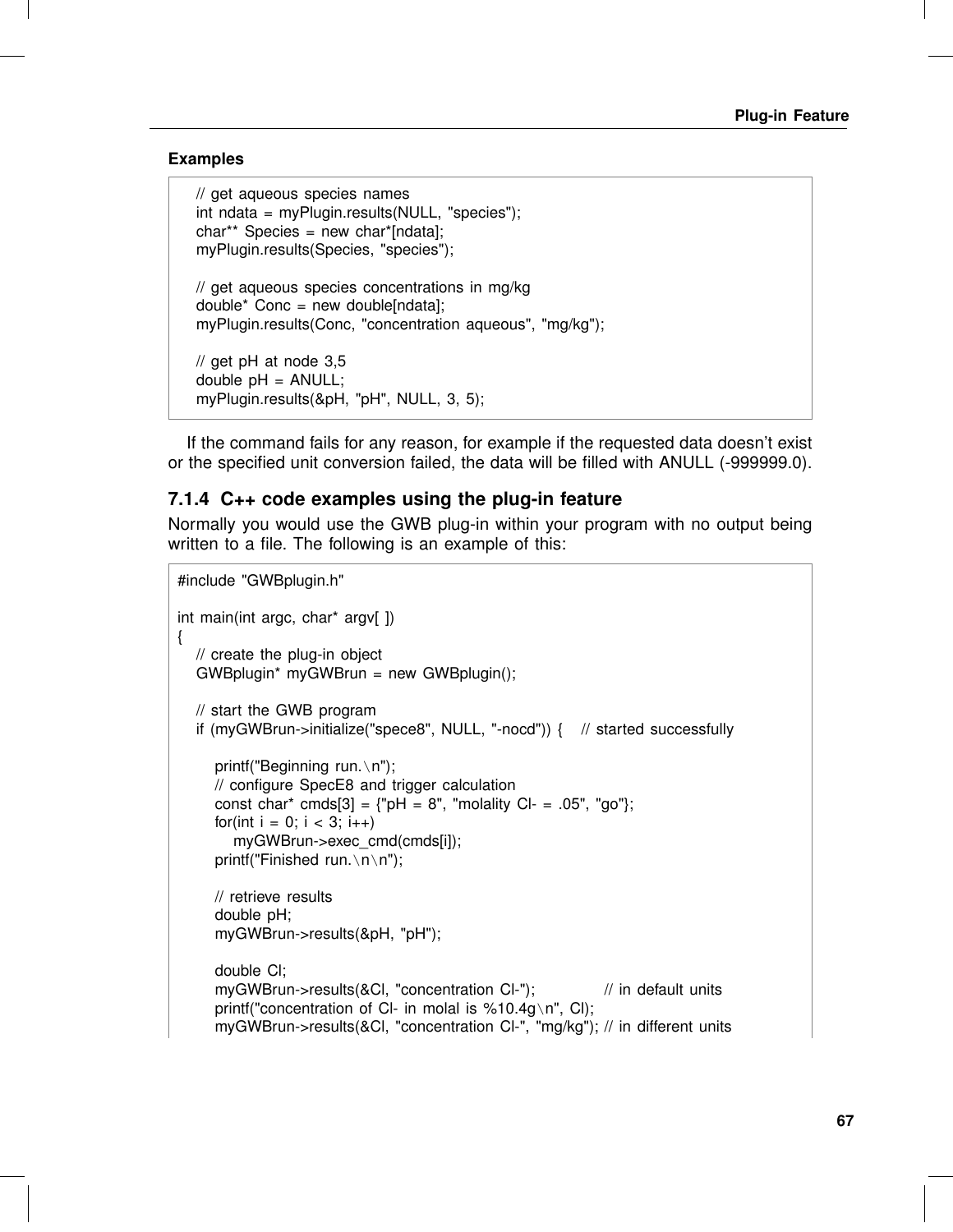**Examples**

```
// get aqueous species names
int ndata = myPlugin.results(NULL, "species");
char** Species = new char*[ndata];
myPlugin.results(Species, "species");

// get aqueous species concentrations in mg/kg
double* Conc = new double[ndata];
myPlugin.results(Conc, "concentration aqueous", "mg/kg");

// get pH at node 3,5
double pH = ANULL;
myPlugin.results(&pH, "pH", NULL, 3, 5);
```

If the command fails for any reason, for example if the requested data doesn't exist or the specified unit conversion failed, the data will be filled with ANULL (-999999.0).

### 7.1.4 C++ code examples using the plug-in feature

Normally you would use the GWB plug-in within your program with no output being written to a file. The following is an example of this:

```
#include "GWBplugin.h"

int main(int argc, char* argv[ ])
{
    // create the plug-in object
    GWBplugin* myGWBrun = new GWBplugin();

    // start the GWB program
    if (myGWBrun->initialize("spece8", NULL, "-nocd")) {    // started successfully

        printf("Beginning run.\n");
        // configure SpecE8 and trigger calculation
        const char* cmds[3] = {"pH = 8", "molality Cl- = .05", "go"};
        for(int i = 0; i < 3; i++)
            myGWBrun->exec_cmd(cmds[i]);
        printf("Finished run.\n\n");

        // retrieve results
        double pH;
        myGWBrun->results(&pH, "pH");

        double Cl;
        myGWBrun->results(&Cl, "concentration Cl-");              // in default units
        printf("concentration of Cl- in molal is %10.4g\n", Cl);
        myGWBrun->results(&Cl, "concentration Cl-", "mg/kg"); // in different units
```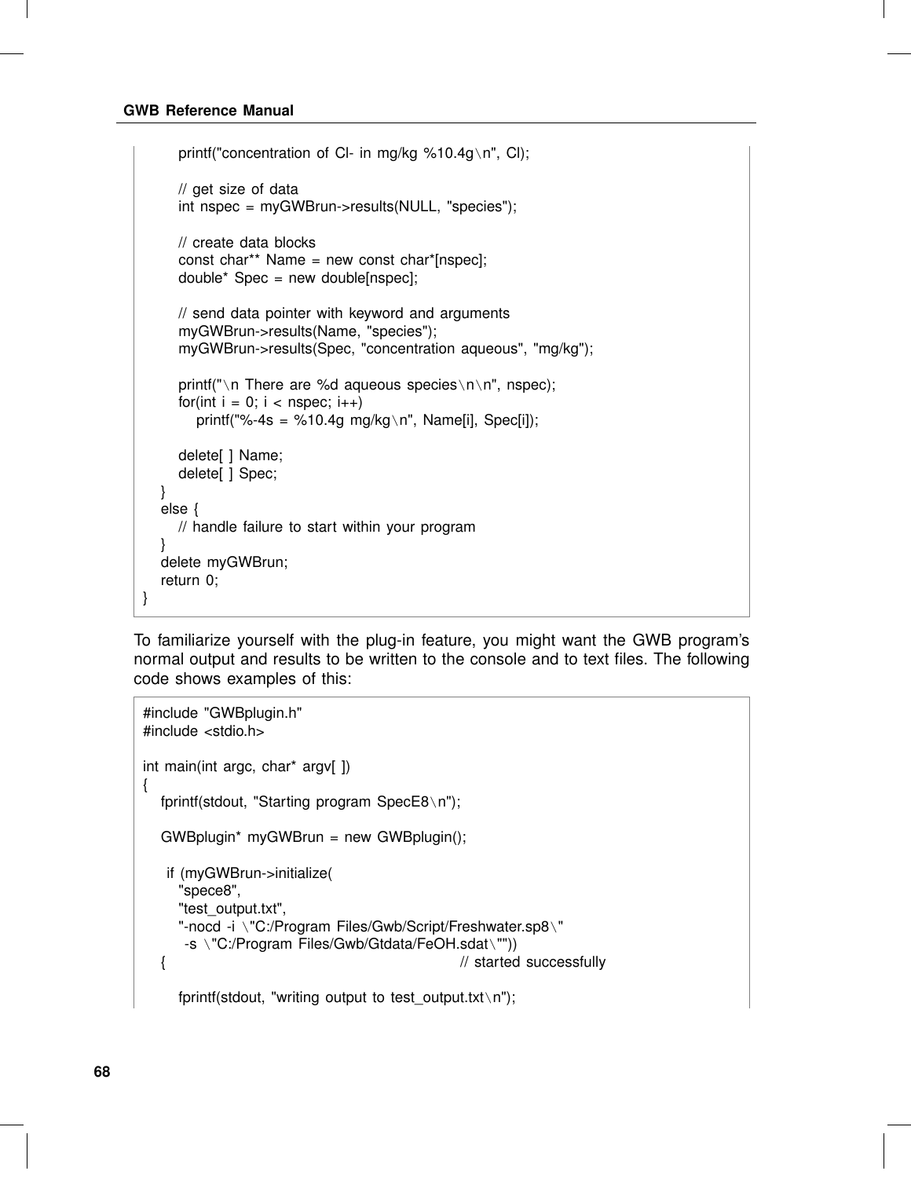```
        printf("concentration of Cl- in mg/kg %10.4g\n", Cl);

        // get size of data
        int nspec = myGWBrun->results(NULL, "species");

        // create data blocks
        const char** Name = new const char*[nspec];
        double* Spec = new double[nspec];

        // send data pointer with keyword and arguments
        myGWBrun->results(Name, "species");
        myGWBrun->results(Spec, "concentration aqueous", "mg/kg");

        printf("\n There are %d aqueous species\n\n", nspec);
        for(int i = 0; i < nspec; i++)
            printf("%-4s = %10.4g mg/kg\n", Name[i], Spec[i]);

        delete[ ] Name;
        delete[ ] Spec;
    }
    else {
        // handle failure to start within your program
    }
    delete myGWBrun;
    return 0;
}
```

To familiarize yourself with the plug-in feature, you might want the GWB program's normal output and results to be written to the console and to text files. The following code shows examples of this:

```
#include "GWBplugin.h"
#include <stdio.h>

int main(int argc, char* argv[ ])
{
    fprintf(stdout, "Starting program SpecE8\n");

    GWBplugin* myGWBrun = new GWBplugin();

     if (myGWBrun->initialize(
        "spece8",
        "test_output.txt",
        "-nocd -i \"C:/Program Files/Gwb/Script/Freshwater.sp8\"
          -s \"C:/Program Files/Gwb/Gtdata/FeOH.sdat\""))
    {                                                   // started successfully

        fprintf(stdout, "writing output to test_output.txt\n");
```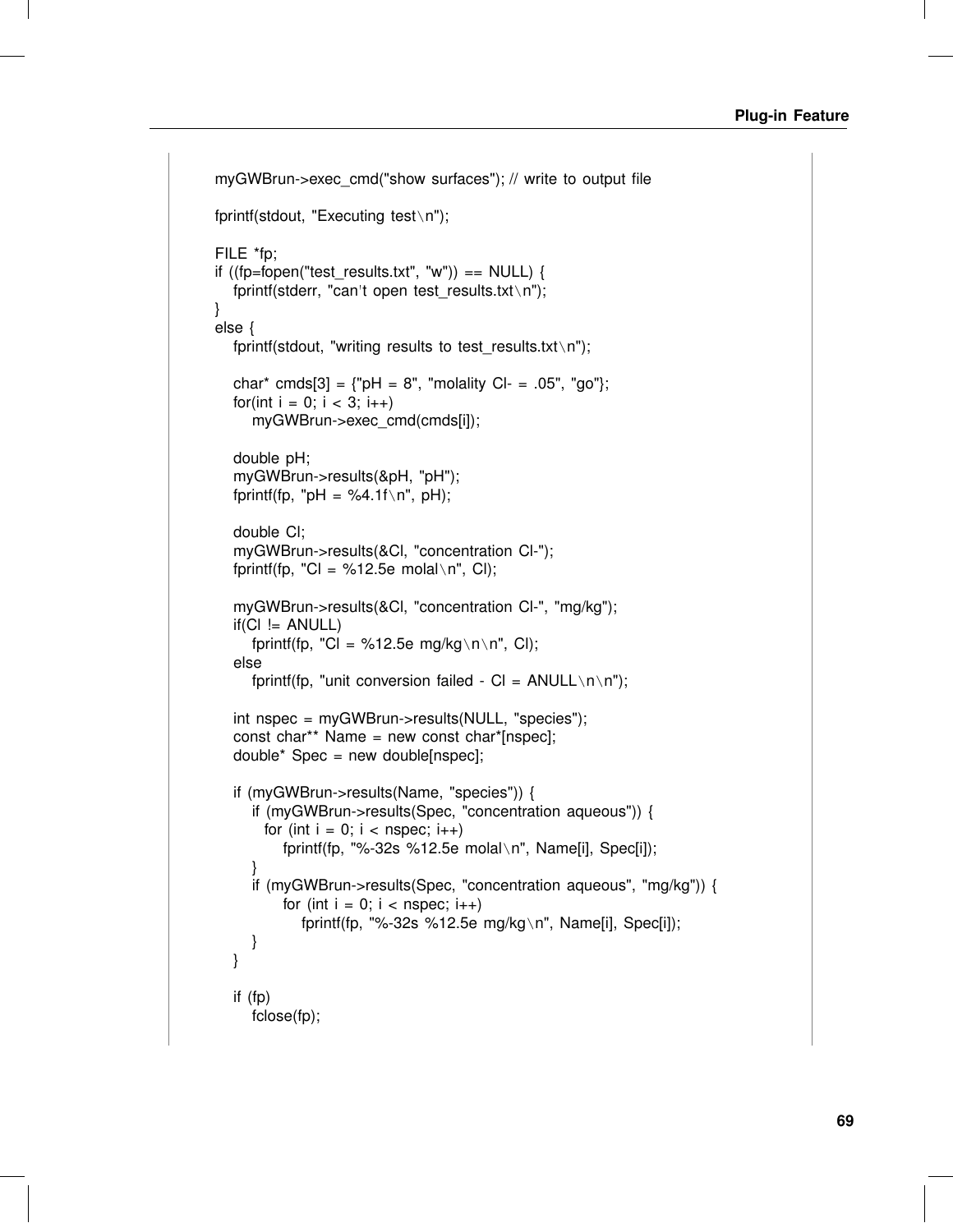```
myGWBrun->exec_cmd("show surfaces"); // write to output file

fprintf(stdout, "Executing test\n");

FILE *fp;
if ((fp=fopen("test_results.txt", "w")) == NULL) {
   fprintf(stderr, "can't open test_results.txt\n");
}
else {
   fprintf(stdout, "writing results to test_results.txt\n");

   char* cmds[3] = {"pH = 8", "molality Cl- = .05", "go"};
   for(int i = 0; i < 3; i++)
      myGWBrun->exec_cmd(cmds[i]);

   double pH;
   myGWBrun->results(&pH, "pH");
   fprintf(fp, "pH = %4.1f\n", pH);

   double Cl;
   myGWBrun->results(&Cl, "concentration Cl-");
   fprintf(fp, "Cl = %12.5e molal\n", Cl);

   myGWBrun->results(&Cl, "concentration Cl-", "mg/kg");
   if(Cl != ANULL)
      fprintf(fp, "Cl = %12.5e mg/kg\n\n", Cl);
   else
      fprintf(fp, "unit conversion failed - Cl = ANULL\n\n");

   int nspec = myGWBrun->results(NULL, "species");
   const char** Name = new const char*[nspec];
   double* Spec = new double[nspec];

   if (myGWBrun->results(Name, "species")) {
      if (myGWBrun->results(Spec, "concentration aqueous")) {
        for (int i = 0; i < nspec; i++)
           fprintf(fp, "%-32s %12.5e molal\n", Name[i], Spec[i]);
      }
      if (myGWBrun->results(Spec, "concentration aqueous", "mg/kg")) {
           for (int i = 0; i < nspec; i++)
              fprintf(fp, "%-32s %12.5e mg/kg\n", Name[i], Spec[i]);
      }
   }

   if (fp)
      fclose(fp);
```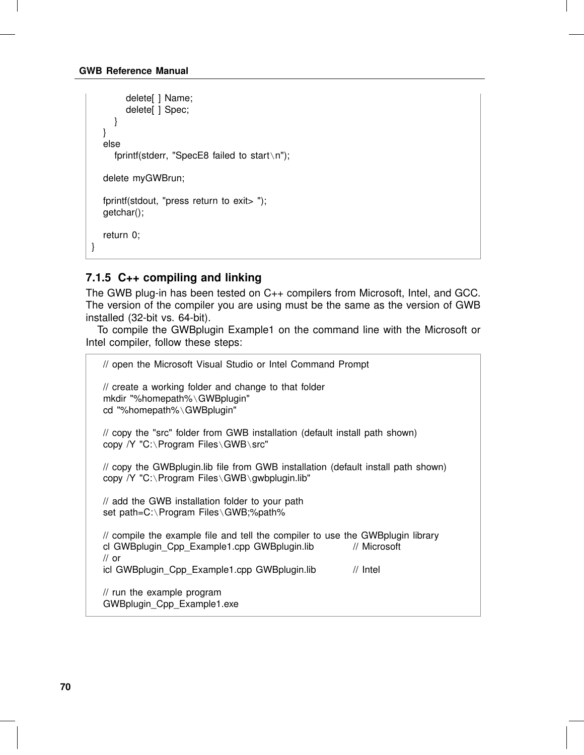```
            delete[ ] Name;
            delete[ ] Spec;
        }
    }
    else
        fprintf(stderr, "SpecE8 failed to start\n");

    delete myGWBrun;

    fprintf(stdout, "press return to exit> ");
    getchar();

    return 0;
}
```

### 7.1.5 C++ compiling and linking

The GWB plug-in has been tested on C++ compilers from Microsoft, Intel, and GCC. The version of the compiler you are using must be the same as the version of GWB installed (32-bit vs. 64-bit).

To compile the GWBplugin Example1 on the command line with the Microsoft or Intel compiler, follow these steps:

```
// open the Microsoft Visual Studio or Intel Command Prompt

// create a working folder and change to that folder
mkdir "%homepath%\GWBplugin"
cd "%homepath%\GWBplugin"

// copy the "src" folder from GWB installation (default install path shown)
copy /Y "C:\Program Files\GWB\src"

// copy the GWBplugin.lib file from GWB installation (default install path shown)
copy /Y "C:\Program Files\GWB\gwbplugin.lib"

// add the GWB installation folder to your path
set path=C:\Program Files\GWB;%path%

// compile the example file and tell the compiler to use the GWBplugin library
cl GWBplugin_Cpp_Example1.cpp GWBplugin.lib          // Microsoft
// or
icl GWBplugin_Cpp_Example1.cpp GWBplugin.lib         // Intel

// run the example program
GWBplugin_Cpp_Example1.exe
```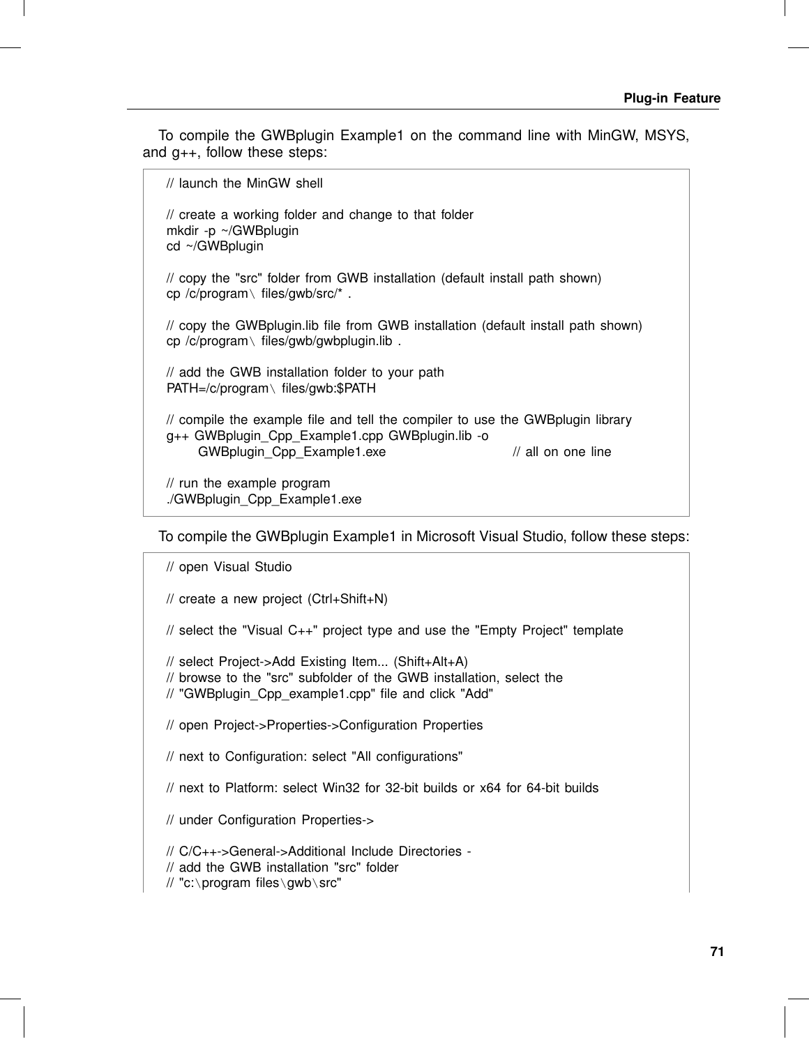To compile the GWBplugin Example1 on the command line with MinGW, MSYS, and g++, follow these steps:

```
// launch the MinGW shell

// create a working folder and change to that folder
mkdir -p ~/GWBplugin
cd ~/GWBplugin

// copy the "src" folder from GWB installation (default install path shown)
cp /c/program\ files/gwb/src/* .

// copy the GWBplugin.lib file from GWB installation (default install path shown)
cp /c/program\ files/gwb/gwbplugin.lib .

// add the GWB installation folder to your path
PATH=/c/program\ files/gwb:$PATH

// compile the example file and tell the compiler to use the GWBplugin library
g++ GWBplugin_Cpp_Example1.cpp GWBplugin.lib -o
      GWBplugin_Cpp_Example1.exe                        // all on one line

// run the example program
./GWBplugin_Cpp_Example1.exe
```

To compile the GWBplugin Example1 in Microsoft Visual Studio, follow these steps:

```
// open Visual Studio

// create a new project (Ctrl+Shift+N)

// select the "Visual C++" project type and use the "Empty Project" template

// select Project->Add Existing Item... (Shift+Alt+A)
// browse to the "src" subfolder of the GWB installation, select the
// "GWBplugin_Cpp_example1.cpp" file and click "Add"

// open Project->Properties->Configuration Properties

// next to Configuration: select "All configurations"

// next to Platform: select Win32 for 32-bit builds or x64 for 64-bit builds

// under Configuration Properties->

// C/C++->General->Additional Include Directories -
// add the GWB installation "src" folder
// "c:\program files\gwb\src"
```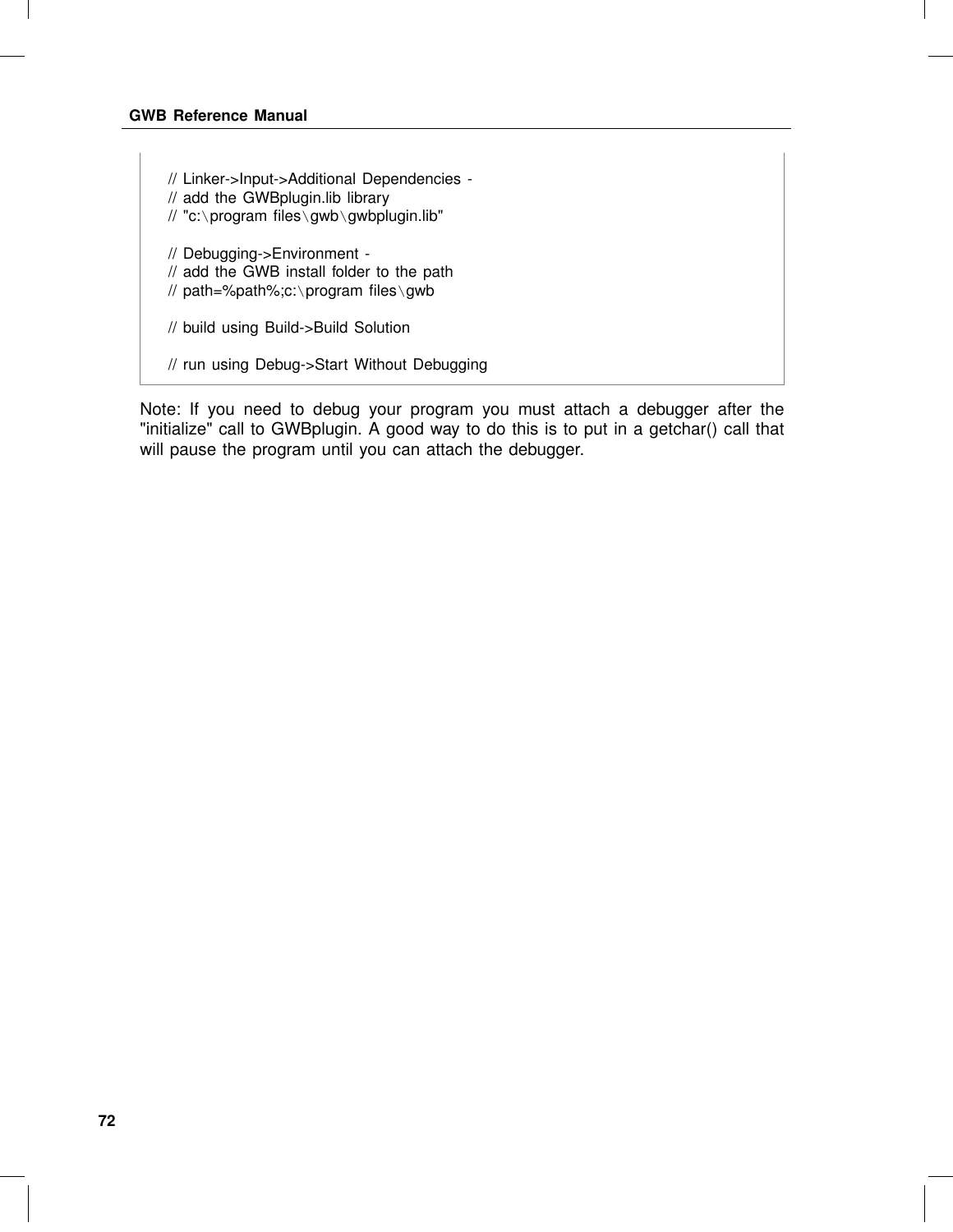```
// Linker->Input->Additional Dependencies -
// add the GWBplugin.lib library
// "c:\program files\gwb\gwbplugin.lib"

// Debugging->Environment -
// add the GWB install folder to the path
// path=%path%;c:\program files\gwb

// build using Build->Build Solution

// run using Debug->Start Without Debugging
```

Note: If you need to debug your program you must attach a debugger after the "initialize" call to GWBplugin. A good way to do this is to put in a getchar() call that will pause the program until you can attach the debugger.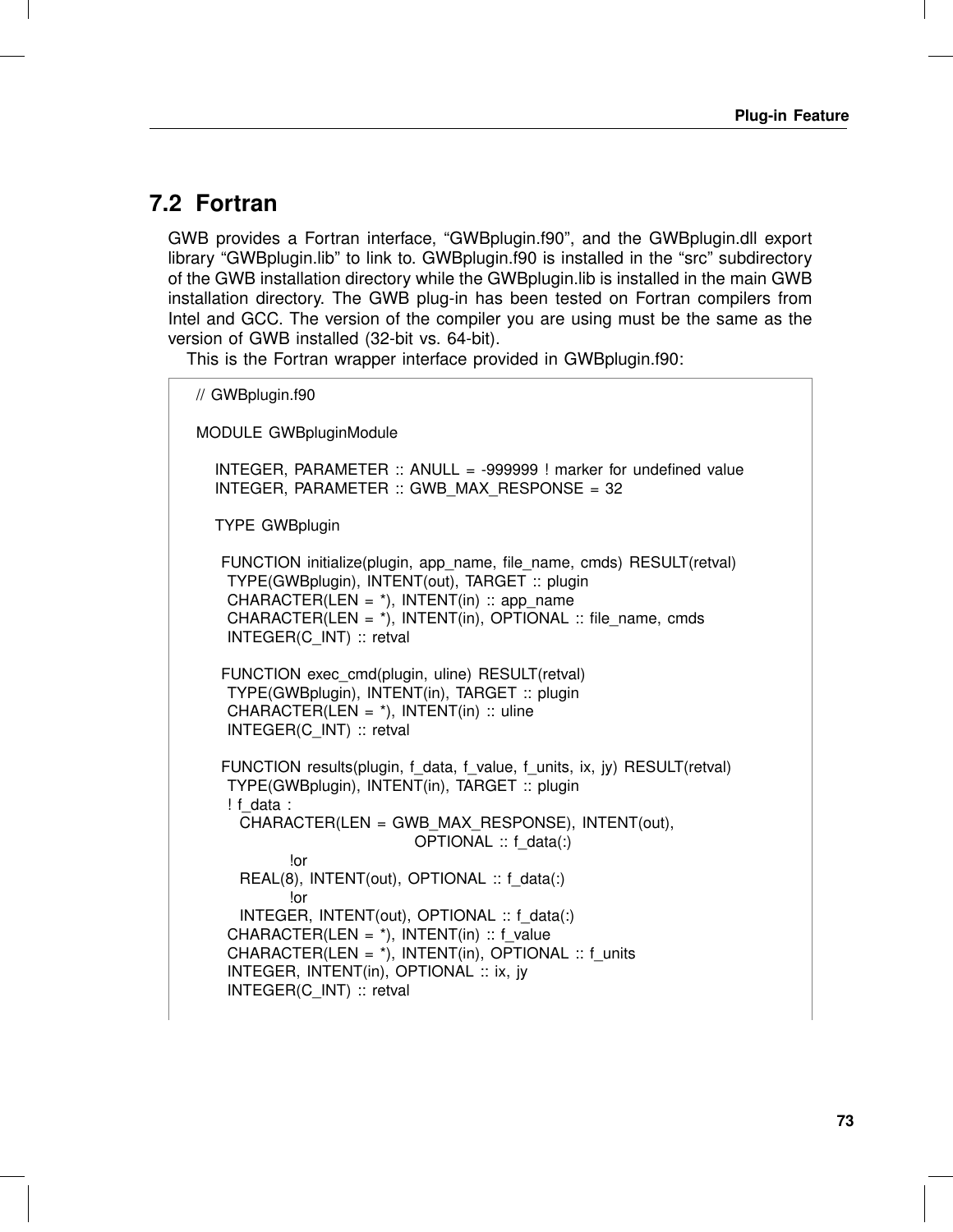## 7.2 Fortran

GWB provides a Fortran interface, "GWBplugin.f90", and the GWBplugin.dll export library "GWBplugin.lib" to link to. GWBplugin.f90 is installed in the "src" subdirectory of the GWB installation directory while the GWBplugin.lib is installed in the main GWB installation directory. The GWB plug-in has been tested on Fortran compilers from Intel and GCC. The version of the compiler you are using must be the same as the version of GWB installed (32-bit vs. 64-bit).

This is the Fortran wrapper interface provided in GWBplugin.f90:

```
// GWBplugin.f90

MODULE GWBpluginModule

    INTEGER, PARAMETER :: ANULL = -999999 ! marker for undefined value
    INTEGER, PARAMETER :: GWB_MAX_RESPONSE = 32

    TYPE GWBplugin

     FUNCTION initialize(plugin, app_name, file_name, cmds) RESULT(retval)
      TYPE(GWBplugin), INTENT(out), TARGET :: plugin
      CHARACTER(LEN = *), INTENT(in) :: app_name
      CHARACTER(LEN = *), INTENT(in), OPTIONAL :: file_name, cmds
      INTEGER(C_INT) :: retval

     FUNCTION exec_cmd(plugin, uline) RESULT(retval)
      TYPE(GWBplugin), INTENT(in), TARGET :: plugin
      CHARACTER(LEN = *), INTENT(in) :: uline
      INTEGER(C_INT) :: retval

     FUNCTION results(plugin, f_data, f_value, f_units, ix, jy) RESULT(retval)
      TYPE(GWBplugin), INTENT(in), TARGET :: plugin
      ! f_data :
        CHARACTER(LEN = GWB_MAX_RESPONSE), INTENT(out),
                                    OPTIONAL :: f_data(:)
              !or
        REAL(8), INTENT(out), OPTIONAL :: f_data(:)
              !or
        INTEGER, INTENT(out), OPTIONAL :: f_data(:)
      CHARACTER(LEN = *), INTENT(in) :: f_value
      CHARACTER(LEN = *), INTENT(in), OPTIONAL :: f_units
      INTEGER, INTENT(in), OPTIONAL :: ix, jy
      INTEGER(C_INT) :: retval
```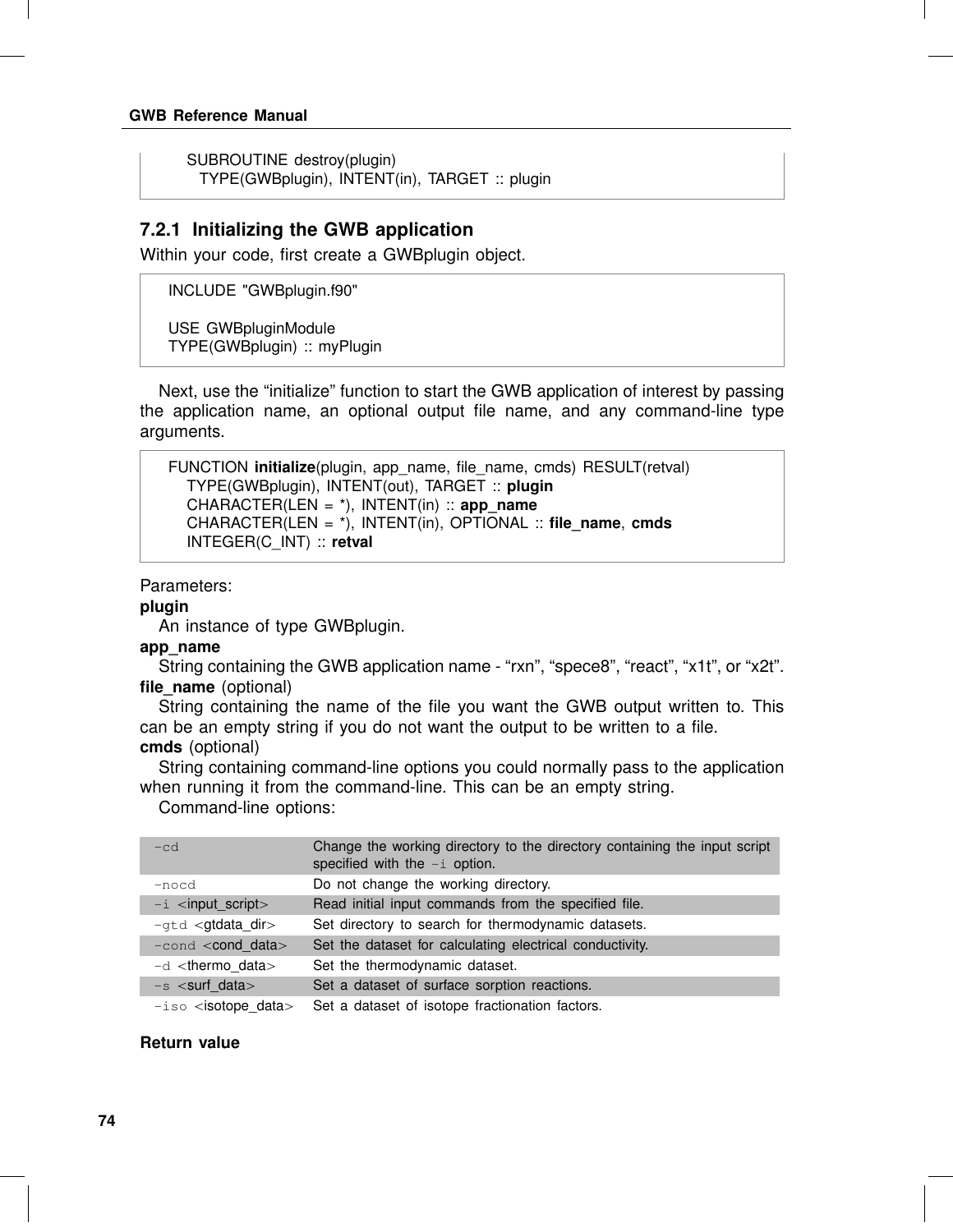```
SUBROUTINE destroy(plugin)
  TYPE(GWBplugin), INTENT(in), TARGET :: plugin
```

### 7.2.1 Initializing the GWB application

Within your code, first create a GWBplugin object.

```
INCLUDE "GWBplugin.f90"

USE GWBpluginModule
TYPE(GWBplugin) :: myPlugin
```

Next, use the "initialize" function to start the GWB application of interest by passing the application name, an optional output file name, and any command-line type arguments.

```
FUNCTION initialize(plugin, app_name, file_name, cmds) RESULT(retval)
   TYPE(GWBplugin), INTENT(out), TARGET :: plugin
   CHARACTER(LEN = *), INTENT(in) :: app_name
   CHARACTER(LEN = *), INTENT(in), OPTIONAL :: file_name, cmds
   INTEGER(C_INT) :: retval
```

Parameters:

**plugin**
An instance of type GWBplugin.

**app_name**
String containing the GWB application name - "rxn", "spece8", "react", "x1t", or "x2t".

**file_name** (optional)
String containing the name of the file you want the GWB output written to. This can be an empty string if you do not want the output to be written to a file.

**cmds** (optional)
String containing command-line options you could normally pass to the application when running it from the command-line. This can be an empty string.

Command-line options:

| | |
|---|---|
| -cd | Change the working directory to the directory containing the input script specified with the -i option. |
| -nocd | Do not change the working directory. |
| -i <input_script> | Read initial input commands from the specified file. |
| -gtd <gtdata_dir> | Set directory to search for thermodynamic datasets. |
| -cond <cond_data> | Set the dataset for calculating electrical conductivity. |
| -d <thermo_data> | Set the thermodynamic dataset. |
| -s <surf_data> | Set a dataset of surface sorption reactions. |
| -iso <isotope_data> | Set a dataset of isotope fractionation factors. |

**Return value**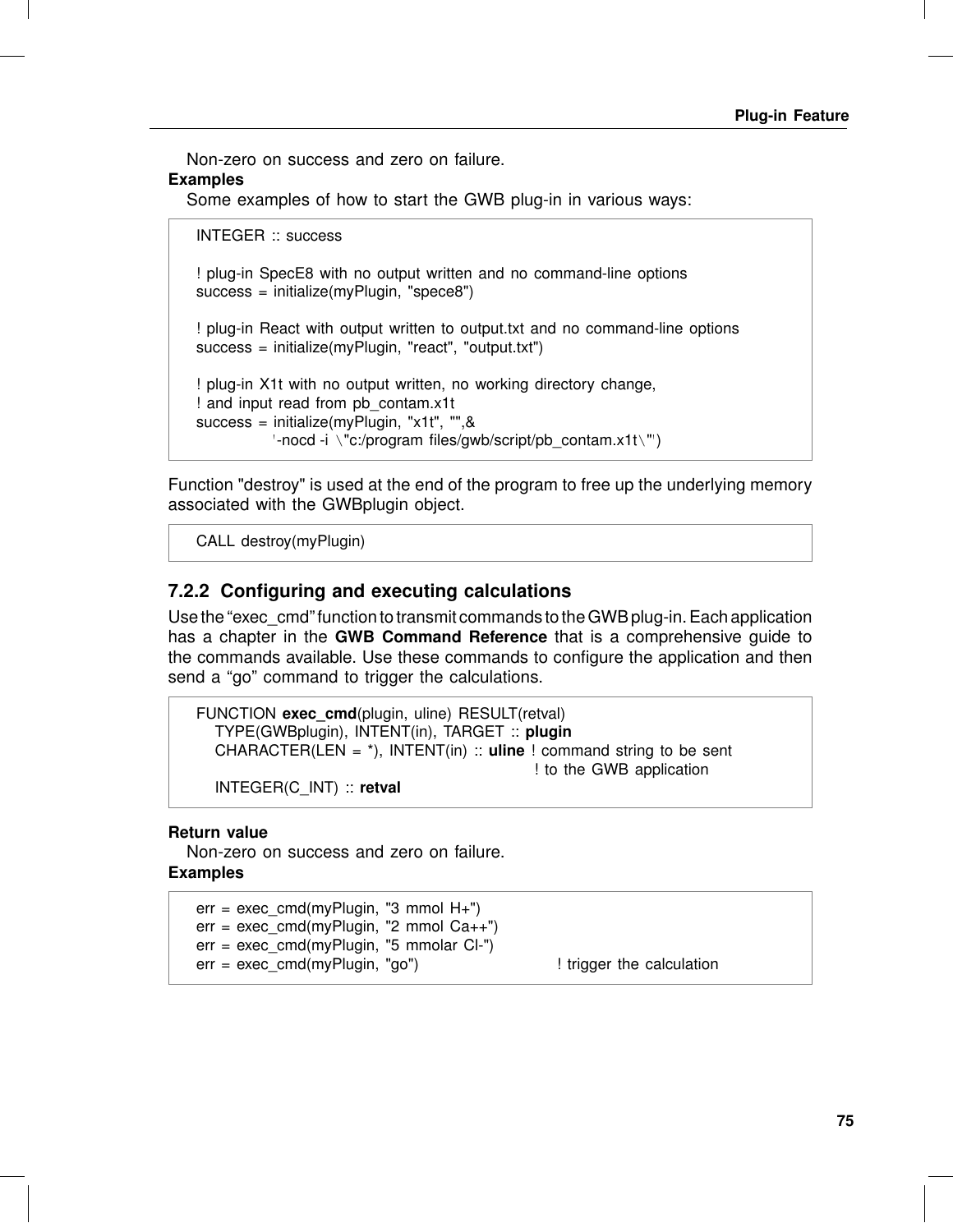Non-zero on success and zero on failure.

**Examples**

Some examples of how to start the GWB plug-in in various ways:

```
INTEGER :: success

! plug-in SpecE8 with no output written and no command-line options
success = initialize(myPlugin, "spece8")

! plug-in React with output written to output.txt and no command-line options
success = initialize(myPlugin, "react", "output.txt")

! plug-in X1t with no output written, no working directory change,
! and input read from pb_contam.x1t
success = initialize(myPlugin, "x1t", "",&
        '-nocd -i \"c:/program files/gwb/script/pb_contam.x1t\"')
```

Function "destroy" is used at the end of the program to free up the underlying memory associated with the GWBplugin object.

```
CALL destroy(myPlugin)
```

### 7.2.2 Configuring and executing calculations

Use the "exec_cmd" function to transmit commands to the GWB plug-in. Each application has a chapter in the **GWB Command Reference** that is a comprehensive guide to the commands available. Use these commands to configure the application and then send a "go" command to trigger the calculations.

```
FUNCTION exec_cmd(plugin, uline) RESULT(retval)
   TYPE(GWBplugin), INTENT(in), TARGET :: plugin
   CHARACTER(LEN = *), INTENT(in) :: uline ! command string to be sent
                                           ! to the GWB application
   INTEGER(C_INT) :: retval
```

**Return value**

Non-zero on success and zero on failure.

**Examples**

```
err = exec_cmd(myPlugin, "3 mmol H+")
err = exec_cmd(myPlugin, "2 mmol Ca++")
err = exec_cmd(myPlugin, "5 mmolar Cl-")
err = exec_cmd(myPlugin, "go")              ! trigger the calculation
```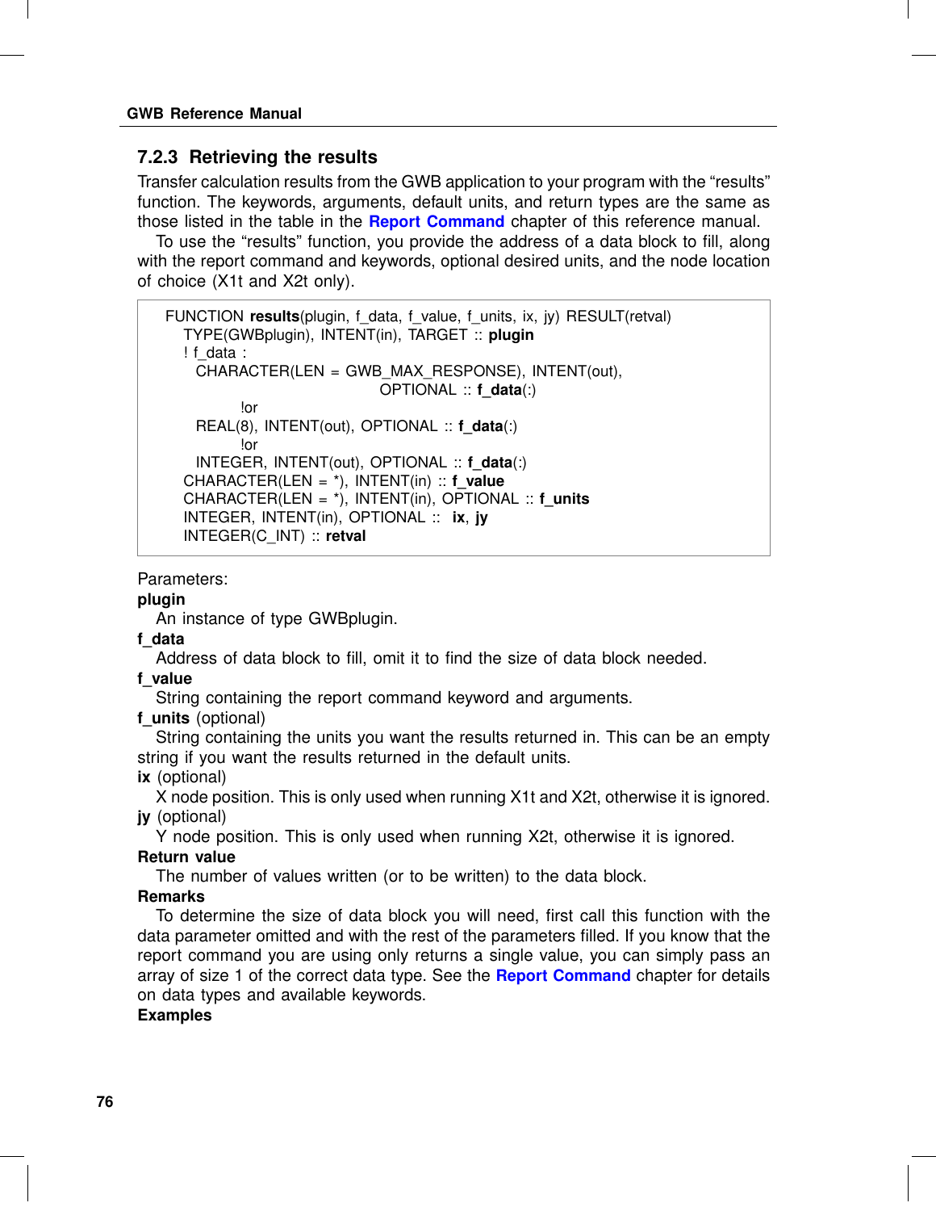### 7.2.3 Retrieving the results

Transfer calculation results from the GWB application to your program with the "results" function. The keywords, arguments, default units, and return types are the same as those listed in the table in the **Report Command** chapter of this reference manual.

To use the "results" function, you provide the address of a data block to fill, along with the report command and keywords, optional desired units, and the node location of choice (X1t and X2t only).

```
FUNCTION results(plugin, f_data, f_value, f_units, ix, jy) RESULT(retval)
   TYPE(GWBplugin), INTENT(in), TARGET :: plugin
   ! f_data :
      CHARACTER(LEN = GWB_MAX_RESPONSE), INTENT(out),
                                    OPTIONAL :: f_data(:)
             !or
      REAL(8), INTENT(out), OPTIONAL :: f_data(:)
             !or
      INTEGER, INTENT(out), OPTIONAL :: f_data(:)
   CHARACTER(LEN = *), INTENT(in) :: f_value
   CHARACTER(LEN = *), INTENT(in), OPTIONAL :: f_units
   INTEGER, INTENT(in), OPTIONAL ::  ix, jy
   INTEGER(C_INT) :: retval
```

Parameters:

**plugin**
An instance of type GWBplugin.

**f_data**
Address of data block to fill, omit it to find the size of data block needed.

**f_value**
String containing the report command keyword and arguments.

**f_units** (optional)
String containing the units you want the results returned in. This can be an empty string if you want the results returned in the default units.

**ix** (optional)
X node position. This is only used when running X1t and X2t, otherwise it is ignored.

**jy** (optional)
Y node position. This is only used when running X2t, otherwise it is ignored.

**Return value**
The number of values written (or to be written) to the data block.

**Remarks**
To determine the size of data block you will need, first call this function with the data parameter omitted and with the rest of the parameters filled. If you know that the report command you are using only returns a single value, you can simply pass an array of size 1 of the correct data type. See the **Report Command** chapter for details on data types and available keywords.

**Examples**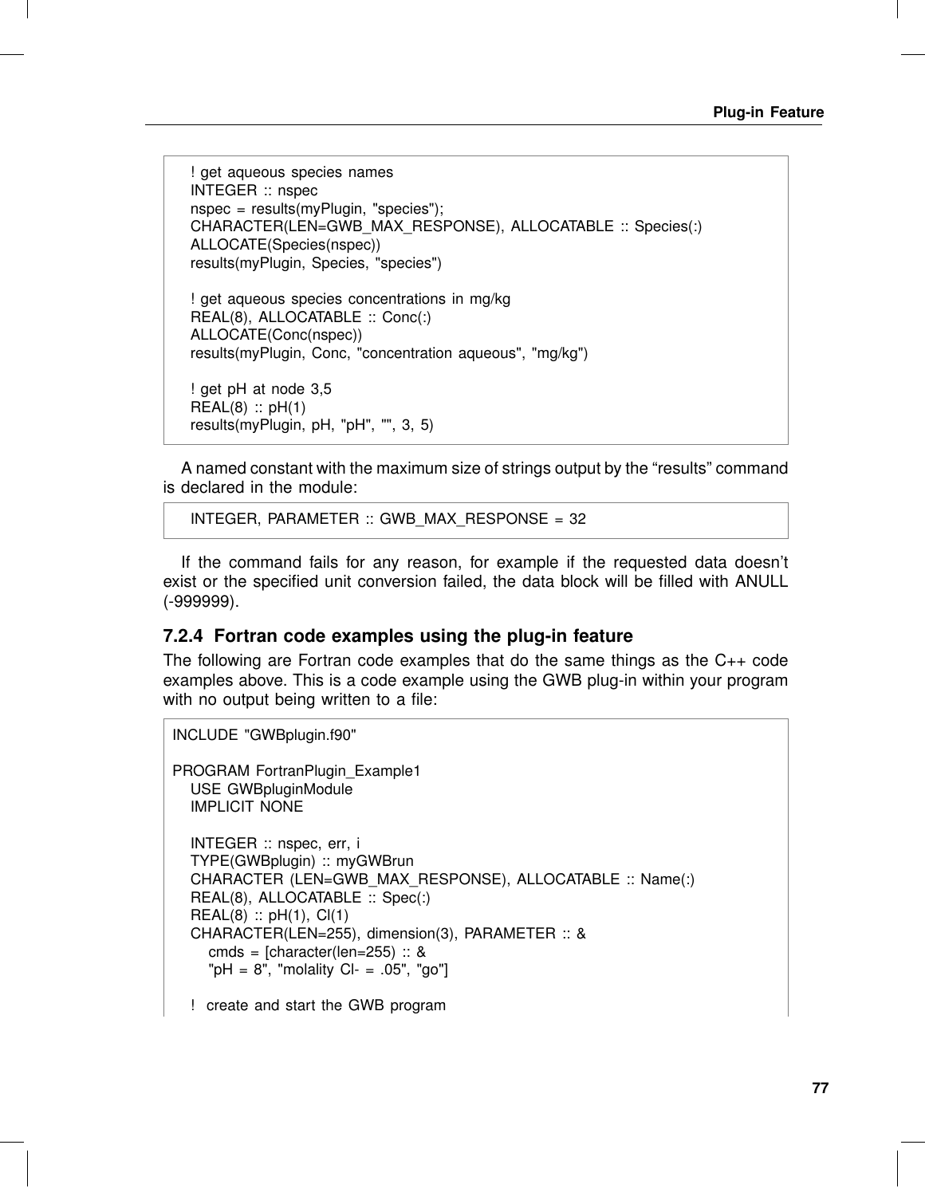```
! get aqueous species names
INTEGER :: nspec
nspec = results(myPlugin, "species");
CHARACTER(LEN=GWB_MAX_RESPONSE), ALLOCATABLE :: Species(:)
ALLOCATE(Species(nspec))
results(myPlugin, Species, "species")

! get aqueous species concentrations in mg/kg
REAL(8), ALLOCATABLE :: Conc(:)
ALLOCATE(Conc(nspec))
results(myPlugin, Conc, "concentration aqueous", "mg/kg")

! get pH at node 3,5
REAL(8) :: pH(1)
results(myPlugin, pH, "pH", "", 3, 5)
```

A named constant with the maximum size of strings output by the “results” command is declared in the module:

```
INTEGER, PARAMETER :: GWB_MAX_RESPONSE = 32
```

If the command fails for any reason, for example if the requested data doesn’t exist or the specified unit conversion failed, the data block will be filled with ANULL (-999999).

### 7.2.4 Fortran code examples using the plug-in feature

The following are Fortran code examples that do the same things as the C++ code examples above. This is a code example using the GWB plug-in within your program with no output being written to a file:

```
INCLUDE "GWBplugin.f90"

PROGRAM FortranPlugin_Example1
   USE GWBpluginModule
   IMPLICIT NONE

   INTEGER :: nspec, err, i
   TYPE(GWBplugin) :: myGWBrun
   CHARACTER (LEN=GWB_MAX_RESPONSE), ALLOCATABLE :: Name(:)
   REAL(8), ALLOCATABLE :: Spec(:)
   REAL(8) :: pH(1), Cl(1)
   CHARACTER(LEN=255), dimension(3), PARAMETER :: &
      cmds = [character(len=255) :: &
      "pH = 8", "molality Cl- = .05", "go"]

   !  create and start the GWB program
```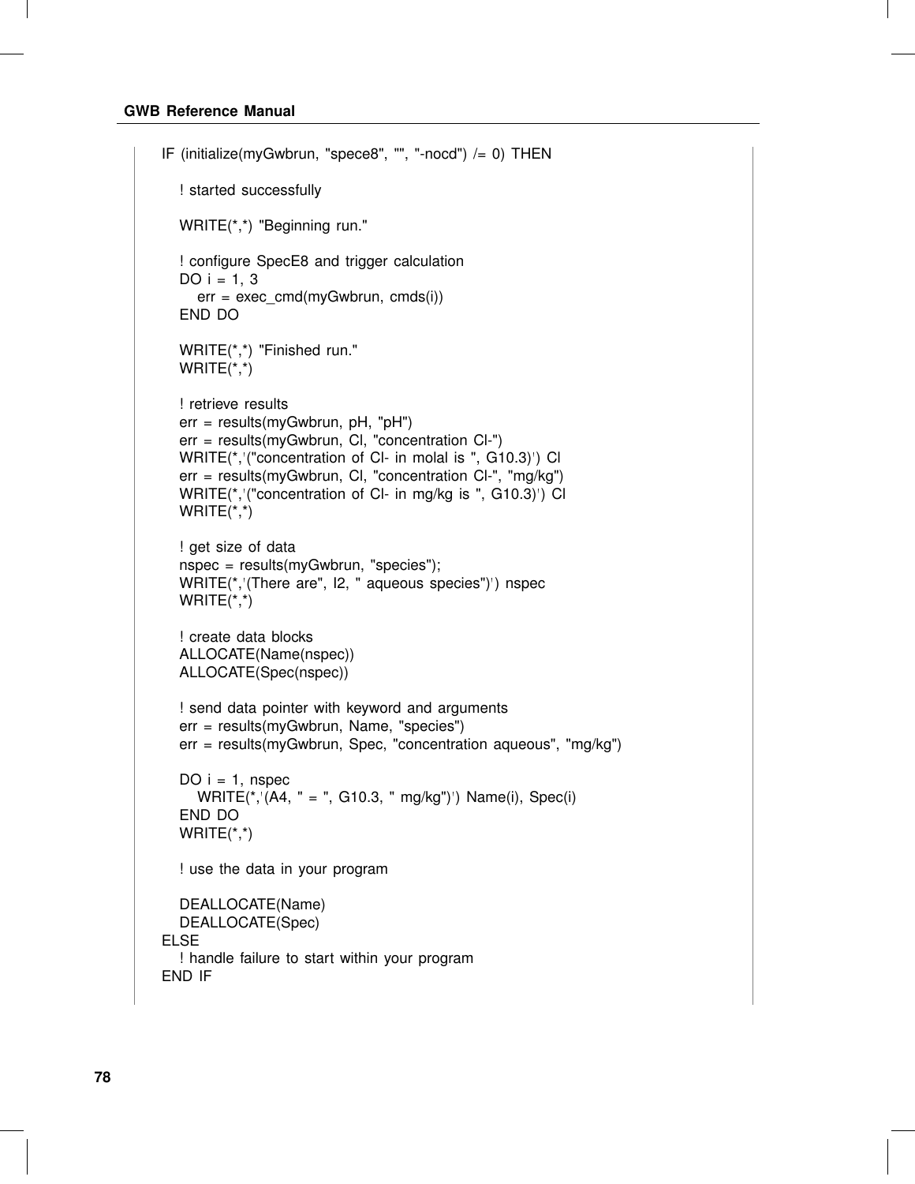```
IF (initialize(myGwbrun, "spece8", "", "-nocd") /= 0) THEN

    ! started successfully

    WRITE(*,*) "Beginning run."

    ! configure SpecE8 and trigger calculation
    DO i = 1, 3
        err = exec_cmd(myGwbrun, cmds(i))
    END DO

    WRITE(*,*) "Finished run."
    WRITE(*,*)

    ! retrieve results
    err = results(myGwbrun, pH, "pH")
    err = results(myGwbrun, Cl, "concentration Cl-")
    WRITE(*,'("concentration of Cl- in molal is ", G10.3)') Cl
    err = results(myGwbrun, Cl, "concentration Cl-", "mg/kg")
    WRITE(*,'("concentration of Cl- in mg/kg is ", G10.3)') Cl
    WRITE(*,*)

    ! get size of data
    nspec = results(myGwbrun, "species");
    WRITE(*,'(There are", I2, " aqueous species")') nspec
    WRITE(*,*)

    ! create data blocks
    ALLOCATE(Name(nspec))
    ALLOCATE(Spec(nspec))

    ! send data pointer with keyword and arguments
    err = results(myGwbrun, Name, "species")
    err = results(myGwbrun, Spec, "concentration aqueous", "mg/kg")

    DO i = 1, nspec
        WRITE(*,'(A4, " = ", G10.3, " mg/kg")') Name(i), Spec(i)
    END DO
    WRITE(*,*)

    ! use the data in your program

    DEALLOCATE(Name)
    DEALLOCATE(Spec)
ELSE
    ! handle failure to start within your program
END IF
```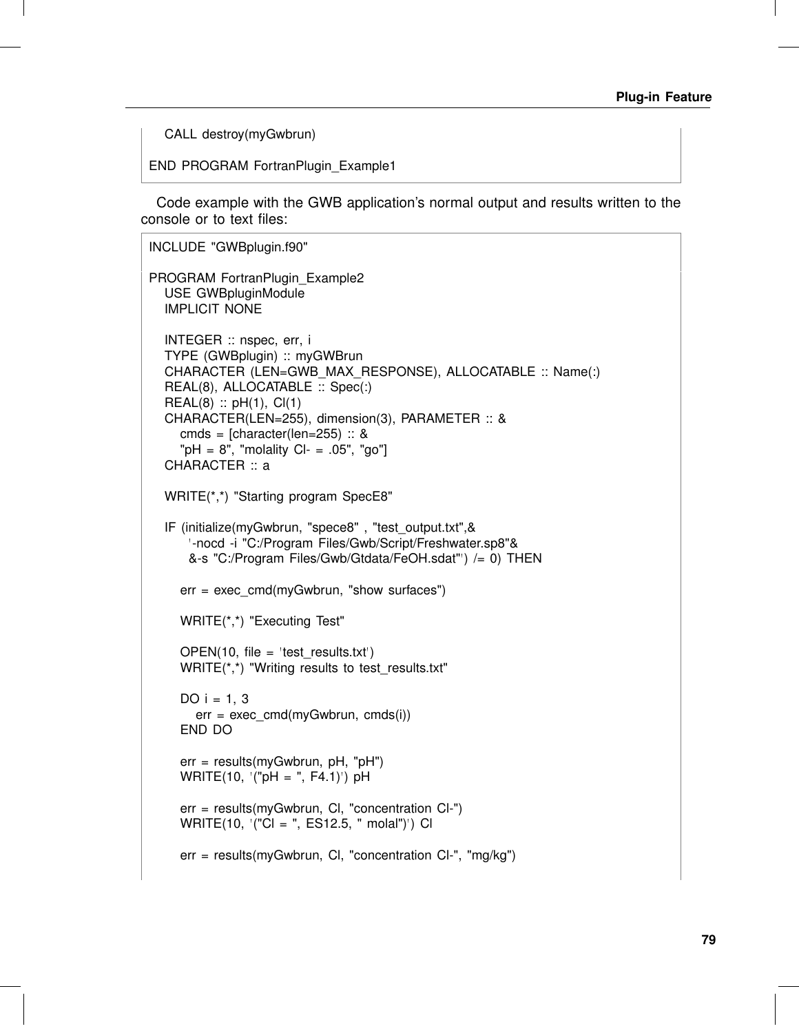```
    CALL destroy(myGwbrun)

END PROGRAM FortranPlugin_Example1
```

Code example with the GWB application's normal output and results written to the console or to text files:

```
INCLUDE "GWBplugin.f90"

PROGRAM FortranPlugin_Example2
    USE GWBpluginModule
    IMPLICIT NONE

    INTEGER :: nspec, err, i
    TYPE (GWBplugin) :: myGWBrun
    CHARACTER (LEN=GWB_MAX_RESPONSE), ALLOCATABLE :: Name(:)
    REAL(8), ALLOCATABLE :: Spec(:)
    REAL(8) :: pH(1), Cl(1)
    CHARACTER(LEN=255), dimension(3), PARAMETER :: &
        cmds = [character(len=255) :: &
        "pH = 8", "molality Cl- = .05", "go"]
    CHARACTER :: a

    WRITE(*,*) "Starting program SpecE8"

    IF (initialize(myGwbrun, "spece8" , "test_output.txt",&
         '-nocd -i "C:/Program Files/Gwb/Script/Freshwater.sp8"&
         &-s "C:/Program Files/Gwb/Gtdata/FeOH.sdat"') /= 0) THEN

        err = exec_cmd(myGwbrun, "show surfaces")

        WRITE(*,*) "Executing Test"

        OPEN(10, file = 'test_results.txt')
        WRITE(*,*) "Writing results to test_results.txt"

        DO i = 1, 3
            err = exec_cmd(myGwbrun, cmds(i))
        END DO

        err = results(myGwbrun, pH, "pH")
        WRITE(10, '("pH = ", F4.1)') pH

        err = results(myGwbrun, Cl, "concentration Cl-")
        WRITE(10, '("Cl = ", ES12.5, " molal")') Cl

        err = results(myGwbrun, Cl, "concentration Cl-", "mg/kg")
```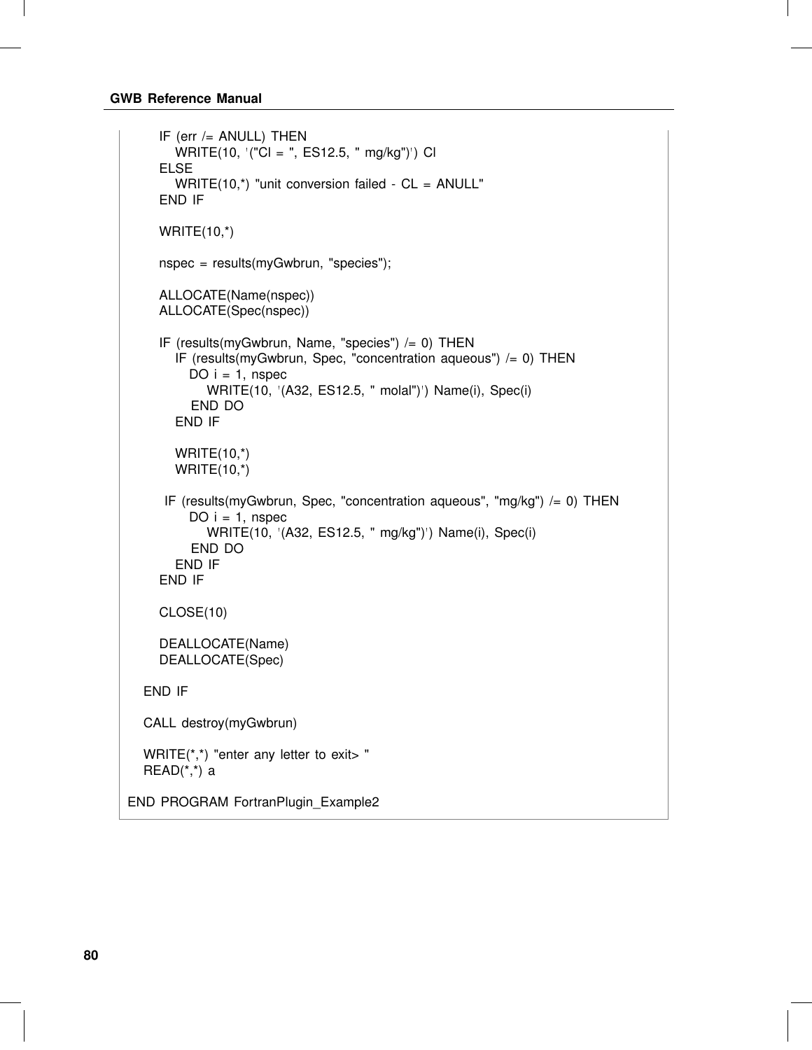```
      IF (err /= ANULL) THEN
         WRITE(10, '("Cl = ", ES12.5, " mg/kg")') Cl
      ELSE
         WRITE(10,*) "unit conversion failed - CL = ANULL"
      END IF

      WRITE(10,*)

      nspec = results(myGwbrun, "species");

      ALLOCATE(Name(nspec))
      ALLOCATE(Spec(nspec))

      IF (results(myGwbrun, Name, "species") /= 0) THEN
         IF (results(myGwbrun, Spec, "concentration aqueous") /= 0) THEN
            DO i = 1, nspec
               WRITE(10, '(A32, ES12.5, " molal")') Name(i), Spec(i)
            END DO
         END IF

         WRITE(10,*)
         WRITE(10,*)

       IF (results(myGwbrun, Spec, "concentration aqueous", "mg/kg") /= 0) THEN
            DO i = 1, nspec
               WRITE(10, '(A32, ES12.5, " mg/kg")') Name(i), Spec(i)
            END DO
         END IF
      END IF

      CLOSE(10)

      DEALLOCATE(Name)
      DEALLOCATE(Spec)

   END IF

   CALL destroy(myGwbrun)

   WRITE(*,*) "enter any letter to exit> "
   READ(*,*) a

END PROGRAM FortranPlugin_Example2
```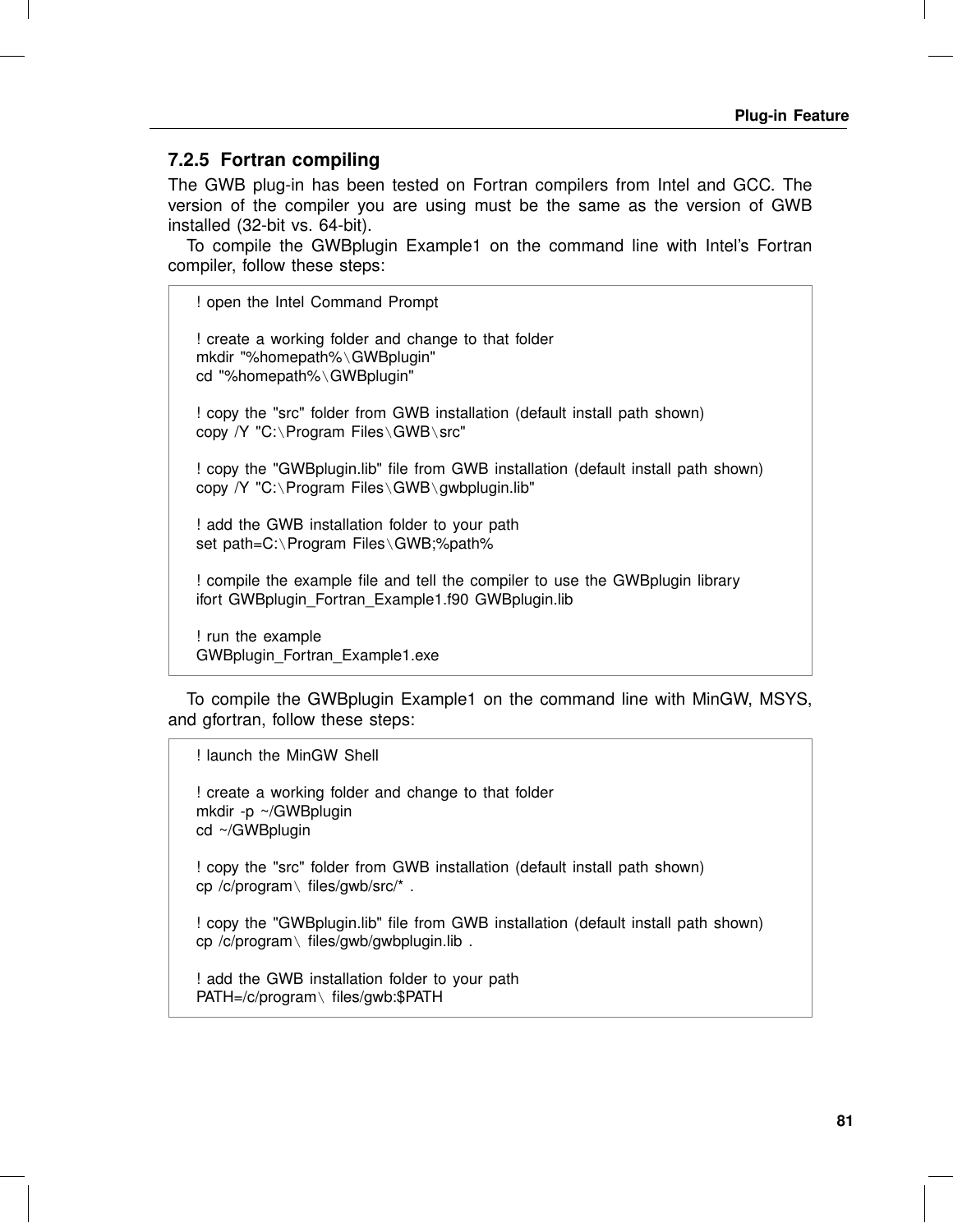### 7.2.5 Fortran compiling

The GWB plug-in has been tested on Fortran compilers from Intel and GCC. The version of the compiler you are using must be the same as the version of GWB installed (32-bit vs. 64-bit).

To compile the GWBplugin Example1 on the command line with Intel's Fortran compiler, follow these steps:

```
! open the Intel Command Prompt

! create a working folder and change to that folder
mkdir "%homepath%\GWBplugin"
cd "%homepath%\GWBplugin"

! copy the "src" folder from GWB installation (default install path shown)
copy /Y "C:\Program Files\GWB\src"

! copy the "GWBplugin.lib" file from GWB installation (default install path shown)
copy /Y "C:\Program Files\GWB\gwbplugin.lib"

! add the GWB installation folder to your path
set path=C:\Program Files\GWB;%path%

! compile the example file and tell the compiler to use the GWBplugin library
ifort GWBplugin_Fortran_Example1.f90 GWBplugin.lib

! run the example
GWBplugin_Fortran_Example1.exe
```

To compile the GWBplugin Example1 on the command line with MinGW, MSYS, and gfortran, follow these steps:

```
! launch the MinGW Shell

! create a working folder and change to that folder
mkdir -p ~/GWBplugin
cd ~/GWBplugin

! copy the "src" folder from GWB installation (default install path shown)
cp /c/program\ files/gwb/src/* .

! copy the "GWBplugin.lib" file from GWB installation (default install path shown)
cp /c/program\ files/gwb/gwbplugin.lib .

! add the GWB installation folder to your path
PATH=/c/program\ files/gwb:$PATH
```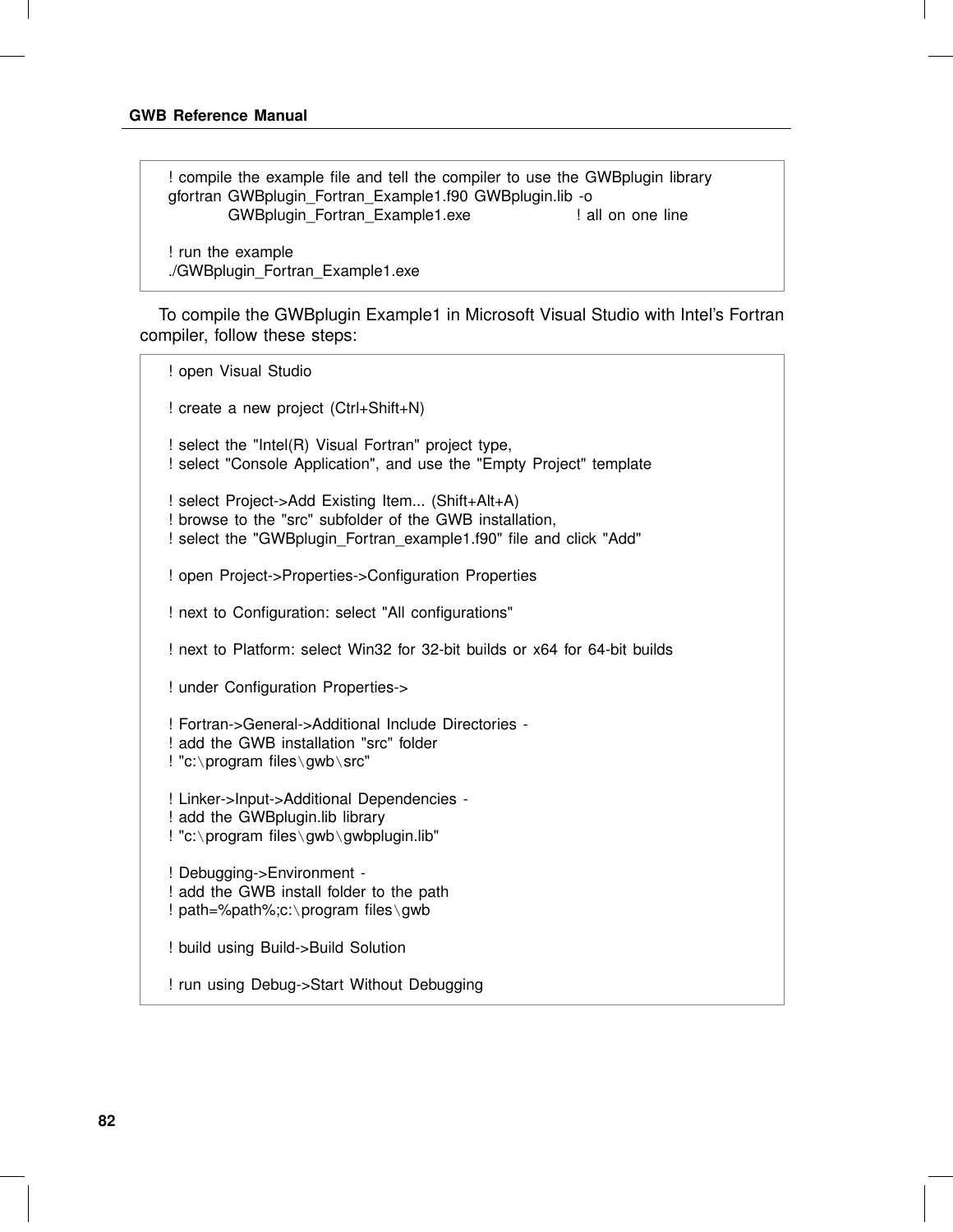```
! compile the example file and tell the compiler to use the GWBplugin library
gfortran GWBplugin_Fortran_Example1.f90 GWBplugin.lib -o
         GWBplugin_Fortran_Example1.exe                ! all on one line

! run the example
./GWBplugin_Fortran_Example1.exe
```

To compile the GWBplugin Example1 in Microsoft Visual Studio with Intel's Fortran compiler, follow these steps:

```
! open Visual Studio

! create a new project (Ctrl+Shift+N)

! select the "Intel(R) Visual Fortran" project type,
! select "Console Application", and use the "Empty Project" template

! select Project->Add Existing Item... (Shift+Alt+A)
! browse to the "src" subfolder of the GWB installation,
! select the "GWBplugin_Fortran_example1.f90" file and click "Add"

! open Project->Properties->Configuration Properties

! next to Configuration: select "All configurations"

! next to Platform: select Win32 for 32-bit builds or x64 for 64-bit builds

! under Configuration Properties->

! Fortran->General->Additional Include Directories -
! add the GWB installation "src" folder
! "c:\program files\gwb\src"

! Linker->Input->Additional Dependencies -
! add the GWBplugin.lib library
! "c:\program files\gwb\gwbplugin.lib"

! Debugging->Environment -
! add the GWB install folder to the path
! path=%path%;c:\program files\gwb

! build using Build->Build Solution

! run using Debug->Start Without Debugging
```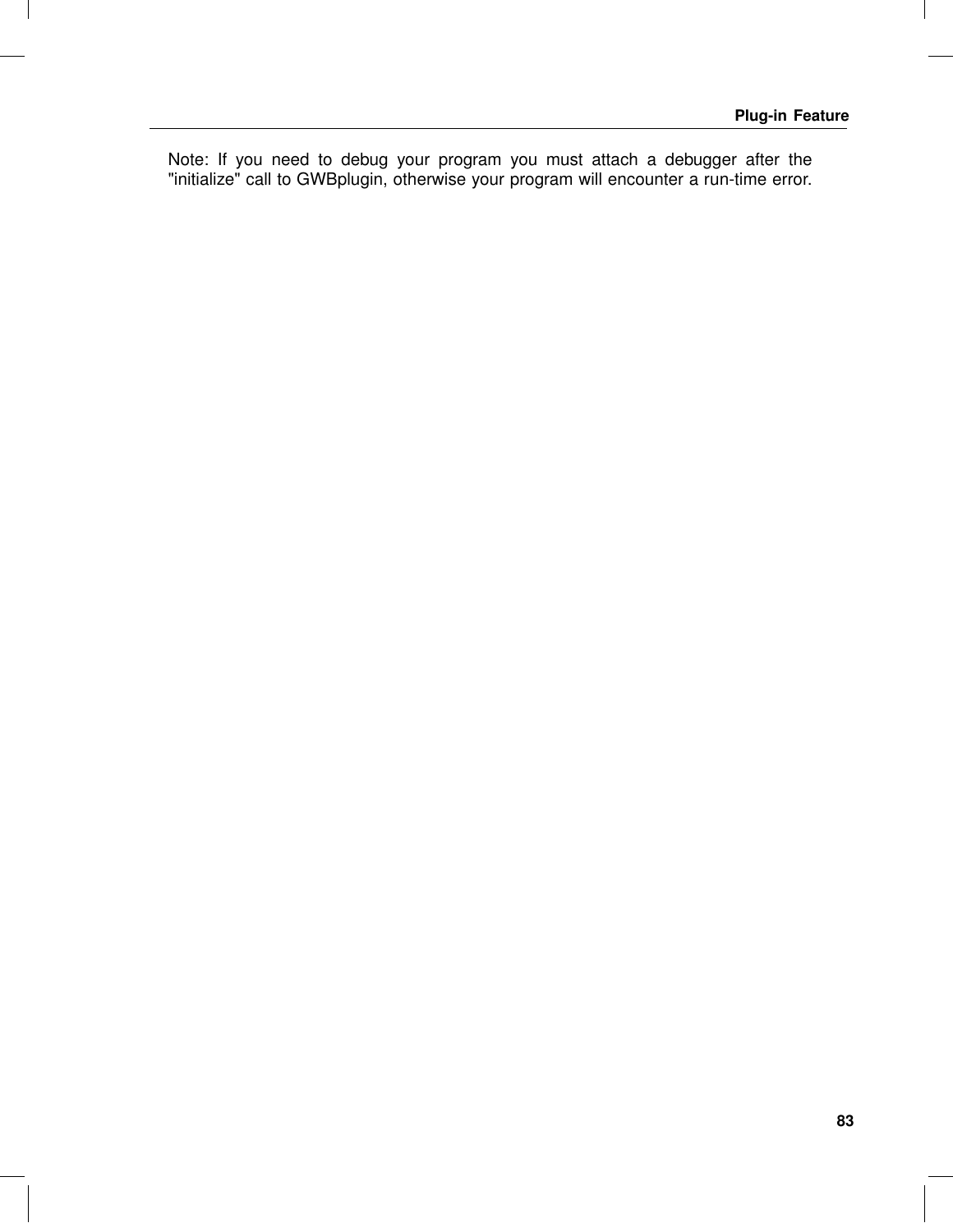Note: If you need to debug your program you must attach a debugger after the "initialize" call to GWBplugin, otherwise your program will encounter a run-time error.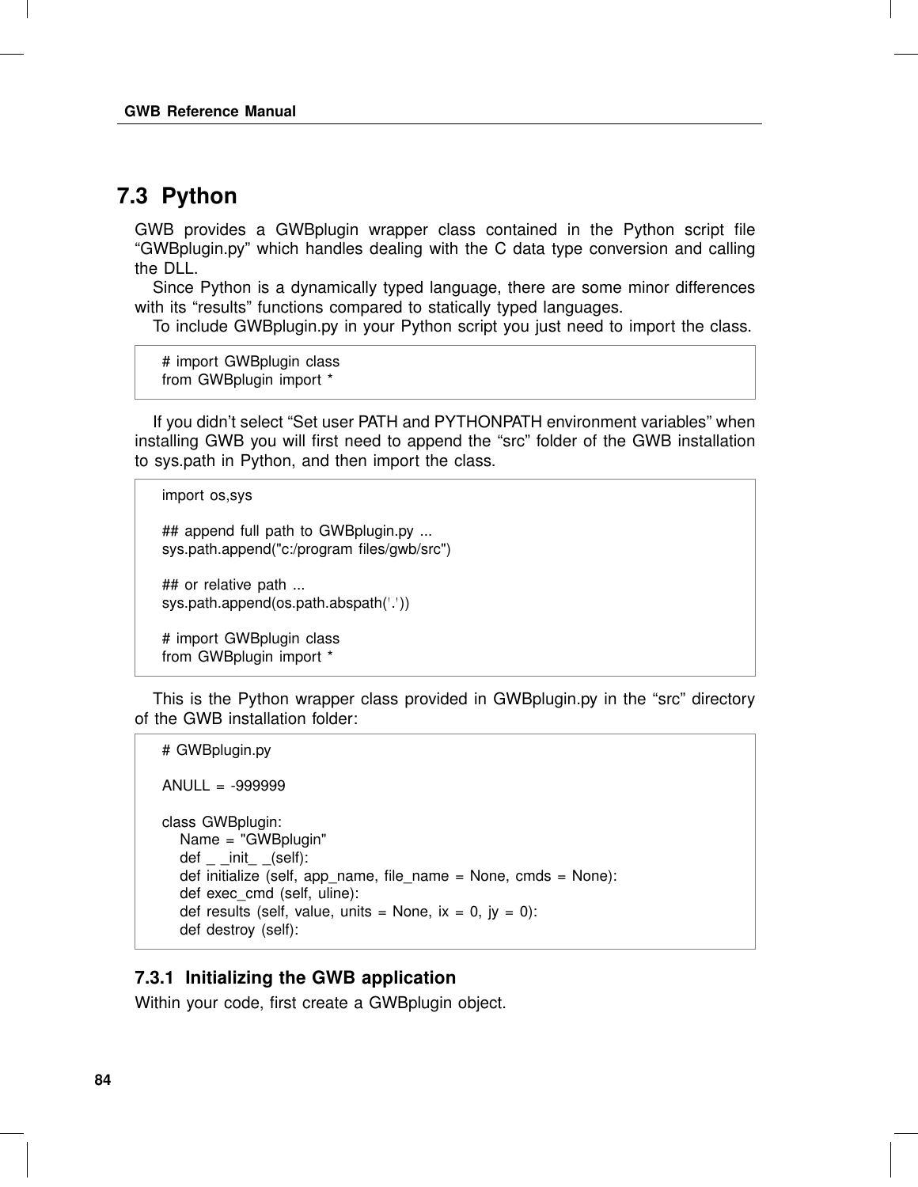## 7.3 Python

GWB provides a GWBplugin wrapper class contained in the Python script file "GWBplugin.py" which handles dealing with the C data type conversion and calling the DLL.

Since Python is a dynamically typed language, there are some minor differences with its "results" functions compared to statically typed languages.

To include GWBplugin.py in your Python script you just need to import the class.

```
# import GWBplugin class
from GWBplugin import *
```

If you didn't select "Set user PATH and PYTHONPATH environment variables" when installing GWB you will first need to append the "src" folder of the GWB installation to sys.path in Python, and then import the class.

```
import os,sys

## append full path to GWBplugin.py ...
sys.path.append("c:/program files/gwb/src")

## or relative path ...
sys.path.append(os.path.abspath('.'))

# import GWBplugin class
from GWBplugin import *
```

This is the Python wrapper class provided in GWBplugin.py in the "src" directory of the GWB installation folder:

```
# GWBplugin.py

ANULL = -999999

class GWBplugin:
    Name = "GWBplugin"
    def __init__(self):
    def initialize (self, app_name, file_name = None, cmds = None):
    def exec_cmd (self, uline):
    def results (self, value, units = None, ix = 0, jy = 0):
    def destroy (self):
```

### 7.3.1 Initializing the GWB application

Within your code, first create a GWBplugin object.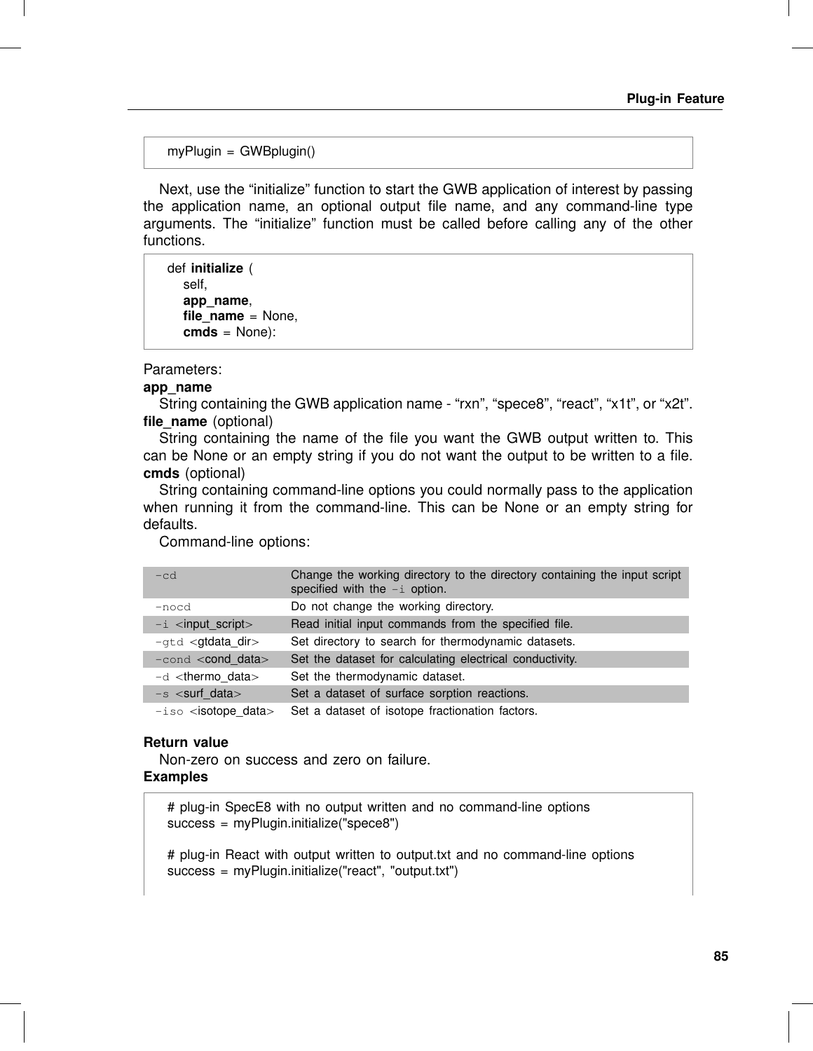```
myPlugin = GWBplugin()
```

Next, use the “initialize” function to start the GWB application of interest by passing the application name, an optional output file name, and any command-line type arguments. The “initialize” function must be called before calling any of the other functions.

```
def initialize (
    self,
    app_name,
    file_name = None,
    cmds = None):
```

Parameters:

**app_name**

String containing the GWB application name - “rxn”, “spece8”, “react”, “x1t”, or “x2t”.

**file_name** (optional)

String containing the name of the file you want the GWB output written to. This can be None or an empty string if you do not want the output to be written to a file.

**cmds** (optional)

String containing command-line options you could normally pass to the application when running it from the command-line. This can be None or an empty string for defaults.

Command-line options:

| Option | Description |
|---|---|
| `-cd` | Change the working directory to the directory containing the input script specified with the `-i` option. |
| `-nocd` | Do not change the working directory. |
| `-i` <input_script> | Read initial input commands from the specified file. |
| `-gtd` <gtdata_dir> | Set directory to search for thermodynamic datasets. |
| `-cond` <cond_data> | Set the dataset for calculating electrical conductivity. |
| `-d` <thermo_data> | Set the thermodynamic dataset. |
| `-s` <surf_data> | Set a dataset of surface sorption reactions. |
| `-iso` <isotope_data> | Set a dataset of isotope fractionation factors. |

**Return value**

Non-zero on success and zero on failure.

**Examples**

```
# plug-in SpecE8 with no output written and no command-line options
success = myPlugin.initialize("spece8")

# plug-in React with output written to output.txt and no command-line options
success = myPlugin.initialize("react", "output.txt")
```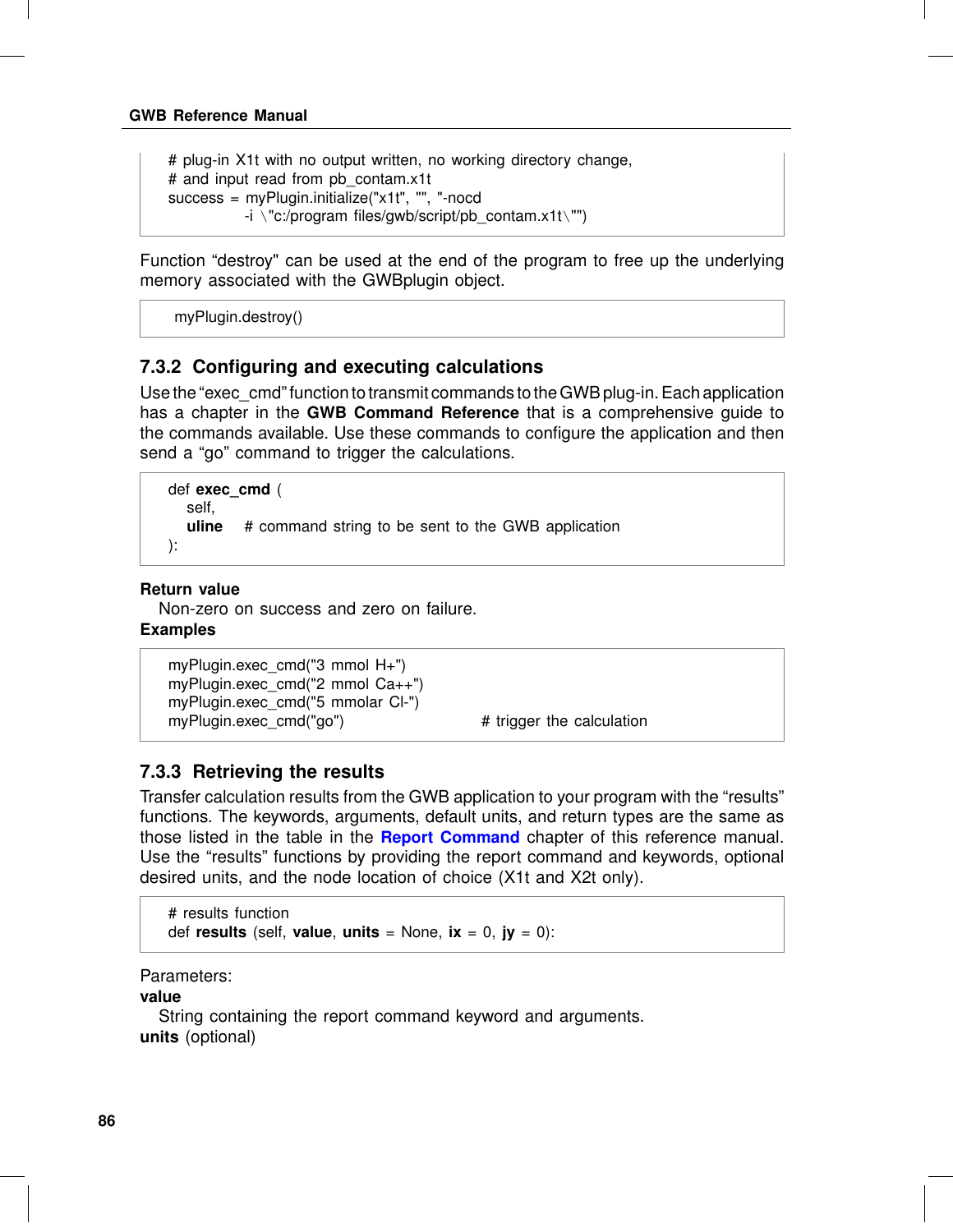```
# plug-in X1t with no output written, no working directory change,
# and input read from pb_contam.x1t
success = myPlugin.initialize("x1t", "", "-nocd
            -i \"c:/program files/gwb/script/pb_contam.x1t\"")
```

Function “destroy" can be used at the end of the program to free up the underlying memory associated with the GWBplugin object.

```
myPlugin.destroy()
```

### 7.3.2 Configuring and executing calculations

Use the “exec_cmd” function to transmit commands to the GWB plug-in. Each application has a chapter in the **GWB Command Reference** that is a comprehensive guide to the commands available. Use these commands to configure the application and then send a “go” command to trigger the calculations.

```
def exec_cmd (
    self,
    uline     # command string to be sent to the GWB application
):
```

**Return value**
Non-zero on success and zero on failure.

**Examples**

```
myPlugin.exec_cmd("3 mmol H+")
myPlugin.exec_cmd("2 mmol Ca++")
myPlugin.exec_cmd("5 mmolar Cl-")
myPlugin.exec_cmd("go")                    # trigger the calculation
```

### 7.3.3 Retrieving the results

Transfer calculation results from the GWB application to your program with the “results” functions. The keywords, arguments, default units, and return types are the same as those listed in the table in the **Report Command** chapter of this reference manual. Use the “results” functions by providing the report command and keywords, optional desired units, and the node location of choice (X1t and X2t only).

```
# results function
def results (self, value, units = None, ix = 0, jy = 0):
```

Parameters:

**value**
String containing the report command keyword and arguments.

**units** (optional)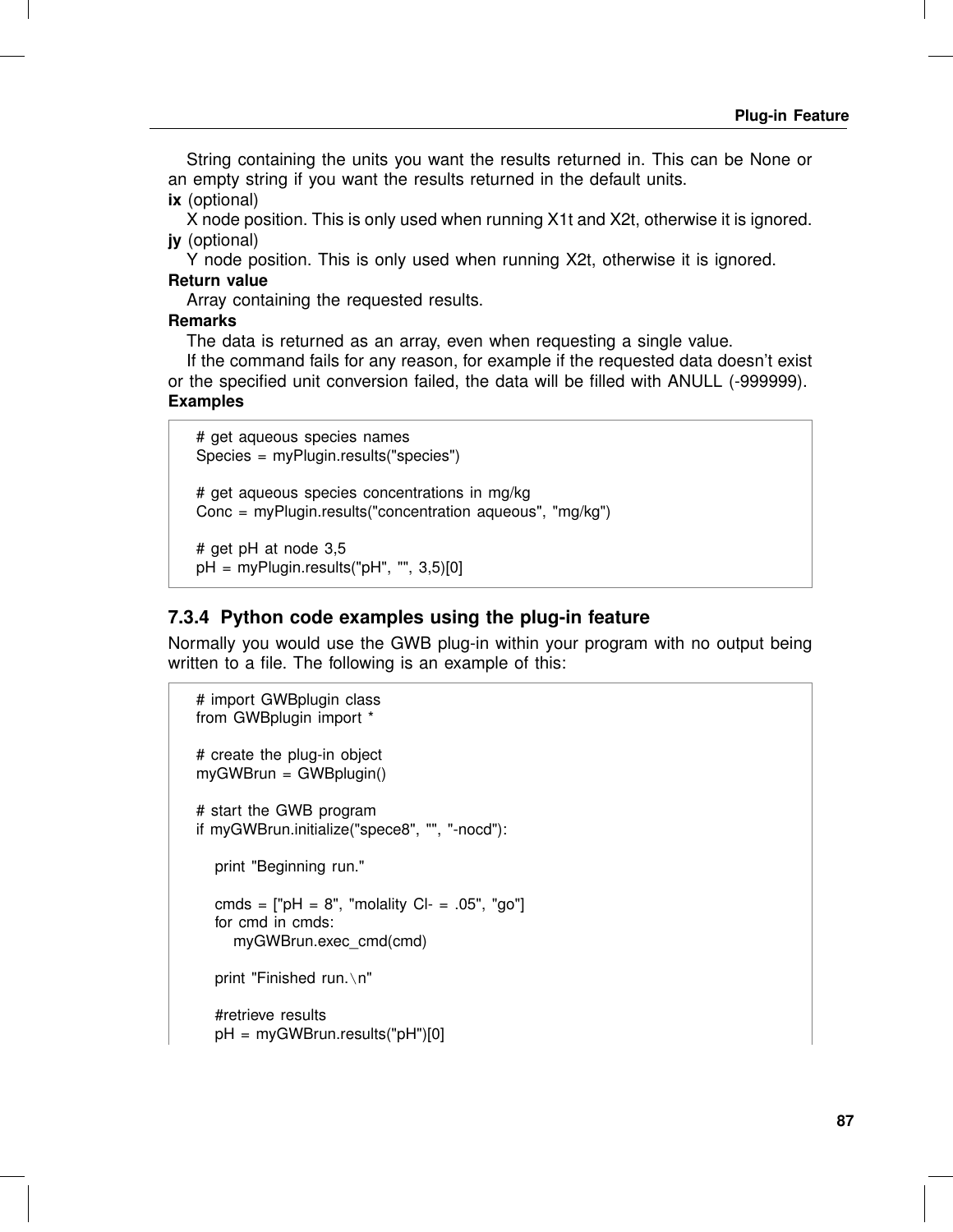String containing the units you want the results returned in. This can be None or an empty string if you want the results returned in the default units.

**ix** (optional)

X node position. This is only used when running X1t and X2t, otherwise it is ignored.

**jy** (optional)

Y node position. This is only used when running X2t, otherwise it is ignored.

**Return value**

Array containing the requested results.

**Remarks**

The data is returned as an array, even when requesting a single value.

If the command fails for any reason, for example if the requested data doesn't exist or the specified unit conversion failed, the data will be filled with ANULL (-999999).

**Examples**

```
# get aqueous species names
Species = myPlugin.results("species")

# get aqueous species concentrations in mg/kg
Conc = myPlugin.results("concentration aqueous", "mg/kg")

# get pH at node 3,5
pH = myPlugin.results("pH", "", 3,5)[0]
```

### 7.3.4 Python code examples using the plug-in feature

Normally you would use the GWB plug-in within your program with no output being written to a file. The following is an example of this:

```
# import GWBplugin class
from GWBplugin import *

# create the plug-in object
myGWBrun = GWBplugin()

# start the GWB program
if myGWBrun.initialize("spece8", "", "-nocd"):

    print "Beginning run."

    cmds = ["pH = 8", "molality Cl- = .05", "go"]
    for cmd in cmds:
        myGWBrun.exec_cmd(cmd)

    print "Finished run.\n"

    #retrieve results
    pH = myGWBrun.results("pH")[0]
```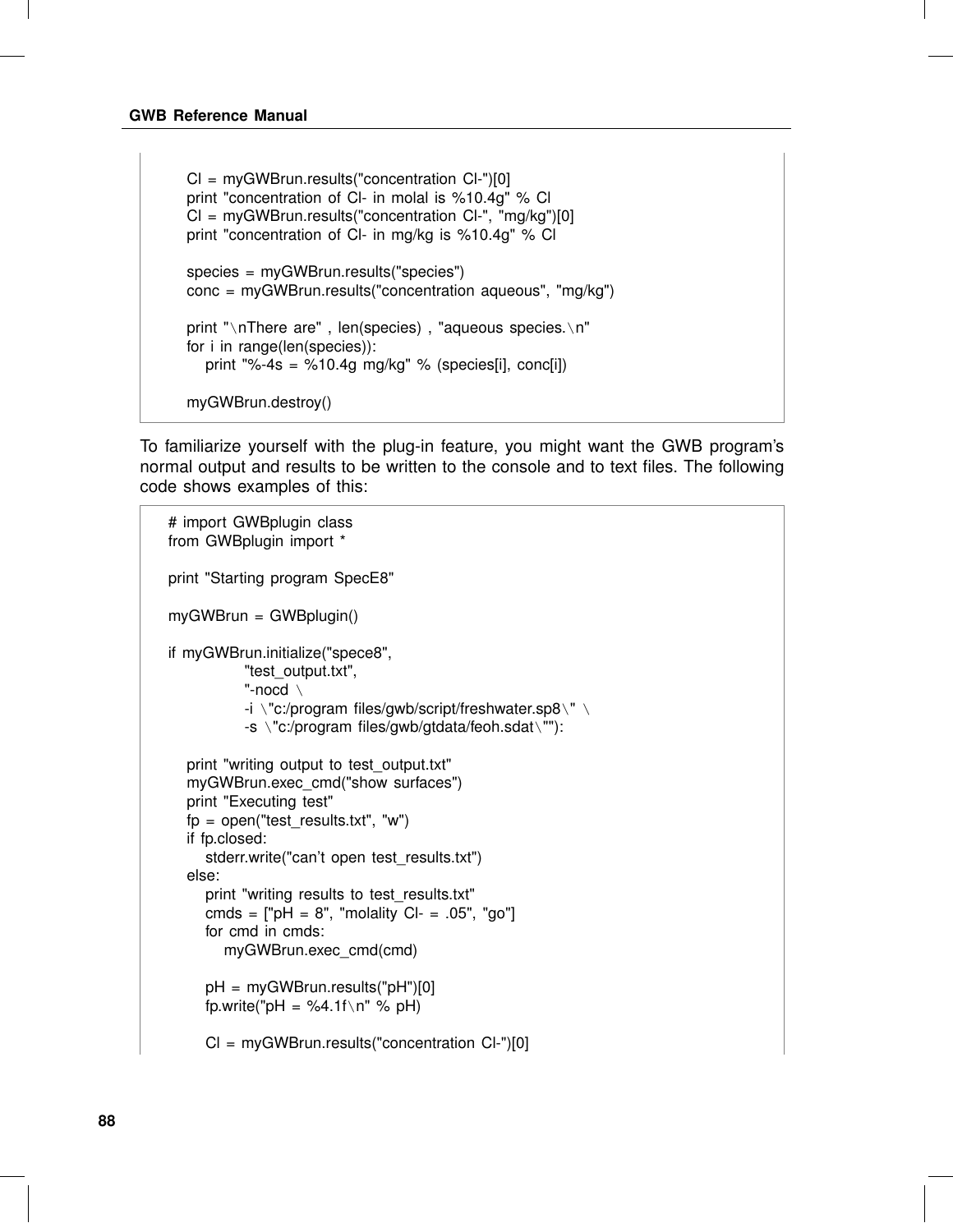```
    Cl = myGWBrun.results("concentration Cl-")[0]
    print "concentration of Cl- in molal is %10.4g" % Cl
    Cl = myGWBrun.results("concentration Cl-", "mg/kg")[0]
    print "concentration of Cl- in mg/kg is %10.4g" % Cl

    species = myGWBrun.results("species")
    conc = myGWBrun.results("concentration aqueous", "mg/kg")

    print "\nThere are" , len(species) , "aqueous species.\n"
    for i in range(len(species)):
        print "%-4s = %10.4g mg/kg" % (species[i], conc[i])

    myGWBrun.destroy()
```

To familiarize yourself with the plug-in feature, you might want the GWB program's normal output and results to be written to the console and to text files. The following code shows examples of this:

```
# import GWBplugin class
from GWBplugin import *

print "Starting program SpecE8"

myGWBrun = GWBplugin()

if myGWBrun.initialize("spece8",
            "test_output.txt",
            "-nocd \
            -i \"c:/program files/gwb/script/freshwater.sp8\" \
            -s \"c:/program files/gwb/gtdata/feoh.sdat\""):

    print "writing output to test_output.txt"
    myGWBrun.exec_cmd("show surfaces")
    print "Executing test"
    fp = open("test_results.txt", "w")
    if fp.closed:
        stderr.write("can't open test_results.txt")
    else:
        print "writing results to test_results.txt"
        cmds = ["pH = 8", "molality Cl- = .05", "go"]
        for cmd in cmds:
            myGWBrun.exec_cmd(cmd)

        pH = myGWBrun.results("pH")[0]
        fp.write("pH = %4.1f\n" % pH)

        Cl = myGWBrun.results("concentration Cl-")[0]
```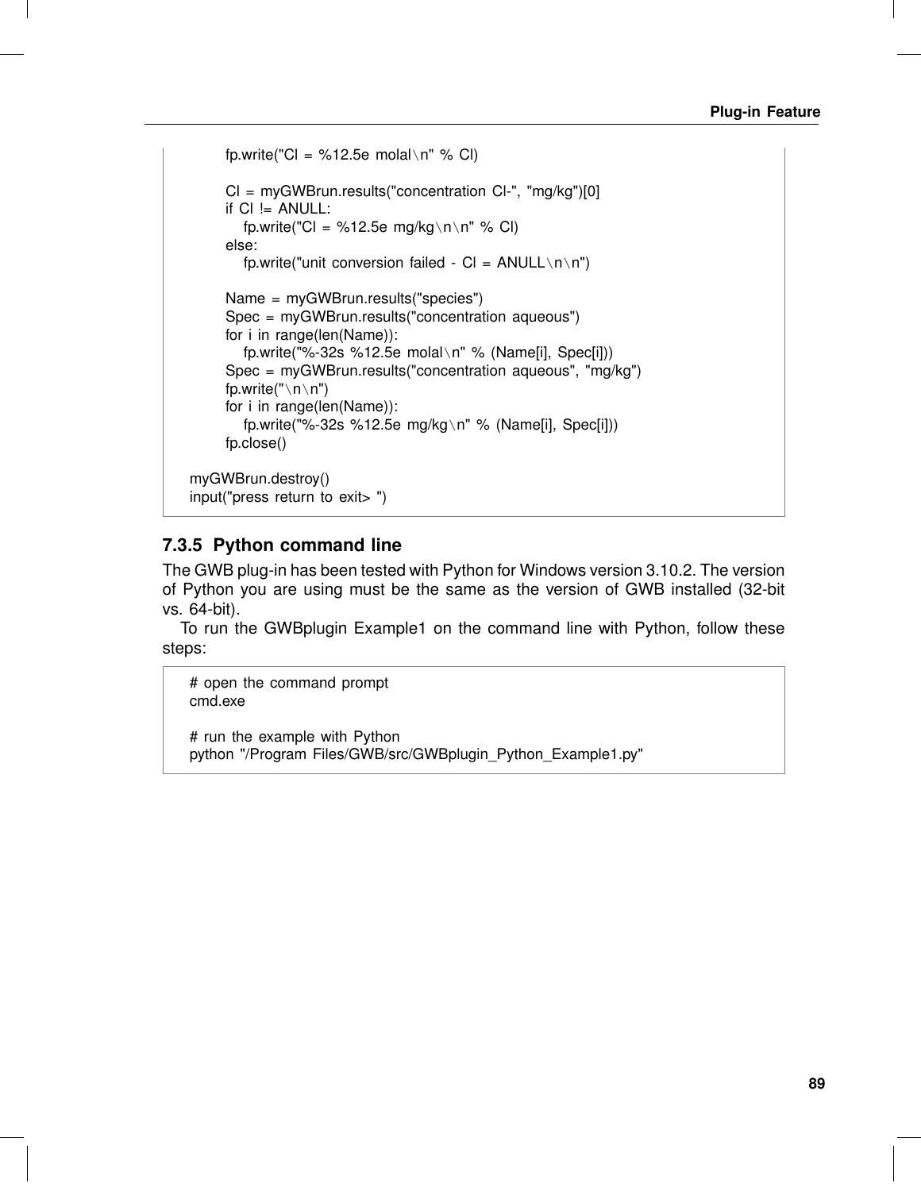```
        fp.write("Cl = %12.5e molal\n" % Cl)

        Cl = myGWBrun.results("concentration Cl-", "mg/kg")[0]
        if Cl != ANULL:
            fp.write("Cl = %12.5e mg/kg\n\n" % Cl)
        else:
            fp.write("unit conversion failed - Cl = ANULL\n\n")

        Name = myGWBrun.results("species")
        Spec = myGWBrun.results("concentration aqueous")
        for i in range(len(Name)):
            fp.write("%-32s %12.5e molal\n" % (Name[i], Spec[i]))
        Spec = myGWBrun.results("concentration aqueous", "mg/kg")
        fp.write("\n\n")
        for i in range(len(Name)):
            fp.write("%-32s %12.5e mg/kg\n" % (Name[i], Spec[i]))
        fp.close()

    myGWBrun.destroy()
    input("press return to exit> ")
```

### 7.3.5 Python command line

The GWB plug-in has been tested with Python for Windows version 3.10.2. The version of Python you are using must be the same as the version of GWB installed (32-bit vs. 64-bit).

To run the GWBplugin Example1 on the command line with Python, follow these steps:

```
# open the command prompt
cmd.exe

# run the example with Python
python "/Program Files/GWB/src/GWBplugin_Python_Example1.py"
```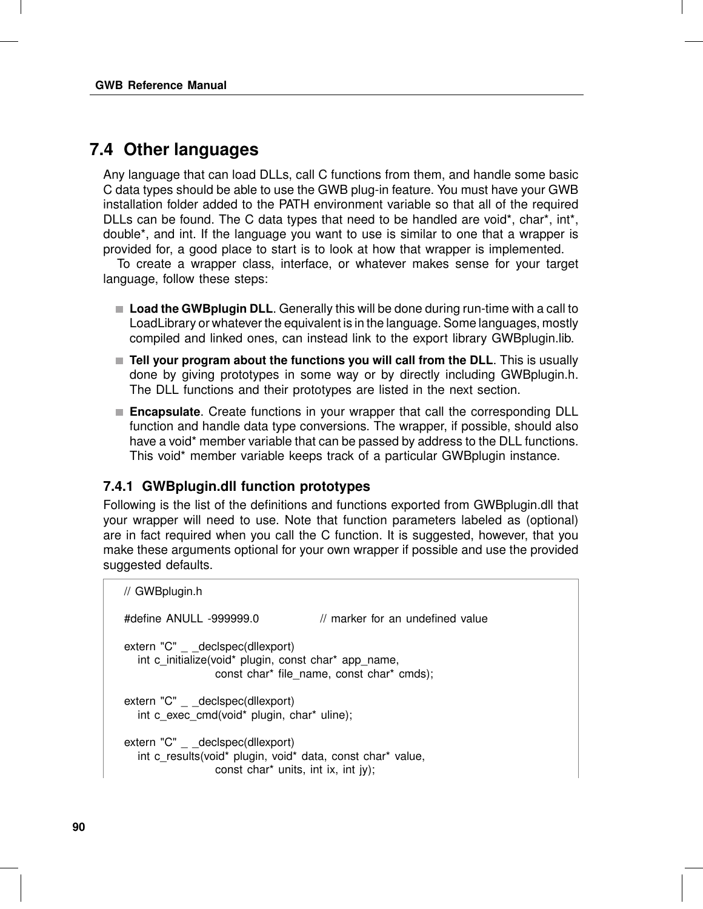## 7.4 Other languages

Any language that can load DLLs, call C functions from them, and handle some basic C data types should be able to use the GWB plug-in feature. You must have your GWB installation folder added to the PATH environment variable so that all of the required DLLs can be found. The C data types that need to be handled are void*, char*, int*, double*, and int. If the language you want to use is similar to one that a wrapper is provided for, a good place to start is to look at how that wrapper is implemented.

To create a wrapper class, interface, or whatever makes sense for your target language, follow these steps:

- **Load the GWBplugin DLL**. Generally this will be done during run-time with a call to LoadLibrary or whatever the equivalent is in the language. Some languages, mostly compiled and linked ones, can instead link to the export library GWBplugin.lib.
- **Tell your program about the functions you will call from the DLL**. This is usually done by giving prototypes in some way or by directly including GWBplugin.h. The DLL functions and their prototypes are listed in the next section.
- **Encapsulate**. Create functions in your wrapper that call the corresponding DLL function and handle data type conversions. The wrapper, if possible, should also have a void* member variable that can be passed by address to the DLL functions. This void* member variable keeps track of a particular GWBplugin instance.

### 7.4.1 GWBplugin.dll function prototypes

Following is the list of the definitions and functions exported from GWBplugin.dll that your wrapper will need to use. Note that function parameters labeled as (optional) are in fact required when you call the C function. It is suggested, however, that you make these arguments optional for your own wrapper if possible and use the provided suggested defaults.

```
// GWBplugin.h

#define ANULL -999999.0                // marker for an undefined value

extern "C" __declspec(dllexport)
    int c_initialize(void* plugin, const char* app_name,
                     const char* file_name, const char* cmds);

extern "C" __declspec(dllexport)
    int c_exec_cmd(void* plugin, char* uline);

extern "C" __declspec(dllexport)
    int c_results(void* plugin, void* data, const char* value,
                  const char* units, int ix, int jy);
```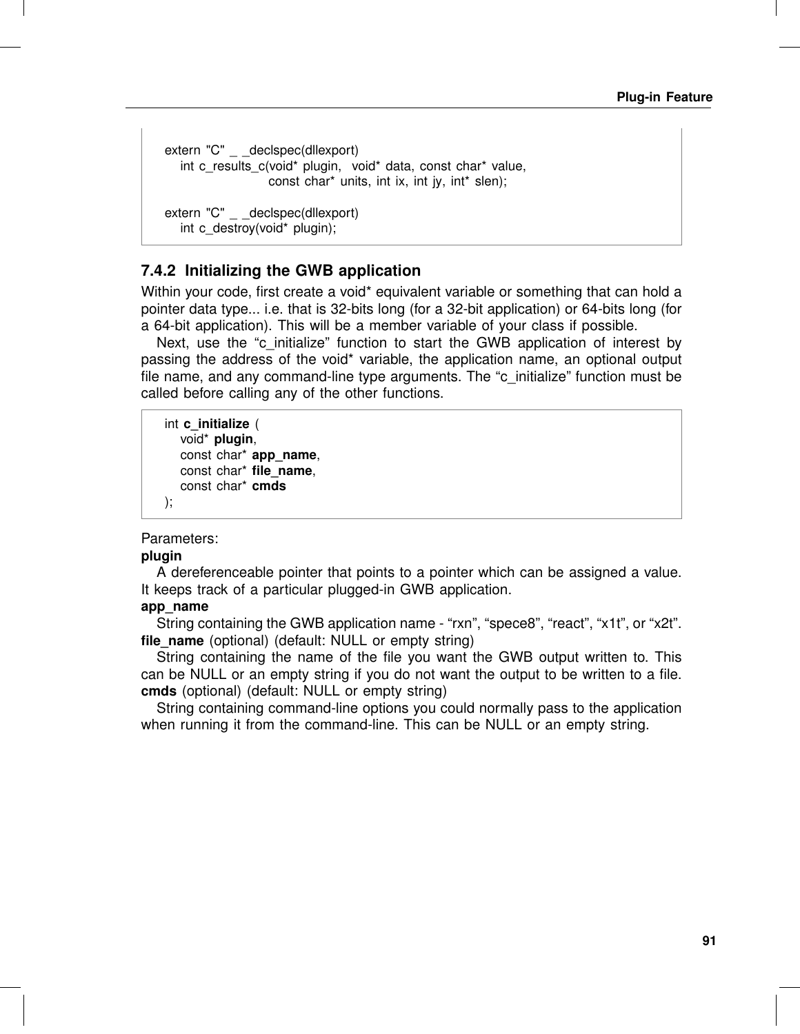```
extern "C" _ _declspec(dllexport)
    int c_results_c(void* plugin,  void* data, const char* value,
                        const char* units, int ix, int jy, int* slen);

extern "C" _ _declspec(dllexport)
    int c_destroy(void* plugin);
```

### 7.4.2 Initializing the GWB application

Within your code, first create a void* equivalent variable or something that can hold a pointer data type... i.e. that is 32-bits long (for a 32-bit application) or 64-bits long (for a 64-bit application). This will be a member variable of your class if possible.

Next, use the “c_initialize” function to start the GWB application of interest by passing the address of the void* variable, the application name, an optional output file name, and any command-line type arguments. The “c_initialize” function must be called before calling any of the other functions.

```
int c_initialize (
    void* plugin,
    const char* app_name,
    const char* file_name,
    const char* cmds
);
```

Parameters:

**plugin**

A dereferenceable pointer that points to a pointer which can be assigned a value. It keeps track of a particular plugged-in GWB application.

**app_name**

String containing the GWB application name - “rxn”, “spece8”, “react”, “x1t”, or “x2t”.

**file_name** (optional) (default: NULL or empty string)

String containing the name of the file you want the GWB output written to. This can be NULL or an empty string if you do not want the output to be written to a file.

**cmds** (optional) (default: NULL or empty string)

String containing command-line options you could normally pass to the application when running it from the command-line. This can be NULL or an empty string.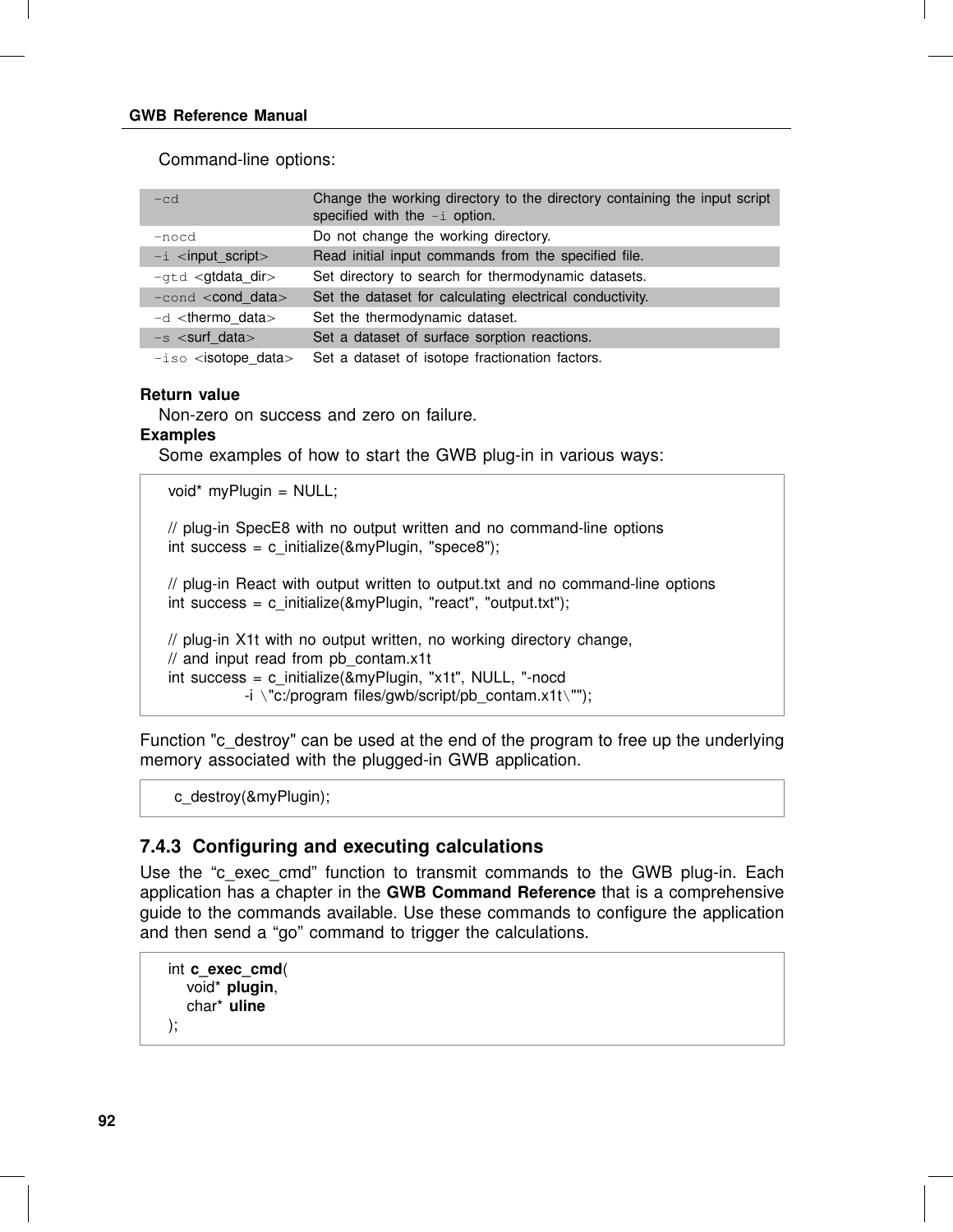Command-line options:

| | |
|---|---|
| -cd | Change the working directory to the directory containing the input script specified with the -i option. |
| -nocd | Do not change the working directory. |
| -i <input_script> | Read initial input commands from the specified file. |
| -gtd <gtdata_dir> | Set directory to search for thermodynamic datasets. |
| -cond <cond_data> | Set the dataset for calculating electrical conductivity. |
| -d <thermo_data> | Set the thermodynamic dataset. |
| -s <surf_data> | Set a dataset of surface sorption reactions. |
| -iso <isotope_data> | Set a dataset of isotope fractionation factors. |

**Return value**

Non-zero on success and zero on failure.

**Examples**

Some examples of how to start the GWB plug-in in various ways:

```
void* myPlugin = NULL;

// plug-in SpecE8 with no output written and no command-line options
int success = c_initialize(&myPlugin, "spece8");

// plug-in React with output written to output.txt and no command-line options
int success = c_initialize(&myPlugin, "react", "output.txt");

// plug-in X1t with no output written, no working directory change,
// and input read from pb_contam.x1t
int success = c_initialize(&myPlugin, "x1t", NULL, "-nocd
            -i \"c:/program files/gwb/script/pb_contam.x1t\"");
```

Function "c_destroy" can be used at the end of the program to free up the underlying memory associated with the plugged-in GWB application.

```
c_destroy(&myPlugin);
```

### 7.4.3 Configuring and executing calculations

Use the “c_exec_cmd” function to transmit commands to the GWB plug-in. Each application has a chapter in the **GWB Command Reference** that is a comprehensive guide to the commands available. Use these commands to configure the application and then send a “go” command to trigger the calculations.

```
int c_exec_cmd(
    void* plugin,
    char* uline
);
```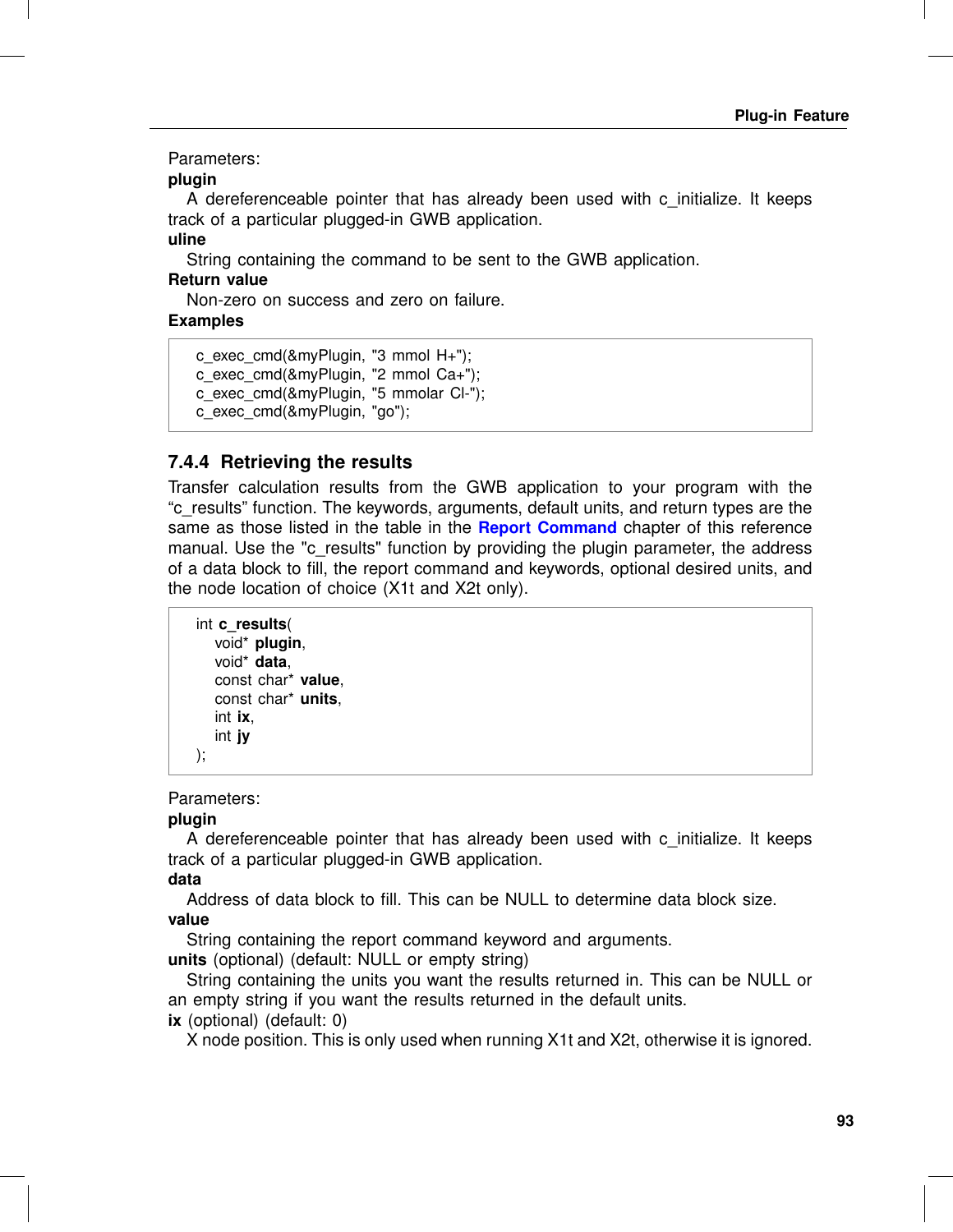Parameters:

**plugin**

A dereferenceable pointer that has already been used with c_initialize. It keeps track of a particular plugged-in GWB application.

**uline**

String containing the command to be sent to the GWB application.

**Return value**

Non-zero on success and zero on failure.

**Examples**

```
c_exec_cmd(&myPlugin, "3 mmol H+");
c_exec_cmd(&myPlugin, "2 mmol Ca+");
c_exec_cmd(&myPlugin, "5 mmolar Cl-");
c_exec_cmd(&myPlugin, "go");
```

### 7.4.4 Retrieving the results

Transfer calculation results from the GWB application to your program with the “c_results” function. The keywords, arguments, default units, and return types are the same as those listed in the table in the **Report Command** chapter of this reference manual. Use the "c_results" function by providing the plugin parameter, the address of a data block to fill, the report command and keywords, optional desired units, and the node location of choice (X1t and X2t only).

```
int c_results(
    void* plugin,
    void* data,
    const char* value,
    const char* units,
    int ix,
    int jy
);
```

Parameters:

**plugin**

A dereferenceable pointer that has already been used with c_initialize. It keeps track of a particular plugged-in GWB application.

**data**

Address of data block to fill. This can be NULL to determine data block size.

**value**

String containing the report command keyword and arguments.

**units** (optional) (default: NULL or empty string)

String containing the units you want the results returned in. This can be NULL or an empty string if you want the results returned in the default units.

**ix** (optional) (default: 0)

X node position. This is only used when running X1t and X2t, otherwise it is ignored.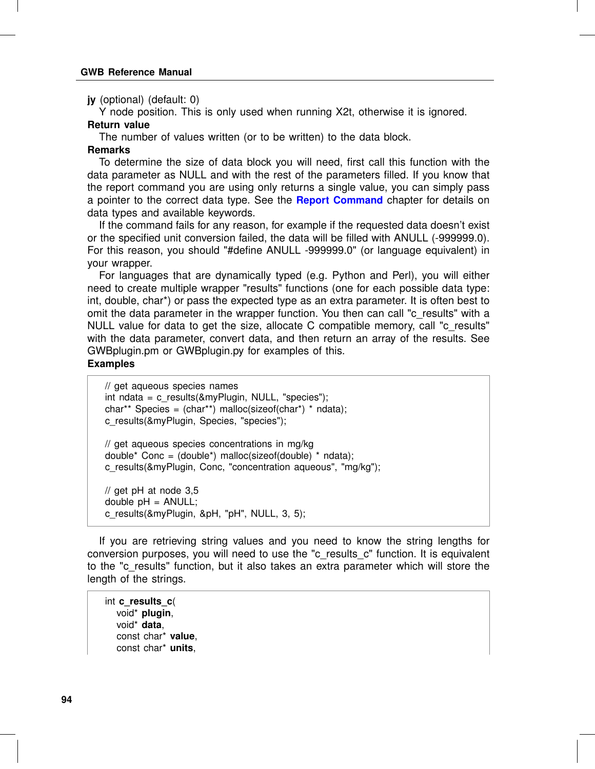**jy** (optional) (default: 0)
Y node position. This is only used when running X2t, otherwise it is ignored.

**Return value**

The number of values written (or to be written) to the data block.

**Remarks**

To determine the size of data block you will need, first call this function with the data parameter as NULL and with the rest of the parameters filled. If you know that the report command you are using only returns a single value, you can simply pass a pointer to the correct data type. See the **Report Command** chapter for details on data types and available keywords.

If the command fails for any reason, for example if the requested data doesn't exist or the specified unit conversion failed, the data will be filled with ANULL (-999999.0). For this reason, you should "#define ANULL -999999.0" (or language equivalent) in your wrapper.

For languages that are dynamically typed (e.g. Python and Perl), you will either need to create multiple wrapper "results" functions (one for each possible data type: int, double, char*) or pass the expected type as an extra parameter. It is often best to omit the data parameter in the wrapper function. You then can call "c_results" with a NULL value for data to get the size, allocate C compatible memory, call "c_results" with the data parameter, convert data, and then return an array of the results. See GWBplugin.pm or GWBplugin.py for examples of this.

**Examples**

```
// get aqueous species names
int ndata = c_results(&myPlugin, NULL, "species");
char** Species = (char**) malloc(sizeof(char*) * ndata);
c_results(&myPlugin, Species, "species");

// get aqueous species concentrations in mg/kg
double* Conc = (double*) malloc(sizeof(double) * ndata);
c_results(&myPlugin, Conc, "concentration aqueous", "mg/kg");

// get pH at node 3,5
double pH = ANULL;
c_results(&myPlugin, &pH, "pH", NULL, 3, 5);
```

If you are retrieving string values and you need to know the string lengths for conversion purposes, you will need to use the "c_results_c" function. It is equivalent to the "c_results" function, but it also takes an extra parameter which will store the length of the strings.

```
int c_results_c(
   void* plugin,
   void* data,
   const char* value,
   const char* units,
```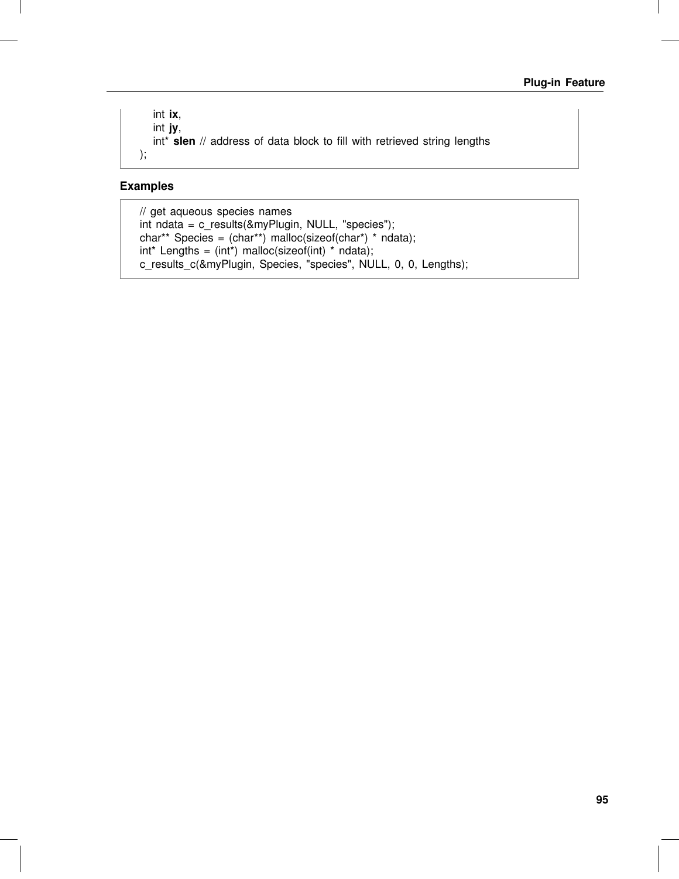```
    int ix,
    int jy,
    int* slen // address of data block to fill with retrieved string lengths
);
```

**Examples**

```
// get aqueous species names
int ndata = c_results(&myPlugin, NULL, "species");
char** Species = (char**) malloc(sizeof(char*) * ndata);
int* Lengths = (int*) malloc(sizeof(int) * ndata);
c_results_c(&myPlugin, Species, "species", NULL, 0, 0, Lengths);
```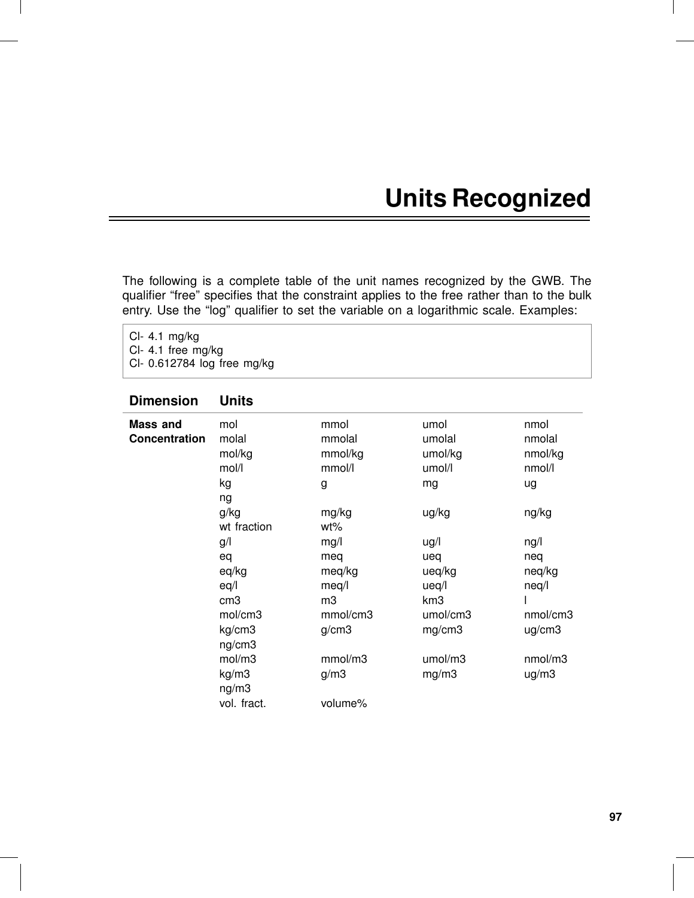# Units Recognized

The following is a complete table of the unit names recognized by the GWB. The qualifier "free" specifies that the constraint applies to the free rather than to the bulk entry. Use the "log" qualifier to set the variable on a logarithmic scale. Examples:

```
Cl- 4.1 mg/kg
Cl- 4.1 free mg/kg
Cl- 0.612784 log free mg/kg
```

| Dimension | Units | | | |
|---|---|---|---|---|
| **Mass and Concentration** | mol | mmol | umol | nmol |
| | molal | mmolal | umolal | nmolal |
| | mol/kg | mmol/kg | umol/kg | nmol/kg |
| | mol/l | mmol/l | umol/l | nmol/l |
| | kg | g | mg | ug |
| | ng | | | |
| | g/kg | mg/kg | ug/kg | ng/kg |
| | wt fraction | wt% | | |
| | g/l | mg/l | ug/l | ng/l |
| | eq | meq | ueq | neq |
| | eq/kg | meq/kg | ueq/kg | neq/kg |
| | eq/l | meq/l | ueq/l | neq/l |
| | cm3 | m3 | km3 | l |
| | mol/cm3 | mmol/cm3 | umol/cm3 | nmol/cm3 |
| | kg/cm3 | g/cm3 | mg/cm3 | ug/cm3 |
| | ng/cm3 | | | |
| | mol/m3 | mmol/m3 | umol/m3 | nmol/m3 |
| | kg/m3 | g/m3 | mg/m3 | ug/m3 |
| | ng/m3 | | | |
| | vol. fract. | volume% | | |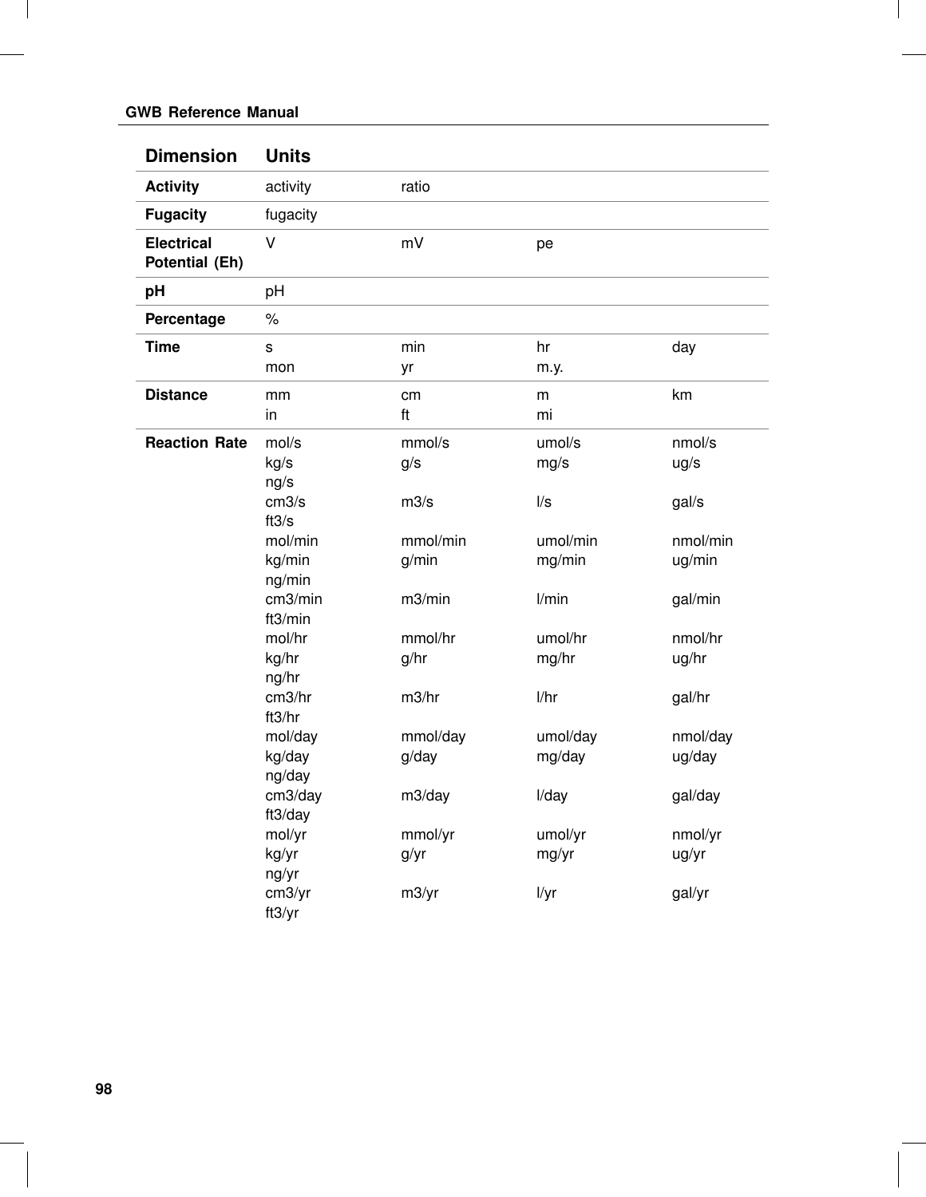| Dimension | Units | | | |
|---|---|---|---|---|
| **Activity** | activity | ratio | | |
| **Fugacity** | fugacity | | | |
| **Electrical Potential (Eh)** | V | mV | pe | |
| **pH** | pH | | | |
| **Percentage** | % | | | |
| **Time** | s | min | hr | day |
| | mon | yr | m.y. | |
| **Distance** | mm | cm | m | km |
| | in | ft | mi | |
| **Reaction Rate** | mol/s | mmol/s | umol/s | nmol/s |
| | kg/s | g/s | mg/s | ug/s |
| | ng/s | | | |
| | cm3/s | m3/s | l/s | gal/s |
| | ft3/s | | | |
| | mol/min | mmol/min | umol/min | nmol/min |
| | kg/min | g/min | mg/min | ug/min |
| | ng/min | | | |
| | cm3/min | m3/min | l/min | gal/min |
| | ft3/min | | | |
| | mol/hr | mmol/hr | umol/hr | nmol/hr |
| | kg/hr | g/hr | mg/hr | ug/hr |
| | ng/hr | | | |
| | cm3/hr | m3/hr | l/hr | gal/hr |
| | ft3/hr | | | |
| | mol/day | mmol/day | umol/day | nmol/day |
| | kg/day | g/day | mg/day | ug/day |
| | ng/day | | | |
| | cm3/day | m3/day | l/day | gal/day |
| | ft3/day | | | |
| | mol/yr | mmol/yr | umol/yr | nmol/yr |
| | kg/yr | g/yr | mg/yr | ug/yr |
| | ng/yr | | | |
| | cm3/yr | m3/yr | l/yr | gal/yr |
| | ft3/yr | | | |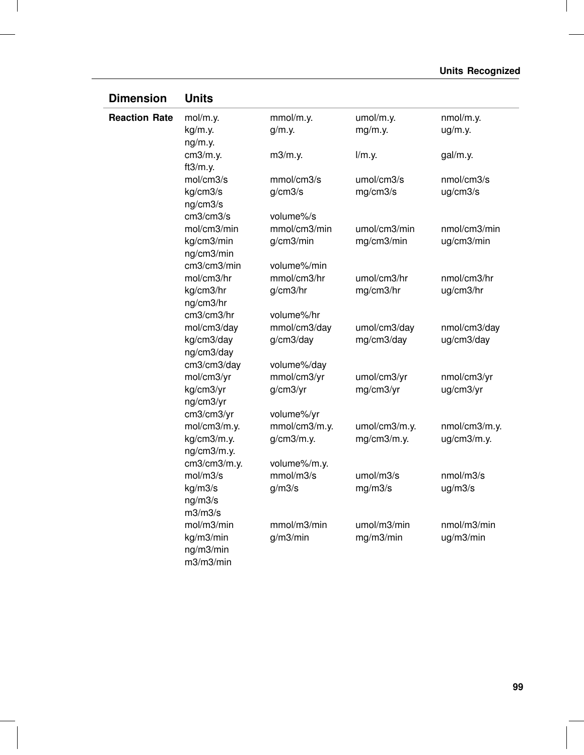| Dimension | Units | | | |
|---|---|---|---|---|
| Reaction Rate | mol/m.y. | mmol/m.y. | umol/m.y. | nmol/m.y. |
| | kg/m.y. | g/m.y. | mg/m.y. | ug/m.y. |
| | ng/m.y. | | | |
| | cm3/m.y. | m3/m.y. | l/m.y. | gal/m.y. |
| | ft3/m.y. | | | |
| | mol/cm3/s | mmol/cm3/s | umol/cm3/s | nmol/cm3/s |
| | kg/cm3/s | g/cm3/s | mg/cm3/s | ug/cm3/s |
| | ng/cm3/s | | | |
| | cm3/cm3/s | volume%/s | | |
| | mol/cm3/min | mmol/cm3/min | umol/cm3/min | nmol/cm3/min |
| | kg/cm3/min | g/cm3/min | mg/cm3/min | ug/cm3/min |
| | ng/cm3/min | | | |
| | cm3/cm3/min | volume%/min | | |
| | mol/cm3/hr | mmol/cm3/hr | umol/cm3/hr | nmol/cm3/hr |
| | kg/cm3/hr | g/cm3/hr | mg/cm3/hr | ug/cm3/hr |
| | ng/cm3/hr | | | |
| | cm3/cm3/hr | volume%/hr | | |
| | mol/cm3/day | mmol/cm3/day | umol/cm3/day | nmol/cm3/day |
| | kg/cm3/day | g/cm3/day | mg/cm3/day | ug/cm3/day |
| | ng/cm3/day | | | |
| | cm3/cm3/day | volume%/day | | |
| | mol/cm3/yr | mmol/cm3/yr | umol/cm3/yr | nmol/cm3/yr |
| | kg/cm3/yr | g/cm3/yr | mg/cm3/yr | ug/cm3/yr |
| | ng/cm3/yr | | | |
| | cm3/cm3/yr | volume%/yr | | |
| | mol/cm3/m.y. | mmol/cm3/m.y. | umol/cm3/m.y. | nmol/cm3/m.y. |
| | kg/cm3/m.y. | g/cm3/m.y. | mg/cm3/m.y. | ug/cm3/m.y. |
| | ng/cm3/m.y. | | | |
| | cm3/cm3/m.y. | volume%/m.y. | | |
| | mol/m3/s | mmol/m3/s | umol/m3/s | nmol/m3/s |
| | kg/m3/s | g/m3/s | mg/m3/s | ug/m3/s |
| | ng/m3/s | | | |
| | m3/m3/s | | | |
| | mol/m3/min | mmol/m3/min | umol/m3/min | nmol/m3/min |
| | kg/m3/min | g/m3/min | mg/m3/min | ug/m3/min |
| | ng/m3/min | | | |
| | m3/m3/min | | | |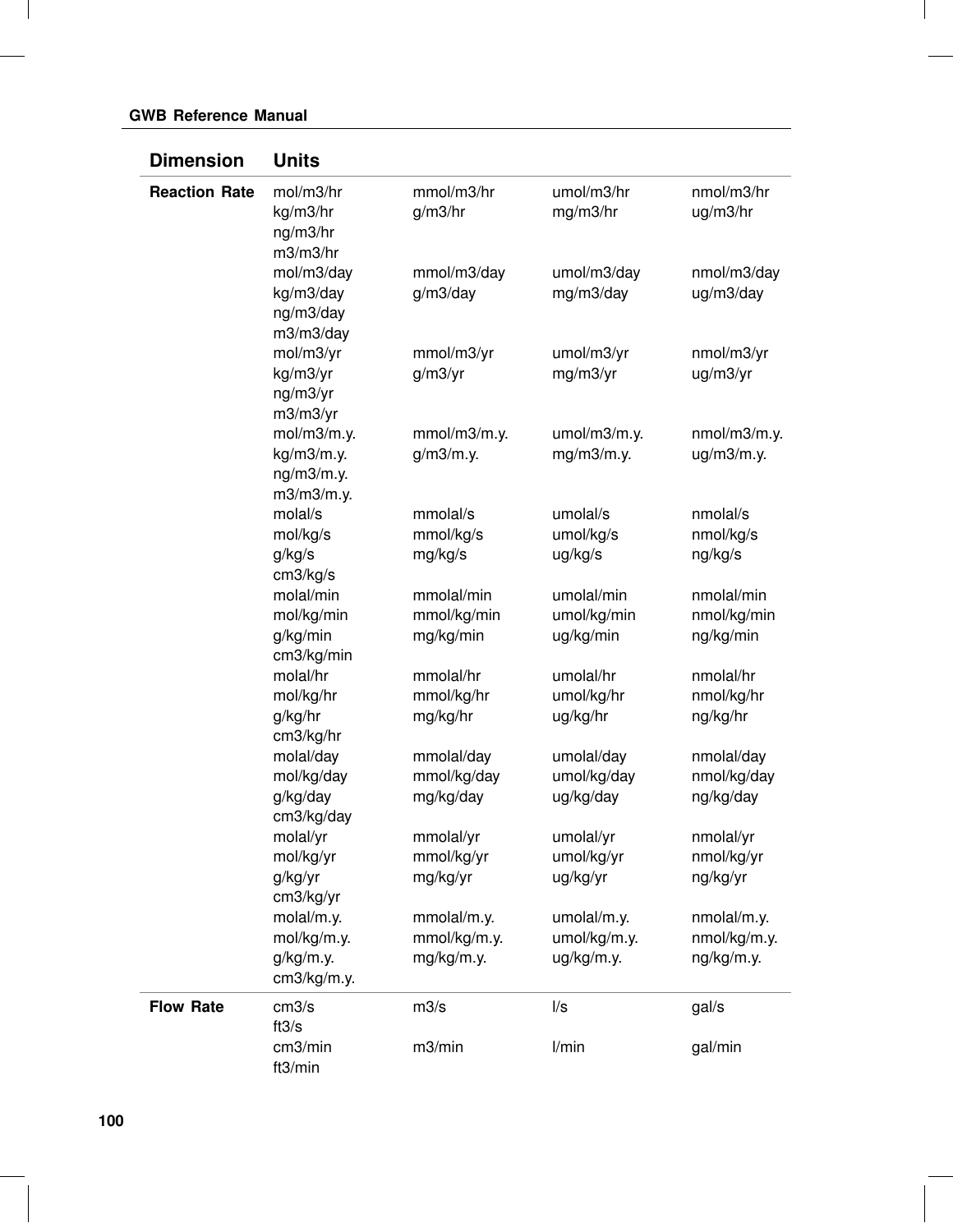| Dimension | Units | | | |
|---|---|---|---|---|
| **Reaction Rate** | mol/m3/hr | mmol/m3/hr | umol/m3/hr | nmol/m3/hr |
| | kg/m3/hr | g/m3/hr | mg/m3/hr | ug/m3/hr |
| | ng/m3/hr | | | |
| | m3/m3/hr | | | |
| | mol/m3/day | mmol/m3/day | umol/m3/day | nmol/m3/day |
| | kg/m3/day | g/m3/day | mg/m3/day | ug/m3/day |
| | ng/m3/day | | | |
| | m3/m3/day | | | |
| | mol/m3/yr | mmol/m3/yr | umol/m3/yr | nmol/m3/yr |
| | kg/m3/yr | g/m3/yr | mg/m3/yr | ug/m3/yr |
| | ng/m3/yr | | | |
| | m3/m3/yr | | | |
| | mol/m3/m.y. | mmol/m3/m.y. | umol/m3/m.y. | nmol/m3/m.y. |
| | kg/m3/m.y. | g/m3/m.y. | mg/m3/m.y. | ug/m3/m.y. |
| | ng/m3/m.y. | | | |
| | m3/m3/m.y. | | | |
| | molal/s | mmolal/s | umolal/s | nmolal/s |
| | mol/kg/s | mmol/kg/s | umol/kg/s | nmol/kg/s |
| | g/kg/s | mg/kg/s | ug/kg/s | ng/kg/s |
| | cm3/kg/s | | | |
| | molal/min | mmolal/min | umolal/min | nmolal/min |
| | mol/kg/min | mmol/kg/min | umol/kg/min | nmol/kg/min |
| | g/kg/min | mg/kg/min | ug/kg/min | ng/kg/min |
| | cm3/kg/min | | | |
| | molal/hr | mmolal/hr | umolal/hr | nmolal/hr |
| | mol/kg/hr | mmol/kg/hr | umol/kg/hr | nmol/kg/hr |
| | g/kg/hr | mg/kg/hr | ug/kg/hr | ng/kg/hr |
| | cm3/kg/hr | | | |
| | molal/day | mmolal/day | umolal/day | nmolal/day |
| | mol/kg/day | mmol/kg/day | umol/kg/day | nmol/kg/day |
| | g/kg/day | mg/kg/day | ug/kg/day | ng/kg/day |
| | cm3/kg/day | | | |
| | molal/yr | mmolal/yr | umolal/yr | nmolal/yr |
| | mol/kg/yr | mmol/kg/yr | umol/kg/yr | nmol/kg/yr |
| | g/kg/yr | mg/kg/yr | ug/kg/yr | ng/kg/yr |
| | cm3/kg/yr | | | |
| | molal/m.y. | mmolal/m.y. | umolal/m.y. | nmolal/m.y. |
| | mol/kg/m.y. | mmol/kg/m.y. | umol/kg/m.y. | nmol/kg/m.y. |
| | g/kg/m.y. | mg/kg/m.y. | ug/kg/m.y. | ng/kg/m.y. |
| | cm3/kg/m.y. | | | |
| **Flow Rate** | cm3/s | m3/s | l/s | gal/s |
| | ft3/s | | | |
| | cm3/min | m3/min | l/min | gal/min |
| | ft3/min | | | |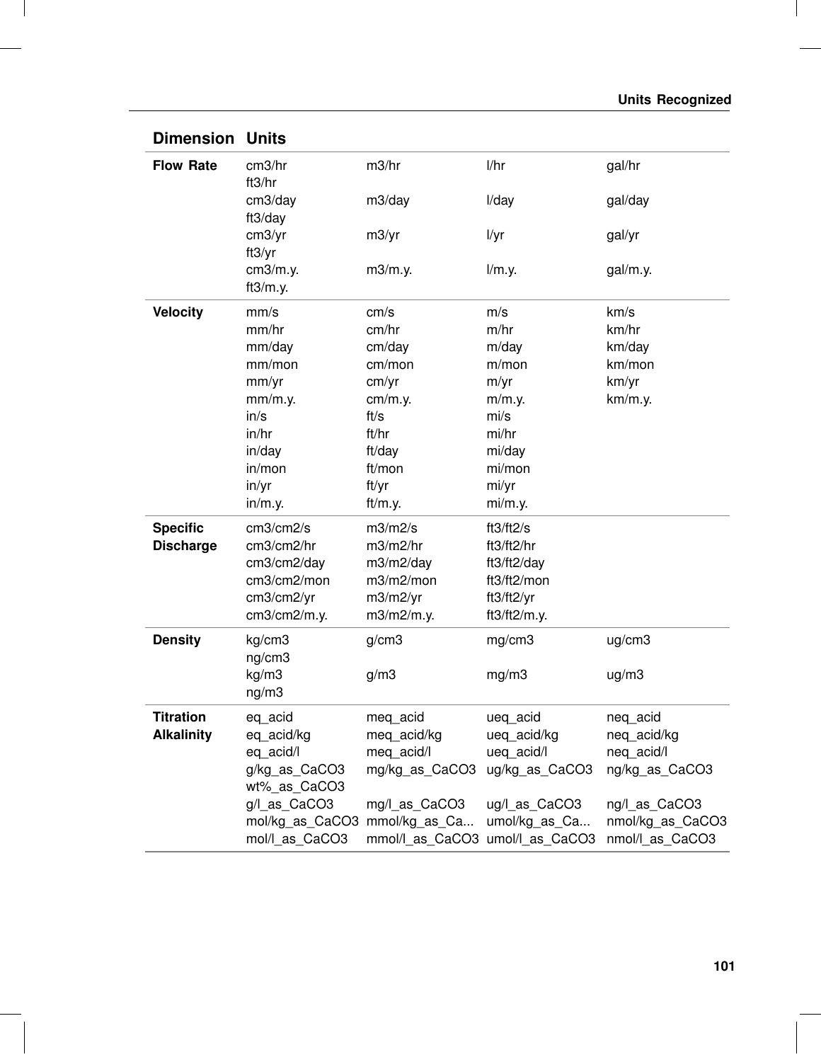| Dimension | Units | | | |
|---|---|---|---|---|
| **Flow Rate** | cm3/hr | m3/hr | l/hr | gal/hr |
| | ft3/hr | | | |
| | cm3/day | m3/day | l/day | gal/day |
| | ft3/day | | | |
| | cm3/yr | m3/yr | l/yr | gal/yr |
| | ft3/yr | | | |
| | cm3/m.y. | m3/m.y. | l/m.y. | gal/m.y. |
| | ft3/m.y. | | | |
| **Velocity** | mm/s | cm/s | m/s | km/s |
| | mm/hr | cm/hr | m/hr | km/hr |
| | mm/day | cm/day | m/day | km/day |
| | mm/mon | cm/mon | m/mon | km/mon |
| | mm/yr | cm/yr | m/yr | km/yr |
| | mm/m.y. | cm/m.y. | m/m.y. | km/m.y. |
| | in/s | ft/s | mi/s | |
| | in/hr | ft/hr | mi/hr | |
| | in/day | ft/day | mi/day | |
| | in/mon | ft/mon | mi/mon | |
| | in/yr | ft/yr | mi/yr | |
| | in/m.y. | ft/m.y. | mi/m.y. | |
| **Specific Discharge** | cm3/cm2/s | m3/m2/s | ft3/ft2/s | |
| | cm3/cm2/hr | m3/m2/hr | ft3/ft2/hr | |
| | cm3/cm2/day | m3/m2/day | ft3/ft2/day | |
| | cm3/cm2/mon | m3/m2/mon | ft3/ft2/mon | |
| | cm3/cm2/yr | m3/m2/yr | ft3/ft2/yr | |
| | cm3/cm2/m.y. | m3/m2/m.y. | ft3/ft2/m.y. | |
| **Density** | kg/cm3 | g/cm3 | mg/cm3 | ug/cm3 |
| | ng/cm3 | | | |
| | kg/m3 | g/m3 | mg/m3 | ug/m3 |
| | ng/m3 | | | |
| **Titration Alkalinity** | eq_acid | meq_acid | ueq_acid | neq_acid |
| | eq_acid/kg | meq_acid/kg | ueq_acid/kg | neq_acid/kg |
| | eq_acid/l | meq_acid/l | ueq_acid/l | neq_acid/l |
| | g/kg_as_CaCO3 | mg/kg_as_CaCO3 | ug/kg_as_CaCO3 | ng/kg_as_CaCO3 |
| | wt%_as_CaCO3 | | | |
| | g/l_as_CaCO3 | mg/l_as_CaCO3 | ug/l_as_CaCO3 | ng/l_as_CaCO3 |
| | mol/kg_as_CaCO3 | mmol/kg_as_Ca... | umol/kg_as_Ca... | nmol/kg_as_CaCO3 |
| | mol/l_as_CaCO3 | mmol/l_as_CaCO3 | umol/l_as_CaCO3 | nmol/l_as_CaCO3 |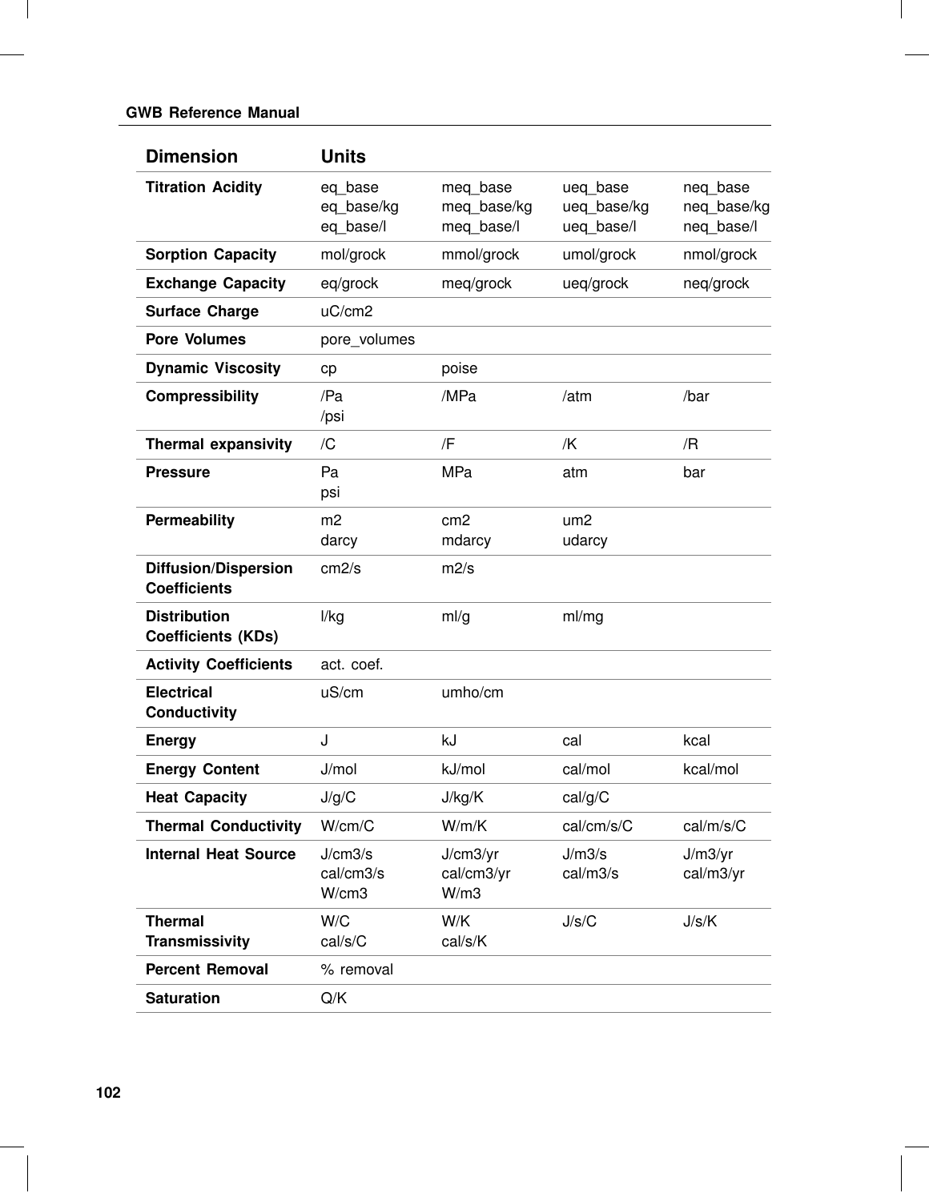| Dimension | Units | | | |
|---|---|---|---|---|
| **Titration Acidity** | eq_base<br>eq_base/kg<br>eq_base/l | meq_base<br>meq_base/kg<br>meq_base/l | ueq_base<br>ueq_base/kg<br>ueq_base/l | neq_base<br>neq_base/kg<br>neq_base/l |
| **Sorption Capacity** | mol/grock | mmol/grock | umol/grock | nmol/grock |
| **Exchange Capacity** | eq/grock | meq/grock | ueq/grock | neq/grock |
| **Surface Charge** | uC/cm2 | | | |
| **Pore Volumes** | pore_volumes | | | |
| **Dynamic Viscosity** | cp | poise | | |
| **Compressibility** | /Pa<br>/psi | /MPa | /atm | /bar |
| **Thermal expansivity** | /C | /F | /K | /R |
| **Pressure** | Pa<br>psi | MPa | atm | bar |
| **Permeability** | m2<br>darcy | cm2<br>mdarcy | um2<br>udarcy | |
| **Diffusion/Dispersion Coefficients** | cm2/s | m2/s | | |
| **Distribution Coefficients (KDs)** | l/kg | ml/g | ml/mg | |
| **Activity Coefficients** | act. coef. | | | |
| **Electrical Conductivity** | uS/cm | umho/cm | | |
| **Energy** | J | kJ | cal | kcal |
| **Energy Content** | J/mol | kJ/mol | cal/mol | kcal/mol |
| **Heat Capacity** | J/g/C | J/kg/K | cal/g/C | |
| **Thermal Conductivity** | W/cm/C | W/m/K | cal/cm/s/C | cal/m/s/C |
| **Internal Heat Source** | J/cm3/s<br>cal/cm3/s<br>W/cm3 | J/cm3/yr<br>cal/cm3/yr<br>W/m3 | J/m3/s<br>cal/m3/s | J/m3/yr<br>cal/m3/yr |
| **Thermal Transmissivity** | W/C<br>cal/s/C | W/K<br>cal/s/K | J/s/C | J/s/K |
| **Percent Removal** | % removal | | | |
| **Saturation** | Q/K | | | |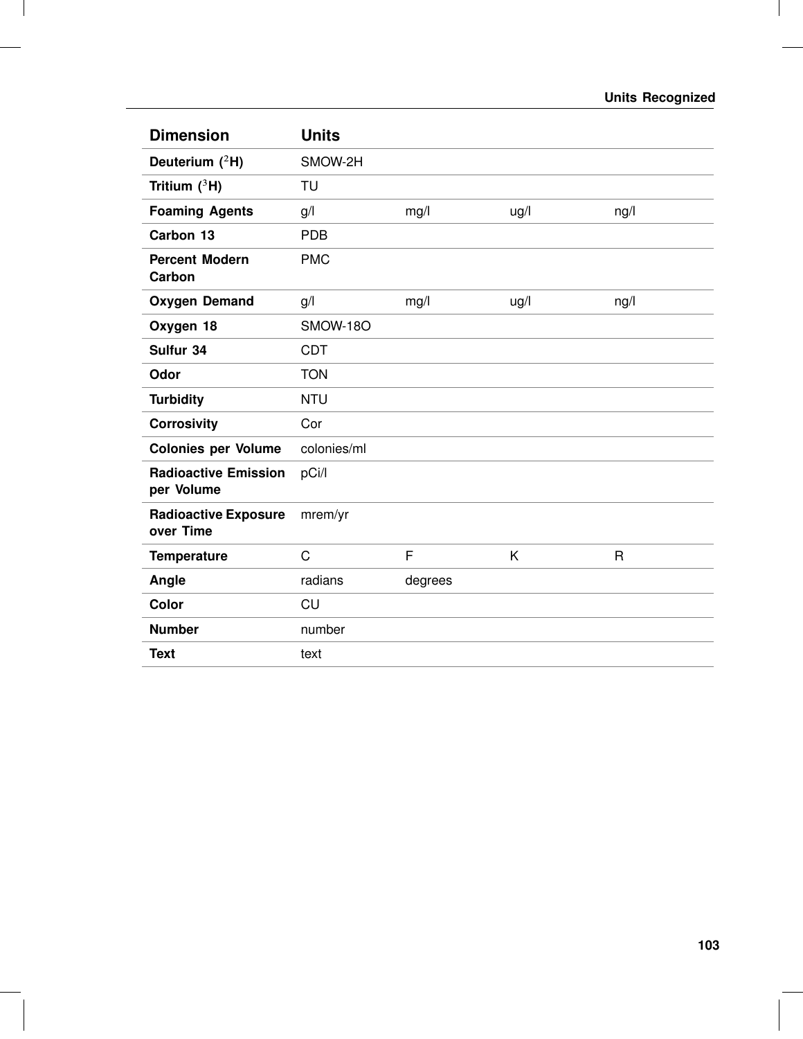| Dimension | Units | | | |
|---|---|---|---|---|
| **Deuterium ($^{2}$H)** | SMOW-2H | | | |
| **Tritium ($^{3}$H)** | TU | | | |
| **Foaming Agents** | g/l | mg/l | ug/l | ng/l |
| **Carbon 13** | PDB | | | |
| **Percent Modern Carbon** | PMC | | | |
| **Oxygen Demand** | g/l | mg/l | ug/l | ng/l |
| **Oxygen 18** | SMOW-18O | | | |
| **Sulfur 34** | CDT | | | |
| **Odor** | TON | | | |
| **Turbidity** | NTU | | | |
| **Corrosivity** | Cor | | | |
| **Colonies per Volume** | colonies/ml | | | |
| **Radioactive Emission per Volume** | pCi/l | | | |
| **Radioactive Exposure over Time** | mrem/yr | | | |
| **Temperature** | C | F | K | R |
| **Angle** | radians | degrees | | |
| **Color** | CU | | | |
| **Number** | number | | | |
| **Text** | text | | | |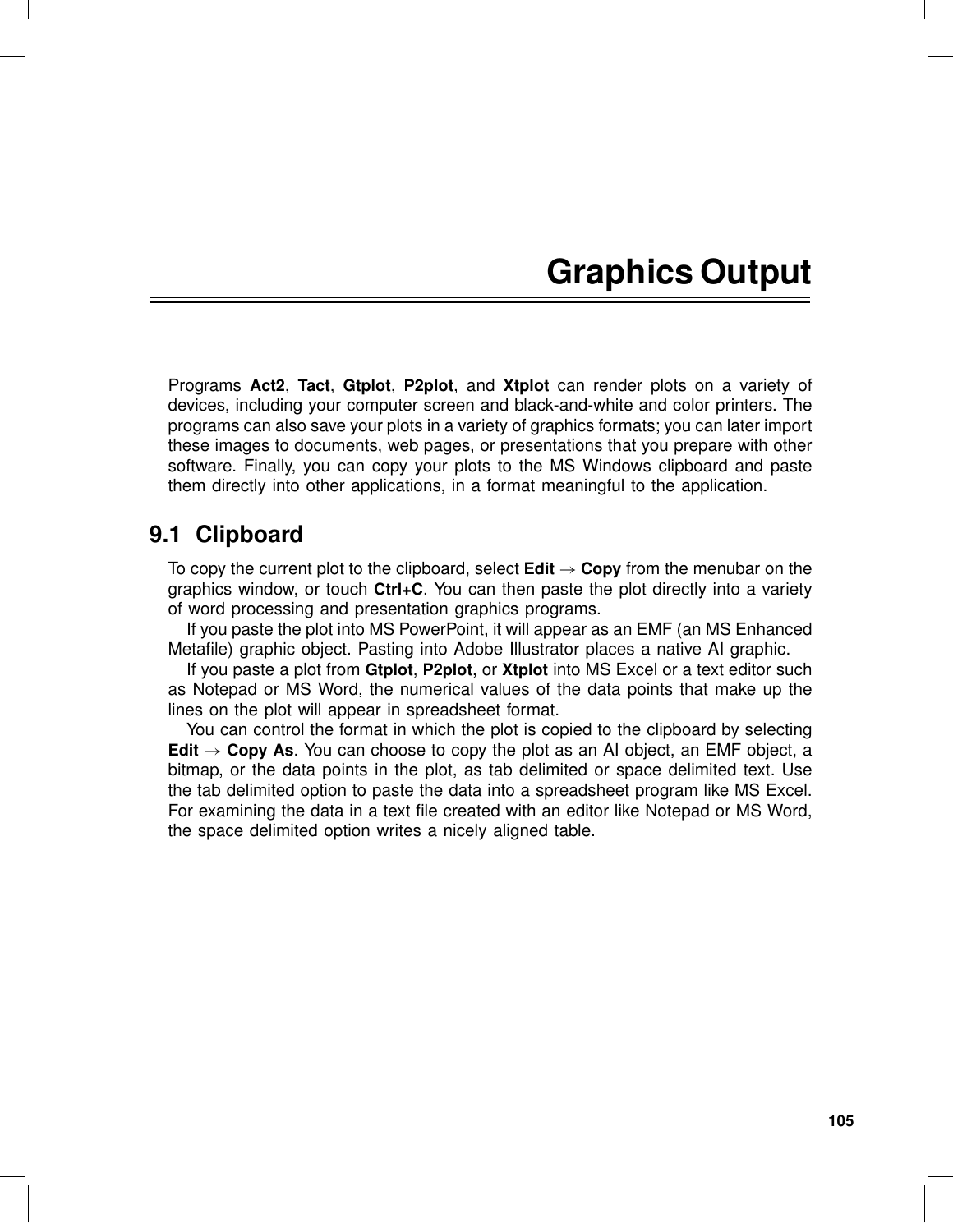# Graphics Output

Programs **Act2**, **Tact**, **Gtplot**, **P2plot**, and **Xtplot** can render plots on a variety of devices, including your computer screen and black-and-white and color printers. The programs can also save your plots in a variety of graphics formats; you can later import these images to documents, web pages, or presentations that you prepare with other software. Finally, you can copy your plots to the MS Windows clipboard and paste them directly into other applications, in a format meaningful to the application.

## 9.1 Clipboard

To copy the current plot to the clipboard, select **Edit** → **Copy** from the menubar on the graphics window, or touch **Ctrl+C**. You can then paste the plot directly into a variety of word processing and presentation graphics programs.

If you paste the plot into MS PowerPoint, it will appear as an EMF (an MS Enhanced Metafile) graphic object. Pasting into Adobe Illustrator places a native AI graphic.

If you paste a plot from **Gtplot**, **P2plot**, or **Xtplot** into MS Excel or a text editor such as Notepad or MS Word, the numerical values of the data points that make up the lines on the plot will appear in spreadsheet format.

You can control the format in which the plot is copied to the clipboard by selecting **Edit** → **Copy As**. You can choose to copy the plot as an AI object, an EMF object, a bitmap, or the data points in the plot, as tab delimited or space delimited text. Use the tab delimited option to paste the data into a spreadsheet program like MS Excel. For examining the data in a text file created with an editor like Notepad or MS Word, the space delimited option writes a nicely aligned table.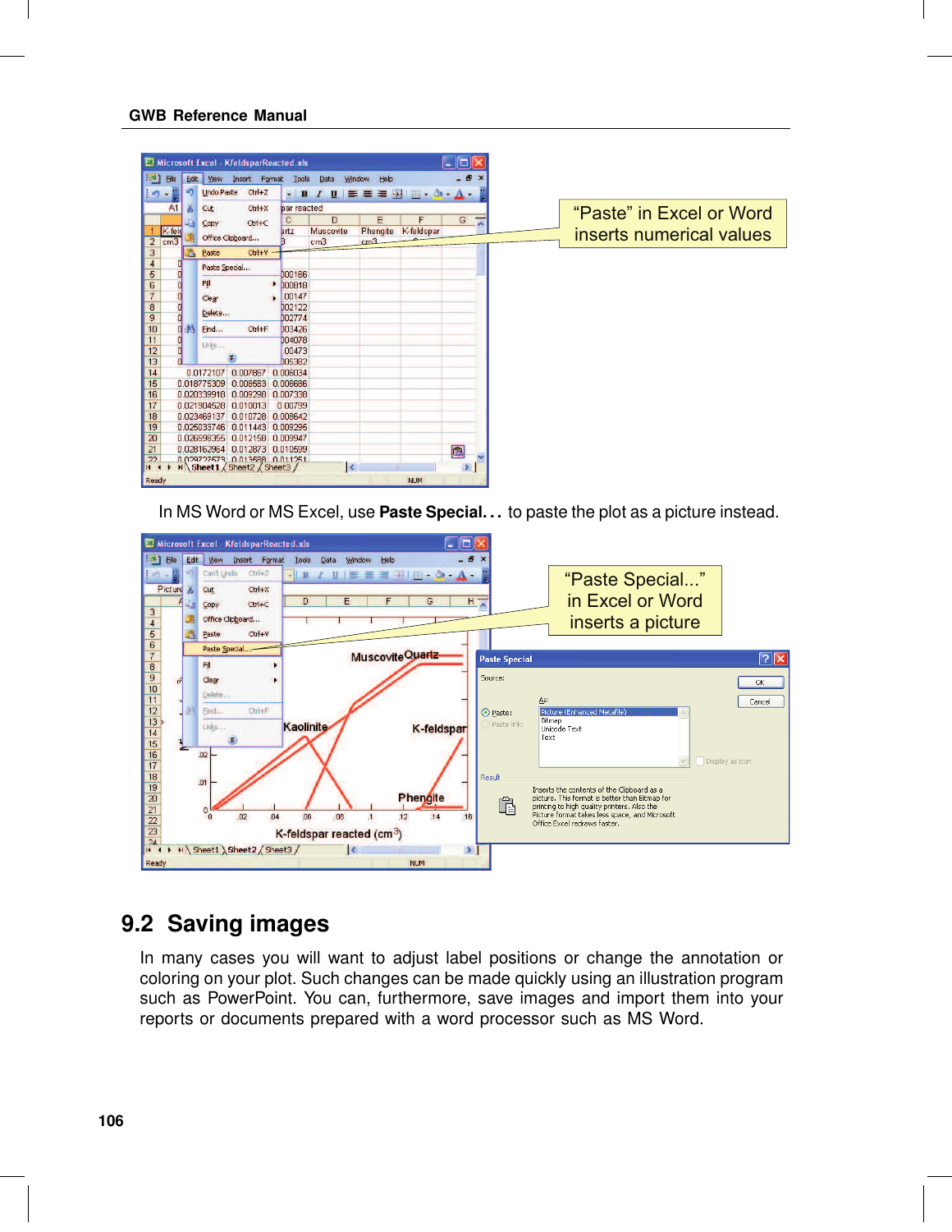"Paste" in Excel or Word inserts numerical values

In MS Word or MS Excel, use **Paste Special...** to paste the plot as a picture instead.

"Paste Special..." in Excel or Word inserts a picture

## 9.2 Saving images

In many cases you will want to adjust label positions or change the annotation or coloring on your plot. Such changes can be made quickly using an illustration program such as PowerPoint. You can, furthermore, save images and import them into your reports or documents prepared with a word processor such as MS Word.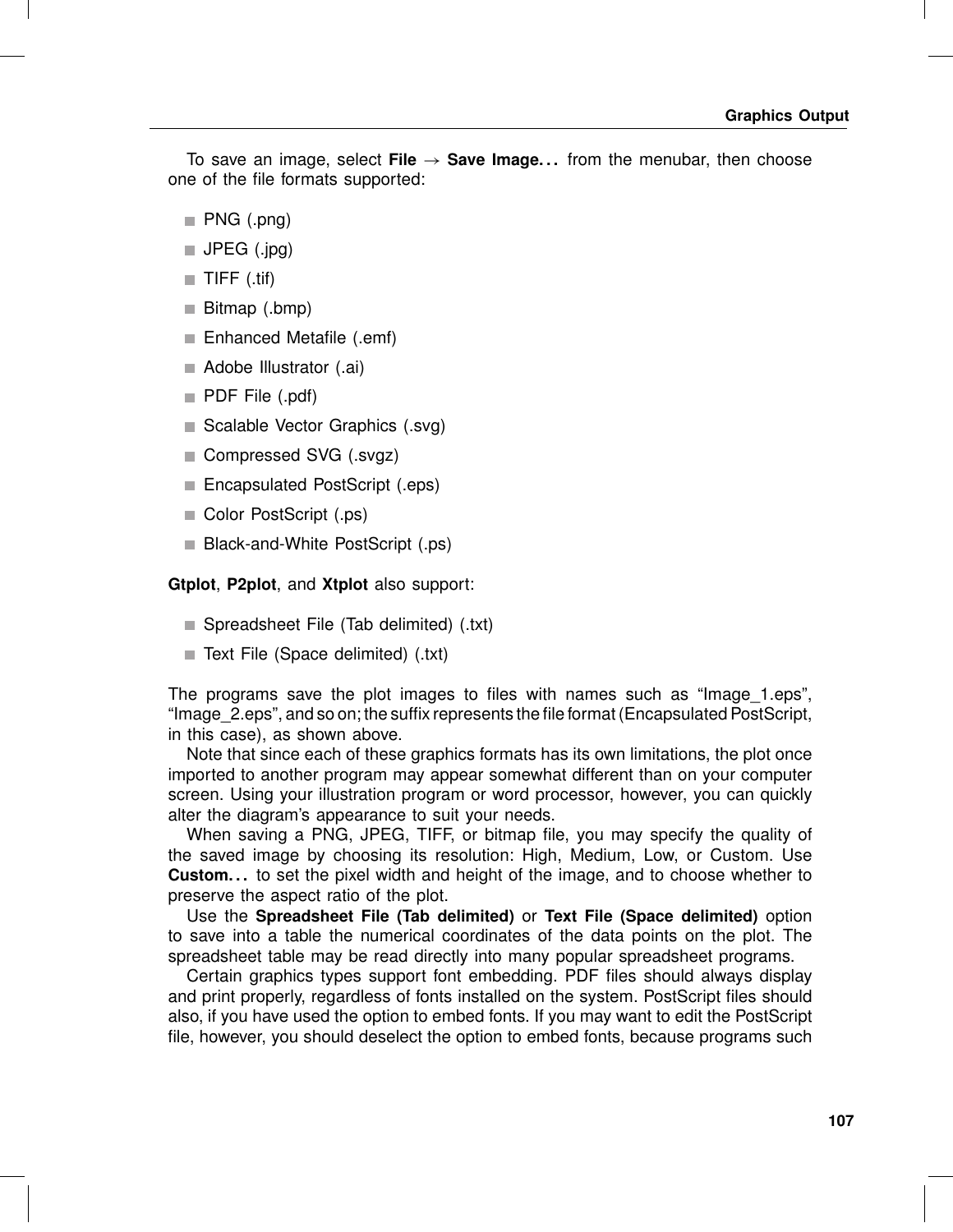To save an image, select **File → Save Image. . .** from the menubar, then choose one of the file formats supported:

- PNG (.png)
- JPEG (.jpg)
- TIFF (.tif)
- Bitmap (.bmp)
- Enhanced Metafile (.emf)
- Adobe Illustrator (.ai)
- PDF File (.pdf)
- Scalable Vector Graphics (.svg)
- Compressed SVG (.svgz)
- Encapsulated PostScript (.eps)
- Color PostScript (.ps)
- Black-and-White PostScript (.ps)

**Gtplot**, **P2plot**, and **Xtplot** also support:

- Spreadsheet File (Tab delimited) (.txt)
- Text File (Space delimited) (.txt)

The programs save the plot images to files with names such as “Image_1.eps”, “Image_2.eps”, and so on; the suffix represents the file format (Encapsulated PostScript, in this case), as shown above.

Note that since each of these graphics formats has its own limitations, the plot once imported to another program may appear somewhat different than on your computer screen. Using your illustration program or word processor, however, you can quickly alter the diagram’s appearance to suit your needs.

When saving a PNG, JPEG, TIFF, or bitmap file, you may specify the quality of the saved image by choosing its resolution: High, Medium, Low, or Custom. Use **Custom. . .** to set the pixel width and height of the image, and to choose whether to preserve the aspect ratio of the plot.

Use the **Spreadsheet File (Tab delimited)** or **Text File (Space delimited)** option to save into a table the numerical coordinates of the data points on the plot. The spreadsheet table may be read directly into many popular spreadsheet programs.

Certain graphics types support font embedding. PDF files should always display and print properly, regardless of fonts installed on the system. PostScript files should also, if you have used the option to embed fonts. If you may want to edit the PostScript file, however, you should deselect the option to embed fonts, because programs such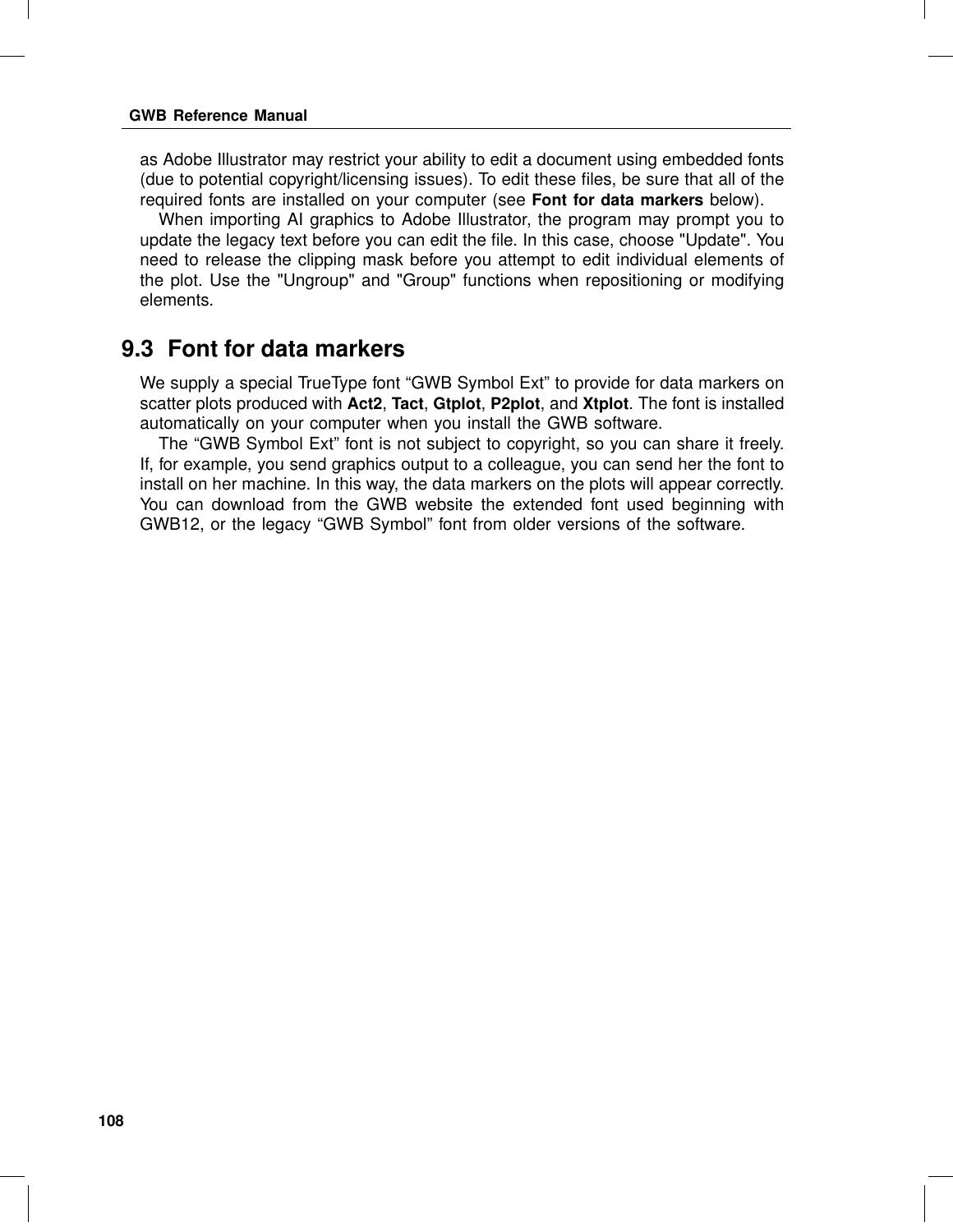as Adobe Illustrator may restrict your ability to edit a document using embedded fonts (due to potential copyright/licensing issues). To edit these files, be sure that all of the required fonts are installed on your computer (see **Font for data markers** below).

When importing AI graphics to Adobe Illustrator, the program may prompt you to update the legacy text before you can edit the file. In this case, choose "Update". You need to release the clipping mask before you attempt to edit individual elements of the plot. Use the "Ungroup" and "Group" functions when repositioning or modifying elements.

## 9.3 Font for data markers

We supply a special TrueType font "GWB Symbol Ext" to provide for data markers on scatter plots produced with **Act2**, **Tact**, **Gtplot**, **P2plot**, and **Xtplot**. The font is installed automatically on your computer when you install the GWB software.

The "GWB Symbol Ext" font is not subject to copyright, so you can share it freely. If, for example, you send graphics output to a colleague, you can send her the font to install on her machine. In this way, the data markers on the plots will appear correctly. You can download from the GWB website the extended font used beginning with GWB12, or the legacy "GWB Symbol" font from older versions of the software.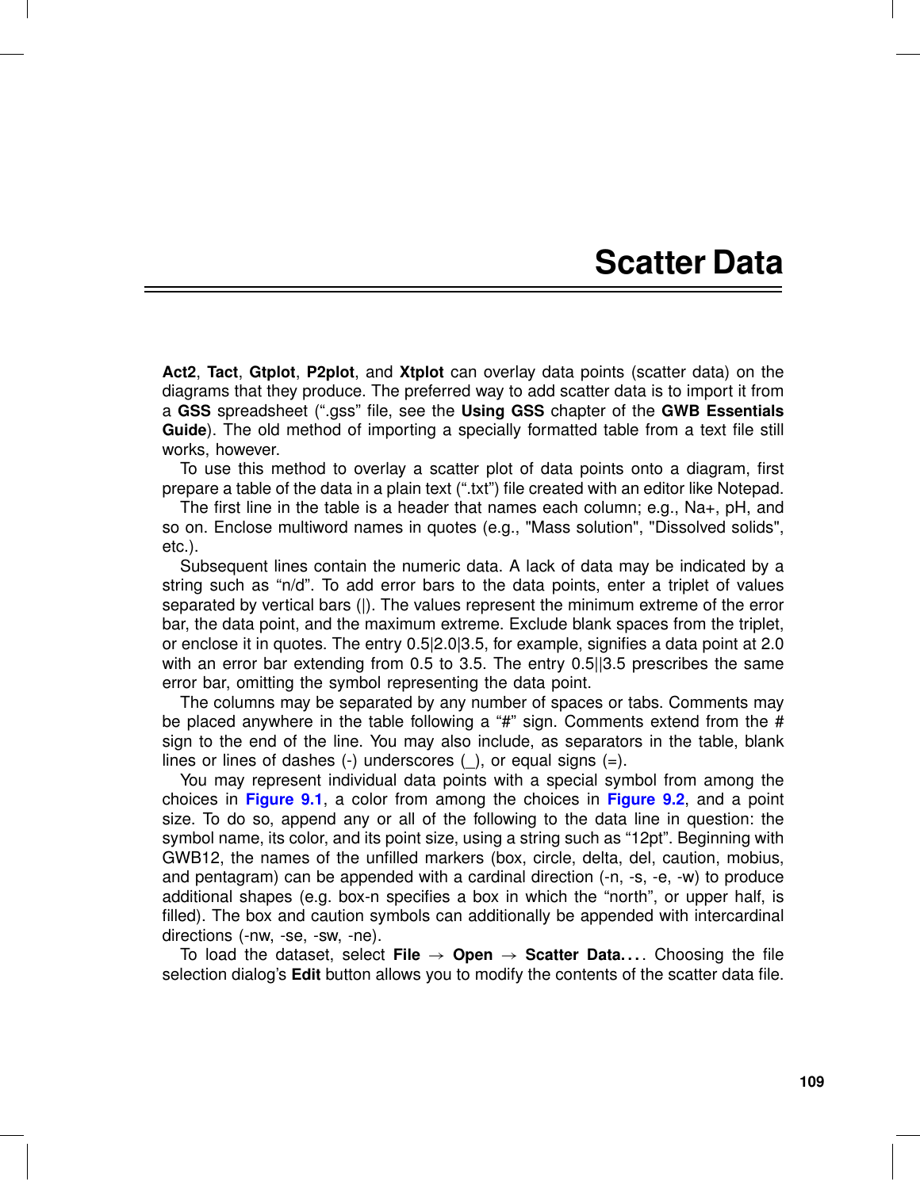# Scatter Data

**Act2**, **Tact**, **Gtplot**, **P2plot**, and **Xtplot** can overlay data points (scatter data) on the diagrams that they produce. The preferred way to add scatter data is to import it from a **GSS** spreadsheet (".gss" file, see the **Using GSS** chapter of the **GWB Essentials Guide**). The old method of importing a specially formatted table from a text file still works, however.

To use this method to overlay a scatter plot of data points onto a diagram, first prepare a table of the data in a plain text (".txt") file created with an editor like Notepad.

The first line in the table is a header that names each column; e.g., Na+, pH, and so on. Enclose multiword names in quotes (e.g., "Mass solution", "Dissolved solids", etc.).

Subsequent lines contain the numeric data. A lack of data may be indicated by a string such as "n/d". To add error bars to the data points, enter a triplet of values separated by vertical bars (|). The values represent the minimum extreme of the error bar, the data point, and the maximum extreme. Exclude blank spaces from the triplet, or enclose it in quotes. The entry 0.5|2.0|3.5, for example, signifies a data point at 2.0 with an error bar extending from 0.5 to 3.5. The entry 0.5||3.5 prescribes the same error bar, omitting the symbol representing the data point.

The columns may be separated by any number of spaces or tabs. Comments may be placed anywhere in the table following a "#" sign. Comments extend from the # sign to the end of the line. You may also include, as separators in the table, blank lines or lines of dashes (-) underscores (_), or equal signs (=).

You may represent individual data points with a special symbol from among the choices in **Figure 9.1**, a color from among the choices in **Figure 9.2**, and a point size. To do so, append any or all of the following to the data line in question: the symbol name, its color, and its point size, using a string such as "12pt". Beginning with GWB12, the names of the unfilled markers (box, circle, delta, del, caution, mobius, and pentagram) can be appended with a cardinal direction (-n, -s, -e, -w) to produce additional shapes (e.g. box-n specifies a box in which the "north", or upper half, is filled). The box and caution symbols can additionally be appended with intercardinal directions (-nw, -se, -sw, -ne).

To load the dataset, select **File** → **Open** → **Scatter Data. . .** . Choosing the file selection dialog's **Edit** button allows you to modify the contents of the scatter data file.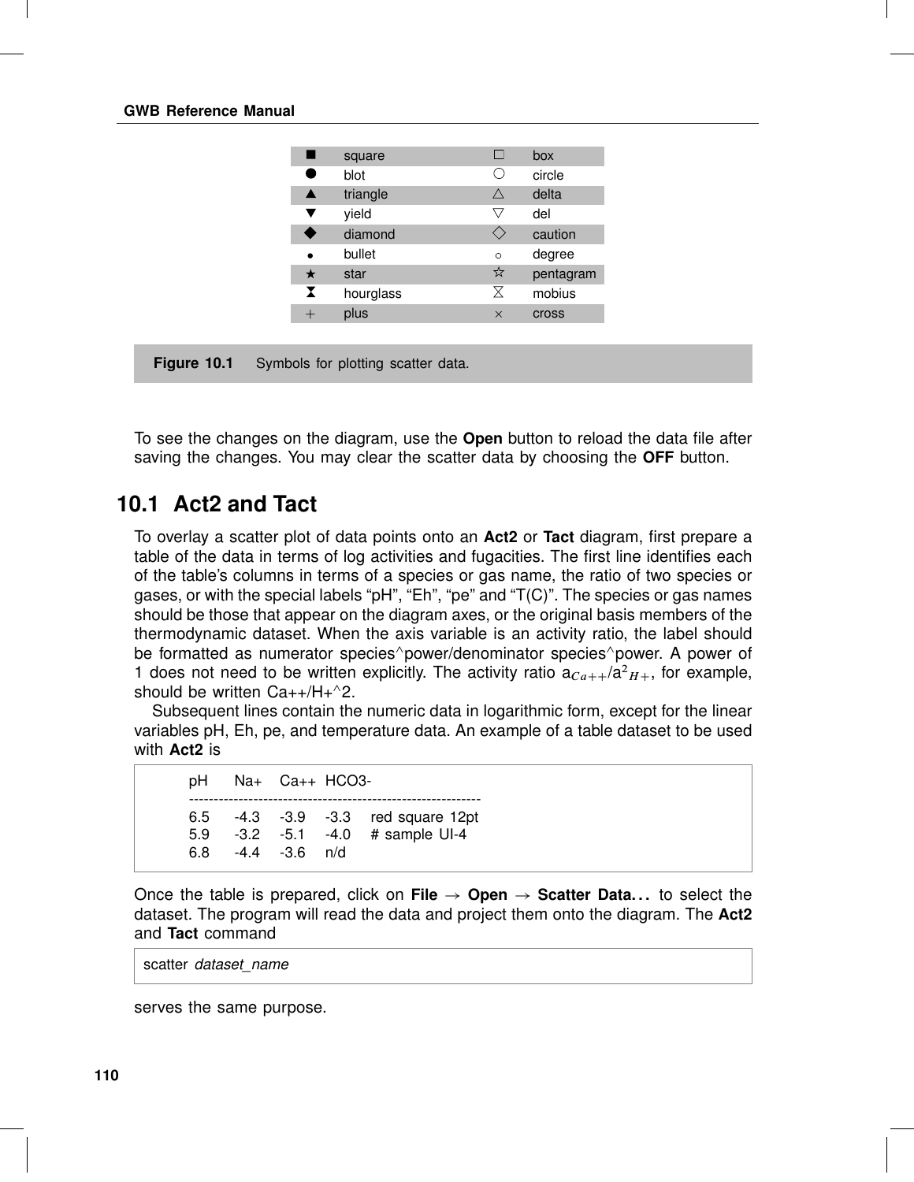| | | | |
|---|---|---|---|
| ■ | square | □ | box |
| ● | blot | ○ | circle |
| ▲ | triangle | △ | delta |
| ▼ | yield | ▽ | del |
| ◆ | diamond | ◇ | caution |
| • | bullet | ∘ | degree |
| ★ | star | ☆ | pentagram |
| ⧗ | hourglass | ⧖ | mobius |
| + | plus | × | cross |

**Figure 10.1** Symbols for plotting scatter data.

To see the changes on the diagram, use the **Open** button to reload the data file after saving the changes. You may clear the scatter data by choosing the **OFF** button.

## 10.1 Act2 and Tact

To overlay a scatter plot of data points onto an **Act2** or **Tact** diagram, first prepare a table of the data in terms of log activities and fugacities. The first line identifies each of the table's columns in terms of a species or gas name, the ratio of two species or gases, or with the special labels "pH", "Eh", "pe" and "T(C)". The species or gas names should be those that appear on the diagram axes, or the original basis members of the thermodynamic dataset. When the axis variable is an activity ratio, the label should be formatted as numerator species^power/denominator species^power. A power of 1 does not need to be written explicitly. The activity ratio $a_{Ca++}/a^2_{H+}$, for example, should be written Ca++/H+^2.

Subsequent lines contain the numeric data in logarithmic form, except for the linear variables pH, Eh, pe, and temperature data. An example of a table dataset to be used with **Act2** is

```
pH     Na+    Ca++   HCO3-
-----------------------------------------------------------
6.5    -4.3   -3.9   -3.3    red square 12pt
5.9    -3.2   -5.1   -4.0    # sample UI-4
6.8    -4.4   -3.6   n/d
```

Once the table is prepared, click on **File** → **Open** → **Scatter Data...** to select the dataset. The program will read the data and project them onto the diagram. The **Act2** and **Tact** command

```
scatter dataset_name
```

serves the same purpose.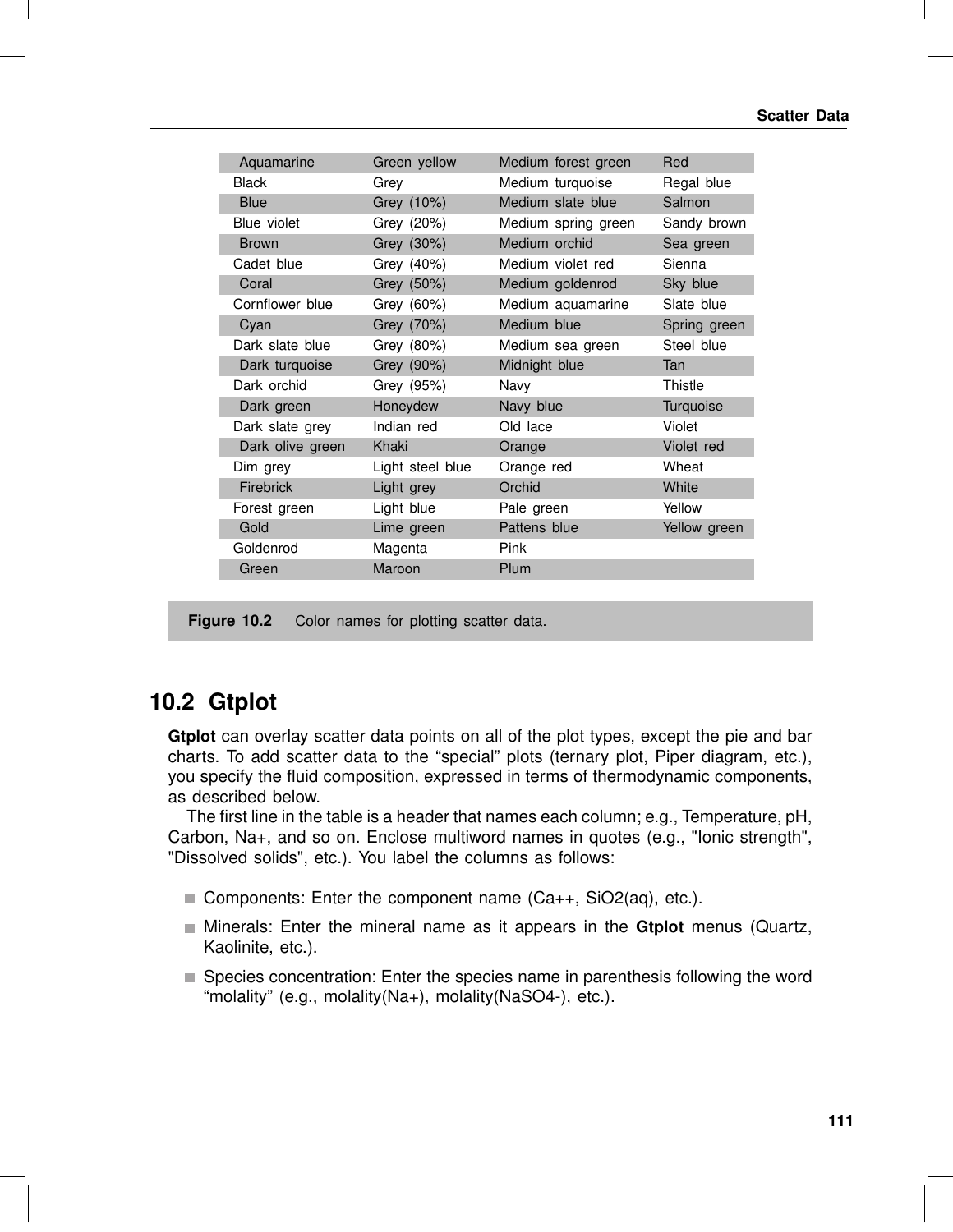| Aquamarine | Green yellow | Medium forest green | Red |
|---|---|---|---|
| Black | Grey | Medium turquoise | Regal blue |
| Blue | Grey (10%) | Medium slate blue | Salmon |
| Blue violet | Grey (20%) | Medium spring green | Sandy brown |
| Brown | Grey (30%) | Medium orchid | Sea green |
| Cadet blue | Grey (40%) | Medium violet red | Sienna |
| Coral | Grey (50%) | Medium goldenrod | Sky blue |
| Cornflower blue | Grey (60%) | Medium aquamarine | Slate blue |
| Cyan | Grey (70%) | Medium blue | Spring green |
| Dark slate blue | Grey (80%) | Medium sea green | Steel blue |
| Dark turquoise | Grey (90%) | Midnight blue | Tan |
| Dark orchid | Grey (95%) | Navy | Thistle |
| Dark green | Honeydew | Navy blue | Turquoise |
| Dark slate grey | Indian red | Old lace | Violet |
| Dark olive green | Khaki | Orange | Violet red |
| Dim grey | Light steel blue | Orange red | Wheat |
| Firebrick | Light grey | Orchid | White |
| Forest green | Light blue | Pale green | Yellow |
| Gold | Lime green | Pattens blue | Yellow green |
| Goldenrod | Magenta | Pink | |
| Green | Maroon | Plum | |

**Figure 10.2** Color names for plotting scatter data.

## 10.2 Gtplot

**Gtplot** can overlay scatter data points on all of the plot types, except the pie and bar charts. To add scatter data to the "special" plots (ternary plot, Piper diagram, etc.), you specify the fluid composition, expressed in terms of thermodynamic components, as described below.

The first line in the table is a header that names each column; e.g., Temperature, pH, Carbon, Na+, and so on. Enclose multiword names in quotes (e.g., "Ionic strength", "Dissolved solids", etc.). You label the columns as follows:

- Components: Enter the component name (Ca++, SiO2(aq), etc.).
- Minerals: Enter the mineral name as it appears in the **Gtplot** menus (Quartz, Kaolinite, etc.).
- Species concentration: Enter the species name in parenthesis following the word "molality" (e.g., molality(Na+), molality(NaSO4-), etc.).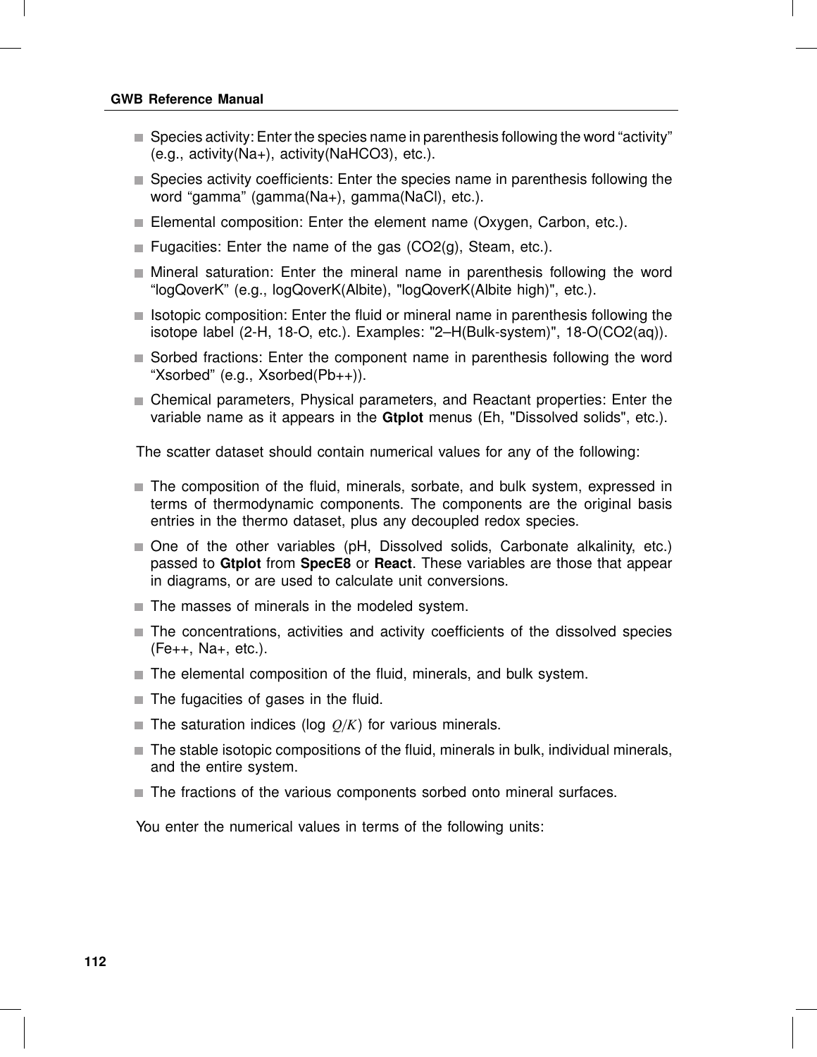- Species activity: Enter the species name in parenthesis following the word “activity” (e.g., activity(Na+), activity(NaHCO3), etc.).
- Species activity coefficients: Enter the species name in parenthesis following the word “gamma” (gamma(Na+), gamma(NaCl), etc.).
- Elemental composition: Enter the element name (Oxygen, Carbon, etc.).
- Fugacities: Enter the name of the gas (CO2(g), Steam, etc.).
- Mineral saturation: Enter the mineral name in parenthesis following the word “logQoverK” (e.g., logQoverK(Albite), "logQoverK(Albite high)", etc.).
- Isotopic composition: Enter the fluid or mineral name in parenthesis following the isotope label (2-H, 18-O, etc.). Examples: "2–H(Bulk-system)", 18-O(CO2(aq)).
- Sorbed fractions: Enter the component name in parenthesis following the word “Xsorbed” (e.g., Xsorbed(Pb++)).
- Chemical parameters, Physical parameters, and Reactant properties: Enter the variable name as it appears in the **Gtplot** menus (Eh, "Dissolved solids", etc.).

The scatter dataset should contain numerical values for any of the following:

- The composition of the fluid, minerals, sorbate, and bulk system, expressed in terms of thermodynamic components. The components are the original basis entries in the thermo dataset, plus any decoupled redox species.
- One of the other variables (pH, Dissolved solids, Carbonate alkalinity, etc.) passed to **Gtplot** from **SpecE8** or **React**. These variables are those that appear in diagrams, or are used to calculate unit conversions.
- The masses of minerals in the modeled system.
- The concentrations, activities and activity coefficients of the dissolved species (Fe++, Na+, etc.).
- The elemental composition of the fluid, minerals, and bulk system.
- The fugacities of gases in the fluid.
- The saturation indices (log $Q/K$) for various minerals.
- The stable isotopic compositions of the fluid, minerals in bulk, individual minerals, and the entire system.
- The fractions of the various components sorbed onto mineral surfaces.

You enter the numerical values in terms of the following units: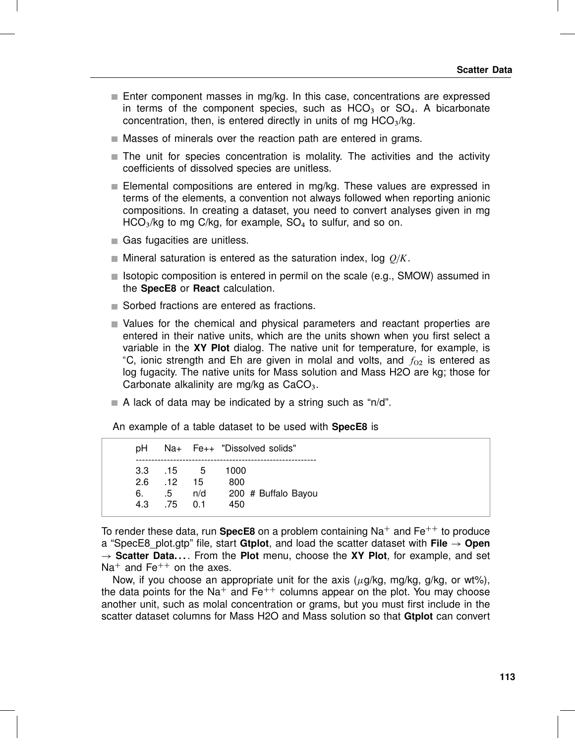- Enter component masses in mg/kg. In this case, concentrations are expressed in terms of the component species, such as $HCO_3$ or $SO_4$. A bicarbonate concentration, then, is entered directly in units of mg $HCO_3$/kg.
- Masses of minerals over the reaction path are entered in grams.
- The unit for species concentration is molality. The activities and the activity coefficients of dissolved species are unitless.
- Elemental compositions are entered in mg/kg. These values are expressed in terms of the elements, a convention not always followed when reporting anionic compositions. In creating a dataset, you need to convert analyses given in mg $HCO_3$/kg to mg C/kg, for example, $SO_4$ to sulfur, and so on.
- Gas fugacities are unitless.
- Mineral saturation is entered as the saturation index, log $Q/K$.
- Isotopic composition is entered in permil on the scale (e.g., SMOW) assumed in the **SpecE8** or **React** calculation.
- Sorbed fractions are entered as fractions.
- Values for the chemical and physical parameters and reactant properties are entered in their native units, which are the units shown when you first select a variable in the **XY Plot** dialog. The native unit for temperature, for example, is °C, ionic strength and Eh are given in molal and volts, and $f_{O2}$ is entered as log fugacity. The native units for Mass solution and Mass H2O are kg; those for Carbonate alkalinity are mg/kg as $CaCO_3$.
- A lack of data may be indicated by a string such as "n/d".

An example of a table dataset to be used with **SpecE8** is

```
pH    Na+   Fe++  "Dissolved solids"
-----------------------------------------------------------
3.3   .15     5      1000
2.6   .12    15       800
6.    .5     n/d      200  # Buffalo Bayou
4.3   .75    0.1      450
```

To render these data, run **SpecE8** on a problem containing $Na^+$ and $Fe^{++}$ to produce a "SpecE8_plot.gtp" file, start **Gtplot**, and load the scatter dataset with **File** → **Open** → **Scatter Data...**. From the **Plot** menu, choose the **XY Plot**, for example, and set $Na^+$ and $Fe^{++}$ on the axes.

Now, if you choose an appropriate unit for the axis ($\mu$g/kg, mg/kg, g/kg, or wt%), the data points for the $Na^+$ and $Fe^{++}$ columns appear on the plot. You may choose another unit, such as molal concentration or grams, but you must first include in the scatter dataset columns for Mass H2O and Mass solution so that **Gtplot** can convert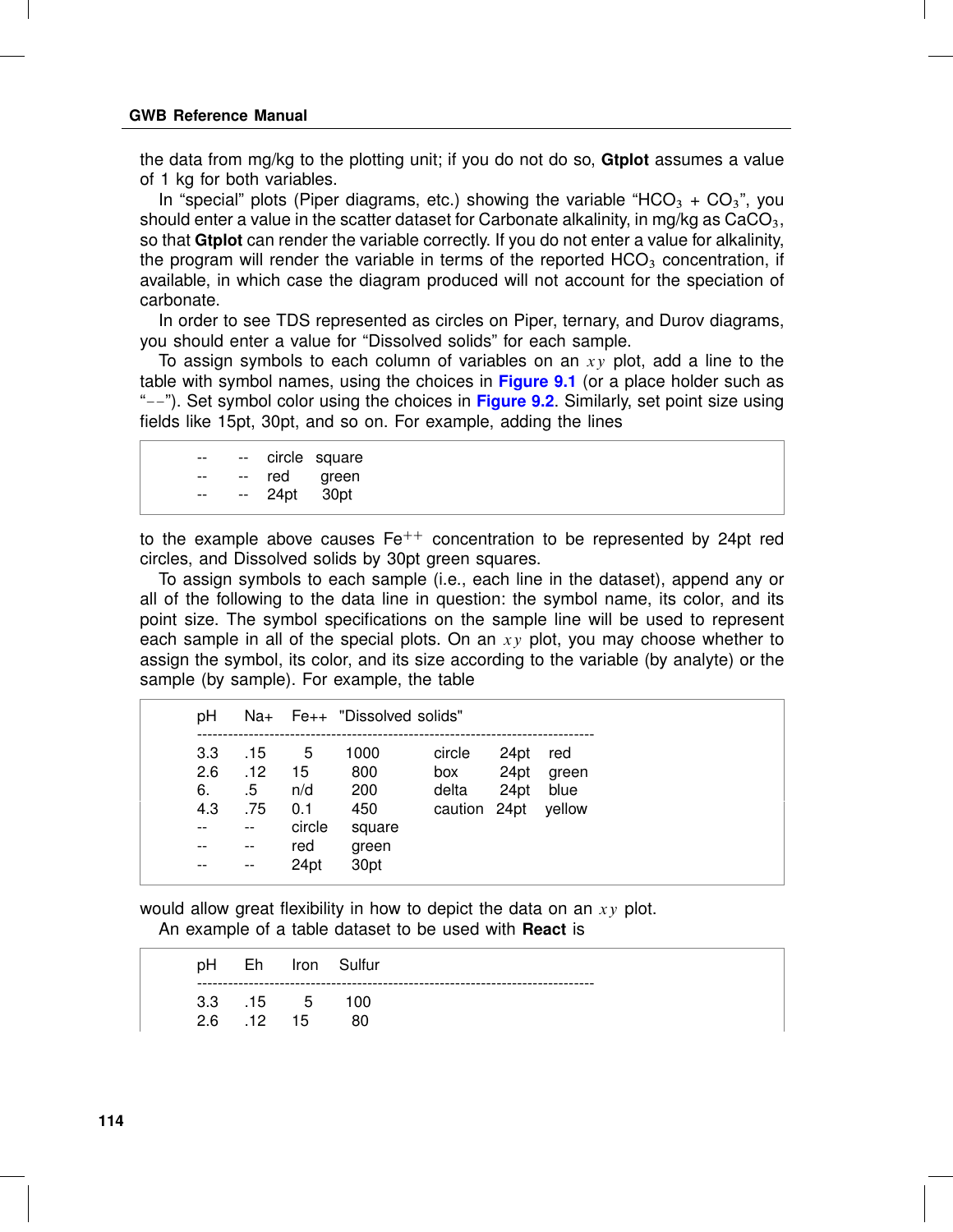the data from mg/kg to the plotting unit; if you do not do so, **Gtplot** assumes a value of 1 kg for both variables.

In “special” plots (Piper diagrams, etc.) showing the variable “$HCO_3$ + $CO_3$”, you should enter a value in the scatter dataset for Carbonate alkalinity, in mg/kg as $CaCO_3$, so that **Gtplot** can render the variable correctly. If you do not enter a value for alkalinity, the program will render the variable in terms of the reported $HCO_3$ concentration, if available, in which case the diagram produced will not account for the speciation of carbonate.

In order to see TDS represented as circles on Piper, ternary, and Durov diagrams, you should enter a value for “Dissolved solids” for each sample.

To assign symbols to each column of variables on an $xy$ plot, add a line to the table with symbol names, using the choices in **Figure 9.1** (or a place holder such as “--”). Set symbol color using the choices in **Figure 9.2**. Similarly, set point size using fields like 15pt, 30pt, and so on. For example, adding the lines

```
--    --    circle   square
--    --    red      green
--    --    24pt     30pt
```

to the example above causes $Fe^{++}$ concentration to be represented by 24pt red circles, and Dissolved solids by 30pt green squares.

To assign symbols to each sample (i.e., each line in the dataset), append any or all of the following to the data line in question: the symbol name, its color, and its point size. The symbol specifications on the sample line will be used to represent each sample in all of the special plots. On an $xy$ plot, you may choose whether to assign the symbol, its color, and its size according to the variable (by analyte) or the sample (by sample). For example, the table

```
pH    Na+   Fe++    "Dissolved solids"
-------------------------------------------------------------------------
3.3   .15     5     1000        circle    24pt   red
2.6   .12   15       800        box       24pt   green
6.    .5    n/d      200        delta     24pt   blue
4.3   .75   0.1      450        caution   24pt   yellow
--    --    circle   square
--    --    red      green
--    --    24pt     30pt
```

would allow great flexibility in how to depict the data on an $xy$ plot.

An example of a table dataset to be used with **React** is

```
pH    Eh    Iron   Sulfur
-------------------------------------------------------------------------
3.3   .15     5     100
2.6   .12   15       80
```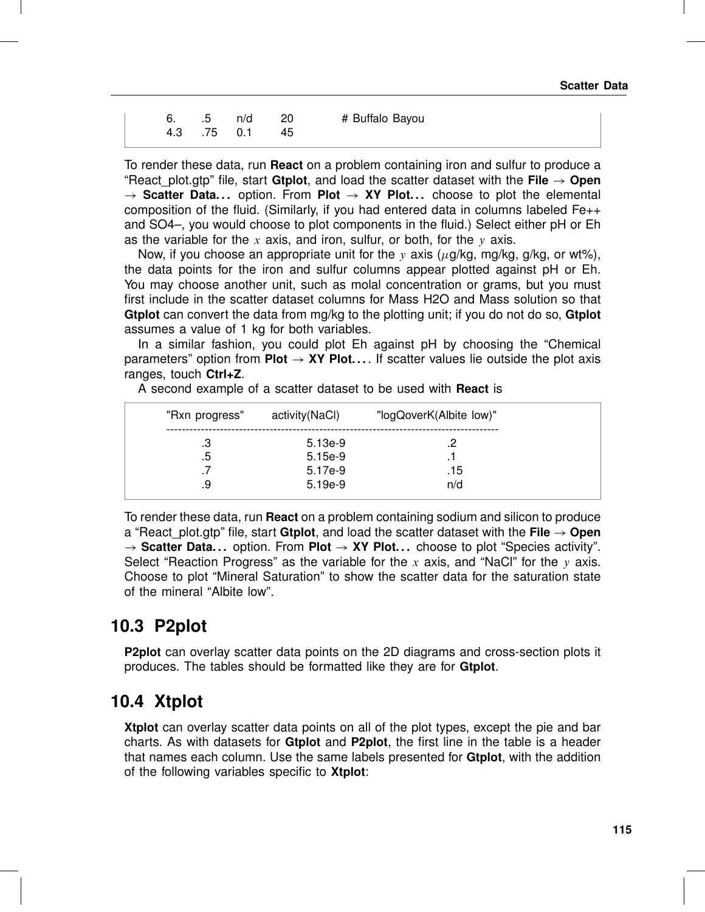```
6.    .5    n/d    20        # Buffalo Bayou
4.3   .75   0.1    45
```

To render these data, run **React** on a problem containing iron and sulfur to produce a "React_plot.gtp" file, start **Gtplot**, and load the scatter dataset with the **File** → **Open** → **Scatter Data...** option. From **Plot** → **XY Plot...** choose to plot the elemental composition of the fluid. (Similarly, if you had entered data in columns labeled Fe++ and SO4–, you would choose to plot components in the fluid.) Select either pH or Eh as the variable for the $x$ axis, and iron, sulfur, or both, for the $y$ axis.

Now, if you choose an appropriate unit for the $y$ axis ($\mu$g/kg, mg/kg, g/kg, or wt%), the data points for the iron and sulfur columns appear plotted against pH or Eh. You may choose another unit, such as molal concentration or grams, but you must first include in the scatter dataset columns for Mass H2O and Mass solution so that **Gtplot** can convert the data from mg/kg to the plotting unit; if you do not do so, **Gtplot** assumes a value of 1 kg for both variables.

In a similar fashion, you could plot Eh against pH by choosing the "Chemical parameters" option from **Plot** → **XY Plot...**. If scatter values lie outside the plot axis ranges, touch **Ctrl+Z**.

A second example of a scatter dataset to be used with **React** is

```
"Rxn progress"     activity(NaCl)        "logQoverK(Albite low)"
-------------------------------------------------------------------
     .3               5.13e-9                   .2
     .5               5.15e-9                   .1
     .7               5.17e-9                   .15
     .9               5.19e-9                   n/d
```

To render these data, run **React** on a problem containing sodium and silicon to produce a "React_plot.gtp" file, start **Gtplot**, and load the scatter dataset with the **File** → **Open** → **Scatter Data...** option. From **Plot** → **XY Plot...** choose to plot "Species activity". Select "Reaction Progress" as the variable for the $x$ axis, and "NaCl" for the $y$ axis. Choose to plot "Mineral Saturation" to show the scatter data for the saturation state of the mineral "Albite low".

## 10.3 P2plot

**P2plot** can overlay scatter data points on the 2D diagrams and cross-section plots it produces. The tables should be formatted like they are for **Gtplot**.

## 10.4 Xtplot

**Xtplot** can overlay scatter data points on all of the plot types, except the pie and bar charts. As with datasets for **Gtplot** and **P2plot**, the first line in the table is a header that names each column. Use the same labels presented for **Gtplot**, with the addition of the following variables specific to **Xtplot**: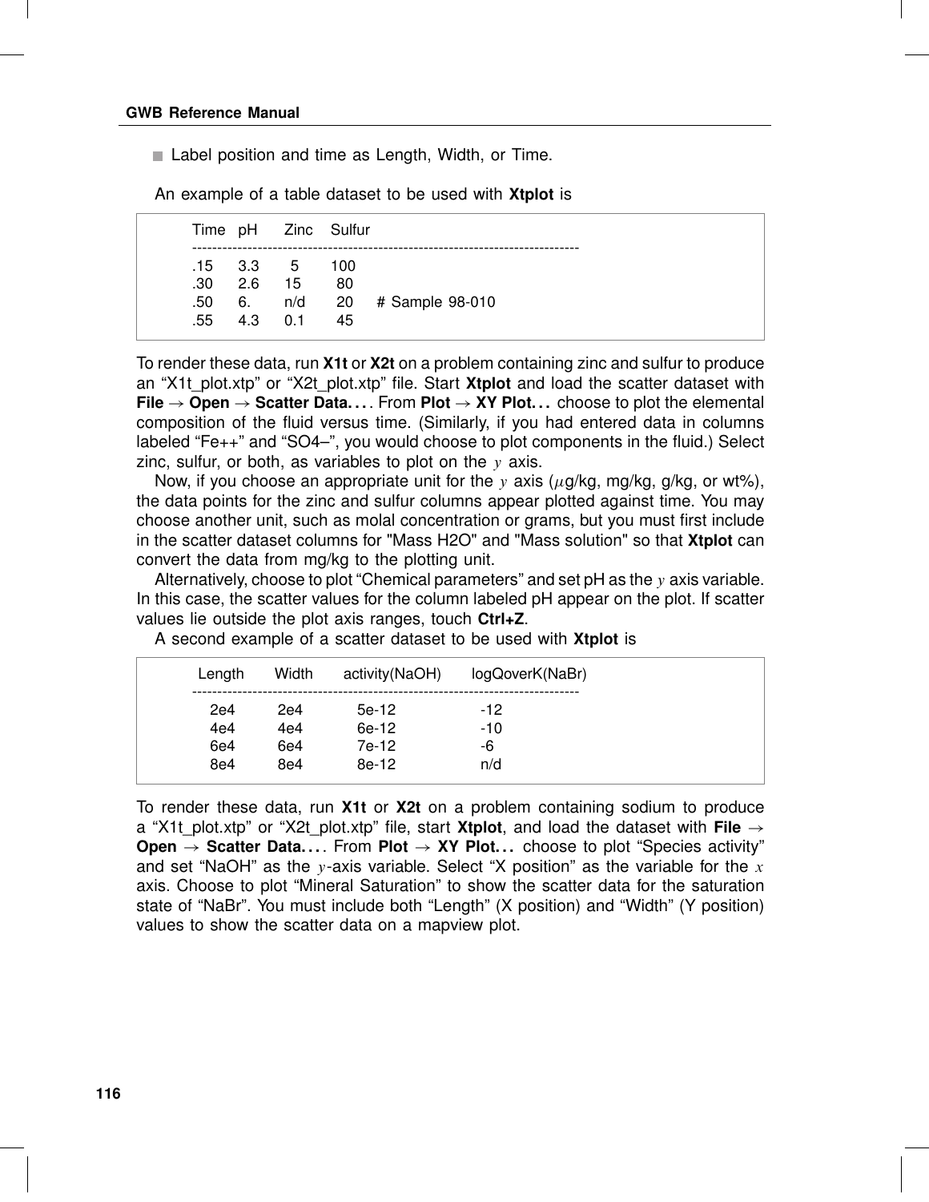- Label position and time as Length, Width, or Time.

An example of a table dataset to be used with **Xtplot** is

```
Time   pH     Zinc    Sulfur
-----------------------------------------------------------------------------
.15    3.3      5      100
.30    2.6     15       80
.50    6.      n/d      20     # Sample 98-010
.55    4.3     0.1      45
```

To render these data, run **X1t** or **X2t** on a problem containing zinc and sulfur to produce an “X1t_plot.xtp” or “X2t_plot.xtp” file. Start **Xtplot** and load the scatter dataset with **File** → **Open** → **Scatter Data. . .** . From **Plot** → **XY Plot. . .** choose to plot the elemental composition of the fluid versus time. (Similarly, if you had entered data in columns labeled “Fe++” and “SO4–”, you would choose to plot components in the fluid.) Select zinc, sulfur, or both, as variables to plot on the $y$ axis.

Now, if you choose an appropriate unit for the $y$ axis ($\mu$g/kg, mg/kg, g/kg, or wt%), the data points for the zinc and sulfur columns appear plotted against time. You may choose another unit, such as molal concentration or grams, but you must first include in the scatter dataset columns for "Mass H2O" and "Mass solution" so that **Xtplot** can convert the data from mg/kg to the plotting unit.

Alternatively, choose to plot “Chemical parameters” and set pH as the $y$ axis variable. In this case, the scatter values for the column labeled pH appear on the plot. If scatter values lie outside the plot axis ranges, touch **Ctrl+Z**.

A second example of a scatter dataset to be used with **Xtplot** is

```
 Length     Width     activity(NaOH)     logQoverK(NaBr)
-----------------------------------------------------------------------------
   2e4       2e4          5e-12               -12
   4e4       4e4          6e-12               -10
   6e4       6e4          7e-12               -6
   8e4       8e4          8e-12               n/d
```

To render these data, run **X1t** or **X2t** on a problem containing sodium to produce a “X1t_plot.xtp” or “X2t_plot.xtp” file, start **Xtplot**, and load the dataset with **File** → **Open** → **Scatter Data. . .** . From **Plot** → **XY Plot. . .** choose to plot “Species activity” and set “NaOH” as the $y$-axis variable. Select “X position” as the variable for the $x$ axis. Choose to plot “Mineral Saturation” to show the scatter data for the saturation state of “NaBr”. You must include both “Length” (X position) and “Width” (Y position) values to show the scatter data on a mapview plot.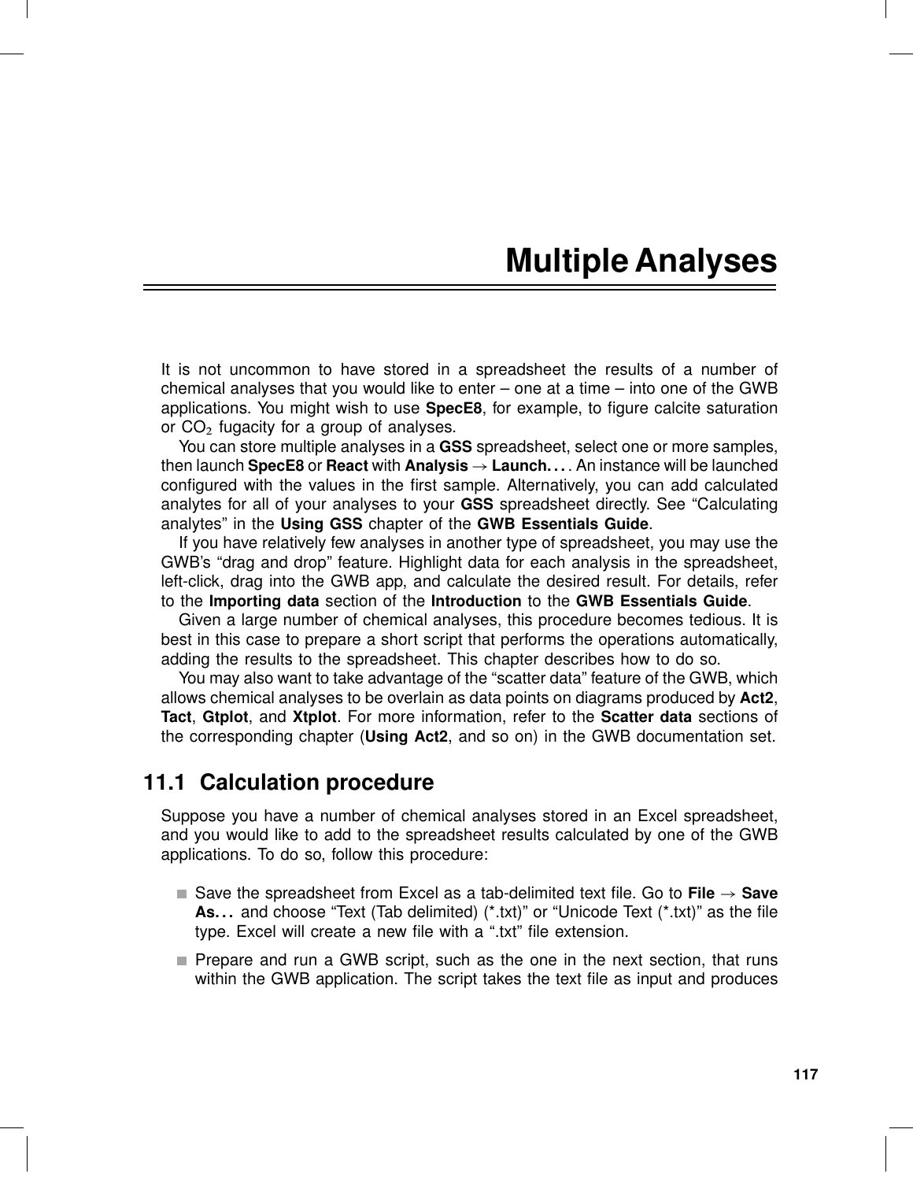# Multiple Analyses

It is not uncommon to have stored in a spreadsheet the results of a number of chemical analyses that you would like to enter – one at a time – into one of the GWB applications. You might wish to use **SpecE8**, for example, to figure calcite saturation or $CO_2$ fugacity for a group of analyses.

You can store multiple analyses in a **GSS** spreadsheet, select one or more samples, then launch **SpecE8** or **React** with **Analysis** → **Launch. . .** . An instance will be launched configured with the values in the first sample. Alternatively, you can add calculated analytes for all of your analyses to your **GSS** spreadsheet directly. See "Calculating analytes" in the **Using GSS** chapter of the **GWB Essentials Guide**.

If you have relatively few analyses in another type of spreadsheet, you may use the GWB's "drag and drop" feature. Highlight data for each analysis in the spreadsheet, left-click, drag into the GWB app, and calculate the desired result. For details, refer to the **Importing data** section of the **Introduction** to the **GWB Essentials Guide**.

Given a large number of chemical analyses, this procedure becomes tedious. It is best in this case to prepare a short script that performs the operations automatically, adding the results to the spreadsheet. This chapter describes how to do so.

You may also want to take advantage of the "scatter data" feature of the GWB, which allows chemical analyses to be overlain as data points on diagrams produced by **Act2**, **Tact**, **Gtplot**, and **Xtplot**. For more information, refer to the **Scatter data** sections of the corresponding chapter (**Using Act2**, and so on) in the GWB documentation set.

## 11.1 Calculation procedure

Suppose you have a number of chemical analyses stored in an Excel spreadsheet, and you would like to add to the spreadsheet results calculated by one of the GWB applications. To do so, follow this procedure:

- Save the spreadsheet from Excel as a tab-delimited text file. Go to **File** → **Save As. . .** and choose "Text (Tab delimited) (*.txt)" or "Unicode Text (*.txt)" as the file type. Excel will create a new file with a ".txt" file extension.
- Prepare and run a GWB script, such as the one in the next section, that runs within the GWB application. The script takes the text file as input and produces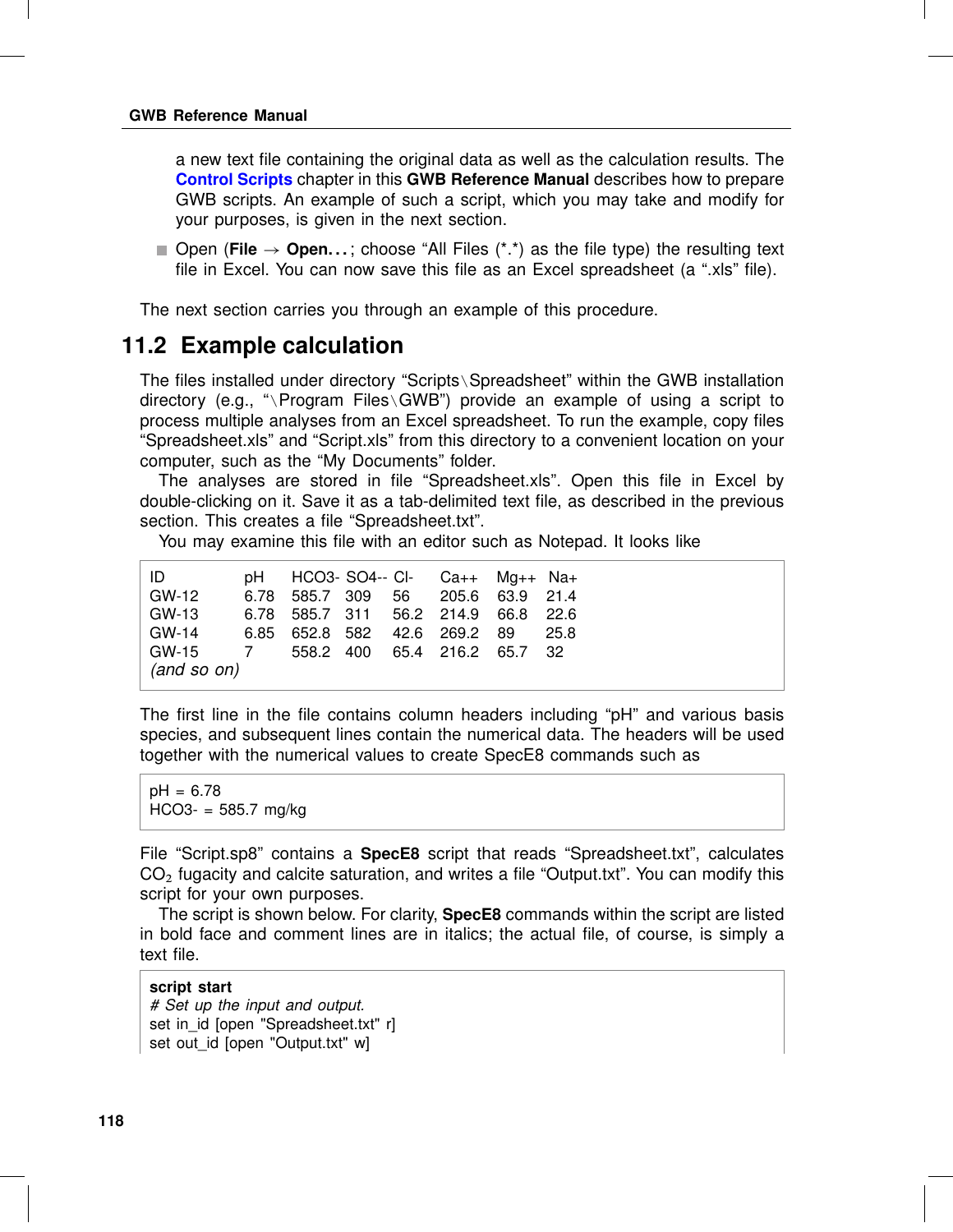a new text file containing the original data as well as the calculation results. The **Control Scripts** chapter in this **GWB Reference Manual** describes how to prepare GWB scripts. An example of such a script, which you may take and modify for your purposes, is given in the next section.

- Open (**File** → **Open...**; choose "All Files (*.*) as the file type) the resulting text file in Excel. You can now save this file as an Excel spreadsheet (a ".xls" file).

The next section carries you through an example of this procedure.

## 11.2 Example calculation

The files installed under directory "Scripts\Spreadsheet" within the GWB installation directory (e.g., "\Program Files\GWB") provide an example of using a script to process multiple analyses from an Excel spreadsheet. To run the example, copy files "Spreadsheet.xls" and "Script.xls" from this directory to a convenient location on your computer, such as the "My Documents" folder.

The analyses are stored in file "Spreadsheet.xls". Open this file in Excel by double-clicking on it. Save it as a tab-delimited text file, as described in the previous section. This creates a file "Spreadsheet.txt".

You may examine this file with an editor such as Notepad. It looks like

```
ID        pH    HCO3-  SO4--  Cl-    Ca++   Mg++   Na+
GW-12     6.78  585.7  309    56     205.6  63.9   21.4
GW-13     6.78  585.7  311    56.2   214.9  66.8   22.6
GW-14     6.85  652.8  582    42.6   269.2  89     25.8
GW-15     7     558.2  400    65.4   216.2  65.7   32
(and so on)
```

The first line in the file contains column headers including "pH" and various basis species, and subsequent lines contain the numerical data. The headers will be used together with the numerical values to create SpecE8 commands such as

```
pH = 6.78
HCO3- = 585.7 mg/kg
```

File "Script.sp8" contains a **SpecE8** script that reads "Spreadsheet.txt", calculates $CO_2$ fugacity and calcite saturation, and writes a file "Output.txt". You can modify this script for your own purposes.

The script is shown below. For clarity, **SpecE8** commands within the script are listed in bold face and comment lines are in italics; the actual file, of course, is simply a text file.

```
script start
# Set up the input and output.
set in_id [open "Spreadsheet.txt" r]
set out_id [open "Output.txt" w]
```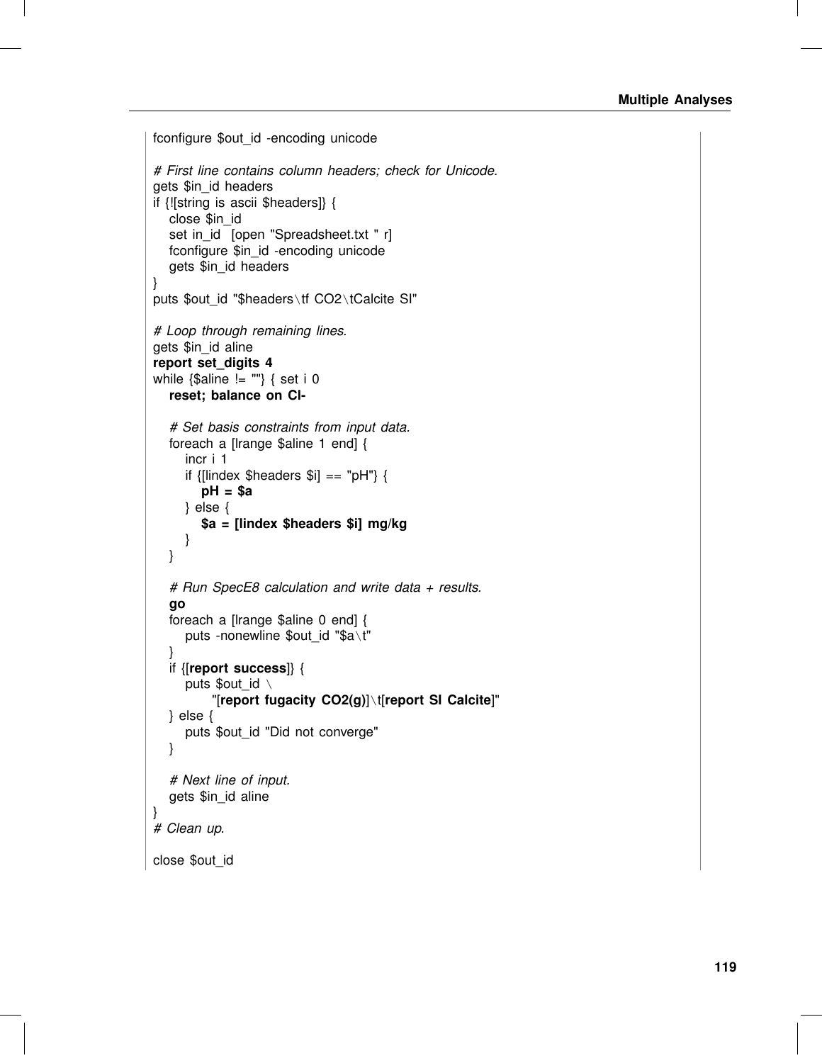```
fconfigure $out_id -encoding unicode

# First line contains column headers; check for Unicode.
gets $in_id headers
if {![string is ascii $headers]} {
    close $in_id
    set in_id  [open "Spreadsheet.txt " r]
    fconfigure $in_id -encoding unicode
    gets $in_id headers
}
puts $out_id "$headers\tf CO2\tCalcite SI"

# Loop through remaining lines.
gets $in_id aline
report set_digits 4
while {$aline != ""} { set i 0
    reset; balance on Cl-

    # Set basis constraints from input data.
    foreach a [lrange $aline 1 end] {
        incr i 1
        if {[lindex $headers $i] == "pH"} {
            pH = $a
        } else {
            $a = [lindex $headers $i] mg/kg
        }
    }

    # Run SpecE8 calculation and write data + results.
    go
    foreach a [lrange $aline 0 end] {
        puts -nonewline $out_id "$a\t"
    }
    if {[report success]} {
        puts $out_id \
            "[report fugacity CO2(g)]\t[report SI Calcite]"
    } else {
        puts $out_id "Did not converge"
    }

    # Next line of input.
    gets $in_id aline
}
# Clean up.

close $out_id
```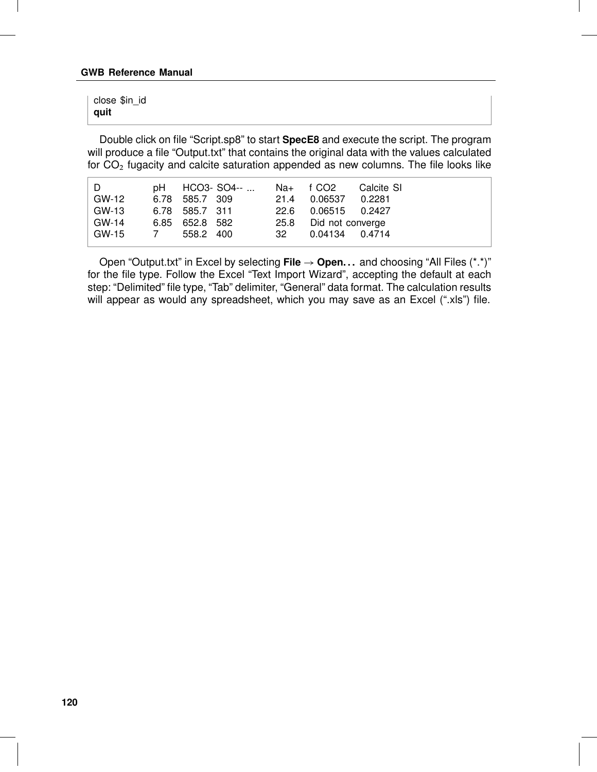```
close $in_id
quit
```

Double click on file “Script.sp8” to start **SpecE8** and execute the script. The program will produce a file “Output.txt” that contains the original data with the values calculated for $CO_2$ fugacity and calcite saturation appended as new columns. The file looks like

```
D        pH     HCO3-   SO4-- ...   Na+    f CO2      Calcite SI
GW-12    6.78   585.7   309         21.4   0.06537    0.2281
GW-13    6.78   585.7   311         22.6   0.06515    0.2427
GW-14    6.85   652.8   582         25.8   Did not converge
GW-15    7      558.2   400         32     0.04134    0.4714
```

Open “Output.txt” in Excel by selecting **File** → **Open. . .** and choosing “All Files (*.*)” for the file type. Follow the Excel “Text Import Wizard”, accepting the default at each step: “Delimited” file type, “Tab” delimiter, “General” data format. The calculation results will appear as would any spreadsheet, which you may save as an Excel (“.xls”) file.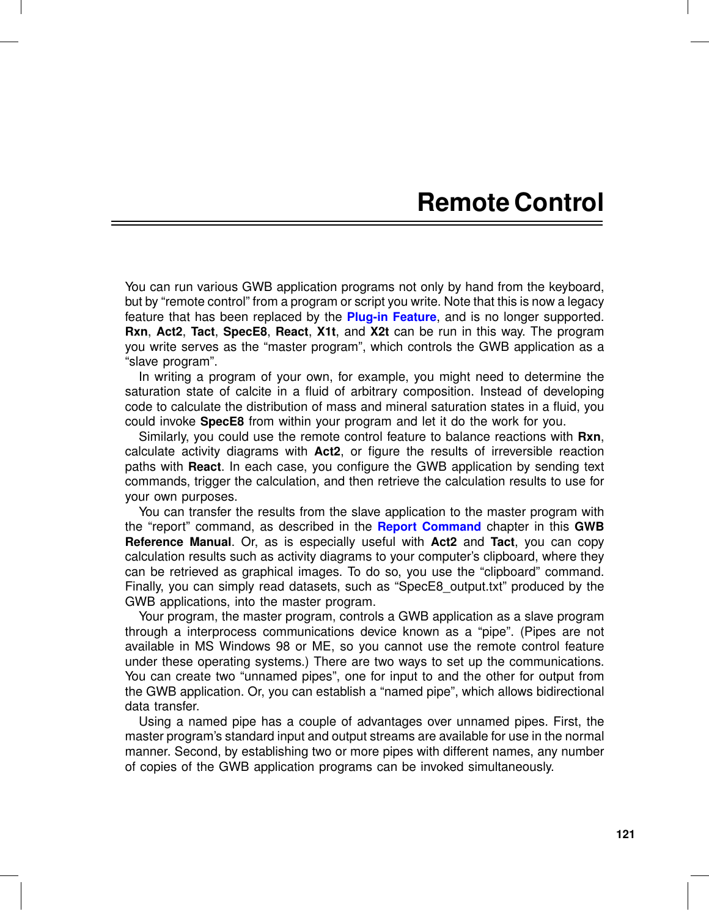# Remote Control

You can run various GWB application programs not only by hand from the keyboard, but by “remote control” from a program or script you write. Note that this is now a legacy feature that has been replaced by the **Plug-in Feature**, and is no longer supported. **Rxn**, **Act2**, **Tact**, **SpecE8**, **React**, **X1t**, and **X2t** can be run in this way. The program you write serves as the “master program”, which controls the GWB application as a “slave program”.

In writing a program of your own, for example, you might need to determine the saturation state of calcite in a fluid of arbitrary composition. Instead of developing code to calculate the distribution of mass and mineral saturation states in a fluid, you could invoke **SpecE8** from within your program and let it do the work for you.

Similarly, you could use the remote control feature to balance reactions with **Rxn**, calculate activity diagrams with **Act2**, or figure the results of irreversible reaction paths with **React**. In each case, you configure the GWB application by sending text commands, trigger the calculation, and then retrieve the calculation results to use for your own purposes.

You can transfer the results from the slave application to the master program with the “report” command, as described in the **Report Command** chapter in this **GWB Reference Manual**. Or, as is especially useful with **Act2** and **Tact**, you can copy calculation results such as activity diagrams to your computer’s clipboard, where they can be retrieved as graphical images. To do so, you use the “clipboard” command. Finally, you can simply read datasets, such as “SpecE8_output.txt” produced by the GWB applications, into the master program.

Your program, the master program, controls a GWB application as a slave program through a interprocess communications device known as a “pipe”. (Pipes are not available in MS Windows 98 or ME, so you cannot use the remote control feature under these operating systems.) There are two ways to set up the communications. You can create two “unnamed pipes”, one for input to and the other for output from the GWB application. Or, you can establish a “named pipe”, which allows bidirectional data transfer.

Using a named pipe has a couple of advantages over unnamed pipes. First, the master program’s standard input and output streams are available for use in the normal manner. Second, by establishing two or more pipes with different names, any number of copies of the GWB application programs can be invoked simultaneously.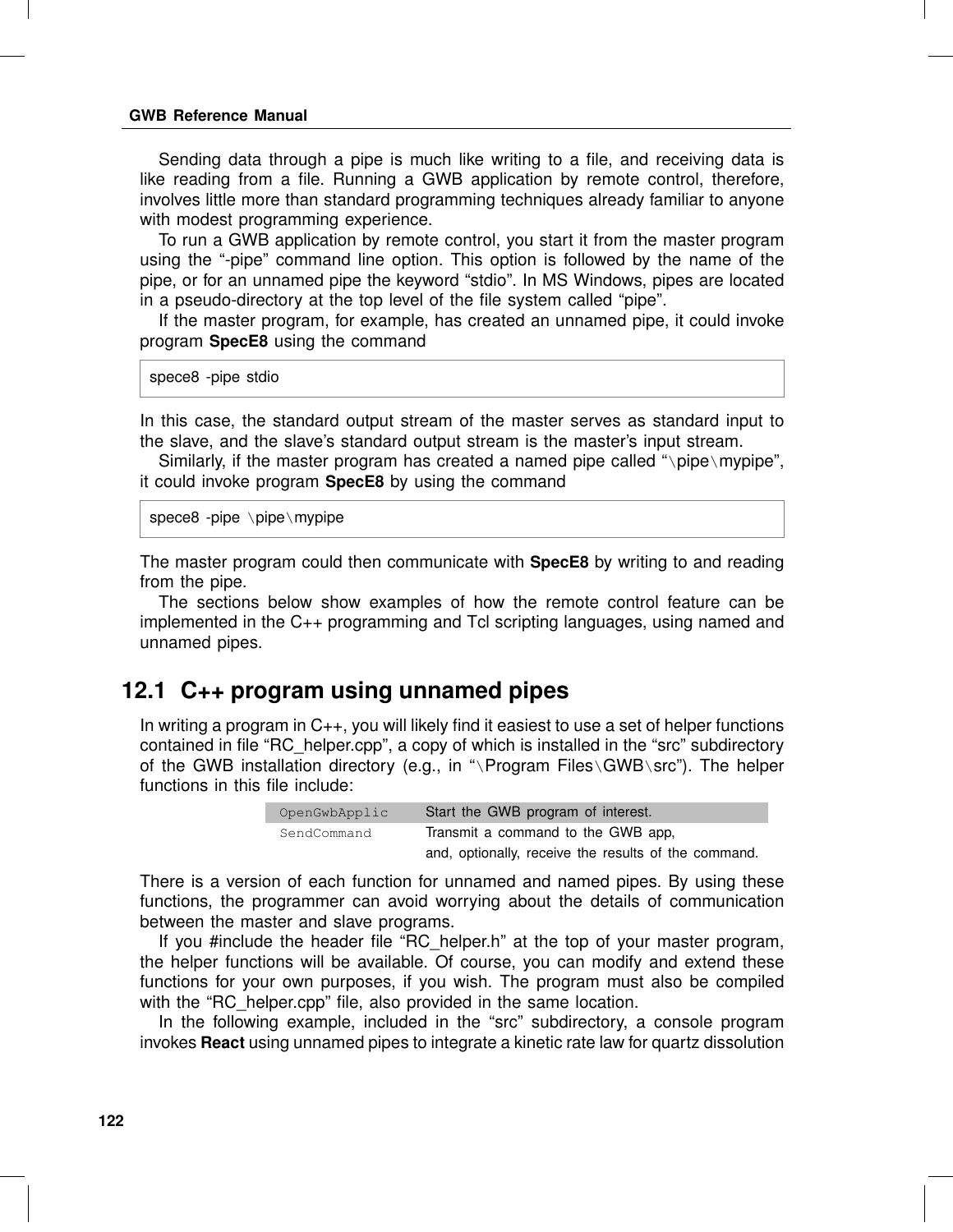Sending data through a pipe is much like writing to a file, and receiving data is like reading from a file. Running a GWB application by remote control, therefore, involves little more than standard programming techniques already familiar to anyone with modest programming experience.

To run a GWB application by remote control, you start it from the master program using the "-pipe" command line option. This option is followed by the name of the pipe, or for an unnamed pipe the keyword "stdio". In MS Windows, pipes are located in a pseudo-directory at the top level of the file system called "pipe".

If the master program, for example, has created an unnamed pipe, it could invoke program **SpecE8** using the command

```
spece8 -pipe stdio
```

In this case, the standard output stream of the master serves as standard input to the slave, and the slave's standard output stream is the master's input stream.

Similarly, if the master program has created a named pipe called "\pipe\mypipe", it could invoke program **SpecE8** by using the command

```
spece8 -pipe \pipe\mypipe
```

The master program could then communicate with **SpecE8** by writing to and reading from the pipe.

The sections below show examples of how the remote control feature can be implemented in the C++ programming and Tcl scripting languages, using named and unnamed pipes.

## 12.1 C++ program using unnamed pipes

In writing a program in C++, you will likely find it easiest to use a set of helper functions contained in file "RC_helper.cpp", a copy of which is installed in the "src" subdirectory of the GWB installation directory (e.g., in "\Program Files\GWB\src"). The helper functions in this file include:

| | |
|---|---|
| `OpenGwbApplic` | Start the GWB program of interest. |
| `SendCommand` | Transmit a command to the GWB app, and, optionally, receive the results of the command. |

There is a version of each function for unnamed and named pipes. By using these functions, the programmer can avoid worrying about the details of communication between the master and slave programs.

If you #include the header file "RC_helper.h" at the top of your master program, the helper functions will be available. Of course, you can modify and extend these functions for your own purposes, if you wish. The program must also be compiled with the "RC_helper.cpp" file, also provided in the same location.

In the following example, included in the "src" subdirectory, a console program invokes **React** using unnamed pipes to integrate a kinetic rate law for quartz dissolution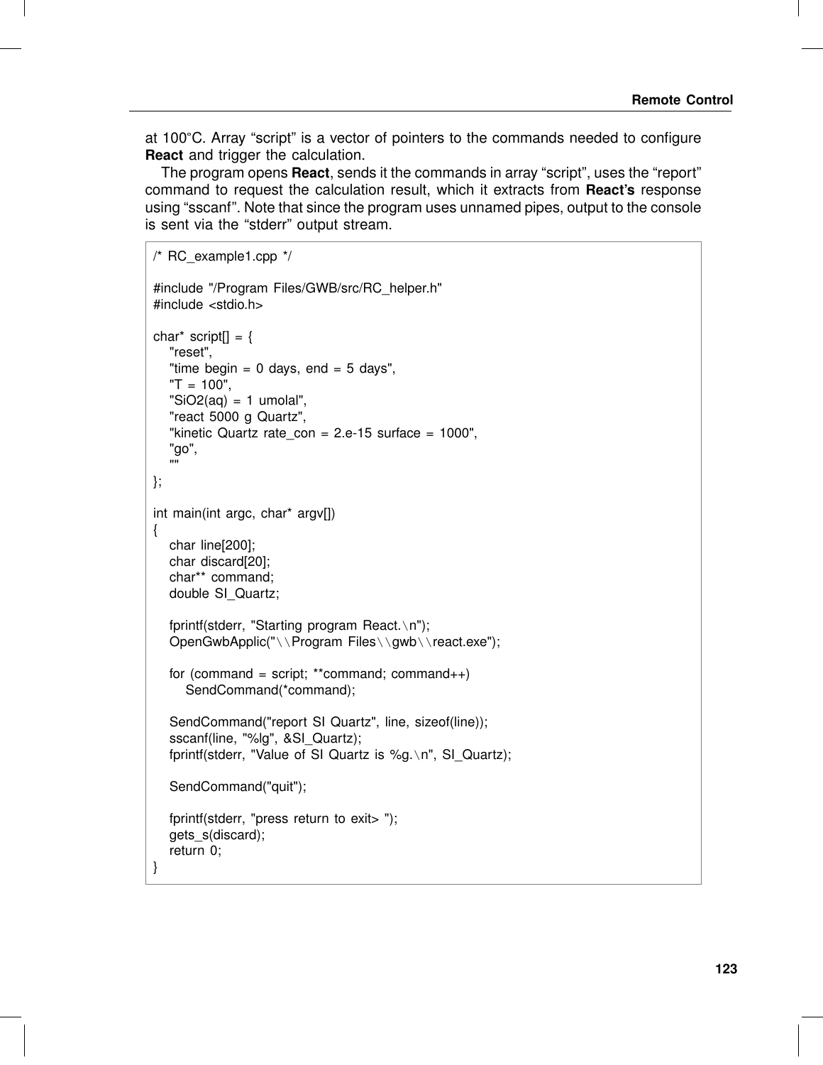at 100°C. Array “script” is a vector of pointers to the commands needed to configure **React** and trigger the calculation.

The program opens **React**, sends it the commands in array “script”, uses the “report” command to request the calculation result, which it extracts from **React’s** response using “sscanf”. Note that since the program uses unnamed pipes, output to the console is sent via the “stderr” output stream.

```
/* RC_example1.cpp */

#include "/Program Files/GWB/src/RC_helper.h"
#include <stdio.h>

char* script[] = {
    "reset",
    "time begin = 0 days, end = 5 days",
    "T = 100",
    "SiO2(aq) = 1 umolal",
    "react 5000 g Quartz",
    "kinetic Quartz rate_con = 2.e-15 surface = 1000",
    "go",
    ""
};

int main(int argc, char* argv[])
{
    char line[200];
    char discard[20];
    char** command;
    double SI_Quartz;

    fprintf(stderr, "Starting program React.\n");
    OpenGwbApplic("\\Program Files\\gwb\\react.exe");

    for (command = script; **command; command++)
        SendCommand(*command);

    SendCommand("report SI Quartz", line, sizeof(line));
    sscanf(line, "%lg", &SI_Quartz);
    fprintf(stderr, "Value of SI Quartz is %g.\n", SI_Quartz);

    SendCommand("quit");

    fprintf(stderr, "press return to exit> ");
    gets_s(discard);
    return 0;
}
```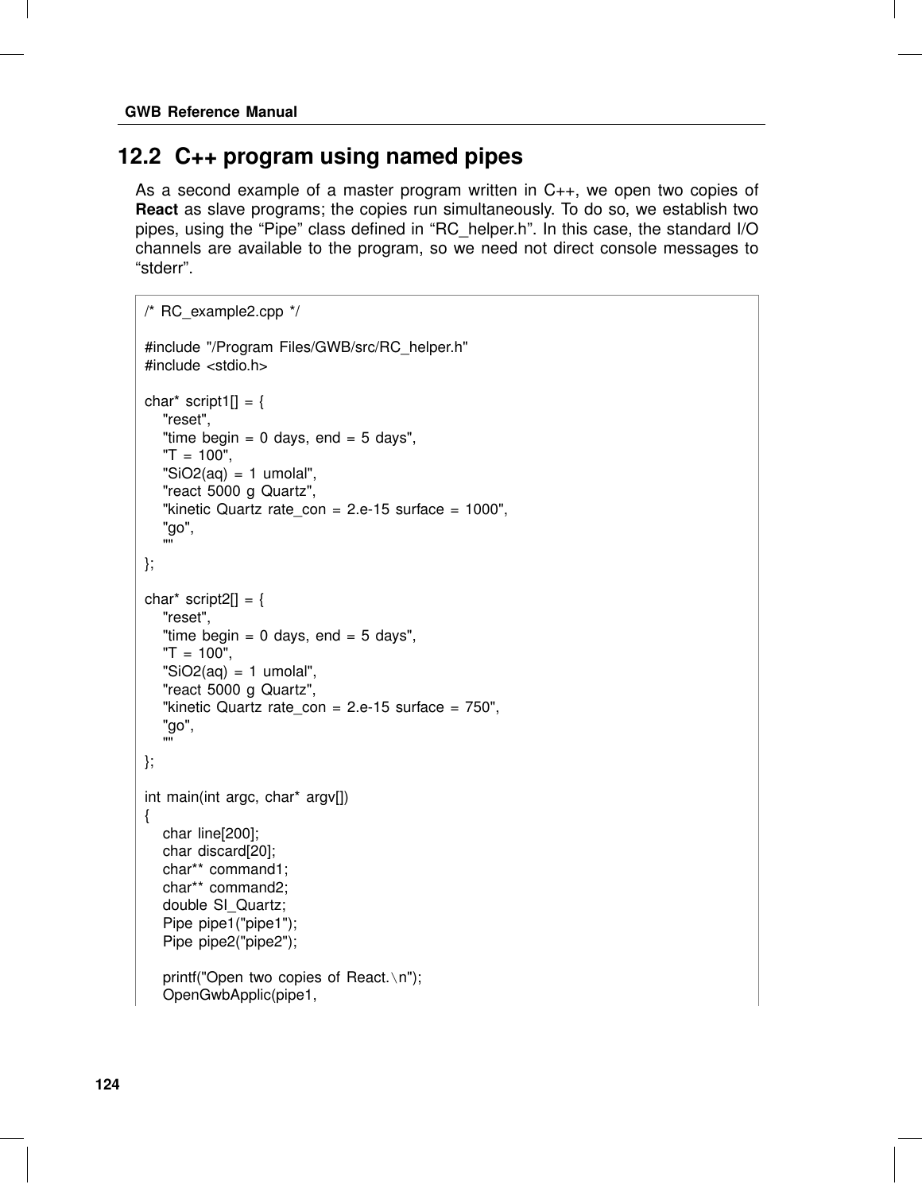## 12.2 C++ program using named pipes

As a second example of a master program written in C++, we open two copies of **React** as slave programs; the copies run simultaneously. To do so, we establish two pipes, using the “Pipe” class defined in “RC_helper.h”. In this case, the standard I/O channels are available to the program, so we need not direct console messages to “stderr”.

```
/* RC_example2.cpp */

#include "/Program Files/GWB/src/RC_helper.h"
#include <stdio.h>

char* script1[] = {
    "reset",
    "time begin = 0 days, end = 5 days",
    "T = 100",
    "SiO2(aq) = 1 umolal",
    "react 5000 g Quartz",
    "kinetic Quartz rate_con = 2.e-15 surface = 1000",
    "go",
    ""
};

char* script2[] = {
    "reset",
    "time begin = 0 days, end = 5 days",
    "T = 100",
    "SiO2(aq) = 1 umolal",
    "react 5000 g Quartz",
    "kinetic Quartz rate_con = 2.e-15 surface = 750",
    "go",
    ""
};

int main(int argc, char* argv[])
{
    char line[200];
    char discard[20];
    char** command1;
    char** command2;
    double SI_Quartz;
    Pipe pipe1("pipe1");
    Pipe pipe2("pipe2");

    printf("Open two copies of React.\n");
    OpenGwbApplic(pipe1,
```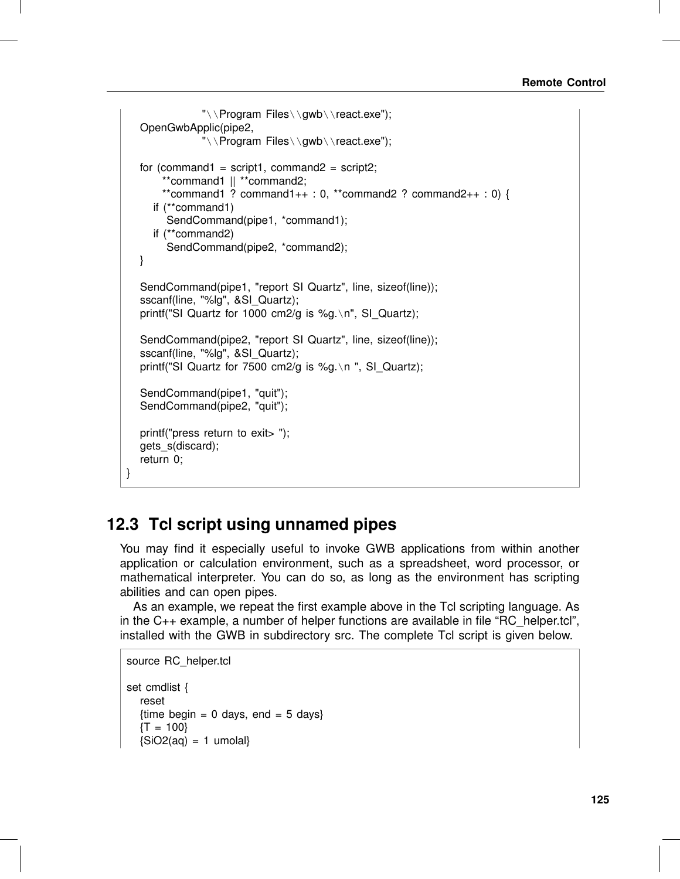```
                    "\\Program Files\\gwb\\react.exe");
    OpenGwbApplic(pipe2,
                    "\\Program Files\\gwb\\react.exe");

    for (command1 = script1, command2 = script2;
          **command1 || **command2;
          **command1 ? command1++ : 0, **command2 ? command2++ : 0) {
        if (**command1)
            SendCommand(pipe1, *command1);
        if (**command2)
            SendCommand(pipe2, *command2);
    }

    SendCommand(pipe1, "report SI Quartz", line, sizeof(line));
    sscanf(line, "%lg", &SI_Quartz);
    printf("SI Quartz for 1000 cm2/g is %g.\n", SI_Quartz);

    SendCommand(pipe2, "report SI Quartz", line, sizeof(line));
    sscanf(line, "%lg", &SI_Quartz);
    printf("SI Quartz for 7500 cm2/g is %g.\n ", SI_Quartz);

    SendCommand(pipe1, "quit");
    SendCommand(pipe2, "quit");

    printf("press return to exit> ");
    gets_s(discard);
    return 0;
}
```

## 12.3 Tcl script using unnamed pipes

You may find it especially useful to invoke GWB applications from within another application or calculation environment, such as a spreadsheet, word processor, or mathematical interpreter. You can do so, as long as the environment has scripting abilities and can open pipes.

As an example, we repeat the first example above in the Tcl scripting language. As in the C++ example, a number of helper functions are available in file “RC_helper.tcl”, installed with the GWB in subdirectory src. The complete Tcl script is given below.

```
source RC_helper.tcl

set cmdlist {
    reset
    {time begin = 0 days, end = 5 days}
    {T = 100}
    {SiO2(aq) = 1 umolal}
```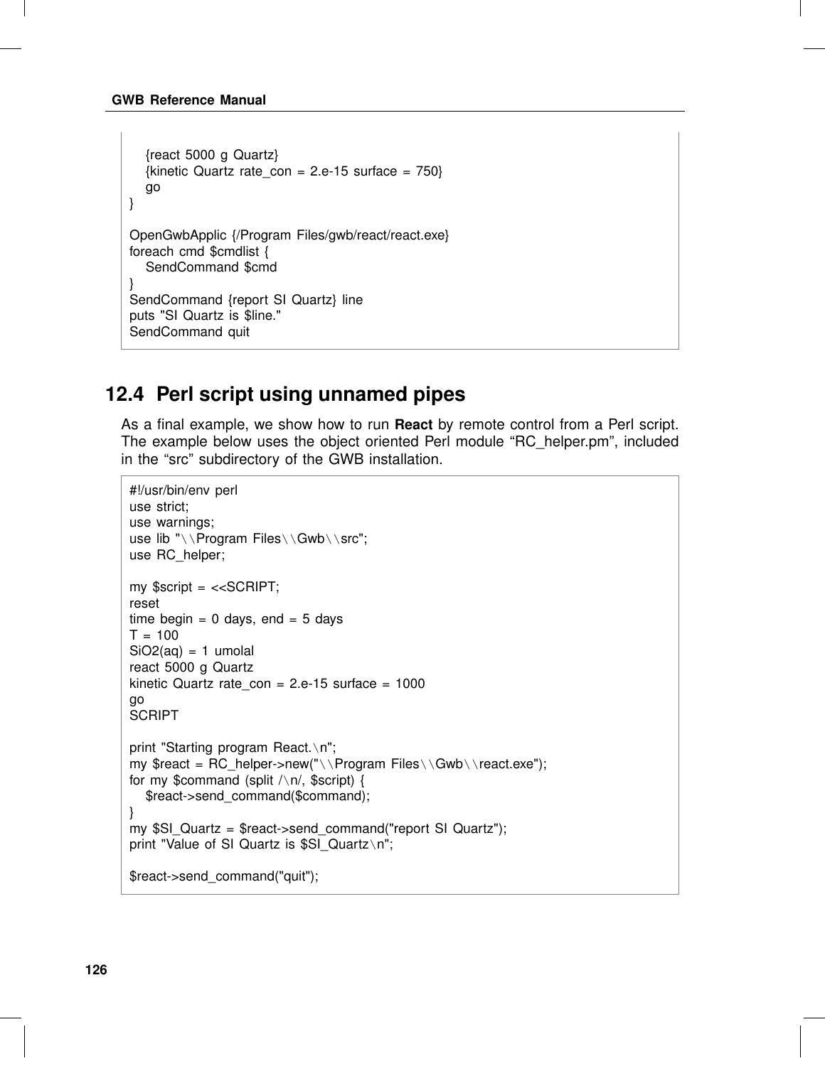```
    {react 5000 g Quartz}
    {kinetic Quartz rate_con = 2.e-15 surface = 750}
    go
}

OpenGwbApplic {/Program Files/gwb/react/react.exe}
foreach cmd $cmdlist {
    SendCommand $cmd
}
SendCommand {report SI Quartz} line
puts "SI Quartz is $line."
SendCommand quit
```

## 12.4 Perl script using unnamed pipes

As a final example, we show how to run **React** by remote control from a Perl script. The example below uses the object oriented Perl module “RC_helper.pm”, included in the “src” subdirectory of the GWB installation.

```
#!/usr/bin/env perl
use strict;
use warnings;
use lib "\\Program Files\\Gwb\\src";
use RC_helper;

my $script = <<SCRIPT;
reset
time begin = 0 days, end = 5 days
T = 100
SiO2(aq) = 1 umolal
react 5000 g Quartz
kinetic Quartz rate_con = 2.e-15 surface = 1000
go
SCRIPT

print "Starting program React.\n";
my $react = RC_helper->new("\\Program Files\\Gwb\\react.exe");
for my $command (split /\n/, $script) {
    $react->send_command($command);
}
my $SI_Quartz = $react->send_command("report SI Quartz");
print "Value of SI Quartz is $SI_Quartz\n";

$react->send_command("quit");
```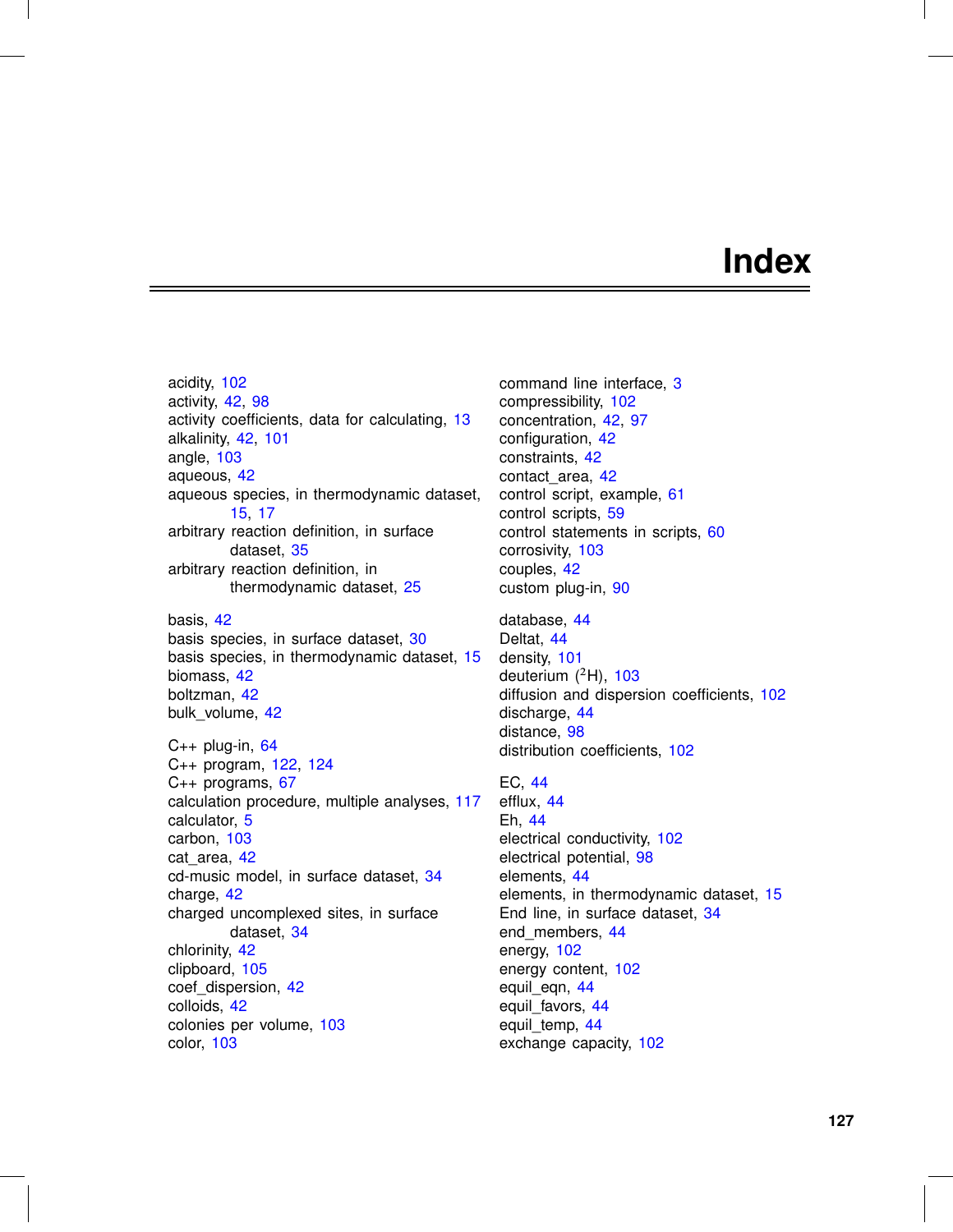# Index

acidity, 102
activity, 42, 98
activity coefficients, data for calculating, 13
alkalinity, 42, 101
angle, 103
aqueous, 42
aqueous species, in thermodynamic dataset, 15, 17
arbitrary reaction definition, in surface dataset, 35
arbitrary reaction definition, in thermodynamic dataset, 25

basis, 42
basis species, in surface dataset, 30
basis species, in thermodynamic dataset, 15
biomass, 42
boltzman, 42
bulk_volume, 42

C++ plug-in, 64
C++ program, 122, 124
C++ programs, 67
calculation procedure, multiple analyses, 117
calculator, 5
carbon, 103
cat_area, 42
cd-music model, in surface dataset, 34
charge, 42
charged uncomplexed sites, in surface dataset, 34
chlorinity, 42
clipboard, 105
coef_dispersion, 42
colloids, 42
colonies per volume, 103
color, 103

command line interface, 3
compressibility, 102
concentration, 42, 97
configuration, 42
constraints, 42
contact_area, 42
control script, example, 61
control scripts, 59
control statements in scripts, 60
corrosivity, 103
couples, 42
custom plug-in, 90

database, 44
Deltat, 44
density, 101
deuterium ($^2$H), 103
diffusion and dispersion coefficients, 102
discharge, 44
distance, 98
distribution coefficients, 102

EC, 44
efflux, 44
Eh, 44
electrical conductivity, 102
electrical potential, 98
elements, 44
elements, in thermodynamic dataset, 15
End line, in surface dataset, 34
end_members, 44
energy, 102
energy content, 102
equil_eqn, 44
equil_favors, 44
equil_temp, 44
exchange capacity, 102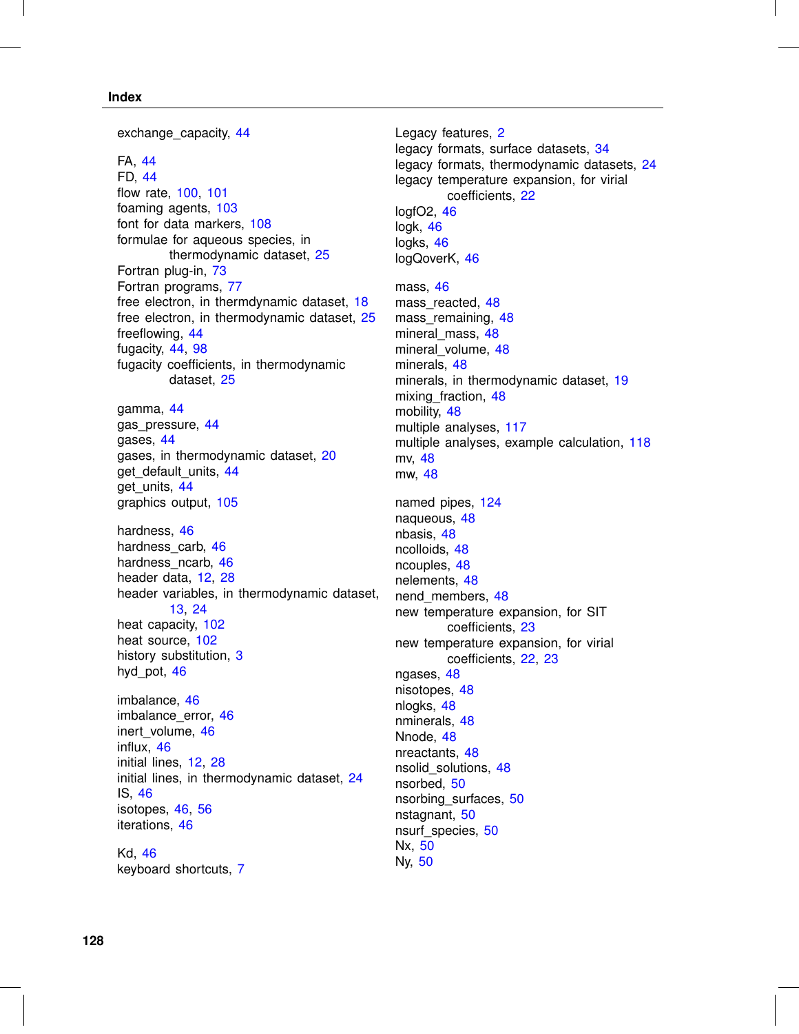## Index

exchange_capacity, 44

FA, 44
FD, 44
flow rate, 100, 101
foaming agents, 103
font for data markers, 108
formulae for aqueous species, in thermodynamic dataset, 25
Fortran plug-in, 73
Fortran programs, 77
free electron, in thermdynamic dataset, 18
free electron, in thermodynamic dataset, 25
freeflowing, 44
fugacity, 44, 98
fugacity coefficients, in thermodynamic dataset, 25

gamma, 44
gas_pressure, 44
gases, 44
gases, in thermodynamic dataset, 20
get_default_units, 44
get_units, 44
graphics output, 105

hardness, 46
hardness_carb, 46
hardness_ncarb, 46
header data, 12, 28
header variables, in thermodynamic dataset, 13, 24
heat capacity, 102
heat source, 102
history substitution, 3
hyd_pot, 46

imbalance, 46
imbalance_error, 46
inert_volume, 46
influx, 46
initial lines, 12, 28
initial lines, in thermodynamic dataset, 24
IS, 46
isotopes, 46, 56
iterations, 46

Kd, 46
keyboard shortcuts, 7

Legacy features, 2
legacy formats, surface datasets, 34
legacy formats, thermodynamic datasets, 24
legacy temperature expansion, for virial coefficients, 22
logfO2, 46
logk, 46
logks, 46
logQoverK, 46

mass, 46
mass_reacted, 48
mass_remaining, 48
mineral_mass, 48
mineral_volume, 48
minerals, 48
minerals, in thermodynamic dataset, 19
mixing_fraction, 48
mobility, 48
multiple analyses, 117
multiple analyses, example calculation, 118
mv, 48
mw, 48

named pipes, 124
naqueous, 48
nbasis, 48
ncolloids, 48
ncouples, 48
nelements, 48
nend_members, 48
new temperature expansion, for SIT coefficients, 23
new temperature expansion, for virial coefficients, 22, 23
ngases, 48
nisotopes, 48
nlogks, 48
nminerals, 48
Nnode, 48
nreactants, 48
nsolid_solutions, 48
nsorbed, 50
nsorbing_surfaces, 50
nstagnant, 50
nsurf_species, 50
Nx, 50
Ny, 50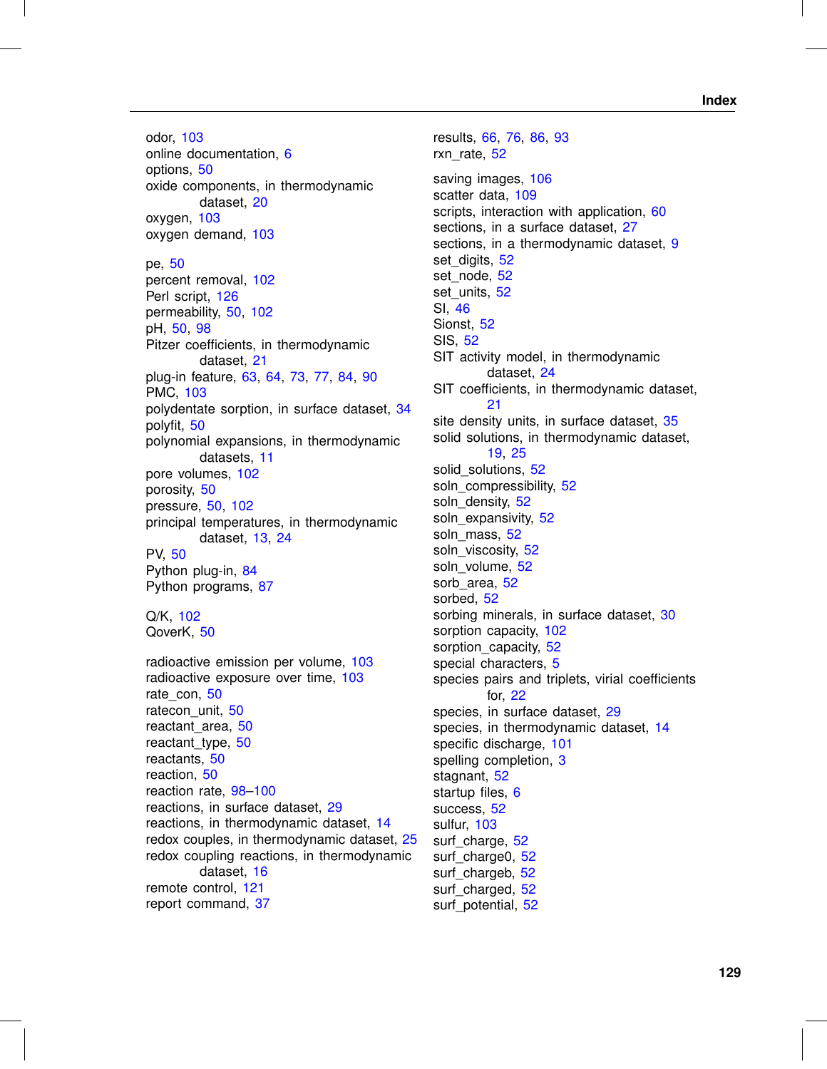odor, 103
online documentation, 6
options, 50
oxide components, in thermodynamic dataset, 20
oxygen, 103
oxygen demand, 103

pe, 50
percent removal, 102
Perl script, 126
permeability, 50, 102
pH, 50, 98
Pitzer coefficients, in thermodynamic dataset, 21
plug-in feature, 63, 64, 73, 77, 84, 90
PMC, 103
polydentate sorption, in surface dataset, 34
polyfit, 50
polynomial expansions, in thermodynamic datasets, 11
pore volumes, 102
porosity, 50
pressure, 50, 102
principal temperatures, in thermodynamic dataset, 13, 24
PV, 50
Python plug-in, 84
Python programs, 87

Q/K, 102
QoverK, 50

radioactive emission per volume, 103
radioactive exposure over time, 103
rate_con, 50
ratecon_unit, 50
reactant_area, 50
reactant_type, 50
reactants, 50
reaction, 50
reaction rate, 98–100
reactions, in surface dataset, 29
reactions, in thermodynamic dataset, 14
redox couples, in thermodynamic dataset, 25
redox coupling reactions, in thermodynamic dataset, 16
remote control, 121
report command, 37
results, 66, 76, 86, 93
rxn_rate, 52

saving images, 106
scatter data, 109
scripts, interaction with application, 60
sections, in a surface dataset, 27
sections, in a thermodynamic dataset, 9
set_digits, 52
set_node, 52
set_units, 52
SI, 46
Sionst, 52
SIS, 52
SIT activity model, in thermodynamic dataset, 24
SIT coefficients, in thermodynamic dataset, 21
site density units, in surface dataset, 35
solid solutions, in thermodynamic dataset, 19, 25
solid_solutions, 52
soln_compressibility, 52
soln_density, 52
soln_expansivity, 52
soln_mass, 52
soln_viscosity, 52
soln_volume, 52
sorb_area, 52
sorbed, 52
sorbing minerals, in surface dataset, 30
sorption capacity, 102
sorption_capacity, 52
special characters, 5
species pairs and triplets, virial coefficients for, 22
species, in surface dataset, 29
species, in thermodynamic dataset, 14
specific discharge, 101
spelling completion, 3
stagnant, 52
startup files, 6
success, 52
sulfur, 103
surf_charge, 52
surf_charge0, 52
surf_chargeb, 52
surf_charged, 52
surf_potential, 52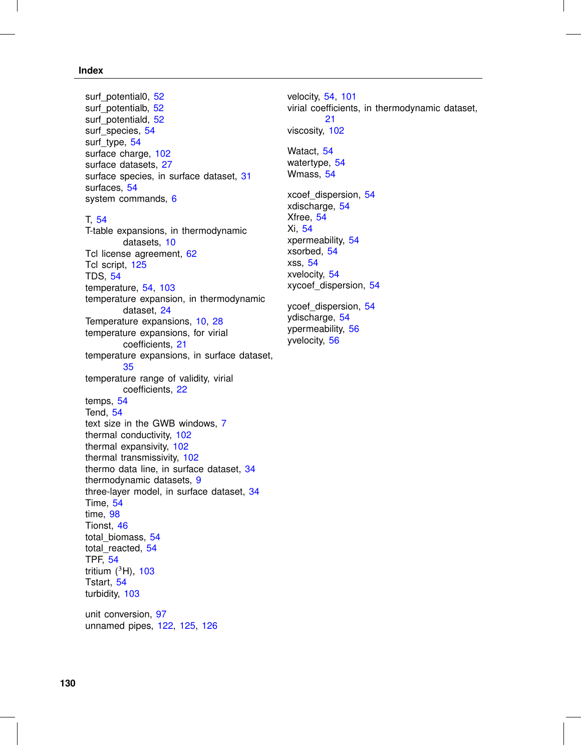## Index

surf_potential0, 52
surf_potentialb, 52
surf_potentiald, 52
surf_species, 54
surf_type, 54
surface charge, 102
surface datasets, 27
surface species, in surface dataset, 31
surfaces, 54
system commands, 6

T, 54
T-table expansions, in thermodynamic datasets, 10
Tcl license agreement, 62
Tcl script, 125
TDS, 54
temperature, 54, 103
temperature expansion, in thermodynamic dataset, 24
Temperature expansions, 10, 28
temperature expansions, for virial coefficients, 21
temperature expansions, in surface dataset, 35
temperature range of validity, virial coefficients, 22
temps, 54
Tend, 54
text size in the GWB windows, 7
thermal conductivity, 102
thermal expansivity, 102
thermal transmissivity, 102
thermo data line, in surface dataset, 34
thermodynamic datasets, 9
three-layer model, in surface dataset, 34
Time, 54
time, 98
Tionst, 46
total_biomass, 54
total_reacted, 54
TPF, 54
tritium ($^3$H), 103
Tstart, 54
turbidity, 103

unit conversion, 97
unnamed pipes, 122, 125, 126

velocity, 54, 101
virial coefficients, in thermodynamic dataset, 21
viscosity, 102

Watact, 54
watertype, 54
Wmass, 54

xcoef_dispersion, 54
xdischarge, 54
Xfree, 54
Xi, 54
xpermeability, 54
xsorbed, 54
xss, 54
xvelocity, 54
xycoef_dispersion, 54

ycoef_dispersion, 54
ydischarge, 54
ypermeability, 56
yvelocity, 56